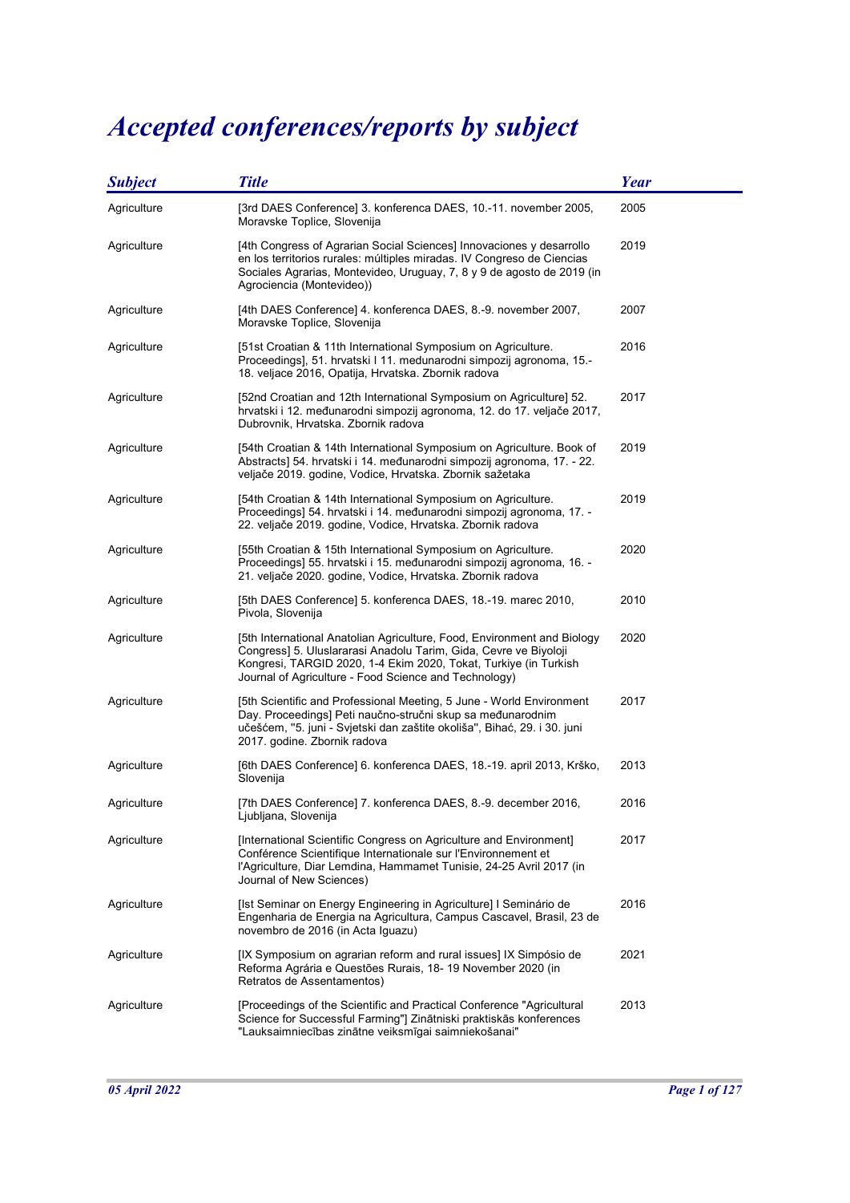# *Accepted conferences/reports by subject*

| *Subject* | *Title* | *Year* |
|---|---|---|
| Agriculture | [3rd DAES Conference] 3. konferenca DAES, 10.-11. november 2005, Moravske Toplice, Slovenija | 2005 |
| Agriculture | [4th Congress of Agrarian Social Sciences] Innovaciones y desarrollo en los territorios rurales: múltiples miradas. IV Congreso de Ciencias Sociales Agrarias, Montevideo, Uruguay, 7, 8 y 9 de agosto de 2019 (in Agrociencia (Montevideo)) | 2019 |
| Agriculture | [4th DAES Conference] 4. konferenca DAES, 8.-9. november 2007, Moravske Toplice, Slovenija | 2007 |
| Agriculture | [51st Croatian & 11th International Symposium on Agriculture. Proceedings], 51. hrvatski I 11. medunarodni simpozij agronoma, 15.-18. veljace 2016, Opatija, Hrvatska. Zbornik radova | 2016 |
| Agriculture | [52nd Croatian and 12th International Symposium on Agriculture] 52. hrvatski i 12. međunarodni simpozij agronoma, 12. do 17. veljače 2017, Dubrovnik, Hrvatska. Zbornik radova | 2017 |
| Agriculture | [54th Croatian & 14th International Symposium on Agriculture. Book of Abstracts] 54. hrvatski i 14. međunarodni simpozij agronoma, 17. - 22. veljače 2019. godine, Vodice, Hrvatska. Zbornik sažetaka | 2019 |
| Agriculture | [54th Croatian & 14th International Symposium on Agriculture. Proceedings] 54. hrvatski i 14. međunarodni simpozij agronoma, 17. - 22. veljače 2019. godine, Vodice, Hrvatska. Zbornik radova | 2019 |
| Agriculture | [55th Croatian & 15th International Symposium on Agriculture. Proceedings] 55. hrvatski i 15. međunarodni simpozij agronoma, 16. - 21. veljače 2020. godine, Vodice, Hrvatska. Zbornik radova | 2020 |
| Agriculture | [5th DAES Conference] 5. konferenca DAES, 18.-19. marec 2010, Pivola, Slovenija | 2010 |
| Agriculture | [5th International Anatolian Agriculture, Food, Environment and Biology Congress] 5. Uluslararasi Anadolu Tarim, Gida, Cevre ve Biyoloji Kongresi, TARGID 2020, 1-4 Ekim 2020, Tokat, Turkiye (in Turkish Journal of Agriculture - Food Science and Technology) | 2020 |
| Agriculture | [5th Scientific and Professional Meeting, 5 June - World Environment Day. Proceedings] Peti naučno-stručni skup sa međunarodnim učešćem, "5. juni - Svjetski dan zaštite okoliša", Bihać, 29. i 30. juni 2017. godine. Zbornik radova | 2017 |
| Agriculture | [6th DAES Conference] 6. konferenca DAES, 18.-19. april 2013, Krško, Slovenija | 2013 |
| Agriculture | [7th DAES Conference] 7. konferenca DAES, 8.-9. december 2016, Ljubljana, Slovenija | 2016 |
| Agriculture | [International Scientific Congress on Agriculture and Environment] Conférence Scientifique Internationale sur l'Environnement et l'Agriculture, Diar Lemdina, Hammamet Tunisie, 24-25 Avril 2017 (in Journal of New Sciences) | 2017 |
| Agriculture | [Ist Seminar on Energy Engineering in Agriculture] I Seminário de Engenharia de Energia na Agricultura, Campus Cascavel, Brasil, 23 de novembro de 2016 (in Acta Iguazu) | 2016 |
| Agriculture | [IX Symposium on agrarian reform and rural issues] IX Simpósio de Reforma Agrária e Questões Rurais, 18- 19 November 2020 (in Retratos de Assentamentos) | 2021 |
| Agriculture | [Proceedings of the Scientific and Practical Conference "Agricultural Science for Successful Farming"] Zinātniski praktiskās konferences "Lauksaimniecības zinātne veiksmīgai saimniekošanai" | 2013 |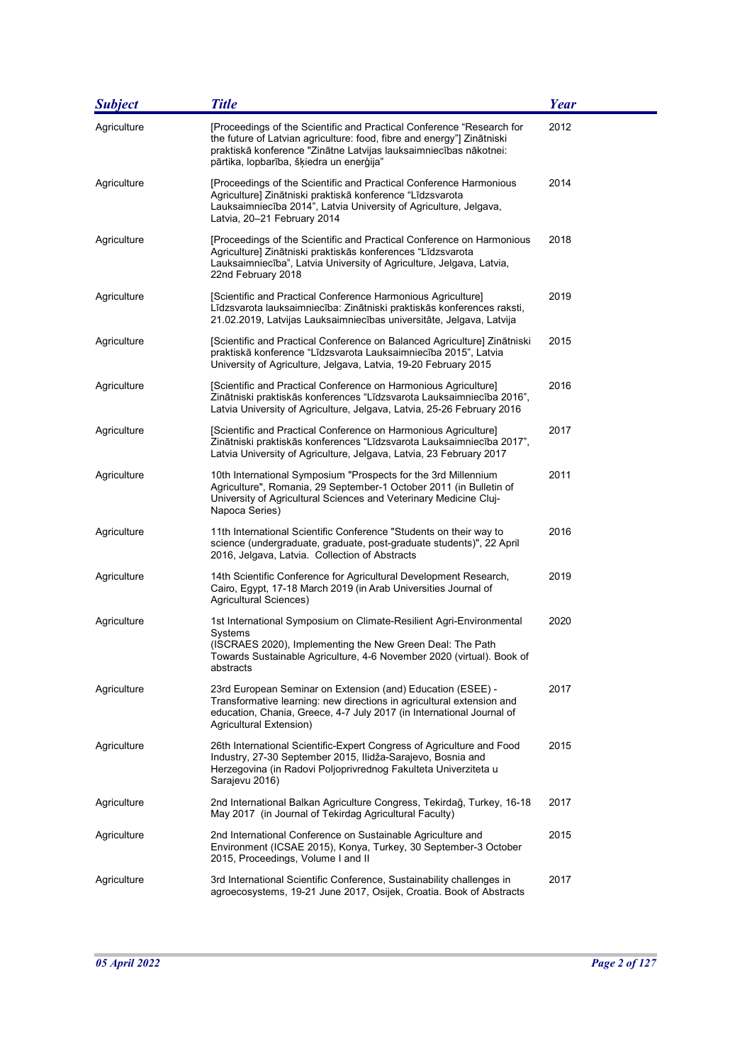| Subject | Title | Year |
|---|---|---|
| Agriculture | [Proceedings of the Scientific and Practical Conference "Research for the future of Latvian agriculture: food, fibre and energy"] Zinātniski praktiskā konference "Zinātne Latvijas lauksaimniecības nākotnei: pārtika, lopbarība, šķiedra un enerģija" | 2012 |
| Agriculture | [Proceedings of the Scientific and Practical Conference Harmonious Agriculture] Zinātniski praktiskā konference "Līdzsvarota Lauksaimniecība 2014", Latvia University of Agriculture, Jelgava, Latvia, 20–21 February 2014 | 2014 |
| Agriculture | [Proceedings of the Scientific and Practical Conference on Harmonious Agriculture] Zinātniski praktiskās konferences "Līdzsvarota Lauksaimniecība", Latvia University of Agriculture, Jelgava, Latvia, 22nd February 2018 | 2018 |
| Agriculture | [Scientific and Practical Conference Harmonious Agriculture] Līdzsvarota lauksaimniecība: Zinātniski praktiskās konferences raksti, 21.02.2019, Latvijas Lauksaimniecības universitāte, Jelgava, Latvija | 2019 |
| Agriculture | [Scientific and Practical Conference on Balanced Agriculture] Zinātniski praktiskā konference "Līdzsvarota Lauksaimniecība 2015", Latvia University of Agriculture, Jelgava, Latvia, 19-20 February 2015 | 2015 |
| Agriculture | [Scientific and Practical Conference on Harmonious Agriculture] Zinātniski praktiskās konferences "Līdzsvarota Lauksaimniecība 2016", Latvia University of Agriculture, Jelgava, Latvia, 25-26 February 2016 | 2016 |
| Agriculture | [Scientific and Practical Conference on Harmonious Agriculture] Zinātniski praktiskās konferences "Līdzsvarota Lauksaimniecība 2017", Latvia University of Agriculture, Jelgava, Latvia, 23 February 2017 | 2017 |
| Agriculture | 10th International Symposium "Prospects for the 3rd Millennium Agriculture", Romania, 29 September-1 October 2011 (in Bulletin of University of Agricultural Sciences and Veterinary Medicine Cluj-Napoca Series) | 2011 |
| Agriculture | 11th International Scientific Conference "Students on their way to science (undergraduate, graduate, post-graduate students)", 22 April 2016, Jelgava, Latvia. Collection of Abstracts | 2016 |
| Agriculture | 14th Scientific Conference for Agricultural Development Research, Cairo, Egypt, 17-18 March 2019 (in Arab Universities Journal of Agricultural Sciences) | 2019 |
| Agriculture | 1st International Symposium on Climate-Resilient Agri-Environmental Systems (ISCRAES 2020), Implementing the New Green Deal: The Path Towards Sustainable Agriculture, 4-6 November 2020 (virtual). Book of abstracts | 2020 |
| Agriculture | 23rd European Seminar on Extension (and) Education (ESEE) - Transformative learning: new directions in agricultural extension and education, Chania, Greece, 4-7 July 2017 (in International Journal of Agricultural Extension) | 2017 |
| Agriculture | 26th International Scientific-Expert Congress of Agriculture and Food Industry, 27-30 September 2015, Ilidža-Sarajevo, Bosnia and Herzegovina (in Radovi Poljoprivrednog Fakulteta Univerziteta u Sarajevu 2016) | 2015 |
| Agriculture | 2nd International Balkan Agriculture Congress, Tekirdağ, Turkey, 16-18 May 2017 (in Journal of Tekirdag Agricultural Faculty) | 2017 |
| Agriculture | 2nd International Conference on Sustainable Agriculture and Environment (ICSAE 2015), Konya, Turkey, 30 September-3 October 2015, Proceedings, Volume I and II | 2015 |
| Agriculture | 3rd International Scientific Conference, Sustainability challenges in agroecosystems, 19-21 June 2017, Osijek, Croatia. Book of Abstracts | 2017 |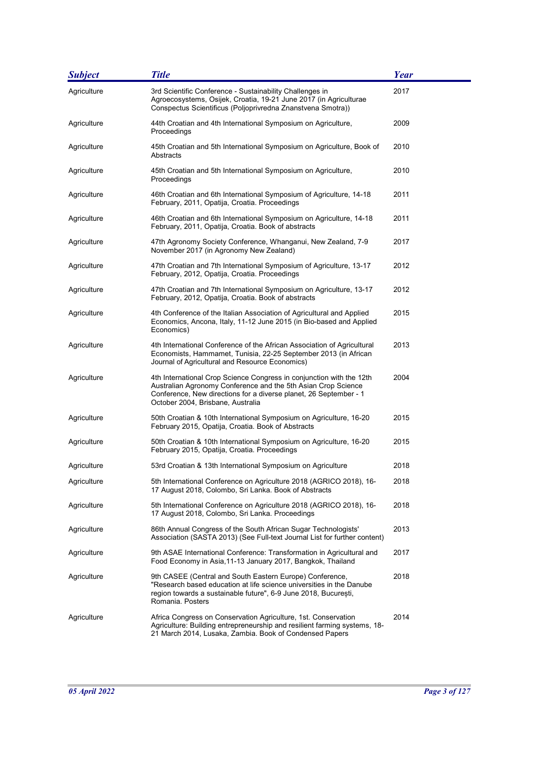| *Subject* | *Title* | *Year* |
|---|---|---|
| Agriculture | 3rd Scientific Conference - Sustainability Challenges in Agroecosystems, Osijek, Croatia, 19-21 June 2017 (in Agriculturae Conspectus Scientificus (Poljoprivredna Znanstvena Smotra)) | 2017 |
| Agriculture | 44th Croatian and 4th International Symposium on Agriculture, Proceedings | 2009 |
| Agriculture | 45th Croatian and 5th International Symposium on Agriculture, Book of Abstracts | 2010 |
| Agriculture | 45th Croatian and 5th International Symposium on Agriculture, Proceedings | 2010 |
| Agriculture | 46th Croatian and 6th International Symposium of Agriculture, 14-18 February, 2011, Opatija, Croatia. Proceedings | 2011 |
| Agriculture | 46th Croatian and 6th International Symposium on Agriculture, 14-18 February, 2011, Opatija, Croatia. Book of abstracts | 2011 |
| Agriculture | 47th Agronomy Society Conference, Whanganui, New Zealand, 7-9 November 2017 (in Agronomy New Zealand) | 2017 |
| Agriculture | 47th Croatian and 7th International Symposium of Agriculture, 13-17 February, 2012, Opatija, Croatia. Proceedings | 2012 |
| Agriculture | 47th Croatian and 7th International Symposium on Agriculture, 13-17 February, 2012, Opatija, Croatia. Book of abstracts | 2012 |
| Agriculture | 4th Conference of the Italian Association of Agricultural and Applied Economics, Ancona, Italy, 11-12 June 2015 (in Bio-based and Applied Economics) | 2015 |
| Agriculture | 4th International Conference of the African Association of Agricultural Economists, Hammamet, Tunisia, 22-25 September 2013 (in African Journal of Agricultural and Resource Economics) | 2013 |
| Agriculture | 4th International Crop Science Congress in conjunction with the 12th Australian Agronomy Conference and the 5th Asian Crop Science Conference, New directions for a diverse planet, 26 September - 1 October 2004, Brisbane, Australia | 2004 |
| Agriculture | 50th Croatian & 10th International Symposium on Agriculture, 16-20 February 2015, Opatija, Croatia. Book of Abstracts | 2015 |
| Agriculture | 50th Croatian & 10th International Symposium on Agriculture, 16-20 February 2015, Opatija, Croatia. Proceedings | 2015 |
| Agriculture | 53rd Croatian & 13th International Symposium on Agriculture | 2018 |
| Agriculture | 5th International Conference on Agriculture 2018 (AGRICO 2018), 16-17 August 2018, Colombo, Sri Lanka. Book of Abstracts | 2018 |
| Agriculture | 5th International Conference on Agriculture 2018 (AGRICO 2018), 16-17 August 2018, Colombo, Sri Lanka. Proceedings | 2018 |
| Agriculture | 86th Annual Congress of the South African Sugar Technologists' Association (SASTA 2013) (See Full-text Journal List for further content) | 2013 |
| Agriculture | 9th ASAE International Conference: Transformation in Agricultural and Food Economy in Asia,11-13 January 2017, Bangkok, Thailand | 2017 |
| Agriculture | 9th CASEE (Central and South Eastern Europe) Conference, "Research based education at life science universities in the Danube region towards a sustainable future", 6-9 June 2018, București, Romania. Posters | 2018 |
| Agriculture | Africa Congress on Conservation Agriculture, 1st. Conservation Agriculture: Building entrepreneurship and resilient farming systems, 18-21 March 2014, Lusaka, Zambia. Book of Condensed Papers | 2014 |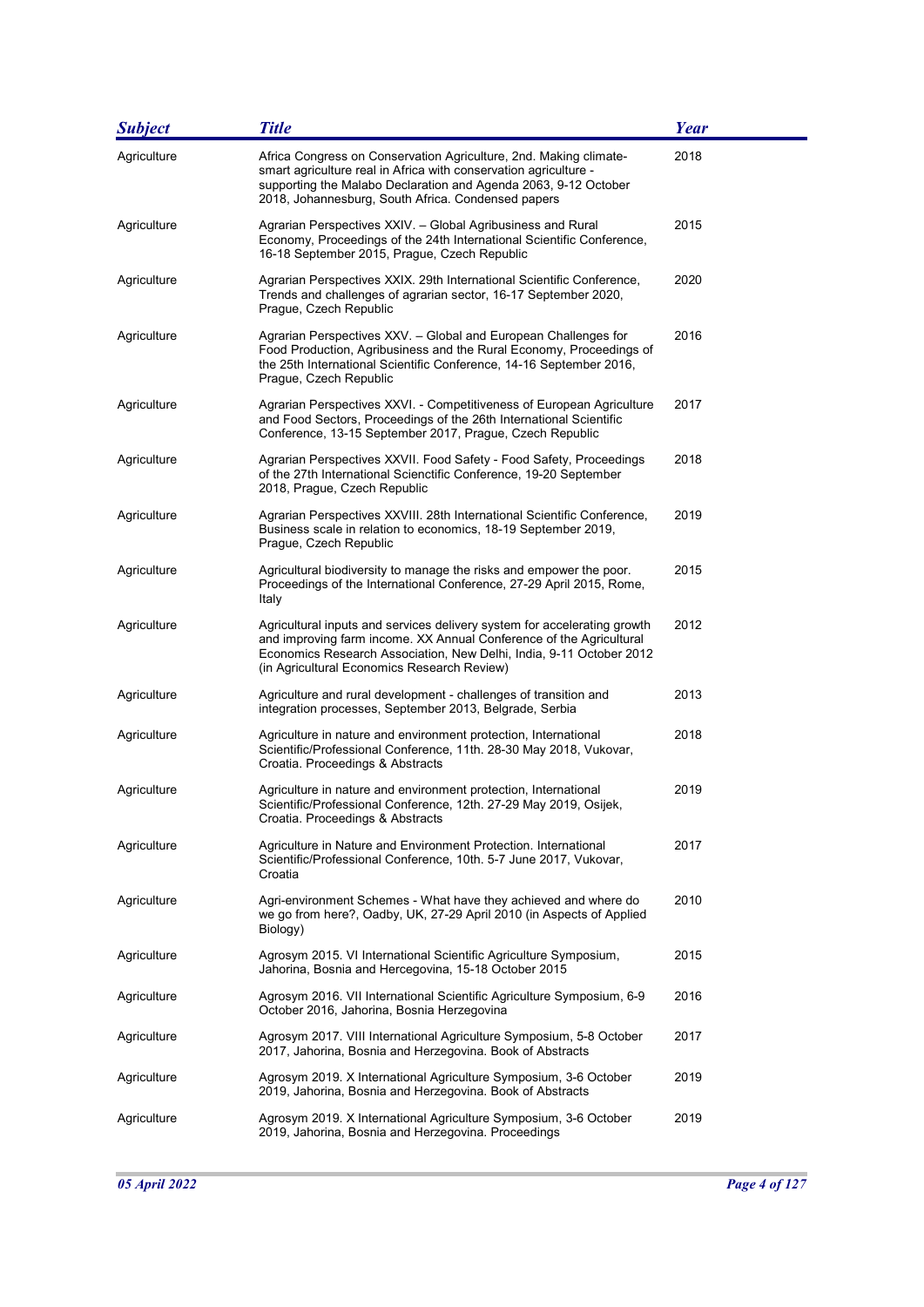| *Subject* | *Title* | *Year* |
|---|---|---|
| Agriculture | Africa Congress on Conservation Agriculture, 2nd. Making climate-smart agriculture real in Africa with conservation agriculture - supporting the Malabo Declaration and Agenda 2063, 9-12 October 2018, Johannesburg, South Africa. Condensed papers | 2018 |
| Agriculture | Agrarian Perspectives XXIV. – Global Agribusiness and Rural Economy, Proceedings of the 24th International Scientific Conference, 16-18 September 2015, Prague, Czech Republic | 2015 |
| Agriculture | Agrarian Perspectives XXIX. 29th International Scientific Conference, Trends and challenges of agrarian sector, 16-17 September 2020, Prague, Czech Republic | 2020 |
| Agriculture | Agrarian Perspectives XXV. – Global and European Challenges for Food Production, Agribusiness and the Rural Economy, Proceedings of the 25th International Scientific Conference, 14-16 September 2016, Prague, Czech Republic | 2016 |
| Agriculture | Agrarian Perspectives XXVI. - Competitiveness of European Agriculture and Food Sectors, Proceedings of the 26th International Scientific Conference, 13-15 September 2017, Prague, Czech Republic | 2017 |
| Agriculture | Agrarian Perspectives XXVII. Food Safety - Food Safety, Proceedings of the 27th International Scienctific Conference, 19-20 September 2018, Prague, Czech Republic | 2018 |
| Agriculture | Agrarian Perspectives XXVIII. 28th International Scientific Conference, Business scale in relation to economics, 18-19 September 2019, Prague, Czech Republic | 2019 |
| Agriculture | Agricultural biodiversity to manage the risks and empower the poor. Proceedings of the International Conference, 27-29 April 2015, Rome, Italy | 2015 |
| Agriculture | Agricultural inputs and services delivery system for accelerating growth and improving farm income. XX Annual Conference of the Agricultural Economics Research Association, New Delhi, India, 9-11 October 2012 (in Agricultural Economics Research Review) | 2012 |
| Agriculture | Agriculture and rural development - challenges of transition and integration processes, September 2013, Belgrade, Serbia | 2013 |
| Agriculture | Agriculture in nature and environment protection, International Scientific/Professional Conference, 11th. 28-30 May 2018, Vukovar, Croatia. Proceedings & Abstracts | 2018 |
| Agriculture | Agriculture in nature and environment protection, International Scientific/Professional Conference, 12th. 27-29 May 2019, Osijek, Croatia. Proceedings & Abstracts | 2019 |
| Agriculture | Agriculture in Nature and Environment Protection. International Scientific/Professional Conference, 10th. 5-7 June 2017, Vukovar, Croatia | 2017 |
| Agriculture | Agri-environment Schemes - What have they achieved and where do we go from here?, Oadby, UK, 27-29 April 2010 (in Aspects of Applied Biology) | 2010 |
| Agriculture | Agrosym 2015. VI International Scientific Agriculture Symposium, Jahorina, Bosnia and Hercegovina, 15-18 October 2015 | 2015 |
| Agriculture | Agrosym 2016. VII International Scientific Agriculture Symposium, 6-9 October 2016, Jahorina, Bosnia Herzegovina | 2016 |
| Agriculture | Agrosym 2017. VIII International Agriculture Symposium, 5-8 October 2017, Jahorina, Bosnia and Herzegovina. Book of Abstracts | 2017 |
| Agriculture | Agrosym 2019. X International Agriculture Symposium, 3-6 October 2019, Jahorina, Bosnia and Herzegovina. Book of Abstracts | 2019 |
| Agriculture | Agrosym 2019. X International Agriculture Symposium, 3-6 October 2019, Jahorina, Bosnia and Herzegovina. Proceedings | 2019 |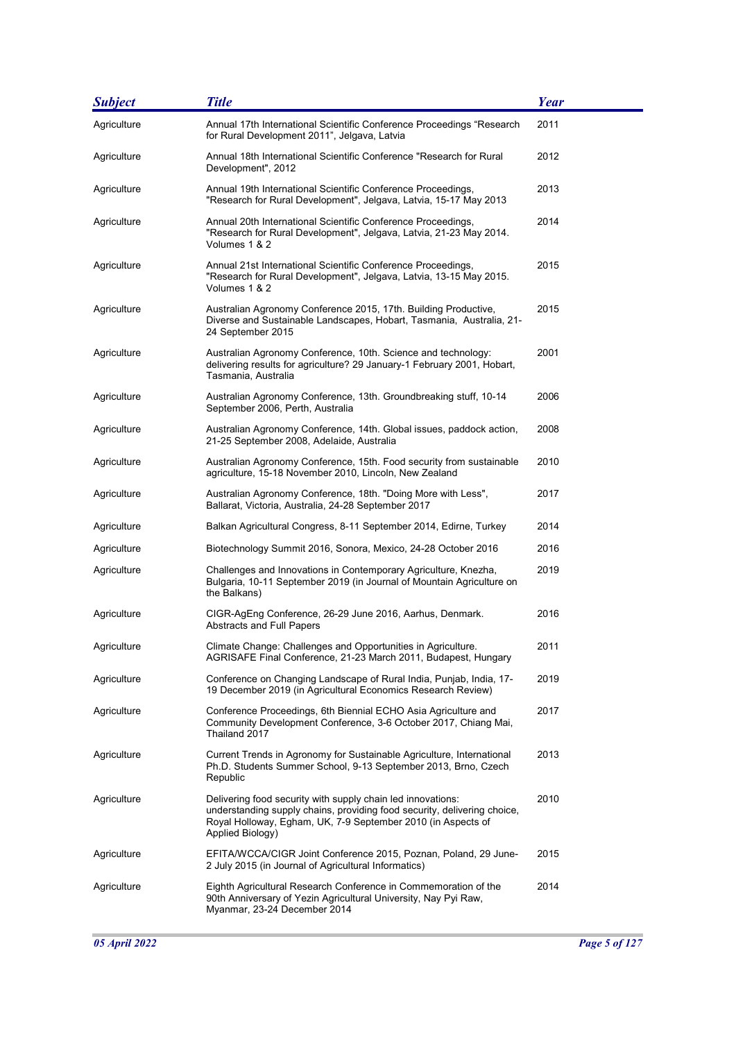| Subject | Title | Year |
|---|---|---|
| Agriculture | Annual 17th International Scientific Conference Proceedings "Research for Rural Development 2011", Jelgava, Latvia | 2011 |
| Agriculture | Annual 18th International Scientific Conference "Research for Rural Development", 2012 | 2012 |
| Agriculture | Annual 19th International Scientific Conference Proceedings, "Research for Rural Development", Jelgava, Latvia, 15-17 May 2013 | 2013 |
| Agriculture | Annual 20th International Scientific Conference Proceedings, "Research for Rural Development", Jelgava, Latvia, 21-23 May 2014. Volumes 1 & 2 | 2014 |
| Agriculture | Annual 21st International Scientific Conference Proceedings, "Research for Rural Development", Jelgava, Latvia, 13-15 May 2015. Volumes 1 & 2 | 2015 |
| Agriculture | Australian Agronomy Conference 2015, 17th. Building Productive, Diverse and Sustainable Landscapes, Hobart, Tasmania, Australia, 21-24 September 2015 | 2015 |
| Agriculture | Australian Agronomy Conference, 10th. Science and technology: delivering results for agriculture? 29 January-1 February 2001, Hobart, Tasmania, Australia | 2001 |
| Agriculture | Australian Agronomy Conference, 13th. Groundbreaking stuff, 10-14 September 2006, Perth, Australia | 2006 |
| Agriculture | Australian Agronomy Conference, 14th. Global issues, paddock action, 21-25 September 2008, Adelaide, Australia | 2008 |
| Agriculture | Australian Agronomy Conference, 15th. Food security from sustainable agriculture, 15-18 November 2010, Lincoln, New Zealand | 2010 |
| Agriculture | Australian Agronomy Conference, 18th. "Doing More with Less", Ballarat, Victoria, Australia, 24-28 September 2017 | 2017 |
| Agriculture | Balkan Agricultural Congress, 8-11 September 2014, Edirne, Turkey | 2014 |
| Agriculture | Biotechnology Summit 2016, Sonora, Mexico, 24-28 October 2016 | 2016 |
| Agriculture | Challenges and Innovations in Contemporary Agriculture, Knezha, Bulgaria, 10-11 September 2019 (in Journal of Mountain Agriculture on the Balkans) | 2019 |
| Agriculture | CIGR-AgEng Conference, 26-29 June 2016, Aarhus, Denmark. Abstracts and Full Papers | 2016 |
| Agriculture | Climate Change: Challenges and Opportunities in Agriculture. AGRISAFE Final Conference, 21-23 March 2011, Budapest, Hungary | 2011 |
| Agriculture | Conference on Changing Landscape of Rural India, Punjab, India, 17-19 December 2019 (in Agricultural Economics Research Review) | 2019 |
| Agriculture | Conference Proceedings, 6th Biennial ECHO Asia Agriculture and Community Development Conference, 3-6 October 2017, Chiang Mai, Thailand 2017 | 2017 |
| Agriculture | Current Trends in Agronomy for Sustainable Agriculture, International Ph.D. Students Summer School, 9-13 September 2013, Brno, Czech Republic | 2013 |
| Agriculture | Delivering food security with supply chain led innovations: understanding supply chains, providing food security, delivering choice, Royal Holloway, Egham, UK, 7-9 September 2010 (in Aspects of Applied Biology) | 2010 |
| Agriculture | EFITA/WCCA/CIGR Joint Conference 2015, Poznan, Poland, 29 June-2 July 2015 (in Journal of Agricultural Informatics) | 2015 |
| Agriculture | Eighth Agricultural Research Conference in Commemoration of the 90th Anniversary of Yezin Agricultural University, Nay Pyi Raw, Myanmar, 23-24 December 2014 | 2014 |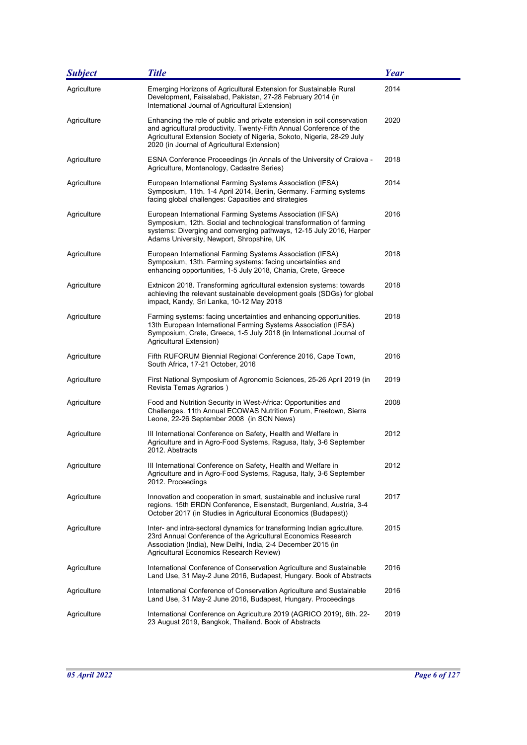| *Subject* | *Title* | *Year* |
|---|---|---|
| Agriculture | Emerging Horizons of Agricultural Extension for Sustainable Rural Development, Faisalabad, Pakistan, 27-28 February 2014 (in International Journal of Agricultural Extension) | 2014 |
| Agriculture | Enhancing the role of public and private extension in soil conservation and agricultural productivity. Twenty-Fifth Annual Conference of the Agricultural Extension Society of Nigeria, Sokoto, Nigeria, 28-29 July 2020 (in Journal of Agricultural Extension) | 2020 |
| Agriculture | ESNA Conference Proceedings (in Annals of the University of Craiova - Agriculture, Montanology, Cadastre Series) | 2018 |
| Agriculture | European International Farming Systems Association (IFSA) Symposium, 11th. 1-4 April 2014, Berlin, Germany. Farming systems facing global challenges: Capacities and strategies | 2014 |
| Agriculture | European International Farming Systems Association (IFSA) Symposium, 12th. Social and technological transformation of farming systems: Diverging and converging pathways, 12-15 July 2016, Harper Adams University, Newport, Shropshire, UK | 2016 |
| Agriculture | European International Farming Systems Association (IFSA) Symposium, 13th. Farming systems: facing uncertainties and enhancing opportunities, 1-5 July 2018, Chania, Crete, Greece | 2018 |
| Agriculture | Extnicon 2018. Transforming agricultural extension systems: towards achieving the relevant sustainable development goals (SDGs) for global impact, Kandy, Sri Lanka, 10-12 May 2018 | 2018 |
| Agriculture | Farming systems: facing uncertainties and enhancing opportunities. 13th European International Farming Systems Association (IFSA) Symposium, Crete, Greece, 1-5 July 2018 (in International Journal of Agricultural Extension) | 2018 |
| Agriculture | Fifth RUFORUM Biennial Regional Conference 2016, Cape Town, South Africa, 17-21 October, 2016 | 2016 |
| Agriculture | First National Symposium of Agronomic Sciences, 25-26 April 2019 (in Revista Temas Agrarios ) | 2019 |
| Agriculture | Food and Nutrition Security in West-Africa: Opportunities and Challenges. 11th Annual ECOWAS Nutrition Forum, Freetown, Sierra Leone, 22-26 September 2008 (in SCN News) | 2008 |
| Agriculture | III International Conference on Safety, Health and Welfare in Agriculture and in Agro-Food Systems, Ragusa, Italy, 3-6 September 2012. Abstracts | 2012 |
| Agriculture | III International Conference on Safety, Health and Welfare in Agriculture and in Agro-Food Systems, Ragusa, Italy, 3-6 September 2012. Proceedings | 2012 |
| Agriculture | Innovation and cooperation in smart, sustainable and inclusive rural regions. 15th ERDN Conference, Eisenstadt, Burgenland, Austria, 3-4 October 2017 (in Studies in Agricultural Economics (Budapest)) | 2017 |
| Agriculture | Inter- and intra-sectoral dynamics for transforming Indian agriculture. 23rd Annual Conference of the Agricultural Economics Research Association (India), New Delhi, India, 2-4 December 2015 (in Agricultural Economics Research Review) | 2015 |
| Agriculture | International Conference of Conservation Agriculture and Sustainable Land Use, 31 May-2 June 2016, Budapest, Hungary. Book of Abstracts | 2016 |
| Agriculture | International Conference of Conservation Agriculture and Sustainable Land Use, 31 May-2 June 2016, Budapest, Hungary. Proceedings | 2016 |
| Agriculture | International Conference on Agriculture 2019 (AGRICO 2019), 6th. 22-23 August 2019, Bangkok, Thailand. Book of Abstracts | 2019 |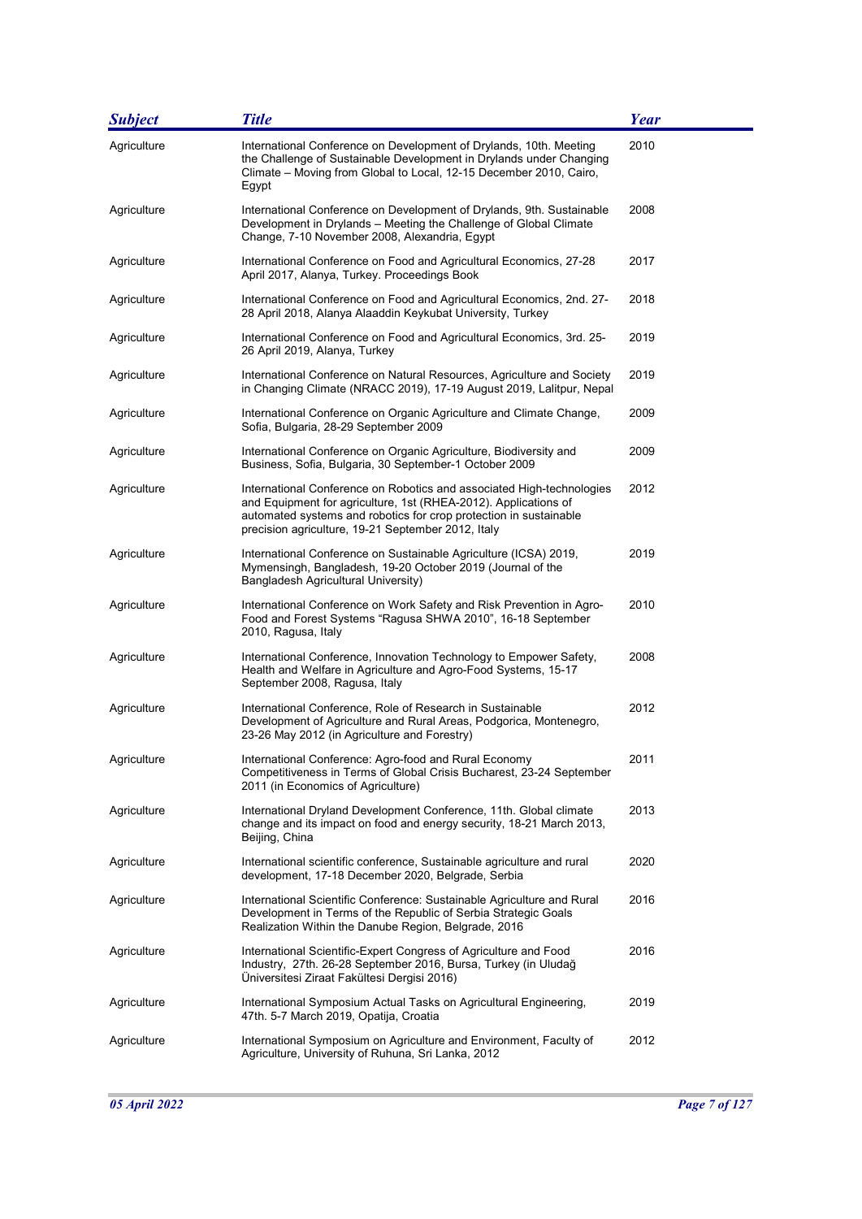| *Subject* | *Title* | *Year* |
| --- | --- | --- |
| Agriculture | International Conference on Development of Drylands, 10th. Meeting the Challenge of Sustainable Development in Drylands under Changing Climate – Moving from Global to Local, 12-15 December 2010, Cairo, Egypt | 2010 |
| Agriculture | International Conference on Development of Drylands, 9th. Sustainable Development in Drylands – Meeting the Challenge of Global Climate Change, 7-10 November 2008, Alexandria, Egypt | 2008 |
| Agriculture | International Conference on Food and Agricultural Economics, 27-28 April 2017, Alanya, Turkey. Proceedings Book | 2017 |
| Agriculture | International Conference on Food and Agricultural Economics, 2nd. 27-28 April 2018, Alanya Alaaddin Keykubat University, Turkey | 2018 |
| Agriculture | International Conference on Food and Agricultural Economics, 3rd. 25-26 April 2019, Alanya, Turkey | 2019 |
| Agriculture | International Conference on Natural Resources, Agriculture and Society in Changing Climate (NRACC 2019), 17-19 August 2019, Lalitpur, Nepal | 2019 |
| Agriculture | International Conference on Organic Agriculture and Climate Change, Sofia, Bulgaria, 28-29 September 2009 | 2009 |
| Agriculture | International Conference on Organic Agriculture, Biodiversity and Business, Sofia, Bulgaria, 30 September-1 October 2009 | 2009 |
| Agriculture | International Conference on Robotics and associated High-technologies and Equipment for agriculture, 1st (RHEA-2012). Applications of automated systems and robotics for crop protection in sustainable precision agriculture, 19-21 September 2012, Italy | 2012 |
| Agriculture | International Conference on Sustainable Agriculture (ICSA) 2019, Mymensingh, Bangladesh, 19-20 October 2019 (Journal of the Bangladesh Agricultural University) | 2019 |
| Agriculture | International Conference on Work Safety and Risk Prevention in Agro-Food and Forest Systems "Ragusa SHWA 2010", 16-18 September 2010, Ragusa, Italy | 2010 |
| Agriculture | International Conference, Innovation Technology to Empower Safety, Health and Welfare in Agriculture and Agro-Food Systems, 15-17 September 2008, Ragusa, Italy | 2008 |
| Agriculture | International Conference, Role of Research in Sustainable Development of Agriculture and Rural Areas, Podgorica, Montenegro, 23-26 May 2012 (in Agriculture and Forestry) | 2012 |
| Agriculture | International Conference: Agro-food and Rural Economy Competitiveness in Terms of Global Crisis Bucharest, 23-24 September 2011 (in Economics of Agriculture) | 2011 |
| Agriculture | International Dryland Development Conference, 11th. Global climate change and its impact on food and energy security, 18-21 March 2013, Beijing, China | 2013 |
| Agriculture | International scientific conference, Sustainable agriculture and rural development, 17-18 December 2020, Belgrade, Serbia | 2020 |
| Agriculture | International Scientific Conference: Sustainable Agriculture and Rural Development in Terms of the Republic of Serbia Strategic Goals Realization Within the Danube Region, Belgrade, 2016 | 2016 |
| Agriculture | International Scientific-Expert Congress of Agriculture and Food Industry, 27th. 26-28 September 2016, Bursa, Turkey (in Uludağ Üniversitesi Ziraat Fakültesi Dergisi 2016) | 2016 |
| Agriculture | International Symposium Actual Tasks on Agricultural Engineering, 47th. 5-7 March 2019, Opatija, Croatia | 2019 |
| Agriculture | International Symposium on Agriculture and Environment, Faculty of Agriculture, University of Ruhuna, Sri Lanka, 2012 | 2012 |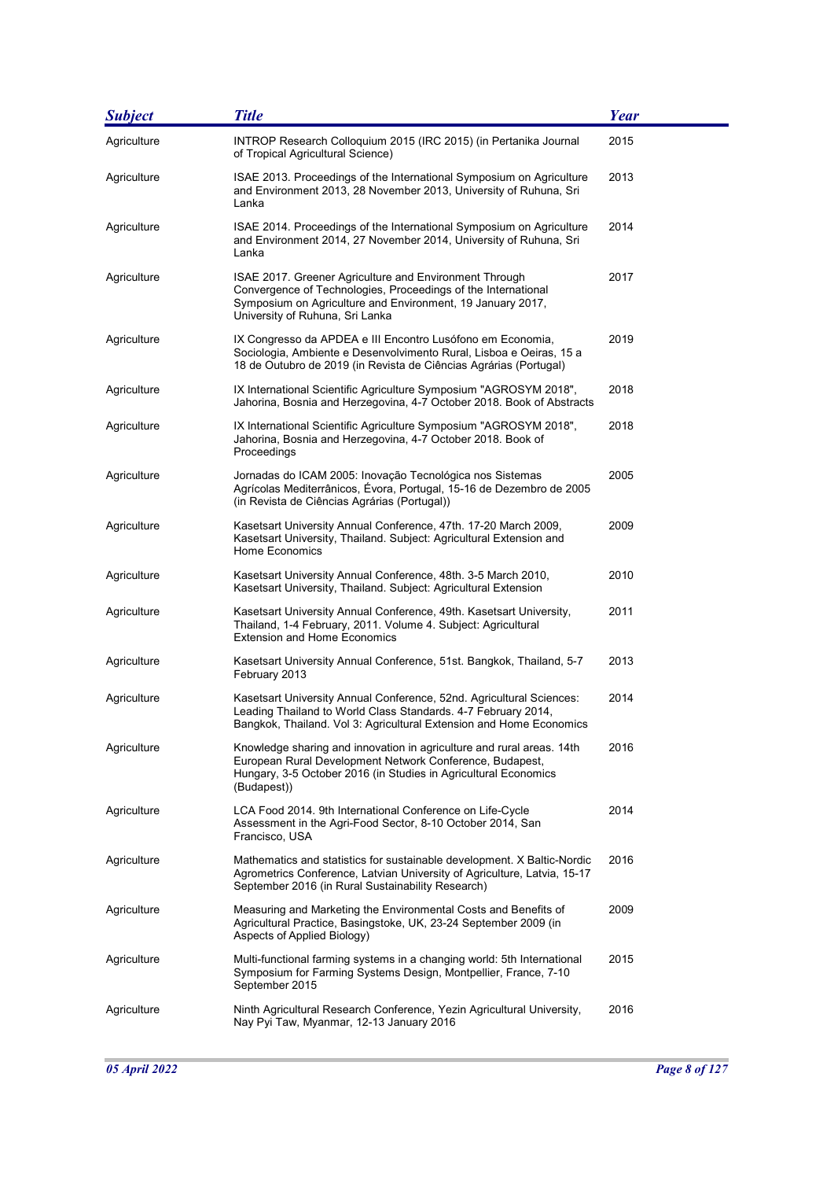| Subject | Title | Year |
| --- | --- | --- |
| Agriculture | INTROP Research Colloquium 2015 (IRC 2015) (in Pertanika Journal of Tropical Agricultural Science) | 2015 |
| Agriculture | ISAE 2013. Proceedings of the International Symposium on Agriculture and Environment 2013, 28 November 2013, University of Ruhuna, Sri Lanka | 2013 |
| Agriculture | ISAE 2014. Proceedings of the International Symposium on Agriculture and Environment 2014, 27 November 2014, University of Ruhuna, Sri Lanka | 2014 |
| Agriculture | ISAE 2017. Greener Agriculture and Environment Through Convergence of Technologies, Proceedings of the International Symposium on Agriculture and Environment, 19 January 2017, University of Ruhuna, Sri Lanka | 2017 |
| Agriculture | IX Congresso da APDEA e III Encontro Lusófono em Economia, Sociologia, Ambiente e Desenvolvimento Rural, Lisboa e Oeiras, 15 a 18 de Outubro de 2019 (in Revista de Ciências Agrárias (Portugal) | 2019 |
| Agriculture | IX International Scientific Agriculture Symposium "AGROSYM 2018", Jahorina, Bosnia and Herzegovina, 4-7 October 2018. Book of Abstracts | 2018 |
| Agriculture | IX International Scientific Agriculture Symposium "AGROSYM 2018", Jahorina, Bosnia and Herzegovina, 4-7 October 2018. Book of Proceedings | 2018 |
| Agriculture | Jornadas do ICAM 2005: Inovação Tecnológica nos Sistemas Agrícolas Mediterrânicos, Évora, Portugal, 15-16 de Dezembro de 2005 (in Revista de Ciências Agrárias (Portugal)) | 2005 |
| Agriculture | Kasetsart University Annual Conference, 47th. 17-20 March 2009, Kasetsart University, Thailand. Subject: Agricultural Extension and Home Economics | 2009 |
| Agriculture | Kasetsart University Annual Conference, 48th. 3-5 March 2010, Kasetsart University, Thailand. Subject: Agricultural Extension | 2010 |
| Agriculture | Kasetsart University Annual Conference, 49th. Kasetsart University, Thailand, 1-4 February, 2011. Volume 4. Subject: Agricultural Extension and Home Economics | 2011 |
| Agriculture | Kasetsart University Annual Conference, 51st. Bangkok, Thailand, 5-7 February 2013 | 2013 |
| Agriculture | Kasetsart University Annual Conference, 52nd. Agricultural Sciences: Leading Thailand to World Class Standards. 4-7 February 2014, Bangkok, Thailand. Vol 3: Agricultural Extension and Home Economics | 2014 |
| Agriculture | Knowledge sharing and innovation in agriculture and rural areas. 14th European Rural Development Network Conference, Budapest, Hungary, 3-5 October 2016 (in Studies in Agricultural Economics (Budapest)) | 2016 |
| Agriculture | LCA Food 2014. 9th International Conference on Life-Cycle Assessment in the Agri-Food Sector, 8-10 October 2014, San Francisco, USA | 2014 |
| Agriculture | Mathematics and statistics for sustainable development. X Baltic-Nordic Agrometrics Conference, Latvian University of Agriculture, Latvia, 15-17 September 2016 (in Rural Sustainability Research) | 2016 |
| Agriculture | Measuring and Marketing the Environmental Costs and Benefits of Agricultural Practice, Basingstoke, UK, 23-24 September 2009 (in Aspects of Applied Biology) | 2009 |
| Agriculture | Multi-functional farming systems in a changing world: 5th International Symposium for Farming Systems Design, Montpellier, France, 7-10 September 2015 | 2015 |
| Agriculture | Ninth Agricultural Research Conference, Yezin Agricultural University, Nay Pyi Taw, Myanmar, 12-13 January 2016 | 2016 |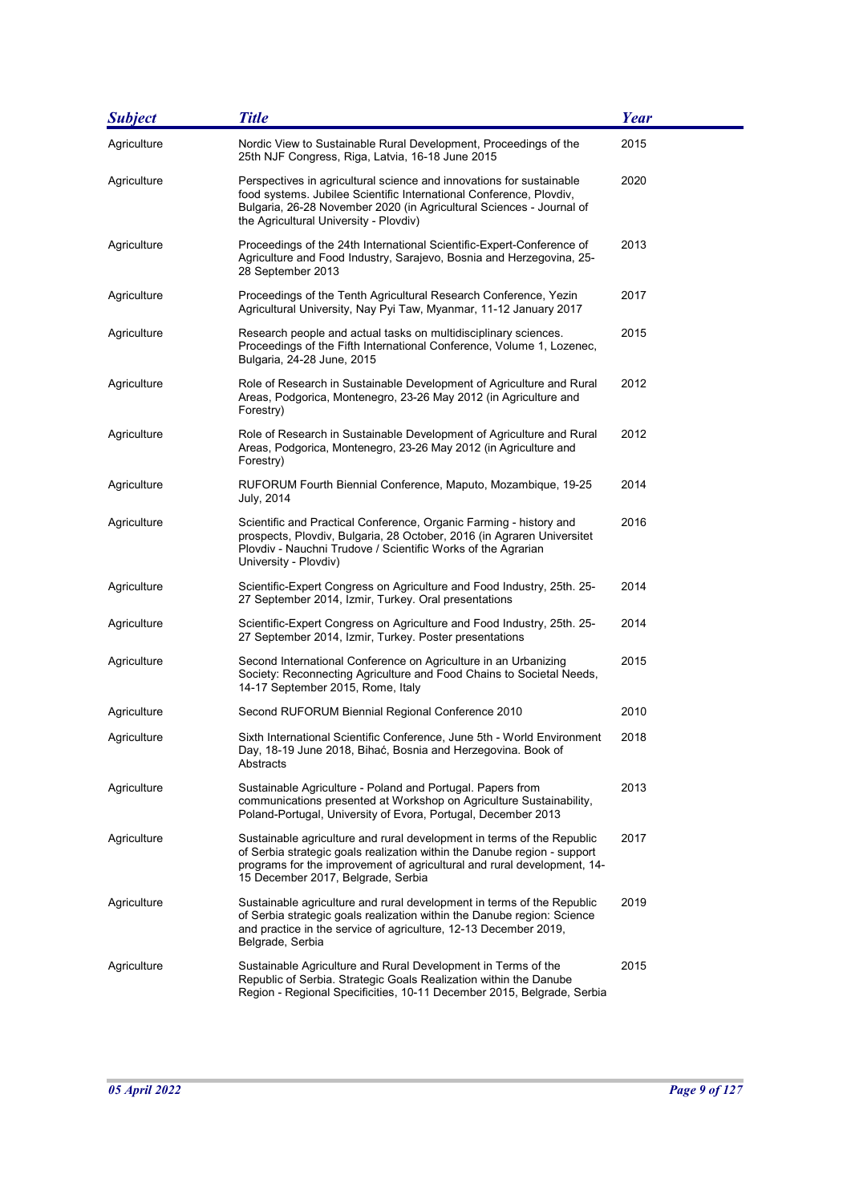| Subject | Title | Year |
|---|---|---|
| Agriculture | Nordic View to Sustainable Rural Development, Proceedings of the 25th NJF Congress, Riga, Latvia, 16-18 June 2015 | 2015 |
| Agriculture | Perspectives in agricultural science and innovations for sustainable food systems. Jubilee Scientific International Conference, Plovdiv, Bulgaria, 26-28 November 2020 (in Agricultural Sciences - Journal of the Agricultural University - Plovdiv) | 2020 |
| Agriculture | Proceedings of the 24th International Scientific-Expert-Conference of Agriculture and Food Industry, Sarajevo, Bosnia and Herzegovina, 25-28 September 2013 | 2013 |
| Agriculture | Proceedings of the Tenth Agricultural Research Conference, Yezin Agricultural University, Nay Pyi Taw, Myanmar, 11-12 January 2017 | 2017 |
| Agriculture | Research people and actual tasks on multidisciplinary sciences. Proceedings of the Fifth International Conference, Volume 1, Lozenec, Bulgaria, 24-28 June, 2015 | 2015 |
| Agriculture | Role of Research in Sustainable Development of Agriculture and Rural Areas, Podgorica, Montenegro, 23-26 May 2012 (in Agriculture and Forestry) | 2012 |
| Agriculture | Role of Research in Sustainable Development of Agriculture and Rural Areas, Podgorica, Montenegro, 23-26 May 2012 (in Agriculture and Forestry) | 2012 |
| Agriculture | RUFORUM Fourth Biennial Conference, Maputo, Mozambique, 19-25 July, 2014 | 2014 |
| Agriculture | Scientific and Practical Conference, Organic Farming - history and prospects, Plovdiv, Bulgaria, 28 October, 2016 (in Agraren Universitet Plovdiv - Nauchni Trudove / Scientific Works of the Agrarian University - Plovdiv) | 2016 |
| Agriculture | Scientific-Expert Congress on Agriculture and Food Industry, 25th. 25-27 September 2014, Izmir, Turkey. Oral presentations | 2014 |
| Agriculture | Scientific-Expert Congress on Agriculture and Food Industry, 25th. 25-27 September 2014, Izmir, Turkey. Poster presentations | 2014 |
| Agriculture | Second International Conference on Agriculture in an Urbanizing Society: Reconnecting Agriculture and Food Chains to Societal Needs, 14-17 September 2015, Rome, Italy | 2015 |
| Agriculture | Second RUFORUM Biennial Regional Conference 2010 | 2010 |
| Agriculture | Sixth International Scientific Conference, June 5th - World Environment Day, 18-19 June 2018, Bihać, Bosnia and Herzegovina. Book of Abstracts | 2018 |
| Agriculture | Sustainable Agriculture - Poland and Portugal. Papers from communications presented at Workshop on Agriculture Sustainability, Poland-Portugal, University of Evora, Portugal, December 2013 | 2013 |
| Agriculture | Sustainable agriculture and rural development in terms of the Republic of Serbia strategic goals realization within the Danube region - support programs for the improvement of agricultural and rural development, 14-15 December 2017, Belgrade, Serbia | 2017 |
| Agriculture | Sustainable agriculture and rural development in terms of the Republic of Serbia strategic goals realization within the Danube region: Science and practice in the service of agriculture, 12-13 December 2019, Belgrade, Serbia | 2019 |
| Agriculture | Sustainable Agriculture and Rural Development in Terms of the Republic of Serbia. Strategic Goals Realization within the Danube Region - Regional Specificities, 10-11 December 2015, Belgrade, Serbia | 2015 |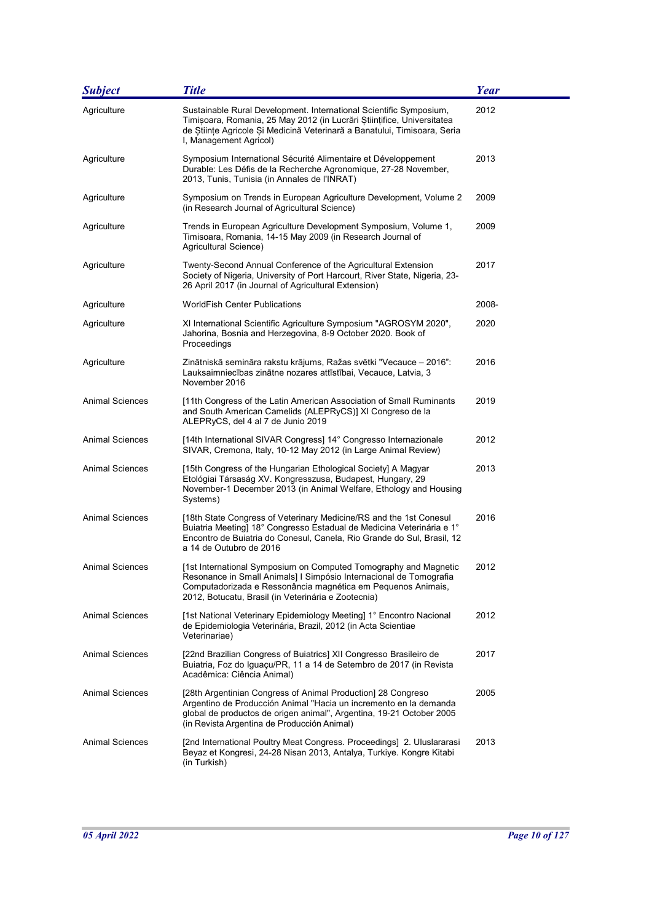| Subject | Title | Year |
| --- | --- | --- |
| Agriculture | Sustainable Rural Development. International Scientific Symposium, Timișoara, Romania, 25 May 2012 (in Lucrări Științifice, Universitatea de Științe Agricole Și Medicină Veterinară a Banatului, Timisoara, Seria I, Management Agricol) | 2012 |
| Agriculture | Symposium International Sécurité Alimentaire et Développement Durable: Les Défis de la Recherche Agronomique, 27-28 November, 2013, Tunis, Tunisia (in Annales de l'INRAT) | 2013 |
| Agriculture | Symposium on Trends in European Agriculture Development, Volume 2 (in Research Journal of Agricultural Science) | 2009 |
| Agriculture | Trends in European Agriculture Development Symposium, Volume 1, Timisoara, Romania, 14-15 May 2009 (in Research Journal of Agricultural Science) | 2009 |
| Agriculture | Twenty-Second Annual Conference of the Agricultural Extension Society of Nigeria, University of Port Harcourt, River State, Nigeria, 23-26 April 2017 (in Journal of Agricultural Extension) | 2017 |
| Agriculture | WorldFish Center Publications | 2008- |
| Agriculture | XI International Scientific Agriculture Symposium "AGROSYM 2020", Jahorina, Bosnia and Herzegovina, 8-9 October 2020. Book of Proceedings | 2020 |
| Agriculture | Zinātniskā semināra rakstu krājums, Ražas svētki "Vecauce – 2016": Lauksaimniecības zinātne nozares attīstībai, Vecauce, Latvia, 3 November 2016 | 2016 |
| Animal Sciences | [11th Congress of the Latin American Association of Small Ruminants and South American Camelids (ALEPRyCS)] XI Congreso de la ALEPRyCS, del 4 al 7 de Junio 2019 | 2019 |
| Animal Sciences | [14th International SIVAR Congress] 14° Congresso Internazionale SIVAR, Cremona, Italy, 10-12 May 2012 (in Large Animal Review) | 2012 |
| Animal Sciences | [15th Congress of the Hungarian Ethological Society] A Magyar Etológiai Társaság XV. Kongresszusa, Budapest, Hungary, 29 November-1 December 2013 (in Animal Welfare, Ethology and Housing Systems) | 2013 |
| Animal Sciences | [18th State Congress of Veterinary Medicine/RS and the 1st Conesul Buiatria Meeting] 18° Congresso Estadual de Medicina Veterinária e 1° Encontro de Buiatria do Conesul, Canela, Rio Grande do Sul, Brasil, 12 a 14 de Outubro de 2016 | 2016 |
| Animal Sciences | [1st International Symposium on Computed Tomography and Magnetic Resonance in Small Animals] I Simpósio Internacional de Tomografia Computadorizada e Ressonância magnética em Pequenos Animais, 2012, Botucatu, Brasil (in Veterinária e Zootecnia) | 2012 |
| Animal Sciences | [1st National Veterinary Epidemiology Meeting] 1° Encontro Nacional de Epidemiologia Veterinária, Brazil, 2012 (in Acta Scientiae Veterinariae) | 2012 |
| Animal Sciences | [22nd Brazilian Congress of Buiatrics] XII Congresso Brasileiro de Buiatria, Foz do Iguaçu/PR, 11 a 14 de Setembro de 2017 (in Revista Acadêmica: Ciência Animal) | 2017 |
| Animal Sciences | [28th Argentinian Congress of Animal Production] 28 Congreso Argentino de Producción Animal "Hacia un incremento en la demanda global de productos de origen animal", Argentina, 19-21 October 2005 (in Revista Argentina de Producción Animal) | 2005 |
| Animal Sciences | [2nd International Poultry Meat Congress. Proceedings] 2. Uluslararasi Beyaz et Kongresi, 24-28 Nisan 2013, Antalya, Turkiye. Kongre Kitabi (in Turkish) | 2013 |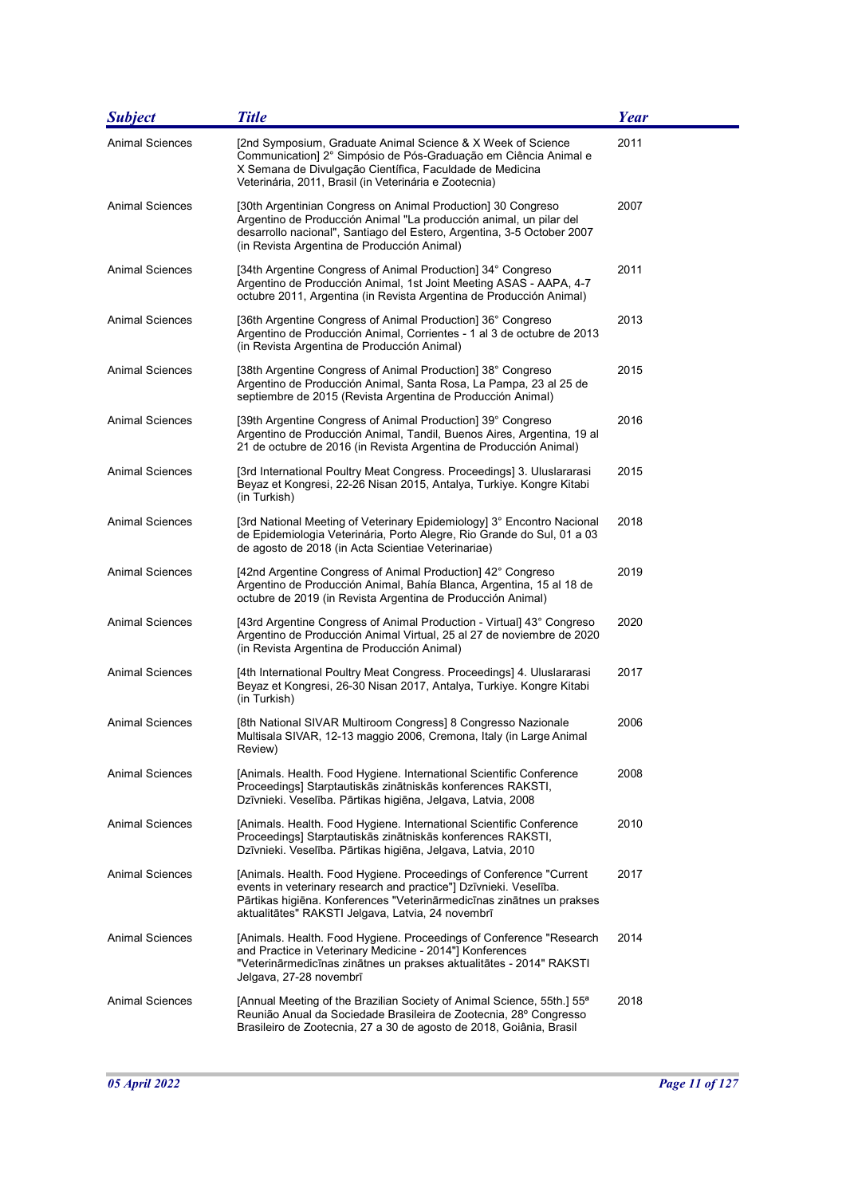| Subject | Title | Year |
|---|---|---|
| Animal Sciences | [2nd Symposium, Graduate Animal Science & X Week of Science Communication] 2° Simpósio de Pós-Graduação em Ciência Animal e X Semana de Divulgação Científica, Faculdade de Medicina Veterinária, 2011, Brasil (in Veterinária e Zootecnia) | 2011 |
| Animal Sciences | [30th Argentinian Congress on Animal Production] 30 Congreso Argentino de Producción Animal "La producción animal, un pilar del desarrollo nacional", Santiago del Estero, Argentina, 3-5 October 2007 (in Revista Argentina de Producción Animal) | 2007 |
| Animal Sciences | [34th Argentine Congress of Animal Production] 34° Congreso Argentino de Producción Animal, 1st Joint Meeting ASAS - AAPA, 4-7 octubre 2011, Argentina (in Revista Argentina de Producción Animal) | 2011 |
| Animal Sciences | [36th Argentine Congress of Animal Production] 36° Congreso Argentino de Producción Animal, Corrientes - 1 al 3 de octubre de 2013 (in Revista Argentina de Producción Animal) | 2013 |
| Animal Sciences | [38th Argentine Congress of Animal Production] 38° Congreso Argentino de Producción Animal, Santa Rosa, La Pampa, 23 al 25 de septiembre de 2015 (Revista Argentina de Producción Animal) | 2015 |
| Animal Sciences | [39th Argentine Congress of Animal Production] 39° Congreso Argentino de Producción Animal, Tandil, Buenos Aires, Argentina, 19 al 21 de octubre de 2016 (in Revista Argentina de Producción Animal) | 2016 |
| Animal Sciences | [3rd International Poultry Meat Congress. Proceedings] 3. Uluslararasi Beyaz et Kongresi, 22-26 Nisan 2015, Antalya, Turkiye. Kongre Kitabi (in Turkish) | 2015 |
| Animal Sciences | [3rd National Meeting of Veterinary Epidemiology] 3° Encontro Nacional de Epidemiologia Veterinária, Porto Alegre, Rio Grande do Sul, 01 a 03 de agosto de 2018 (in Acta Scientiae Veterinariae) | 2018 |
| Animal Sciences | [42nd Argentine Congress of Animal Production] 42° Congreso Argentino de Producción Animal, Bahía Blanca, Argentina, 15 al 18 de octubre de 2019 (in Revista Argentina de Producción Animal) | 2019 |
| Animal Sciences | [43rd Argentine Congress of Animal Production - Virtual] 43° Congreso Argentino de Producción Animal Virtual, 25 al 27 de noviembre de 2020 (in Revista Argentina de Producción Animal) | 2020 |
| Animal Sciences | [4th International Poultry Meat Congress. Proceedings] 4. Uluslararasi Beyaz et Kongresi, 26-30 Nisan 2017, Antalya, Turkiye. Kongre Kitabi (in Turkish) | 2017 |
| Animal Sciences | [8th National SIVAR Multiroom Congress] 8 Congresso Nazionale Multisala SIVAR, 12-13 maggio 2006, Cremona, Italy (in Large Animal Review) | 2006 |
| Animal Sciences | [Animals. Health. Food Hygiene. International Scientific Conference Proceedings] Starptautiskās zinātniskās konferences RAKSTI, Dzīvnieki. Veselība. Pārtikas higiēna, Jelgava, Latvia, 2008 | 2008 |
| Animal Sciences | [Animals. Health. Food Hygiene. International Scientific Conference Proceedings] Starptautiskās zinātniskās konferences RAKSTI, Dzīvnieki. Veselība. Pārtikas higiēna, Jelgava, Latvia, 2010 | 2010 |
| Animal Sciences | [Animals. Health. Food Hygiene. Proceedings of Conference "Current events in veterinary research and practice"] Dzīvnieki. Veselība. Pārtikas higiēna. Konferences "Veterinārmedicīnas zinātnes un prakses aktualitātes" RAKSTI Jelgava, Latvia, 24 novembrī | 2017 |
| Animal Sciences | [Animals. Health. Food Hygiene. Proceedings of Conference "Research and Practice in Veterinary Medicine - 2014"] Konferences "Veterinārmedicīnas zinātnes un prakses aktualitātes - 2014" RAKSTI Jelgava, 27-28 novembrī | 2014 |
| Animal Sciences | [Annual Meeting of the Brazilian Society of Animal Science, 55th.] 55ª Reunião Anual da Sociedade Brasileira de Zootecnia, 28º Congresso Brasileiro de Zootecnia, 27 a 30 de agosto de 2018, Goiânia, Brasil | 2018 |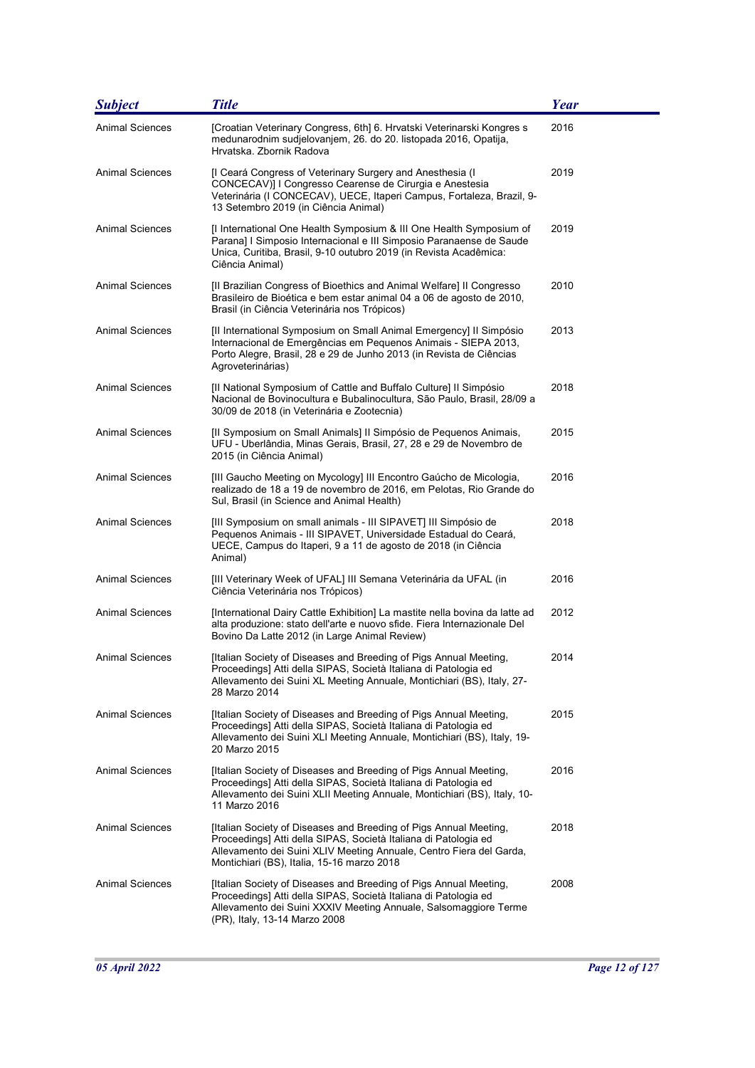| *Subject* | *Title* | *Year* |
|---|---|---|
| Animal Sciences | [Croatian Veterinary Congress, 6th] 6. Hrvatski Veterinarski Kongres s medunarodnim sudjelovanjem, 26. do 20. listopada 2016, Opatija, Hrvatska. Zbornik Radova | 2016 |
| Animal Sciences | [I Ceará Congress of Veterinary Surgery and Anesthesia (I CONCECAV)] I Congresso Cearense de Cirurgia e Anestesia Veterinária (I CONCECAV), UECE, Itaperi Campus, Fortaleza, Brazil, 9-13 Setembro 2019 (in Ciência Animal) | 2019 |
| Animal Sciences | [I International One Health Symposium & III One Health Symposium of Parana] I Simposio Internacional e III Simposio Paranaense de Saude Unica, Curitiba, Brasil, 9-10 outubro 2019 (in Revista Acadêmica: Ciência Animal) | 2019 |
| Animal Sciences | [II Brazilian Congress of Bioethics and Animal Welfare] II Congresso Brasileiro de Bioética e bem estar animal 04 a 06 de agosto de 2010, Brasil (in Ciência Veterinária nos Trópicos) | 2010 |
| Animal Sciences | [II International Symposium on Small Animal Emergency] II Simpósio Internacional de Emergências em Pequenos Animais - SIEPA 2013, Porto Alegre, Brasil, 28 e 29 de Junho 2013 (in Revista de Ciências Agroveterinárias) | 2013 |
| Animal Sciences | [II National Symposium of Cattle and Buffalo Culture] II Simpósio Nacional de Bovinocultura e Bubalinocultura, São Paulo, Brasil, 28/09 a 30/09 de 2018 (in Veterinária e Zootecnia) | 2018 |
| Animal Sciences | [II Symposium on Small Animals] II Simpósio de Pequenos Animais, UFU - Uberlândia, Minas Gerais, Brasil, 27, 28 e 29 de Novembro de 2015 (in Ciência Animal) | 2015 |
| Animal Sciences | [III Gaucho Meeting on Mycology] III Encontro Gaúcho de Micologia, realizado de 18 a 19 de novembro de 2016, em Pelotas, Rio Grande do Sul, Brasil (in Science and Animal Health) | 2016 |
| Animal Sciences | [III Symposium on small animals - III SIPAVET] III Simpósio de Pequenos Animais - III SIPAVET, Universidade Estadual do Ceará, UECE, Campus do Itaperi, 9 a 11 de agosto de 2018 (in Ciência Animal) | 2018 |
| Animal Sciences | [III Veterinary Week of UFAL] III Semana Veterinária da UFAL (in Ciência Veterinária nos Trópicos) | 2016 |
| Animal Sciences | [International Dairy Cattle Exhibition] La mastite nella bovina da latte ad alta produzione: stato dell'arte e nuovo sfide. Fiera Internazionale Del Bovino Da Latte 2012 (in Large Animal Review) | 2012 |
| Animal Sciences | [Italian Society of Diseases and Breeding of Pigs Annual Meeting, Proceedings] Atti della SIPAS, Società Italiana di Patologia ed Allevamento dei Suini XL Meeting Annuale, Montichiari (BS), Italy, 27-28 Marzo 2014 | 2014 |
| Animal Sciences | [Italian Society of Diseases and Breeding of Pigs Annual Meeting, Proceedings] Atti della SIPAS, Società Italiana di Patologia ed Allevamento dei Suini XLI Meeting Annuale, Montichiari (BS), Italy, 19-20 Marzo 2015 | 2015 |
| Animal Sciences | [Italian Society of Diseases and Breeding of Pigs Annual Meeting, Proceedings] Atti della SIPAS, Società Italiana di Patologia ed Allevamento dei Suini XLII Meeting Annuale, Montichiari (BS), Italy, 10-11 Marzo 2016 | 2016 |
| Animal Sciences | [Italian Society of Diseases and Breeding of Pigs Annual Meeting, Proceedings] Atti della SIPAS, Società Italiana di Patologia ed Allevamento dei Suini XLIV Meeting Annuale, Centro Fiera del Garda, Montichiari (BS), Italia, 15-16 marzo 2018 | 2018 |
| Animal Sciences | [Italian Society of Diseases and Breeding of Pigs Annual Meeting, Proceedings] Atti della SIPAS, Società Italiana di Patologia ed Allevamento dei Suini XXXIV Meeting Annuale, Salsomaggiore Terme (PR), Italy, 13-14 Marzo 2008 | 2008 |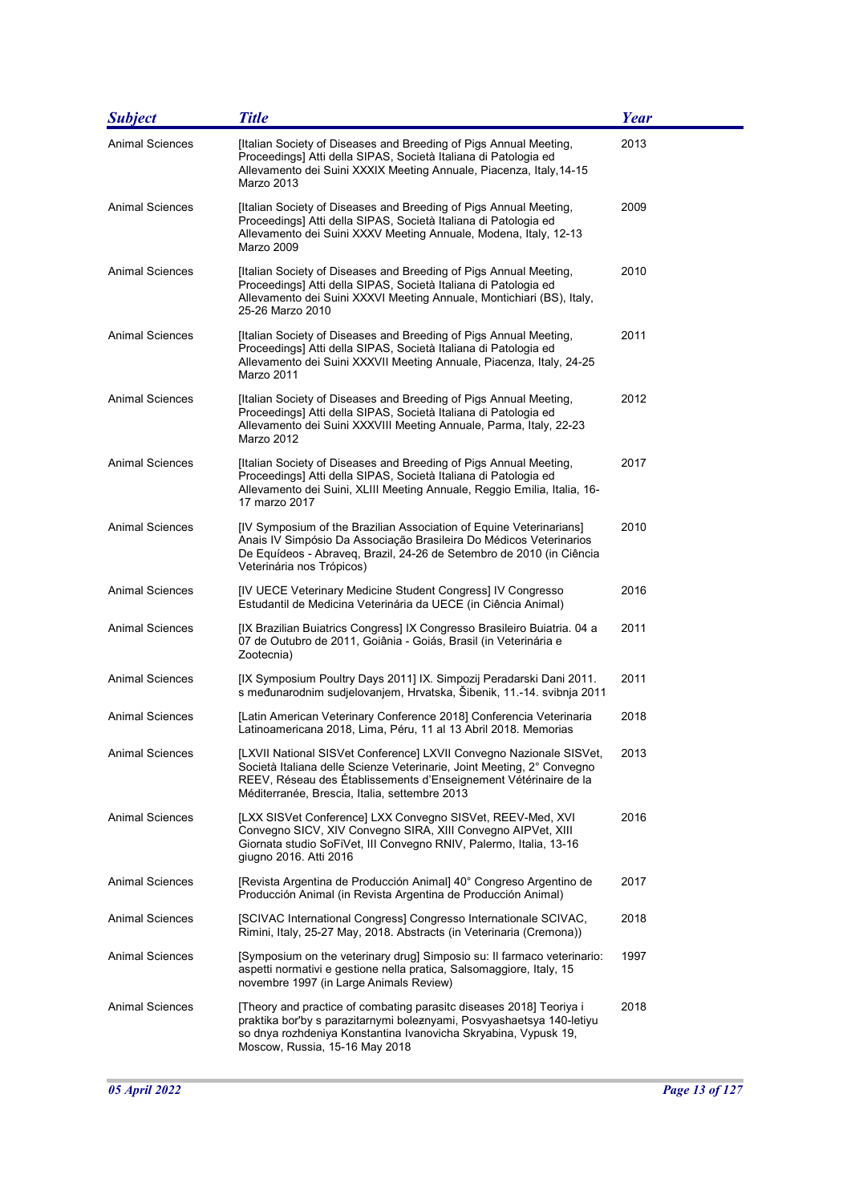| Subject | Title | Year |
| --- | --- | --- |
| Animal Sciences | [Italian Society of Diseases and Breeding of Pigs Annual Meeting, Proceedings] Atti della SIPAS, Società Italiana di Patologia ed Allevamento dei Suini XXXIX Meeting Annuale, Piacenza, Italy,14-15 Marzo 2013 | 2013 |
| Animal Sciences | [Italian Society of Diseases and Breeding of Pigs Annual Meeting, Proceedings] Atti della SIPAS, Società Italiana di Patologia ed Allevamento dei Suini XXXV Meeting Annuale, Modena, Italy, 12-13 Marzo 2009 | 2009 |
| Animal Sciences | [Italian Society of Diseases and Breeding of Pigs Annual Meeting, Proceedings] Atti della SIPAS, Società Italiana di Patologia ed Allevamento dei Suini XXXVI Meeting Annuale, Montichiari (BS), Italy, 25-26 Marzo 2010 | 2010 |
| Animal Sciences | [Italian Society of Diseases and Breeding of Pigs Annual Meeting, Proceedings] Atti della SIPAS, Società Italiana di Patologia ed Allevamento dei Suini XXXVII Meeting Annuale, Piacenza, Italy, 24-25 Marzo 2011 | 2011 |
| Animal Sciences | [Italian Society of Diseases and Breeding of Pigs Annual Meeting, Proceedings] Atti della SIPAS, Società Italiana di Patologia ed Allevamento dei Suini XXXVIII Meeting Annuale, Parma, Italy, 22-23 Marzo 2012 | 2012 |
| Animal Sciences | [Italian Society of Diseases and Breeding of Pigs Annual Meeting, Proceedings] Atti della SIPAS, Società Italiana di Patologia ed Allevamento dei Suini, XLIII Meeting Annuale, Reggio Emilia, Italia, 16-17 marzo 2017 | 2017 |
| Animal Sciences | [IV Symposium of the Brazilian Association of Equine Veterinarians] Anais IV Simpósio Da Associação Brasileira Do Médicos Veterinarios De Equídeos - Abraveq, Brazil, 24-26 de Setembro de 2010 (in Ciência Veterinária nos Trópicos) | 2010 |
| Animal Sciences | [IV UECE Veterinary Medicine Student Congress] IV Congresso Estudantil de Medicina Veterinária da UECE (in Ciência Animal) | 2016 |
| Animal Sciences | [IX Brazilian Buiatrics Congress] IX Congresso Brasileiro Buiatria. 04 a 07 de Outubro de 2011, Goiânia - Goiás, Brasil (in Veterinária e Zootecnia) | 2011 |
| Animal Sciences | [IX Symposium Poultry Days 2011] IX. Simpozij Peradarski Dani 2011. s međunarodnim sudjelovanjem, Hrvatska, Šibenik, 11.-14. svibnja 2011 | 2011 |
| Animal Sciences | [Latin American Veterinary Conference 2018] Conferencia Veterinaria Latinoamericana 2018, Lima, Péru, 11 al 13 Abril 2018. Memorias | 2018 |
| Animal Sciences | [LXVII National SISVet Conference] LXVII Convegno Nazionale SISVet, Società Italiana delle Scienze Veterinarie, Joint Meeting, 2° Convegno REEV, Réseau des Établissements d'Enseignement Vétérinaire de la Méditerranée, Brescia, Italia, settembre 2013 | 2013 |
| Animal Sciences | [LXX SISVet Conference] LXX Convegno SISVet, REEV-Med, XVI Convegno SICV, XIV Convegno SIRA, XIII Convegno AIPVet, XIII Giornata studio SoFiVet, III Convegno RNIV, Palermo, Italia, 13-16 giugno 2016. Atti 2016 | 2016 |
| Animal Sciences | [Revista Argentina de Producción Animal] 40° Congreso Argentino de Producción Animal (in Revista Argentina de Producción Animal) | 2017 |
| Animal Sciences | [SCIVAC International Congress] Congresso Internationale SCIVAC, Rimini, Italy, 25-27 May, 2018. Abstracts (in Veterinaria (Cremona)) | 2018 |
| Animal Sciences | [Symposium on the veterinary drug] Simposio su: Il farmaco veterinario: aspetti normativi e gestione nella pratica, Salsomaggiore, Italy, 15 novembre 1997 (in Large Animals Review) | 1997 |
| Animal Sciences | [Theory and practice of combating parasitc diseases 2018] Teoriya i praktika bor'by s parazitarnymi boleznyami, Posvyashaetsya 140-letiyu so dnya rozhdeniya Konstantina Ivanovicha Skryabina, Vypusk 19, Moscow, Russia, 15-16 May 2018 | 2018 |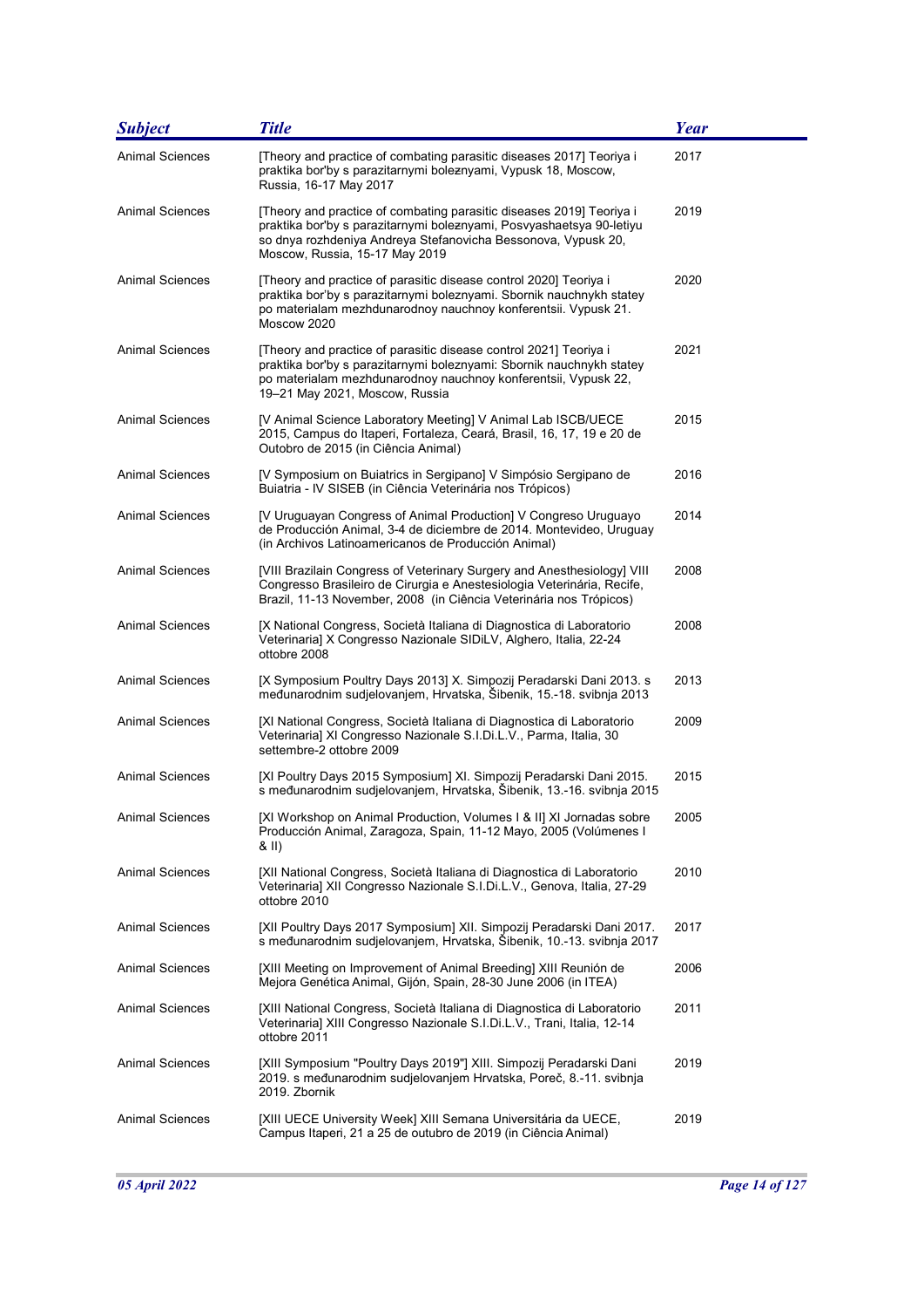| Subject | Title | Year |
| --- | --- | --- |
| Animal Sciences | [Theory and practice of combating parasitic diseases 2017] Teoriya i praktika bor'by s parazitarnymi boleznyami, Vypusk 18, Moscow, Russia, 16-17 May 2017 | 2017 |
| Animal Sciences | [Theory and practice of combating parasitic diseases 2019] Teoriya i praktika bor'by s parazitarnymi boleznyami, Posvyashaetsya 90-letiyu so dnya rozhdeniya Andreya Stefanovicha Bessonova, Vypusk 20, Moscow, Russia, 15-17 May 2019 | 2019 |
| Animal Sciences | [Theory and practice of parasitic disease control 2020] Teoriya i praktika bor'by s parazitarnymi boleznyami. Sbornik nauchnykh statey po materialam mezhdunarodnoy nauchnoy konferentsii. Vypusk 21. Moscow 2020 | 2020 |
| Animal Sciences | [Theory and practice of parasitic disease control 2021] Teoriya i praktika bor'by s parazitarnymi boleznyami: Sbornik nauchnykh statey po materialam mezhdunarodnoy nauchnoy konferentsii, Vypusk 22, 19–21 May 2021, Moscow, Russia | 2021 |
| Animal Sciences | [V Animal Science Laboratory Meeting] V Animal Lab ISCB/UECE 2015, Campus do Itaperi, Fortaleza, Ceará, Brasil, 16, 17, 19 e 20 de Outobro de 2015 (in Ciência Animal) | 2015 |
| Animal Sciences | [V Symposium on Buiatrics in Sergipano] V Simpósio Sergipano de Buiatria - IV SISEB (in Ciência Veterinária nos Trópicos) | 2016 |
| Animal Sciences | [V Uruguayan Congress of Animal Production] V Congreso Uruguayo de Producción Animal, 3-4 de diciembre de 2014. Montevideo, Uruguay (in Archivos Latinoamericanos de Producción Animal) | 2014 |
| Animal Sciences | [VIII Brazilain Congress of Veterinary Surgery and Anesthesiology] VIII Congresso Brasileiro de Cirurgia e Anestesiologia Veterinária, Recife, Brazil, 11-13 November, 2008 (in Ciência Veterinária nos Trópicos) | 2008 |
| Animal Sciences | [X National Congress, Società Italiana di Diagnostica di Laboratorio Veterinaria] X Congresso Nazionale SIDiLV, Alghero, Italia, 22-24 ottobre 2008 | 2008 |
| Animal Sciences | [X Symposium Poultry Days 2013] X. Simpozij Peradarski Dani 2013. s međunarodnim sudjelovanjem, Hrvatska, Šibenik, 15.-18. svibnja 2013 | 2013 |
| Animal Sciences | [XI National Congress, Società Italiana di Diagnostica di Laboratorio Veterinaria] XI Congresso Nazionale S.I.Di.L.V., Parma, Italia, 30 settembre-2 ottobre 2009 | 2009 |
| Animal Sciences | [XI Poultry Days 2015 Symposium] XI. Simpozij Peradarski Dani 2015. s međunarodnim sudjelovanjem, Hrvatska, Šibenik, 13.-16. svibnja 2015 | 2015 |
| Animal Sciences | [XI Workshop on Animal Production, Volumes I & II] XI Jornadas sobre Producción Animal, Zaragoza, Spain, 11-12 Mayo, 2005 (Volúmenes I & II) | 2005 |
| Animal Sciences | [XII National Congress, Società Italiana di Diagnostica di Laboratorio Veterinaria] XII Congresso Nazionale S.I.Di.L.V., Genova, Italia, 27-29 ottobre 2010 | 2010 |
| Animal Sciences | [XII Poultry Days 2017 Symposium] XII. Simpozij Peradarski Dani 2017. s međunarodnim sudjelovanjem, Hrvatska, Šibenik, 10.-13. svibnja 2017 | 2017 |
| Animal Sciences | [XIII Meeting on Improvement of Animal Breeding] XIII Reunión de Mejora Genética Animal, Gijón, Spain, 28-30 June 2006 (in ITEA) | 2006 |
| Animal Sciences | [XIII National Congress, Società Italiana di Diagnostica di Laboratorio Veterinaria] XIII Congresso Nazionale S.I.Di.L.V., Trani, Italia, 12-14 ottobre 2011 | 2011 |
| Animal Sciences | [XIII Symposium "Poultry Days 2019"] XIII. Simpozij Peradarski Dani 2019. s međunarodnim sudjelovanjem Hrvatska, Poreč, 8.-11. svibnja 2019. Zbornik | 2019 |
| Animal Sciences | [XIII UECE University Week] XIII Semana Universitária da UECE, Campus Itaperi, 21 a 25 de outubro de 2019 (in Ciência Animal) | 2019 |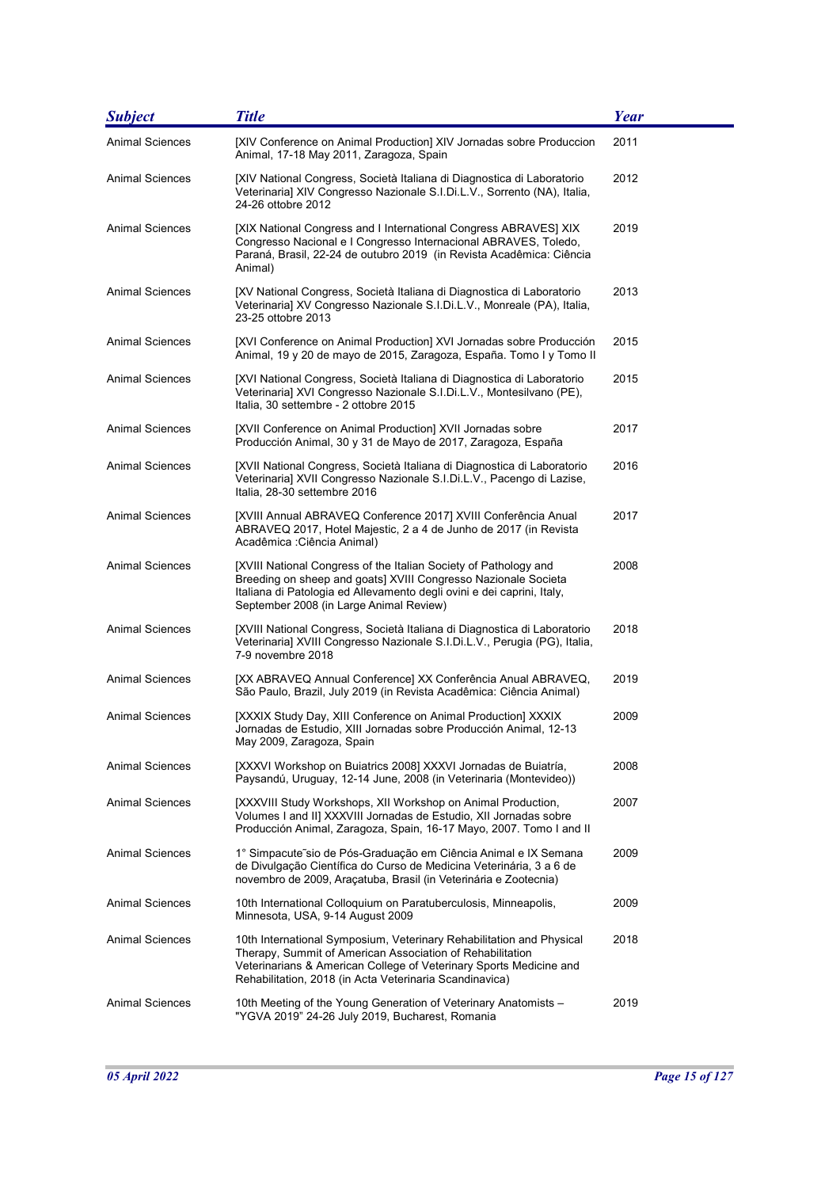| *Subject* | *Title* | *Year* |
|---|---|---|
| Animal Sciences | [XIV Conference on Animal Production] XIV Jornadas sobre Produccion Animal, 17-18 May 2011, Zaragoza, Spain | 2011 |
| Animal Sciences | [XIV National Congress, Società Italiana di Diagnostica di Laboratorio Veterinaria] XIV Congresso Nazionale S.I.Di.L.V., Sorrento (NA), Italia, 24-26 ottobre 2012 | 2012 |
| Animal Sciences | [XIX National Congress and I International Congress ABRAVES] XIX Congresso Nacional e I Congresso Internacional ABRAVES, Toledo, Paraná, Brasil, 22-24 de outubro 2019 (in Revista Acadêmica: Ciência Animal) | 2019 |
| Animal Sciences | [XV National Congress, Società Italiana di Diagnostica di Laboratorio Veterinaria] XV Congresso Nazionale S.I.Di.L.V., Monreale (PA), Italia, 23-25 ottobre 2013 | 2013 |
| Animal Sciences | [XVI Conference on Animal Production] XVI Jornadas sobre Producción Animal, 19 y 20 de mayo de 2015, Zaragoza, España. Tomo I y Tomo II | 2015 |
| Animal Sciences | [XVI National Congress, Società Italiana di Diagnostica di Laboratorio Veterinaria] XVI Congresso Nazionale S.I.Di.L.V., Montesilvano (PE), Italia, 30 settembre - 2 ottobre 2015 | 2015 |
| Animal Sciences | [XVII Conference on Animal Production] XVII Jornadas sobre Producción Animal, 30 y 31 de Mayo de 2017, Zaragoza, España | 2017 |
| Animal Sciences | [XVII National Congress, Società Italiana di Diagnostica di Laboratorio Veterinaria] XVII Congresso Nazionale S.I.Di.L.V., Pacengo di Lazise, Italia, 28-30 settembre 2016 | 2016 |
| Animal Sciences | [XVIII Annual ABRAVEQ Conference 2017] XVIII Conferência Anual ABRAVEQ 2017, Hotel Majestic, 2 a 4 de Junho de 2017 (in Revista Acadêmica :Ciência Animal) | 2017 |
| Animal Sciences | [XVIII National Congress of the Italian Society of Pathology and Breeding on sheep and goats] XVIII Congresso Nazionale Societa Italiana di Patologia ed Allevamento degli ovini e dei caprini, Italy, September 2008 (in Large Animal Review) | 2008 |
| Animal Sciences | [XVIII National Congress, Società Italiana di Diagnostica di Laboratorio Veterinaria] XVIII Congresso Nazionale S.I.Di.L.V., Perugia (PG), Italia, 7-9 novembre 2018 | 2018 |
| Animal Sciences | [XX ABRAVEQ Annual Conference] XX Conferência Anual ABRAVEQ, São Paulo, Brazil, July 2019 (in Revista Acadêmica: Ciência Animal) | 2019 |
| Animal Sciences | [XXXIX Study Day, XIII Conference on Animal Production] XXXIX Jornadas de Estudio, XIII Jornadas sobre Producción Animal, 12-13 May 2009, Zaragoza, Spain | 2009 |
| Animal Sciences | [XXXVI Workshop on Buiatrics 2008] XXXVI Jornadas de Buiatría, Paysandú, Uruguay, 12-14 June, 2008 (in Veterinaria (Montevideo)) | 2008 |
| Animal Sciences | [XXXVIII Study Workshops, XII Workshop on Animal Production, Volumes I and II] XXXVIII Jornadas de Estudio, XII Jornadas sobre Producción Animal, Zaragoza, Spain, 16-17 Mayo, 2007. Tomo I and II | 2007 |
| Animal Sciences | 1° Simpacute˜sio de Pós-Graduação em Ciência Animal e IX Semana de Divulgação Científica do Curso de Medicina Veterinária, 3 a 6 de novembro de 2009, Araçatuba, Brasil (in Veterinária e Zootecnia) | 2009 |
| Animal Sciences | 10th International Colloquium on Paratuberculosis, Minneapolis, Minnesota, USA, 9-14 August 2009 | 2009 |
| Animal Sciences | 10th International Symposium, Veterinary Rehabilitation and Physical Therapy, Summit of American Association of Rehabilitation Veterinarians & American College of Veterinary Sports Medicine and Rehabilitation, 2018 (in Acta Veterinaria Scandinavica) | 2018 |
| Animal Sciences | 10th Meeting of the Young Generation of Veterinary Anatomists – "YGVA 2019" 24-26 July 2019, Bucharest, Romania | 2019 |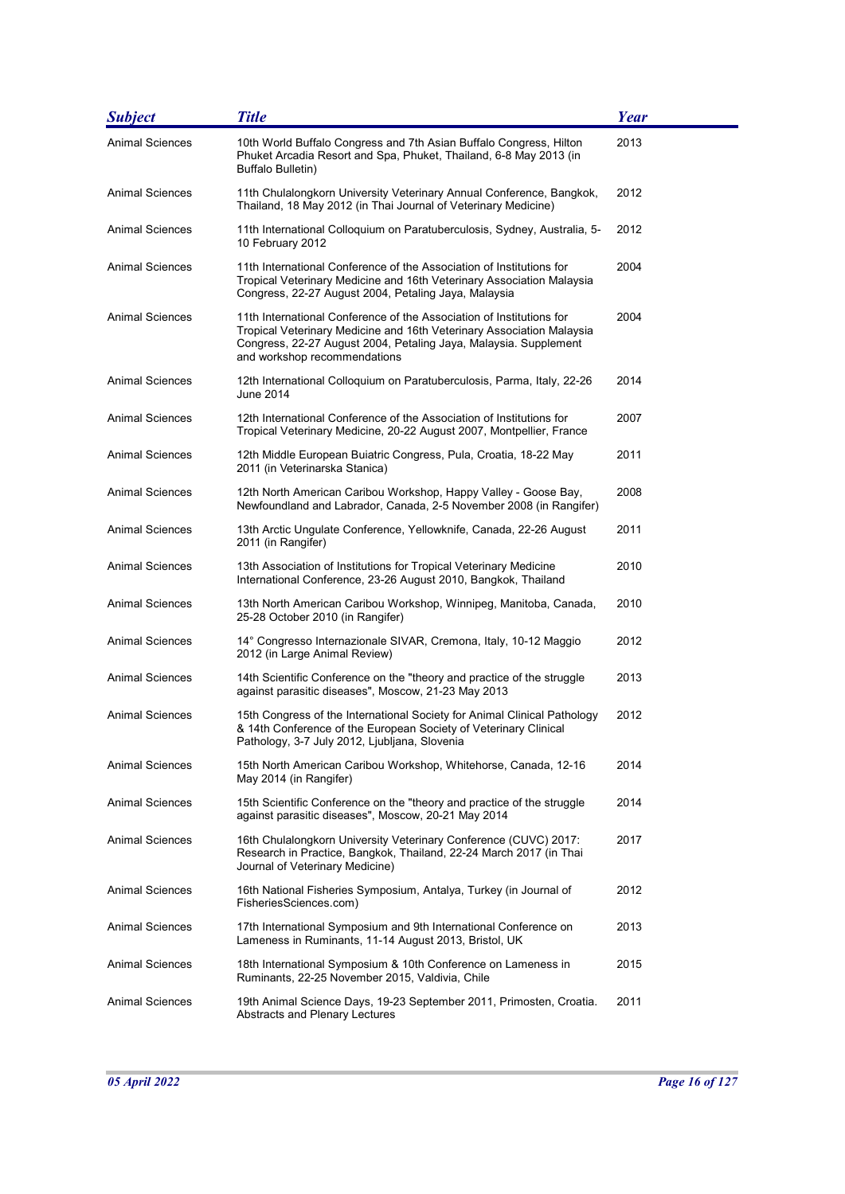| *Subject* | *Title* | *Year* |
|---|---|---|
| Animal Sciences | 10th World Buffalo Congress and 7th Asian Buffalo Congress, Hilton Phuket Arcadia Resort and Spa, Phuket, Thailand, 6-8 May 2013 (in Buffalo Bulletin) | 2013 |
| Animal Sciences | 11th Chulalongkorn University Veterinary Annual Conference, Bangkok, Thailand, 18 May 2012 (in Thai Journal of Veterinary Medicine) | 2012 |
| Animal Sciences | 11th International Colloquium on Paratuberculosis, Sydney, Australia, 5-10 February 2012 | 2012 |
| Animal Sciences | 11th International Conference of the Association of Institutions for Tropical Veterinary Medicine and 16th Veterinary Association Malaysia Congress, 22-27 August 2004, Petaling Jaya, Malaysia | 2004 |
| Animal Sciences | 11th International Conference of the Association of Institutions for Tropical Veterinary Medicine and 16th Veterinary Association Malaysia Congress, 22-27 August 2004, Petaling Jaya, Malaysia. Supplement and workshop recommendations | 2004 |
| Animal Sciences | 12th International Colloquium on Paratuberculosis, Parma, Italy, 22-26 June 2014 | 2014 |
| Animal Sciences | 12th International Conference of the Association of Institutions for Tropical Veterinary Medicine, 20-22 August 2007, Montpellier, France | 2007 |
| Animal Sciences | 12th Middle European Buiatric Congress, Pula, Croatia, 18-22 May 2011 (in Veterinarska Stanica) | 2011 |
| Animal Sciences | 12th North American Caribou Workshop, Happy Valley - Goose Bay, Newfoundland and Labrador, Canada, 2-5 November 2008 (in Rangifer) | 2008 |
| Animal Sciences | 13th Arctic Ungulate Conference, Yellowknife, Canada, 22-26 August 2011 (in Rangifer) | 2011 |
| Animal Sciences | 13th Association of Institutions for Tropical Veterinary Medicine International Conference, 23-26 August 2010, Bangkok, Thailand | 2010 |
| Animal Sciences | 13th North American Caribou Workshop, Winnipeg, Manitoba, Canada, 25-28 October 2010 (in Rangifer) | 2010 |
| Animal Sciences | 14° Congresso Internazionale SIVAR, Cremona, Italy, 10-12 Maggio 2012 (in Large Animal Review) | 2012 |
| Animal Sciences | 14th Scientific Conference on the "theory and practice of the struggle against parasitic diseases", Moscow, 21-23 May 2013 | 2013 |
| Animal Sciences | 15th Congress of the International Society for Animal Clinical Pathology & 14th Conference of the European Society of Veterinary Clinical Pathology, 3-7 July 2012, Ljubljana, Slovenia | 2012 |
| Animal Sciences | 15th North American Caribou Workshop, Whitehorse, Canada, 12-16 May 2014 (in Rangifer) | 2014 |
| Animal Sciences | 15th Scientific Conference on the "theory and practice of the struggle against parasitic diseases", Moscow, 20-21 May 2014 | 2014 |
| Animal Sciences | 16th Chulalongkorn University Veterinary Conference (CUVC) 2017: Research in Practice, Bangkok, Thailand, 22-24 March 2017 (in Thai Journal of Veterinary Medicine) | 2017 |
| Animal Sciences | 16th National Fisheries Symposium, Antalya, Turkey (in Journal of FisheriesSciences.com) | 2012 |
| Animal Sciences | 17th International Symposium and 9th International Conference on Lameness in Ruminants, 11-14 August 2013, Bristol, UK | 2013 |
| Animal Sciences | 18th International Symposium & 10th Conference on Lameness in Ruminants, 22-25 November 2015, Valdivia, Chile | 2015 |
| Animal Sciences | 19th Animal Science Days, 19-23 September 2011, Primosten, Croatia. Abstracts and Plenary Lectures | 2011 |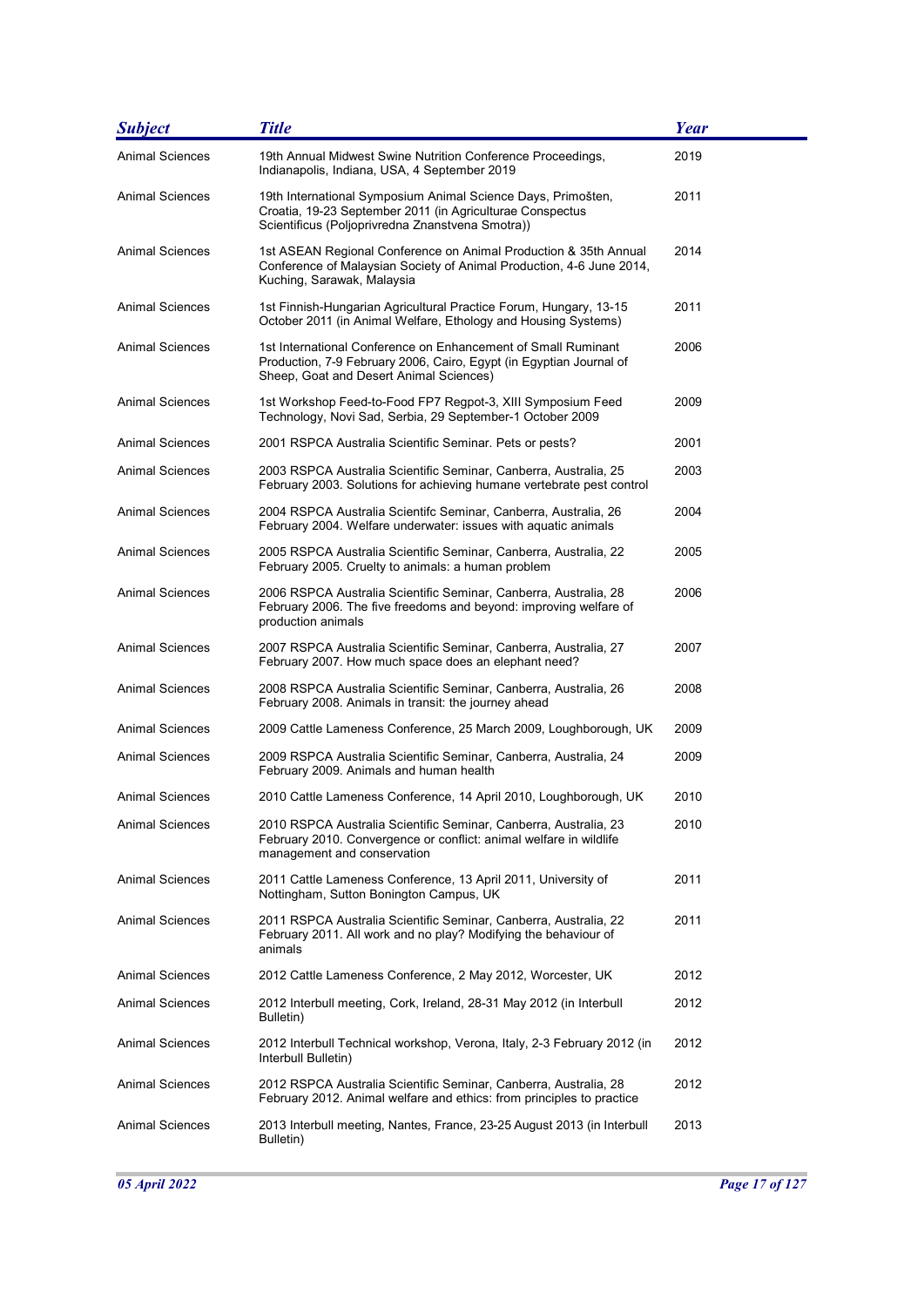| Subject | Title | Year |
| --- | --- | --- |
| Animal Sciences | 19th Annual Midwest Swine Nutrition Conference Proceedings, Indianapolis, Indiana, USA, 4 September 2019 | 2019 |
| Animal Sciences | 19th International Symposium Animal Science Days, Primošten, Croatia, 19-23 September 2011 (in Agriculturae Conspectus Scientificus (Poljoprivredna Znanstvena Smotra)) | 2011 |
| Animal Sciences | 1st ASEAN Regional Conference on Animal Production & 35th Annual Conference of Malaysian Society of Animal Production, 4-6 June 2014, Kuching, Sarawak, Malaysia | 2014 |
| Animal Sciences | 1st Finnish-Hungarian Agricultural Practice Forum, Hungary, 13-15 October 2011 (in Animal Welfare, Ethology and Housing Systems) | 2011 |
| Animal Sciences | 1st International Conference on Enhancement of Small Ruminant Production, 7-9 February 2006, Cairo, Egypt (in Egyptian Journal of Sheep, Goat and Desert Animal Sciences) | 2006 |
| Animal Sciences | 1st Workshop Feed-to-Food FP7 Regpot-3, XIII Symposium Feed Technology, Novi Sad, Serbia, 29 September-1 October 2009 | 2009 |
| Animal Sciences | 2001 RSPCA Australia Scientific Seminar. Pets or pests? | 2001 |
| Animal Sciences | 2003 RSPCA Australia Scientific Seminar, Canberra, Australia, 25 February 2003. Solutions for achieving humane vertebrate pest control | 2003 |
| Animal Sciences | 2004 RSPCA Australia Scientifc Seminar, Canberra, Australia, 26 February 2004. Welfare underwater: issues with aquatic animals | 2004 |
| Animal Sciences | 2005 RSPCA Australia Scientific Seminar, Canberra, Australia, 22 February 2005. Cruelty to animals: a human problem | 2005 |
| Animal Sciences | 2006 RSPCA Australia Scientific Seminar, Canberra, Australia, 28 February 2006. The five freedoms and beyond: improving welfare of production animals | 2006 |
| Animal Sciences | 2007 RSPCA Australia Scientific Seminar, Canberra, Australia, 27 February 2007. How much space does an elephant need? | 2007 |
| Animal Sciences | 2008 RSPCA Australia Scientific Seminar, Canberra, Australia, 26 February 2008. Animals in transit: the journey ahead | 2008 |
| Animal Sciences | 2009 Cattle Lameness Conference, 25 March 2009, Loughborough, UK | 2009 |
| Animal Sciences | 2009 RSPCA Australia Scientific Seminar, Canberra, Australia, 24 February 2009. Animals and human health | 2009 |
| Animal Sciences | 2010 Cattle Lameness Conference, 14 April 2010, Loughborough, UK | 2010 |
| Animal Sciences | 2010 RSPCA Australia Scientific Seminar, Canberra, Australia, 23 February 2010. Convergence or conflict: animal welfare in wildlife management and conservation | 2010 |
| Animal Sciences | 2011 Cattle Lameness Conference, 13 April 2011, University of Nottingham, Sutton Bonington Campus, UK | 2011 |
| Animal Sciences | 2011 RSPCA Australia Scientific Seminar, Canberra, Australia, 22 February 2011. All work and no play? Modifying the behaviour of animals | 2011 |
| Animal Sciences | 2012 Cattle Lameness Conference, 2 May 2012, Worcester, UK | 2012 |
| Animal Sciences | 2012 Interbull meeting, Cork, Ireland, 28-31 May 2012 (in Interbull Bulletin) | 2012 |
| Animal Sciences | 2012 Interbull Technical workshop, Verona, Italy, 2-3 February 2012 (in Interbull Bulletin) | 2012 |
| Animal Sciences | 2012 RSPCA Australia Scientific Seminar, Canberra, Australia, 28 February 2012. Animal welfare and ethics: from principles to practice | 2012 |
| Animal Sciences | 2013 Interbull meeting, Nantes, France, 23-25 August 2013 (in Interbull Bulletin) | 2013 |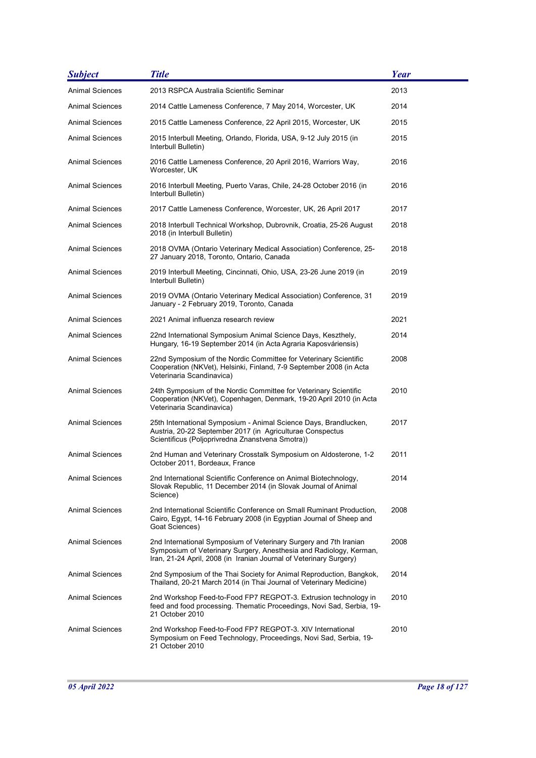| Subject | Title | Year |
|---|---|---|
| Animal Sciences | 2013 RSPCA Australia Scientific Seminar | 2013 |
| Animal Sciences | 2014 Cattle Lameness Conference, 7 May 2014, Worcester, UK | 2014 |
| Animal Sciences | 2015 Cattle Lameness Conference, 22 April 2015, Worcester, UK | 2015 |
| Animal Sciences | 2015 Interbull Meeting, Orlando, Florida, USA, 9-12 July 2015 (in Interbull Bulletin) | 2015 |
| Animal Sciences | 2016 Cattle Lameness Conference, 20 April 2016, Warriors Way, Worcester, UK | 2016 |
| Animal Sciences | 2016 Interbull Meeting, Puerto Varas, Chile, 24-28 October 2016 (in Interbull Bulletin) | 2016 |
| Animal Sciences | 2017 Cattle Lameness Conference, Worcester, UK, 26 April 2017 | 2017 |
| Animal Sciences | 2018 Interbull Technical Workshop, Dubrovnik, Croatia, 25-26 August 2018 (in Interbull Bulletin) | 2018 |
| Animal Sciences | 2018 OVMA (Ontario Veterinary Medical Association) Conference, 25-27 January 2018, Toronto, Ontario, Canada | 2018 |
| Animal Sciences | 2019 Interbull Meeting, Cincinnati, Ohio, USA, 23-26 June 2019 (in Interbull Bulletin) | 2019 |
| Animal Sciences | 2019 OVMA (Ontario Veterinary Medical Association) Conference, 31 January - 2 February 2019, Toronto, Canada | 2019 |
| Animal Sciences | 2021 Animal influenza research review | 2021 |
| Animal Sciences | 22nd International Symposium Animal Science Days, Keszthely, Hungary, 16-19 September 2014 (in Acta Agraria Kaposváriensis) | 2014 |
| Animal Sciences | 22nd Symposium of the Nordic Committee for Veterinary Scientific Cooperation (NKVet), Helsinki, Finland, 7-9 September 2008 (in Acta Veterinaria Scandinavica) | 2008 |
| Animal Sciences | 24th Symposium of the Nordic Committee for Veterinary Scientific Cooperation (NKVet), Copenhagen, Denmark, 19-20 April 2010 (in Acta Veterinaria Scandinavica) | 2010 |
| Animal Sciences | 25th International Symposium - Animal Science Days, Brandlucken, Austria, 20-22 September 2017 (in Agriculturae Conspectus Scientificus (Poljoprivredna Znanstvena Smotra)) | 2017 |
| Animal Sciences | 2nd Human and Veterinary Crosstalk Symposium on Aldosterone, 1-2 October 2011, Bordeaux, France | 2011 |
| Animal Sciences | 2nd International Scientific Conference on Animal Biotechnology, Slovak Republic, 11 December 2014 (in Slovak Journal of Animal Science) | 2014 |
| Animal Sciences | 2nd International Scientific Conference on Small Ruminant Production, Cairo, Egypt, 14-16 February 2008 (in Egyptian Journal of Sheep and Goat Sciences) | 2008 |
| Animal Sciences | 2nd International Symposium of Veterinary Surgery and 7th Iranian Symposium of Veterinary Surgery, Anesthesia and Radiology, Kerman, Iran, 21-24 April, 2008 (in Iranian Journal of Veterinary Surgery) | 2008 |
| Animal Sciences | 2nd Symposium of the Thai Society for Animal Reproduction, Bangkok, Thailand, 20-21 March 2014 (in Thai Journal of Veterinary Medicine) | 2014 |
| Animal Sciences | 2nd Workshop Feed-to-Food FP7 REGPOT-3. Extrusion technology in feed and food processing. Thematic Proceedings, Novi Sad, Serbia, 19-21 October 2010 | 2010 |
| Animal Sciences | 2nd Workshop Feed-to-Food FP7 REGPOT-3. XIV International Symposium on Feed Technology, Proceedings, Novi Sad, Serbia, 19-21 October 2010 | 2010 |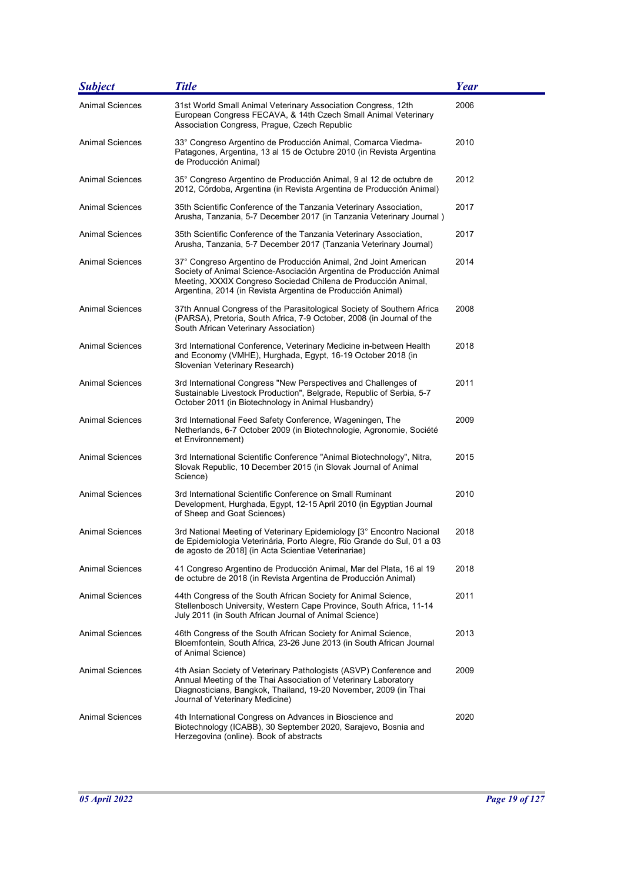| Subject | Title | Year |
|---|---|---|
| Animal Sciences | 31st World Small Animal Veterinary Association Congress, 12th European Congress FECAVA, & 14th Czech Small Animal Veterinary Association Congress, Prague, Czech Republic | 2006 |
| Animal Sciences | 33° Congreso Argentino de Producción Animal, Comarca Viedma-Patagones, Argentina, 13 al 15 de Octubre 2010 (in Revista Argentina de Producción Animal) | 2010 |
| Animal Sciences | 35° Congreso Argentino de Producción Animal, 9 al 12 de octubre de 2012, Córdoba, Argentina (in Revista Argentina de Producción Animal) | 2012 |
| Animal Sciences | 35th Scientific Conference of the Tanzania Veterinary Association, Arusha, Tanzania, 5-7 December 2017 (in Tanzania Veterinary Journal ) | 2017 |
| Animal Sciences | 35th Scientific Conference of the Tanzania Veterinary Association, Arusha, Tanzania, 5-7 December 2017 (Tanzania Veterinary Journal) | 2017 |
| Animal Sciences | 37° Congreso Argentino de Producción Animal, 2nd Joint American Society of Animal Science-Asociación Argentina de Producción Animal Meeting, XXXIX Congreso Sociedad Chilena de Producción Animal, Argentina, 2014 (in Revista Argentina de Producción Animal) | 2014 |
| Animal Sciences | 37th Annual Congress of the Parasitological Society of Southern Africa (PARSA), Pretoria, South Africa, 7-9 October, 2008 (in Journal of the South African Veterinary Association) | 2008 |
| Animal Sciences | 3rd International Conference, Veterinary Medicine in-between Health and Economy (VMHE), Hurghada, Egypt, 16-19 October 2018 (in Slovenian Veterinary Research) | 2018 |
| Animal Sciences | 3rd International Congress "New Perspectives and Challenges of Sustainable Livestock Production", Belgrade, Republic of Serbia, 5-7 October 2011 (in Biotechnology in Animal Husbandry) | 2011 |
| Animal Sciences | 3rd International Feed Safety Conference, Wageningen, The Netherlands, 6-7 October 2009 (in Biotechnologie, Agronomie, Société et Environnement) | 2009 |
| Animal Sciences | 3rd International Scientific Conference "Animal Biotechnology", Nitra, Slovak Republic, 10 December 2015 (in Slovak Journal of Animal Science) | 2015 |
| Animal Sciences | 3rd International Scientific Conference on Small Ruminant Development, Hurghada, Egypt, 12-15 April 2010 (in Egyptian Journal of Sheep and Goat Sciences) | 2010 |
| Animal Sciences | 3rd National Meeting of Veterinary Epidemiology [3° Encontro Nacional de Epidemiologia Veterinária, Porto Alegre, Rio Grande do Sul, 01 a 03 de agosto de 2018] (in Acta Scientiae Veterinariae) | 2018 |
| Animal Sciences | 41 Congreso Argentino de Producción Animal, Mar del Plata, 16 al 19 de octubre de 2018 (in Revista Argentina de Producción Animal) | 2018 |
| Animal Sciences | 44th Congress of the South African Society for Animal Science, Stellenbosch University, Western Cape Province, South Africa, 11-14 July 2011 (in South African Journal of Animal Science) | 2011 |
| Animal Sciences | 46th Congress of the South African Society for Animal Science, Bloemfontein, South Africa, 23-26 June 2013 (in South African Journal of Animal Science) | 2013 |
| Animal Sciences | 4th Asian Society of Veterinary Pathologists (ASVP) Conference and Annual Meeting of the Thai Association of Veterinary Laboratory Diagnosticians, Bangkok, Thailand, 19-20 November, 2009 (in Thai Journal of Veterinary Medicine) | 2009 |
| Animal Sciences | 4th International Congress on Advances in Bioscience and Biotechnology (ICABB), 30 September 2020, Sarajevo, Bosnia and Herzegovina (online). Book of abstracts | 2020 |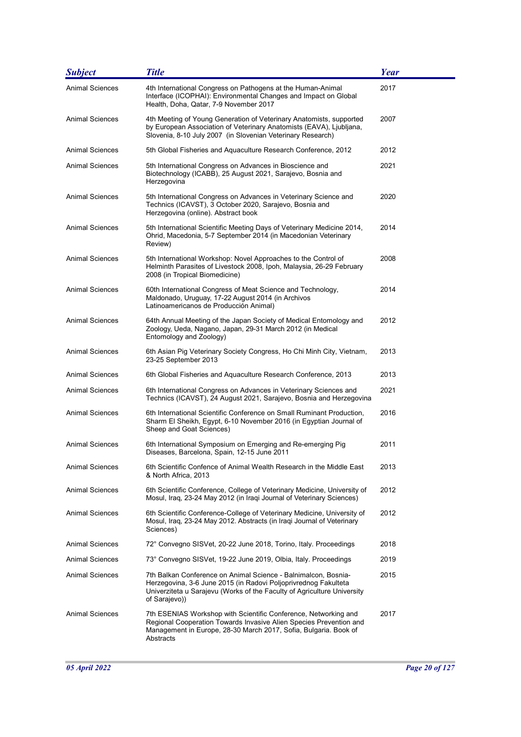| Subject | Title | Year |
|---|---|---|
| Animal Sciences | 4th International Congress on Pathogens at the Human-Animal Interface (ICOPHAI): Environmental Changes and Impact on Global Health, Doha, Qatar, 7-9 November 2017 | 2017 |
| Animal Sciences | 4th Meeting of Young Generation of Veterinary Anatomists, supported by European Association of Veterinary Anatomists (EAVA), Ljubljana, Slovenia, 8-10 July 2007 (in Slovenian Veterinary Research) | 2007 |
| Animal Sciences | 5th Global Fisheries and Aquaculture Research Conference, 2012 | 2012 |
| Animal Sciences | 5th International Congress on Advances in Bioscience and Biotechnology (ICABB), 25 August 2021, Sarajevo, Bosnia and Herzegovina | 2021 |
| Animal Sciences | 5th International Congress on Advances in Veterinary Science and Technics (ICAVST), 3 October 2020, Sarajevo, Bosnia and Herzegovina (online). Abstract book | 2020 |
| Animal Sciences | 5th International Scientific Meeting Days of Veterinary Medicine 2014, Ohrid, Macedonia, 5-7 September 2014 (in Macedonian Veterinary Review) | 2014 |
| Animal Sciences | 5th International Workshop: Novel Approaches to the Control of Helminth Parasites of Livestock 2008, Ipoh, Malaysia, 26-29 February 2008 (in Tropical Biomedicine) | 2008 |
| Animal Sciences | 60th International Congress of Meat Science and Technology, Maldonado, Uruguay, 17-22 August 2014 (in Archivos Latinoamericanos de Producción Animal) | 2014 |
| Animal Sciences | 64th Annual Meeting of the Japan Society of Medical Entomology and Zoology, Ueda, Nagano, Japan, 29-31 March 2012 (in Medical Entomology and Zoology) | 2012 |
| Animal Sciences | 6th Asian Pig Veterinary Society Congress, Ho Chi Minh City, Vietnam, 23-25 September 2013 | 2013 |
| Animal Sciences | 6th Global Fisheries and Aquaculture Research Conference, 2013 | 2013 |
| Animal Sciences | 6th International Congress on Advances in Veterinary Sciences and Technics (ICAVST), 24 August 2021, Sarajevo, Bosnia and Herzegovina | 2021 |
| Animal Sciences | 6th International Scientific Conference on Small Ruminant Production, Sharm El Sheikh, Egypt, 6-10 November 2016 (in Egyptian Journal of Sheep and Goat Sciences) | 2016 |
| Animal Sciences | 6th International Symposium on Emerging and Re-emerging Pig Diseases, Barcelona, Spain, 12-15 June 2011 | 2011 |
| Animal Sciences | 6th Scientific Confence of Animal Wealth Research in the Middle East & North Africa, 2013 | 2013 |
| Animal Sciences | 6th Scientific Conference, College of Veterinary Medicine, University of Mosul, Iraq, 23-24 May 2012 (in Iraqi Journal of Veterinary Sciences) | 2012 |
| Animal Sciences | 6th Scientific Conference-College of Veterinary Medicine, University of Mosul, Iraq, 23-24 May 2012. Abstracts (in Iraqi Journal of Veterinary Sciences) | 2012 |
| Animal Sciences | 72° Convegno SISVet, 20-22 June 2018, Torino, Italy. Proceedings | 2018 |
| Animal Sciences | 73° Convegno SISVet, 19-22 June 2019, Olbia, Italy. Proceedings | 2019 |
| Animal Sciences | 7th Balkan Conference on Animal Science - Balnimalcon, Bosnia-Herzegovina, 3-6 June 2015 (in Radovi Poljoprivrednog Fakulteta Univerziteta u Sarajevu (Works of the Faculty of Agriculture University of Sarajevo)) | 2015 |
| Animal Sciences | 7th ESENIAS Workshop with Scientific Conference, Networking and Regional Cooperation Towards Invasive Alien Species Prevention and Management in Europe, 28-30 March 2017, Sofia, Bulgaria. Book of Abstracts | 2017 |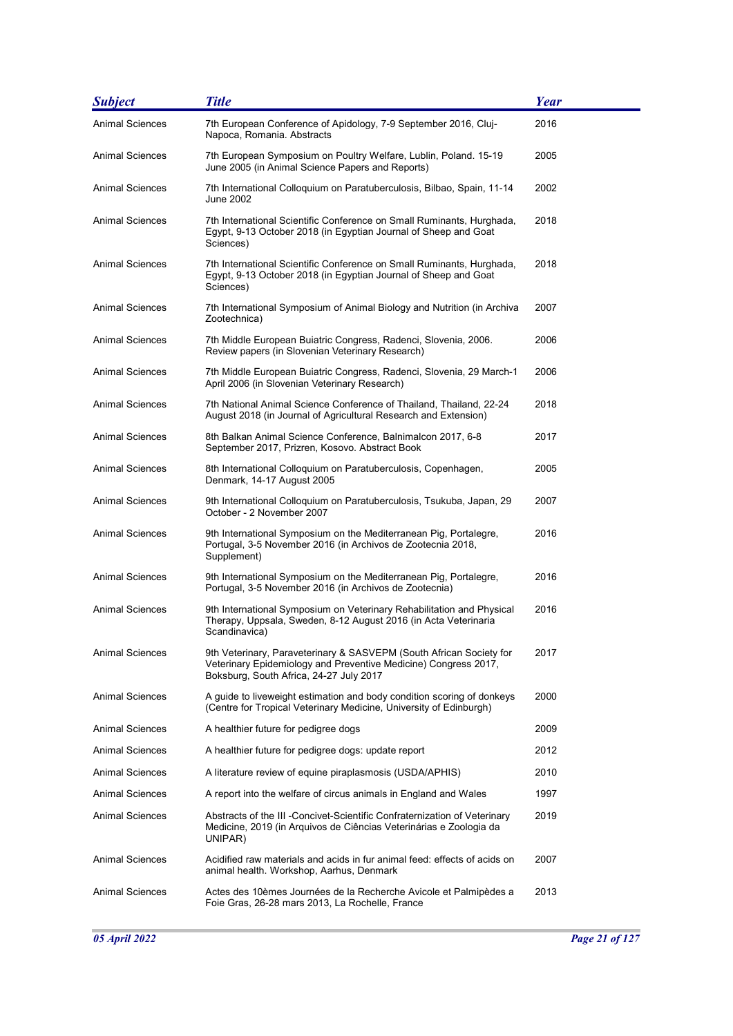| Subject | Title | Year |
| --- | --- | --- |
| Animal Sciences | 7th European Conference of Apidology, 7-9 September 2016, Cluj-Napoca, Romania. Abstracts | 2016 |
| Animal Sciences | 7th European Symposium on Poultry Welfare, Lublin, Poland. 15-19 June 2005 (in Animal Science Papers and Reports) | 2005 |
| Animal Sciences | 7th International Colloquium on Paratuberculosis, Bilbao, Spain, 11-14 June 2002 | 2002 |
| Animal Sciences | 7th International Scientific Conference on Small Ruminants, Hurghada, Egypt, 9-13 October 2018 (in Egyptian Journal of Sheep and Goat Sciences) | 2018 |
| Animal Sciences | 7th International Scientific Conference on Small Ruminants, Hurghada, Egypt, 9-13 October 2018 (in Egyptian Journal of Sheep and Goat Sciences) | 2018 |
| Animal Sciences | 7th International Symposium of Animal Biology and Nutrition (in Archiva Zootechnica) | 2007 |
| Animal Sciences | 7th Middle European Buiatric Congress, Radenci, Slovenia, 2006. Review papers (in Slovenian Veterinary Research) | 2006 |
| Animal Sciences | 7th Middle European Buiatric Congress, Radenci, Slovenia, 29 March-1 April 2006 (in Slovenian Veterinary Research) | 2006 |
| Animal Sciences | 7th National Animal Science Conference of Thailand, Thailand, 22-24 August 2018 (in Journal of Agricultural Research and Extension) | 2018 |
| Animal Sciences | 8th Balkan Animal Science Conference, Balnimalcon 2017, 6-8 September 2017, Prizren, Kosovo. Abstract Book | 2017 |
| Animal Sciences | 8th International Colloquium on Paratuberculosis, Copenhagen, Denmark, 14-17 August 2005 | 2005 |
| Animal Sciences | 9th International Colloquium on Paratuberculosis, Tsukuba, Japan, 29 October - 2 November 2007 | 2007 |
| Animal Sciences | 9th International Symposium on the Mediterranean Pig, Portalegre, Portugal, 3-5 November 2016 (in Archivos de Zootecnia 2018, Supplement) | 2016 |
| Animal Sciences | 9th International Symposium on the Mediterranean Pig, Portalegre, Portugal, 3-5 November 2016 (in Archivos de Zootecnia) | 2016 |
| Animal Sciences | 9th International Symposium on Veterinary Rehabilitation and Physical Therapy, Uppsala, Sweden, 8-12 August 2016 (in Acta Veterinaria Scandinavica) | 2016 |
| Animal Sciences | 9th Veterinary, Paraveterinary & SASVEPM (South African Society for Veterinary Epidemiology and Preventive Medicine) Congress 2017, Boksburg, South Africa, 24-27 July 2017 | 2017 |
| Animal Sciences | A guide to liveweight estimation and body condition scoring of donkeys (Centre for Tropical Veterinary Medicine, University of Edinburgh) | 2000 |
| Animal Sciences | A healthier future for pedigree dogs | 2009 |
| Animal Sciences | A healthier future for pedigree dogs: update report | 2012 |
| Animal Sciences | A literature review of equine piraplasmosis (USDA/APHIS) | 2010 |
| Animal Sciences | A report into the welfare of circus animals in England and Wales | 1997 |
| Animal Sciences | Abstracts of the III -Concivet-Scientific Confraternization of Veterinary Medicine, 2019 (in Arquivos de Ciências Veterinárias e Zoologia da UNIPAR) | 2019 |
| Animal Sciences | Acidified raw materials and acids in fur animal feed: effects of acids on animal health. Workshop, Aarhus, Denmark | 2007 |
| Animal Sciences | Actes des 10èmes Journées de la Recherche Avicole et Palmipèdes a Foie Gras, 26-28 mars 2013, La Rochelle, France | 2013 |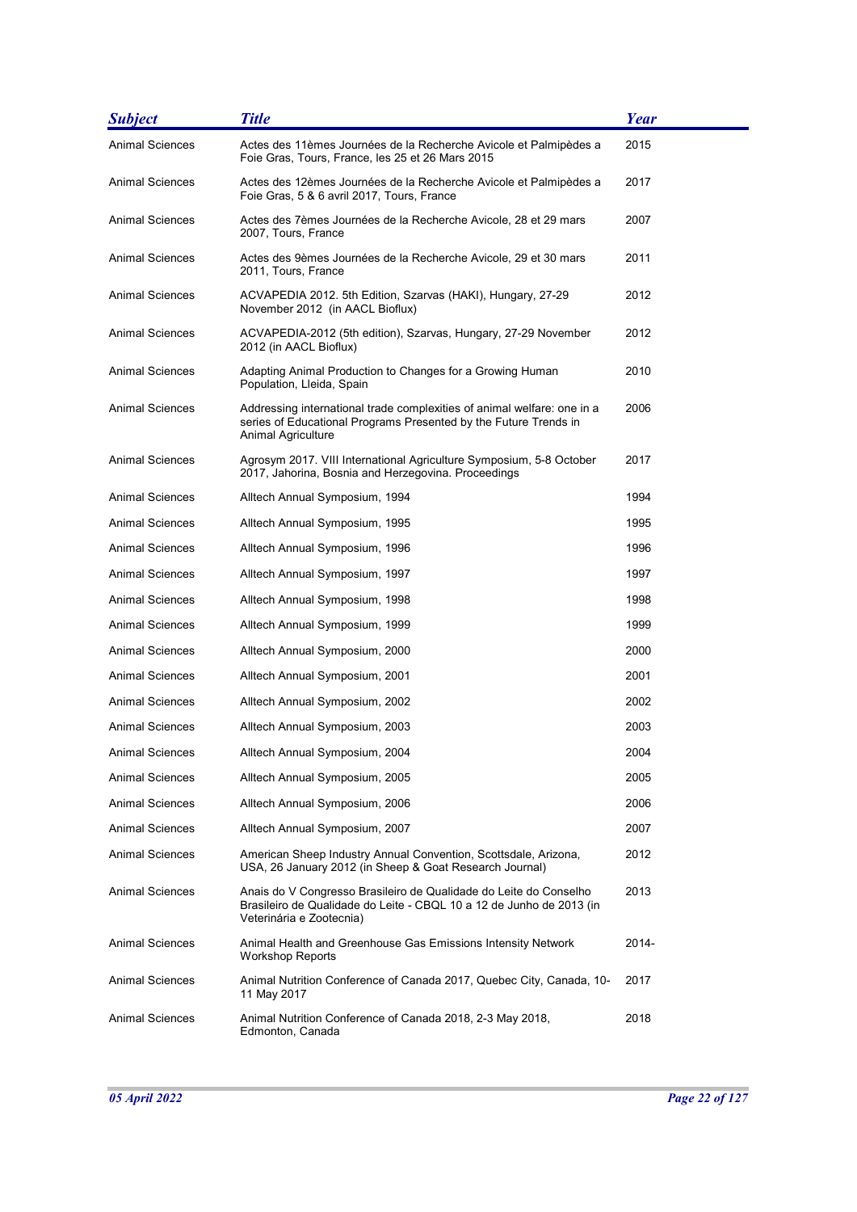| Subject | Title | Year |
|---|---|---|
| Animal Sciences | Actes des 11èmes Journées de la Recherche Avicole et Palmipèdes a Foie Gras, Tours, France, les 25 et 26 Mars 2015 | 2015 |
| Animal Sciences | Actes des 12èmes Journées de la Recherche Avicole et Palmipèdes a Foie Gras, 5 & 6 avril 2017, Tours, France | 2017 |
| Animal Sciences | Actes des 7èmes Journées de la Recherche Avicole, 28 et 29 mars 2007, Tours, France | 2007 |
| Animal Sciences | Actes des 9èmes Journées de la Recherche Avicole, 29 et 30 mars 2011, Tours, France | 2011 |
| Animal Sciences | ACVAPEDIA 2012. 5th Edition, Szarvas (HAKI), Hungary, 27-29 November 2012 (in AACL Bioflux) | 2012 |
| Animal Sciences | ACVAPEDIA-2012 (5th edition), Szarvas, Hungary, 27-29 November 2012 (in AACL Bioflux) | 2012 |
| Animal Sciences | Adapting Animal Production to Changes for a Growing Human Population, Lleida, Spain | 2010 |
| Animal Sciences | Addressing international trade complexities of animal welfare: one in a series of Educational Programs Presented by the Future Trends in Animal Agriculture | 2006 |
| Animal Sciences | Agrosym 2017. VIII International Agriculture Symposium, 5-8 October 2017, Jahorina, Bosnia and Herzegovina. Proceedings | 2017 |
| Animal Sciences | Alltech Annual Symposium, 1994 | 1994 |
| Animal Sciences | Alltech Annual Symposium, 1995 | 1995 |
| Animal Sciences | Alltech Annual Symposium, 1996 | 1996 |
| Animal Sciences | Alltech Annual Symposium, 1997 | 1997 |
| Animal Sciences | Alltech Annual Symposium, 1998 | 1998 |
| Animal Sciences | Alltech Annual Symposium, 1999 | 1999 |
| Animal Sciences | Alltech Annual Symposium, 2000 | 2000 |
| Animal Sciences | Alltech Annual Symposium, 2001 | 2001 |
| Animal Sciences | Alltech Annual Symposium, 2002 | 2002 |
| Animal Sciences | Alltech Annual Symposium, 2003 | 2003 |
| Animal Sciences | Alltech Annual Symposium, 2004 | 2004 |
| Animal Sciences | Alltech Annual Symposium, 2005 | 2005 |
| Animal Sciences | Alltech Annual Symposium, 2006 | 2006 |
| Animal Sciences | Alltech Annual Symposium, 2007 | 2007 |
| Animal Sciences | American Sheep Industry Annual Convention, Scottsdale, Arizona, USA, 26 January 2012 (in Sheep & Goat Research Journal) | 2012 |
| Animal Sciences | Anais do V Congresso Brasileiro de Qualidade do Leite do Conselho Brasileiro de Qualidade do Leite - CBQL 10 a 12 de Junho de 2013 (in Veterinária e Zootecnia) | 2013 |
| Animal Sciences | Animal Health and Greenhouse Gas Emissions Intensity Network Workshop Reports | 2014- |
| Animal Sciences | Animal Nutrition Conference of Canada 2017, Quebec City, Canada, 10-11 May 2017 | 2017 |
| Animal Sciences | Animal Nutrition Conference of Canada 2018, 2-3 May 2018, Edmonton, Canada | 2018 |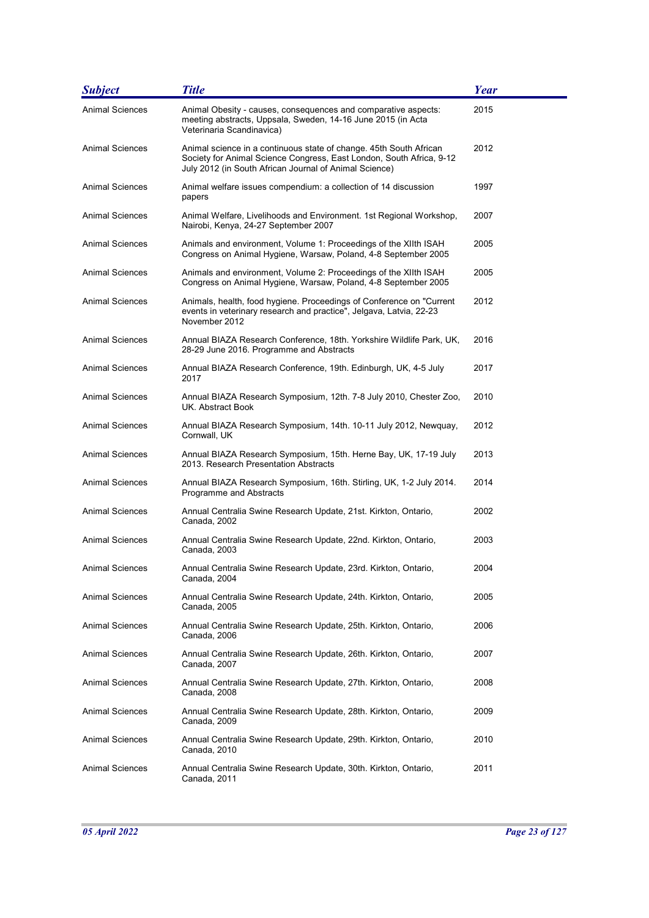| Subject | Title | Year |
| --- | --- | --- |
| Animal Sciences | Animal Obesity - causes, consequences and comparative aspects: meeting abstracts, Uppsala, Sweden, 14-16 June 2015 (in Acta Veterinaria Scandinavica) | 2015 |
| Animal Sciences | Animal science in a continuous state of change. 45th South African Society for Animal Science Congress, East London, South Africa, 9-12 July 2012 (in South African Journal of Animal Science) | 2012 |
| Animal Sciences | Animal welfare issues compendium: a collection of 14 discussion papers | 1997 |
| Animal Sciences | Animal Welfare, Livelihoods and Environment. 1st Regional Workshop, Nairobi, Kenya, 24-27 September 2007 | 2007 |
| Animal Sciences | Animals and environment, Volume 1: Proceedings of the XIIth ISAH Congress on Animal Hygiene, Warsaw, Poland, 4-8 September 2005 | 2005 |
| Animal Sciences | Animals and environment, Volume 2: Proceedings of the XIIth ISAH Congress on Animal Hygiene, Warsaw, Poland, 4-8 September 2005 | 2005 |
| Animal Sciences | Animals, health, food hygiene. Proceedings of Conference on "Current events in veterinary research and practice", Jelgava, Latvia, 22-23 November 2012 | 2012 |
| Animal Sciences | Annual BIAZA Research Conference, 18th. Yorkshire Wildlife Park, UK, 28-29 June 2016. Programme and Abstracts | 2016 |
| Animal Sciences | Annual BIAZA Research Conference, 19th. Edinburgh, UK, 4-5 July 2017 | 2017 |
| Animal Sciences | Annual BIAZA Research Symposium, 12th. 7-8 July 2010, Chester Zoo, UK. Abstract Book | 2010 |
| Animal Sciences | Annual BIAZA Research Symposium, 14th. 10-11 July 2012, Newquay, Cornwall, UK | 2012 |
| Animal Sciences | Annual BIAZA Research Symposium, 15th. Herne Bay, UK, 17-19 July 2013. Research Presentation Abstracts | 2013 |
| Animal Sciences | Annual BIAZA Research Symposium, 16th. Stirling, UK, 1-2 July 2014. Programme and Abstracts | 2014 |
| Animal Sciences | Annual Centralia Swine Research Update, 21st. Kirkton, Ontario, Canada, 2002 | 2002 |
| Animal Sciences | Annual Centralia Swine Research Update, 22nd. Kirkton, Ontario, Canada, 2003 | 2003 |
| Animal Sciences | Annual Centralia Swine Research Update, 23rd. Kirkton, Ontario, Canada, 2004 | 2004 |
| Animal Sciences | Annual Centralia Swine Research Update, 24th. Kirkton, Ontario, Canada, 2005 | 2005 |
| Animal Sciences | Annual Centralia Swine Research Update, 25th. Kirkton, Ontario, Canada, 2006 | 2006 |
| Animal Sciences | Annual Centralia Swine Research Update, 26th. Kirkton, Ontario, Canada, 2007 | 2007 |
| Animal Sciences | Annual Centralia Swine Research Update, 27th. Kirkton, Ontario, Canada, 2008 | 2008 |
| Animal Sciences | Annual Centralia Swine Research Update, 28th. Kirkton, Ontario, Canada, 2009 | 2009 |
| Animal Sciences | Annual Centralia Swine Research Update, 29th. Kirkton, Ontario, Canada, 2010 | 2010 |
| Animal Sciences | Annual Centralia Swine Research Update, 30th. Kirkton, Ontario, Canada, 2011 | 2011 |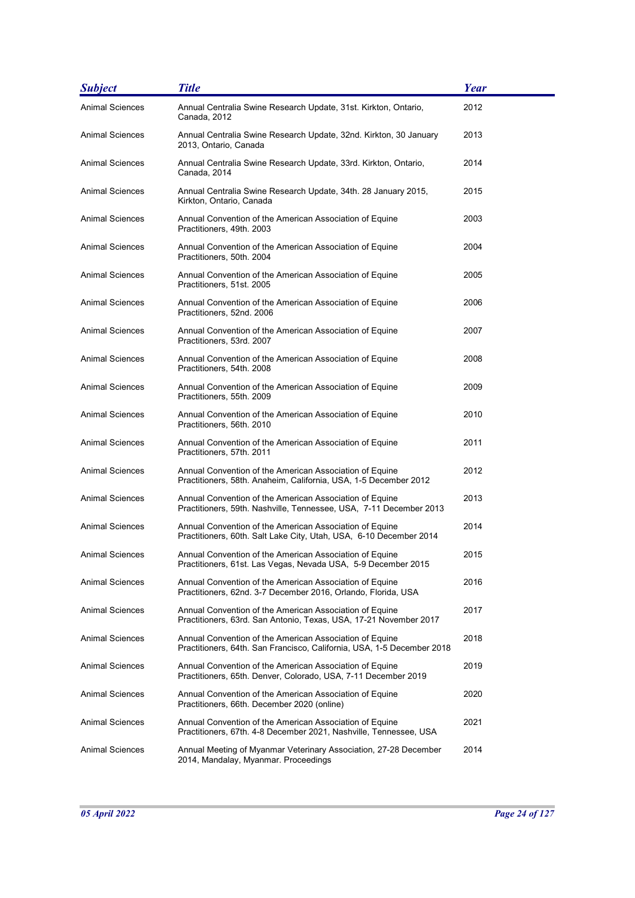| Subject | Title | Year |
| --- | --- | --- |
| Animal Sciences | Annual Centralia Swine Research Update, 31st. Kirkton, Ontario, Canada, 2012 | 2012 |
| Animal Sciences | Annual Centralia Swine Research Update, 32nd. Kirkton, 30 January 2013, Ontario, Canada | 2013 |
| Animal Sciences | Annual Centralia Swine Research Update, 33rd. Kirkton, Ontario, Canada, 2014 | 2014 |
| Animal Sciences | Annual Centralia Swine Research Update, 34th. 28 January 2015, Kirkton, Ontario, Canada | 2015 |
| Animal Sciences | Annual Convention of the American Association of Equine Practitioners, 49th. 2003 | 2003 |
| Animal Sciences | Annual Convention of the American Association of Equine Practitioners, 50th. 2004 | 2004 |
| Animal Sciences | Annual Convention of the American Association of Equine Practitioners, 51st. 2005 | 2005 |
| Animal Sciences | Annual Convention of the American Association of Equine Practitioners, 52nd. 2006 | 2006 |
| Animal Sciences | Annual Convention of the American Association of Equine Practitioners, 53rd. 2007 | 2007 |
| Animal Sciences | Annual Convention of the American Association of Equine Practitioners, 54th. 2008 | 2008 |
| Animal Sciences | Annual Convention of the American Association of Equine Practitioners, 55th. 2009 | 2009 |
| Animal Sciences | Annual Convention of the American Association of Equine Practitioners, 56th. 2010 | 2010 |
| Animal Sciences | Annual Convention of the American Association of Equine Practitioners, 57th. 2011 | 2011 |
| Animal Sciences | Annual Convention of the American Association of Equine Practitioners, 58th. Anaheim, California, USA, 1-5 December 2012 | 2012 |
| Animal Sciences | Annual Convention of the American Association of Equine Practitioners, 59th. Nashville, Tennessee, USA, 7-11 December 2013 | 2013 |
| Animal Sciences | Annual Convention of the American Association of Equine Practitioners, 60th. Salt Lake City, Utah, USA, 6-10 December 2014 | 2014 |
| Animal Sciences | Annual Convention of the American Association of Equine Practitioners, 61st. Las Vegas, Nevada USA, 5-9 December 2015 | 2015 |
| Animal Sciences | Annual Convention of the American Association of Equine Practitioners, 62nd. 3-7 December 2016, Orlando, Florida, USA | 2016 |
| Animal Sciences | Annual Convention of the American Association of Equine Practitioners, 63rd. San Antonio, Texas, USA, 17-21 November 2017 | 2017 |
| Animal Sciences | Annual Convention of the American Association of Equine Practitioners, 64th. San Francisco, California, USA, 1-5 December 2018 | 2018 |
| Animal Sciences | Annual Convention of the American Association of Equine Practitioners, 65th. Denver, Colorado, USA, 7-11 December 2019 | 2019 |
| Animal Sciences | Annual Convention of the American Association of Equine Practitioners, 66th. December 2020 (online) | 2020 |
| Animal Sciences | Annual Convention of the American Association of Equine Practitioners, 67th. 4-8 December 2021, Nashville, Tennessee, USA | 2021 |
| Animal Sciences | Annual Meeting of Myanmar Veterinary Association, 27-28 December 2014, Mandalay, Myanmar. Proceedings | 2014 |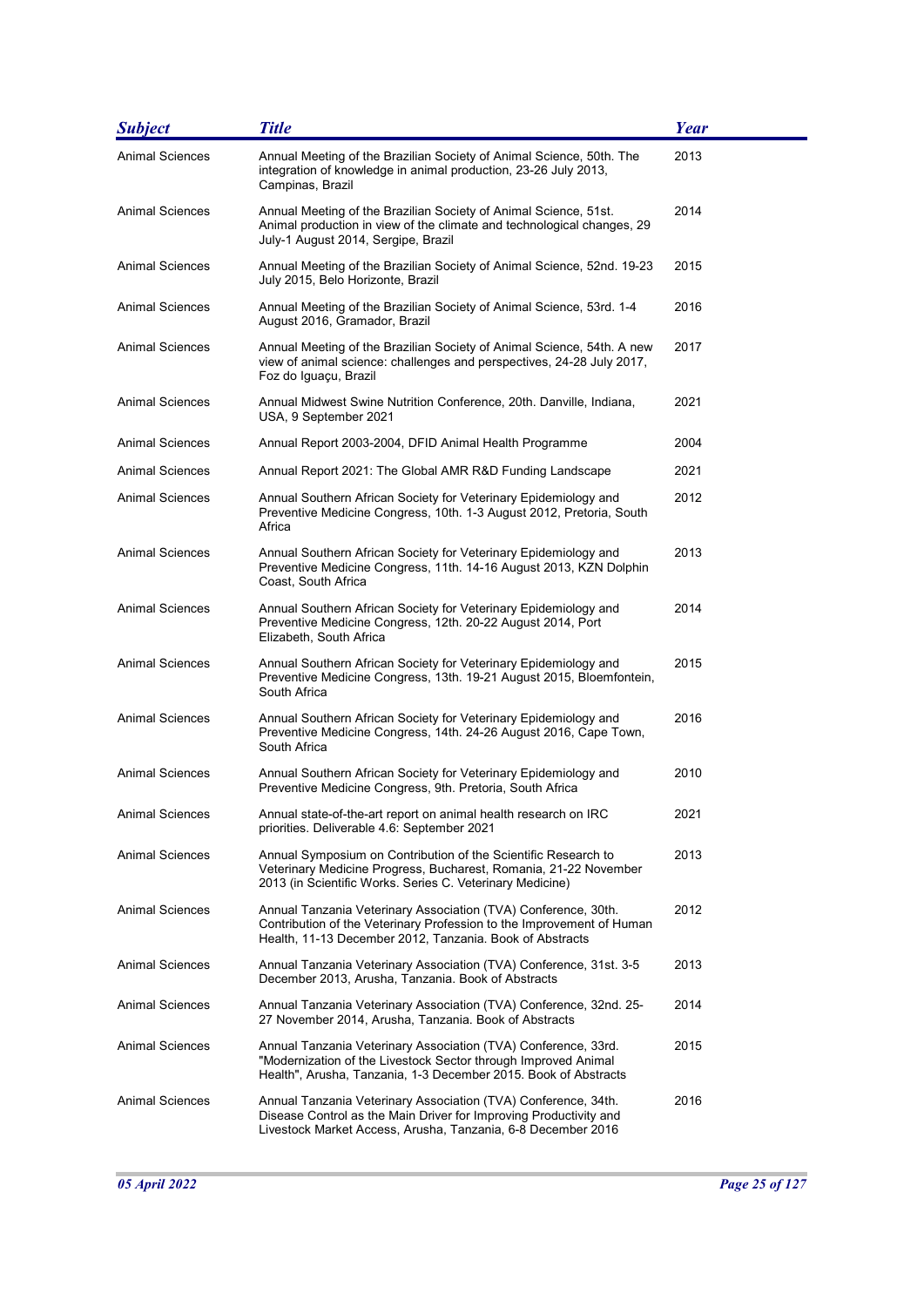| Subject | Title | Year |
|---|---|---|
| Animal Sciences | Annual Meeting of the Brazilian Society of Animal Science, 50th. The integration of knowledge in animal production, 23-26 July 2013, Campinas, Brazil | 2013 |
| Animal Sciences | Annual Meeting of the Brazilian Society of Animal Science, 51st. Animal production in view of the climate and technological changes, 29 July-1 August 2014, Sergipe, Brazil | 2014 |
| Animal Sciences | Annual Meeting of the Brazilian Society of Animal Science, 52nd. 19-23 July 2015, Belo Horizonte, Brazil | 2015 |
| Animal Sciences | Annual Meeting of the Brazilian Society of Animal Science, 53rd. 1-4 August 2016, Gramador, Brazil | 2016 |
| Animal Sciences | Annual Meeting of the Brazilian Society of Animal Science, 54th. A new view of animal science: challenges and perspectives, 24-28 July 2017, Foz do Iguaçu, Brazil | 2017 |
| Animal Sciences | Annual Midwest Swine Nutrition Conference, 20th. Danville, Indiana, USA, 9 September 2021 | 2021 |
| Animal Sciences | Annual Report 2003-2004, DFID Animal Health Programme | 2004 |
| Animal Sciences | Annual Report 2021: The Global AMR R&D Funding Landscape | 2021 |
| Animal Sciences | Annual Southern African Society for Veterinary Epidemiology and Preventive Medicine Congress, 10th. 1-3 August 2012, Pretoria, South Africa | 2012 |
| Animal Sciences | Annual Southern African Society for Veterinary Epidemiology and Preventive Medicine Congress, 11th. 14-16 August 2013, KZN Dolphin Coast, South Africa | 2013 |
| Animal Sciences | Annual Southern African Society for Veterinary Epidemiology and Preventive Medicine Congress, 12th. 20-22 August 2014, Port Elizabeth, South Africa | 2014 |
| Animal Sciences | Annual Southern African Society for Veterinary Epidemiology and Preventive Medicine Congress, 13th. 19-21 August 2015, Bloemfontein, South Africa | 2015 |
| Animal Sciences | Annual Southern African Society for Veterinary Epidemiology and Preventive Medicine Congress, 14th. 24-26 August 2016, Cape Town, South Africa | 2016 |
| Animal Sciences | Annual Southern African Society for Veterinary Epidemiology and Preventive Medicine Congress, 9th. Pretoria, South Africa | 2010 |
| Animal Sciences | Annual state-of-the-art report on animal health research on IRC priorities. Deliverable 4.6: September 2021 | 2021 |
| Animal Sciences | Annual Symposium on Contribution of the Scientific Research to Veterinary Medicine Progress, Bucharest, Romania, 21-22 November 2013 (in Scientific Works. Series C. Veterinary Medicine) | 2013 |
| Animal Sciences | Annual Tanzania Veterinary Association (TVA) Conference, 30th. Contribution of the Veterinary Profession to the Improvement of Human Health, 11-13 December 2012, Tanzania. Book of Abstracts | 2012 |
| Animal Sciences | Annual Tanzania Veterinary Association (TVA) Conference, 31st. 3-5 December 2013, Arusha, Tanzania. Book of Abstracts | 2013 |
| Animal Sciences | Annual Tanzania Veterinary Association (TVA) Conference, 32nd. 25-27 November 2014, Arusha, Tanzania. Book of Abstracts | 2014 |
| Animal Sciences | Annual Tanzania Veterinary Association (TVA) Conference, 33rd. "Modernization of the Livestock Sector through Improved Animal Health", Arusha, Tanzania, 1-3 December 2015. Book of Abstracts | 2015 |
| Animal Sciences | Annual Tanzania Veterinary Association (TVA) Conference, 34th. Disease Control as the Main Driver for Improving Productivity and Livestock Market Access, Arusha, Tanzania, 6-8 December 2016 | 2016 |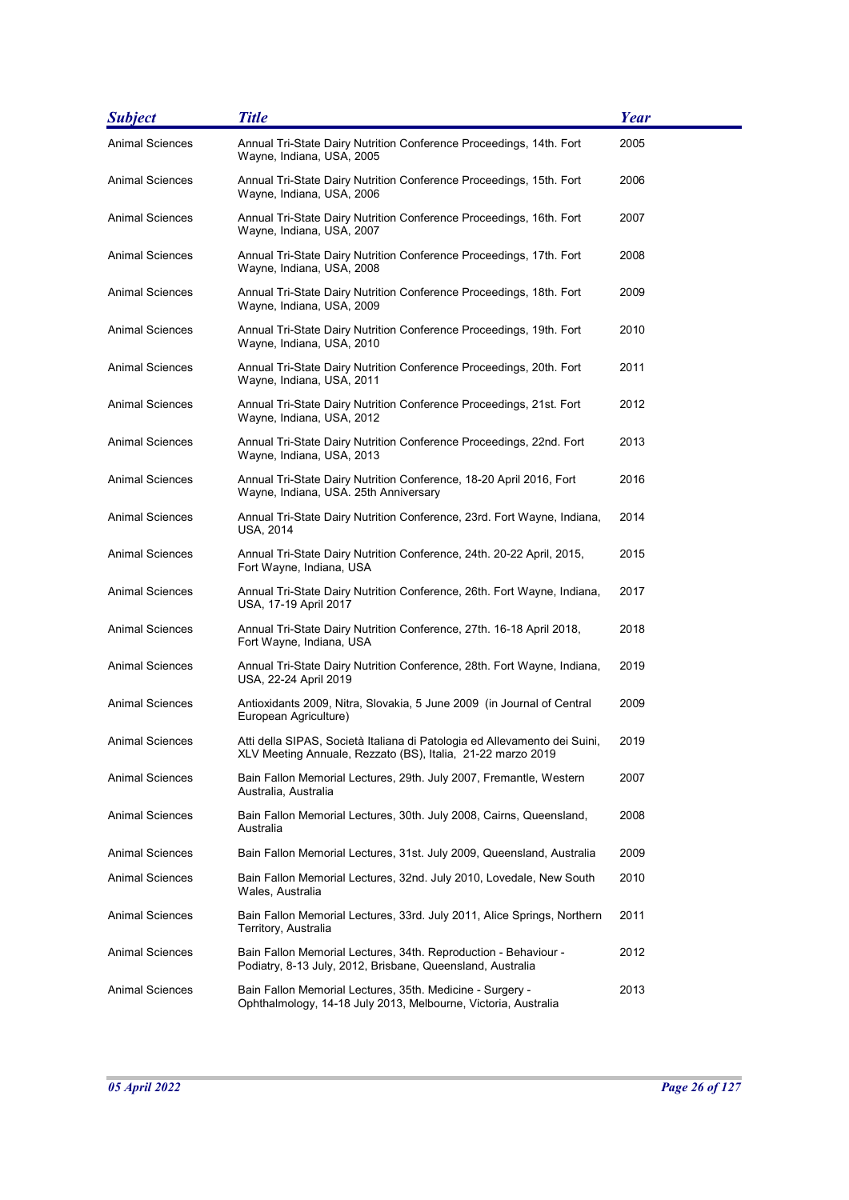| Subject | Title | Year |
| --- | --- | --- |
| Animal Sciences | Annual Tri-State Dairy Nutrition Conference Proceedings, 14th. Fort Wayne, Indiana, USA, 2005 | 2005 |
| Animal Sciences | Annual Tri-State Dairy Nutrition Conference Proceedings, 15th. Fort Wayne, Indiana, USA, 2006 | 2006 |
| Animal Sciences | Annual Tri-State Dairy Nutrition Conference Proceedings, 16th. Fort Wayne, Indiana, USA, 2007 | 2007 |
| Animal Sciences | Annual Tri-State Dairy Nutrition Conference Proceedings, 17th. Fort Wayne, Indiana, USA, 2008 | 2008 |
| Animal Sciences | Annual Tri-State Dairy Nutrition Conference Proceedings, 18th. Fort Wayne, Indiana, USA, 2009 | 2009 |
| Animal Sciences | Annual Tri-State Dairy Nutrition Conference Proceedings, 19th. Fort Wayne, Indiana, USA, 2010 | 2010 |
| Animal Sciences | Annual Tri-State Dairy Nutrition Conference Proceedings, 20th. Fort Wayne, Indiana, USA, 2011 | 2011 |
| Animal Sciences | Annual Tri-State Dairy Nutrition Conference Proceedings, 21st. Fort Wayne, Indiana, USA, 2012 | 2012 |
| Animal Sciences | Annual Tri-State Dairy Nutrition Conference Proceedings, 22nd. Fort Wayne, Indiana, USA, 2013 | 2013 |
| Animal Sciences | Annual Tri-State Dairy Nutrition Conference, 18-20 April 2016, Fort Wayne, Indiana, USA. 25th Anniversary | 2016 |
| Animal Sciences | Annual Tri-State Dairy Nutrition Conference, 23rd. Fort Wayne, Indiana, USA, 2014 | 2014 |
| Animal Sciences | Annual Tri-State Dairy Nutrition Conference, 24th. 20-22 April, 2015, Fort Wayne, Indiana, USA | 2015 |
| Animal Sciences | Annual Tri-State Dairy Nutrition Conference, 26th. Fort Wayne, Indiana, USA, 17-19 April 2017 | 2017 |
| Animal Sciences | Annual Tri-State Dairy Nutrition Conference, 27th. 16-18 April 2018, Fort Wayne, Indiana, USA | 2018 |
| Animal Sciences | Annual Tri-State Dairy Nutrition Conference, 28th. Fort Wayne, Indiana, USA, 22-24 April 2019 | 2019 |
| Animal Sciences | Antioxidants 2009, Nitra, Slovakia, 5 June 2009 (in Journal of Central European Agriculture) | 2009 |
| Animal Sciences | Atti della SIPAS, Società Italiana di Patologia ed Allevamento dei Suini, XLV Meeting Annuale, Rezzato (BS), Italia, 21-22 marzo 2019 | 2019 |
| Animal Sciences | Bain Fallon Memorial Lectures, 29th. July 2007, Fremantle, Western Australia, Australia | 2007 |
| Animal Sciences | Bain Fallon Memorial Lectures, 30th. July 2008, Cairns, Queensland, Australia | 2008 |
| Animal Sciences | Bain Fallon Memorial Lectures, 31st. July 2009, Queensland, Australia | 2009 |
| Animal Sciences | Bain Fallon Memorial Lectures, 32nd. July 2010, Lovedale, New South Wales, Australia | 2010 |
| Animal Sciences | Bain Fallon Memorial Lectures, 33rd. July 2011, Alice Springs, Northern Territory, Australia | 2011 |
| Animal Sciences | Bain Fallon Memorial Lectures, 34th. Reproduction - Behaviour - Podiatry, 8-13 July, 2012, Brisbane, Queensland, Australia | 2012 |
| Animal Sciences | Bain Fallon Memorial Lectures, 35th. Medicine - Surgery - Ophthalmology, 14-18 July 2013, Melbourne, Victoria, Australia | 2013 |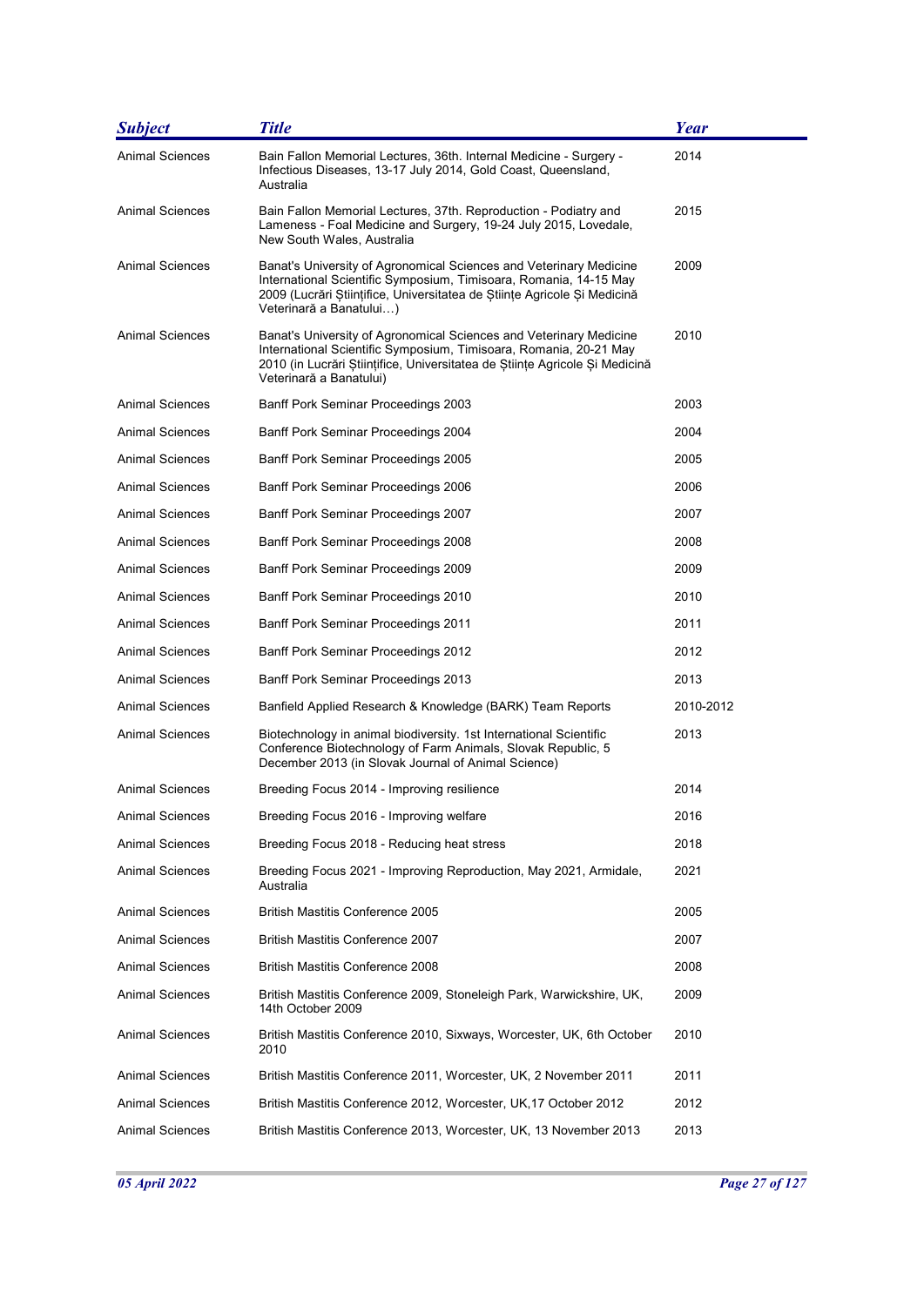| *Subject* | *Title* | *Year* |
|---|---|---|
| Animal Sciences | Bain Fallon Memorial Lectures, 36th. Internal Medicine - Surgery - Infectious Diseases, 13-17 July 2014, Gold Coast, Queensland, Australia | 2014 |
| Animal Sciences | Bain Fallon Memorial Lectures, 37th. Reproduction - Podiatry and Lameness - Foal Medicine and Surgery, 19-24 July 2015, Lovedale, New South Wales, Australia | 2015 |
| Animal Sciences | Banat's University of Agronomical Sciences and Veterinary Medicine International Scientific Symposium, Timisoara, Romania, 14-15 May 2009 (Lucrări Științifice, Universitatea de Științe Agricole Și Medicină Veterinară a Banatului…) | 2009 |
| Animal Sciences | Banat's University of Agronomical Sciences and Veterinary Medicine International Scientific Symposium, Timisoara, Romania, 20-21 May 2010 (in Lucrări Științifice, Universitatea de Științe Agricole Și Medicină Veterinară a Banatului) | 2010 |
| Animal Sciences | Banff Pork Seminar Proceedings 2003 | 2003 |
| Animal Sciences | Banff Pork Seminar Proceedings 2004 | 2004 |
| Animal Sciences | Banff Pork Seminar Proceedings 2005 | 2005 |
| Animal Sciences | Banff Pork Seminar Proceedings 2006 | 2006 |
| Animal Sciences | Banff Pork Seminar Proceedings 2007 | 2007 |
| Animal Sciences | Banff Pork Seminar Proceedings 2008 | 2008 |
| Animal Sciences | Banff Pork Seminar Proceedings 2009 | 2009 |
| Animal Sciences | Banff Pork Seminar Proceedings 2010 | 2010 |
| Animal Sciences | Banff Pork Seminar Proceedings 2011 | 2011 |
| Animal Sciences | Banff Pork Seminar Proceedings 2012 | 2012 |
| Animal Sciences | Banff Pork Seminar Proceedings 2013 | 2013 |
| Animal Sciences | Banfield Applied Research & Knowledge (BARK) Team Reports | 2010-2012 |
| Animal Sciences | Biotechnology in animal biodiversity. 1st International Scientific Conference Biotechnology of Farm Animals, Slovak Republic, 5 December 2013 (in Slovak Journal of Animal Science) | 2013 |
| Animal Sciences | Breeding Focus 2014 - Improving resilience | 2014 |
| Animal Sciences | Breeding Focus 2016 - Improving welfare | 2016 |
| Animal Sciences | Breeding Focus 2018 - Reducing heat stress | 2018 |
| Animal Sciences | Breeding Focus 2021 - Improving Reproduction, May 2021, Armidale, Australia | 2021 |
| Animal Sciences | British Mastitis Conference 2005 | 2005 |
| Animal Sciences | British Mastitis Conference 2007 | 2007 |
| Animal Sciences | British Mastitis Conference 2008 | 2008 |
| Animal Sciences | British Mastitis Conference 2009, Stoneleigh Park, Warwickshire, UK, 14th October 2009 | 2009 |
| Animal Sciences | British Mastitis Conference 2010, Sixways, Worcester, UK, 6th October 2010 | 2010 |
| Animal Sciences | British Mastitis Conference 2011, Worcester, UK, 2 November 2011 | 2011 |
| Animal Sciences | British Mastitis Conference 2012, Worcester, UK,17 October 2012 | 2012 |
| Animal Sciences | British Mastitis Conference 2013, Worcester, UK, 13 November 2013 | 2013 |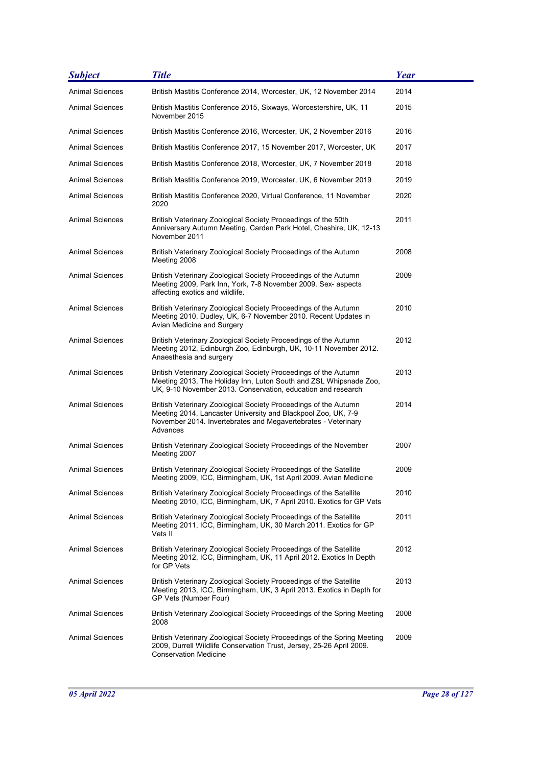| Subject | Title | Year |
| --- | --- | --- |
| Animal Sciences | British Mastitis Conference 2014, Worcester, UK, 12 November 2014 | 2014 |
| Animal Sciences | British Mastitis Conference 2015, Sixways, Worcestershire, UK, 11 November 2015 | 2015 |
| Animal Sciences | British Mastitis Conference 2016, Worcester, UK, 2 November 2016 | 2016 |
| Animal Sciences | British Mastitis Conference 2017, 15 November 2017, Worcester, UK | 2017 |
| Animal Sciences | British Mastitis Conference 2018, Worcester, UK, 7 November 2018 | 2018 |
| Animal Sciences | British Mastitis Conference 2019, Worcester, UK, 6 November 2019 | 2019 |
| Animal Sciences | British Mastitis Conference 2020, Virtual Conference, 11 November 2020 | 2020 |
| Animal Sciences | British Veterinary Zoological Society Proceedings of the 50th Anniversary Autumn Meeting, Carden Park Hotel, Cheshire, UK, 12-13 November 2011 | 2011 |
| Animal Sciences | British Veterinary Zoological Society Proceedings of the Autumn Meeting 2008 | 2008 |
| Animal Sciences | British Veterinary Zoological Society Proceedings of the Autumn Meeting 2009, Park Inn, York, 7-8 November 2009. Sex- aspects affecting exotics and wildlife. | 2009 |
| Animal Sciences | British Veterinary Zoological Society Proceedings of the Autumn Meeting 2010, Dudley, UK, 6-7 November 2010. Recent Updates in Avian Medicine and Surgery | 2010 |
| Animal Sciences | British Veterinary Zoological Society Proceedings of the Autumn Meeting 2012, Edinburgh Zoo, Edinburgh, UK, 10-11 November 2012. Anaesthesia and surgery | 2012 |
| Animal Sciences | British Veterinary Zoological Society Proceedings of the Autumn Meeting 2013, The Holiday Inn, Luton South and ZSL Whipsnade Zoo, UK, 9-10 November 2013. Conservation, education and research | 2013 |
| Animal Sciences | British Veterinary Zoological Society Proceedings of the Autumn Meeting 2014, Lancaster University and Blackpool Zoo, UK, 7-9 November 2014. Invertebrates and Megavertebrates - Veterinary Advances | 2014 |
| Animal Sciences | British Veterinary Zoological Society Proceedings of the November Meeting 2007 | 2007 |
| Animal Sciences | British Veterinary Zoological Society Proceedings of the Satellite Meeting 2009, ICC, Birmingham, UK, 1st April 2009. Avian Medicine | 2009 |
| Animal Sciences | British Veterinary Zoological Society Proceedings of the Satellite Meeting 2010, ICC, Birmingham, UK, 7 April 2010. Exotics for GP Vets | 2010 |
| Animal Sciences | British Veterinary Zoological Society Proceedings of the Satellite Meeting 2011, ICC, Birmingham, UK, 30 March 2011. Exotics for GP Vets II | 2011 |
| Animal Sciences | British Veterinary Zoological Society Proceedings of the Satellite Meeting 2012, ICC, Birmingham, UK, 11 April 2012. Exotics In Depth for GP Vets | 2012 |
| Animal Sciences | British Veterinary Zoological Society Proceedings of the Satellite Meeting 2013, ICC, Birmingham, UK, 3 April 2013. Exotics in Depth for GP Vets (Number Four) | 2013 |
| Animal Sciences | British Veterinary Zoological Society Proceedings of the Spring Meeting 2008 | 2008 |
| Animal Sciences | British Veterinary Zoological Society Proceedings of the Spring Meeting 2009, Durrell Wildlife Conservation Trust, Jersey, 25-26 April 2009. Conservation Medicine | 2009 |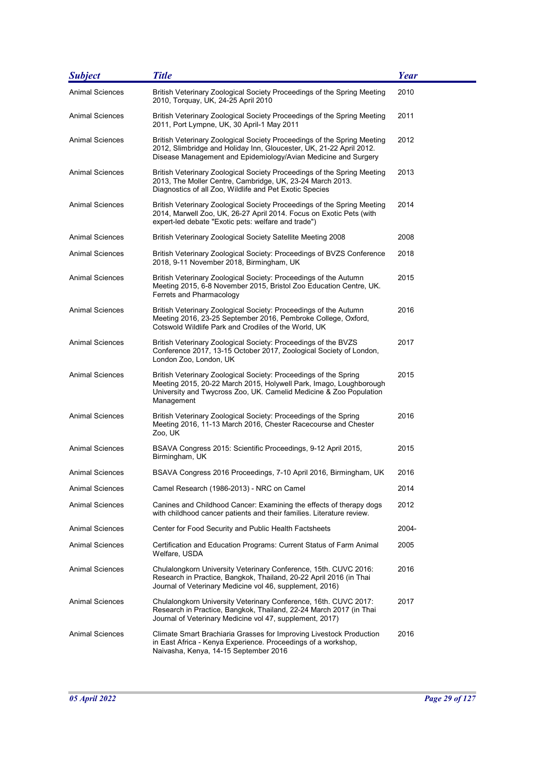| Subject | Title | Year |
|---|---|---|
| Animal Sciences | British Veterinary Zoological Society Proceedings of the Spring Meeting 2010, Torquay, UK, 24-25 April 2010 | 2010 |
| Animal Sciences | British Veterinary Zoological Society Proceedings of the Spring Meeting 2011, Port Lympne, UK, 30 April-1 May 2011 | 2011 |
| Animal Sciences | British Veterinary Zoological Society Proceedings of the Spring Meeting 2012, Slimbridge and Holiday Inn, Gloucester, UK, 21-22 April 2012. Disease Management and Epidemiology/Avian Medicine and Surgery | 2012 |
| Animal Sciences | British Veterinary Zoological Society Proceedings of the Spring Meeting 2013, The Moller Centre, Cambridge, UK, 23-24 March 2013. Diagnostics of all Zoo, Wildlife and Pet Exotic Species | 2013 |
| Animal Sciences | British Veterinary Zoological Society Proceedings of the Spring Meeting 2014, Marwell Zoo, UK, 26-27 April 2014. Focus on Exotic Pets (with expert-led debate "Exotic pets: welfare and trade") | 2014 |
| Animal Sciences | British Veterinary Zoological Society Satellite Meeting 2008 | 2008 |
| Animal Sciences | British Veterinary Zoological Society: Proceedings of BVZS Conference 2018, 9-11 November 2018, Birmingham, UK | 2018 |
| Animal Sciences | British Veterinary Zoological Society: Proceedings of the Autumn Meeting 2015, 6-8 November 2015, Bristol Zoo Education Centre, UK. Ferrets and Pharmacology | 2015 |
| Animal Sciences | British Veterinary Zoological Society: Proceedings of the Autumn Meeting 2016, 23-25 September 2016, Pembroke College, Oxford, Cotswold Wildlife Park and Crodiles of the World, UK | 2016 |
| Animal Sciences | British Veterinary Zoological Society: Proceedings of the BVZS Conference 2017, 13-15 October 2017, Zoological Society of London, London Zoo, London, UK | 2017 |
| Animal Sciences | British Veterinary Zoological Society: Proceedings of the Spring Meeting 2015, 20-22 March 2015, Holywell Park, Imago, Loughborough University and Twycross Zoo, UK. Camelid Medicine & Zoo Population Management | 2015 |
| Animal Sciences | British Veterinary Zoological Society: Proceedings of the Spring Meeting 2016, 11-13 March 2016, Chester Racecourse and Chester Zoo, UK | 2016 |
| Animal Sciences | BSAVA Congress 2015: Scientific Proceedings, 9-12 April 2015, Birmingham, UK | 2015 |
| Animal Sciences | BSAVA Congress 2016 Proceedings, 7-10 April 2016, Birmingham, UK | 2016 |
| Animal Sciences | Camel Research (1986-2013) - NRC on Camel | 2014 |
| Animal Sciences | Canines and Childhood Cancer: Examining the effects of therapy dogs with childhood cancer patients and their families. Literature review. | 2012 |
| Animal Sciences | Center for Food Security and Public Health Factsheets | 2004- |
| Animal Sciences | Certification and Education Programs: Current Status of Farm Animal Welfare, USDA | 2005 |
| Animal Sciences | Chulalongkorn University Veterinary Conference, 15th. CUVC 2016: Research in Practice, Bangkok, Thailand, 20-22 April 2016 (in Thai Journal of Veterinary Medicine vol 46, supplement, 2016) | 2016 |
| Animal Sciences | Chulalongkorn University Veterinary Conference, 16th. CUVC 2017: Research in Practice, Bangkok, Thailand, 22-24 March 2017 (in Thai Journal of Veterinary Medicine vol 47, supplement, 2017) | 2017 |
| Animal Sciences | Climate Smart Brachiaria Grasses for Improving Livestock Production in East Africa - Kenya Experience. Proceedings of a workshop, Naivasha, Kenya, 14-15 September 2016 | 2016 |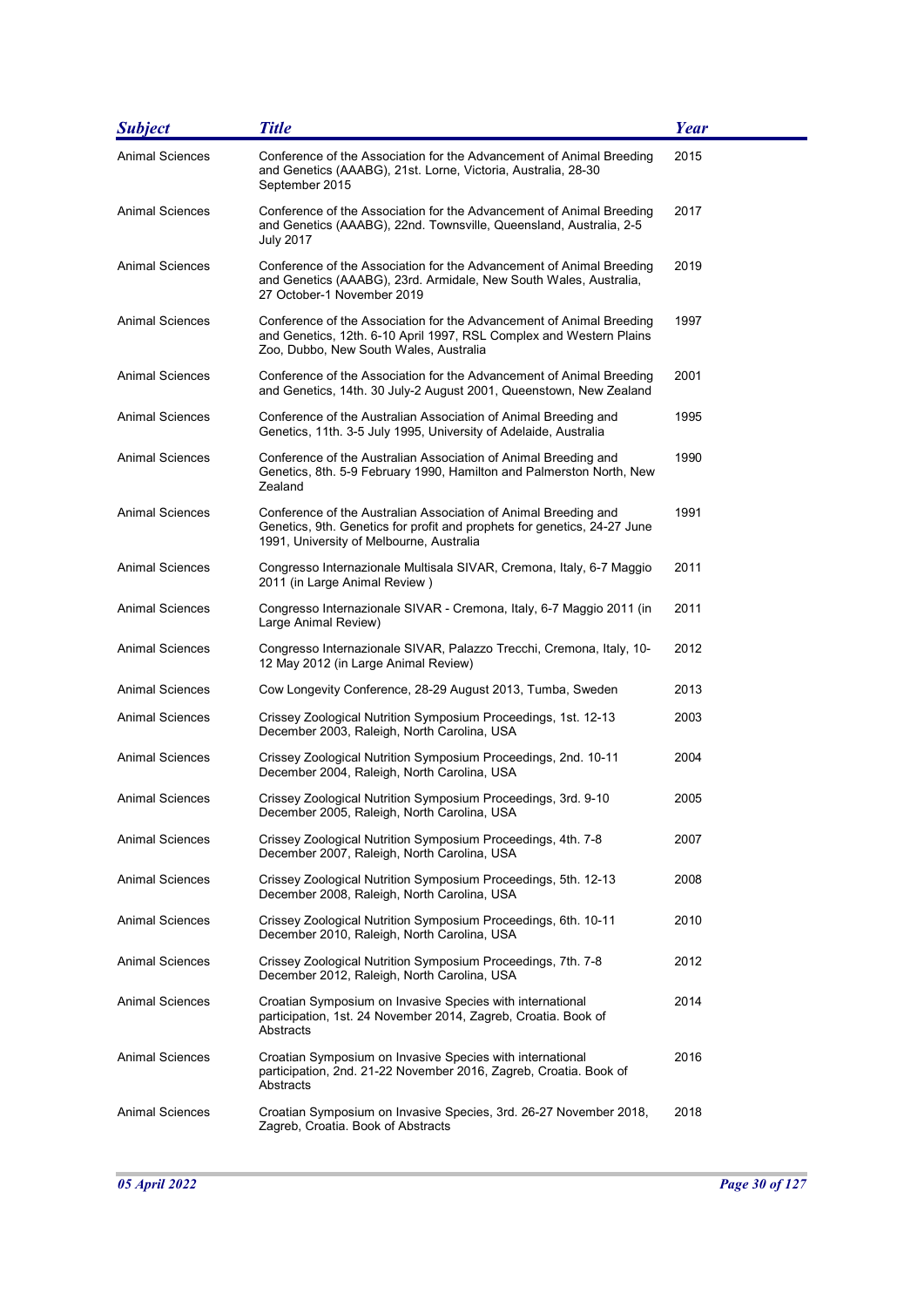| Subject | Title | Year |
|---|---|---|
| Animal Sciences | Conference of the Association for the Advancement of Animal Breeding and Genetics (AAABG), 21st. Lorne, Victoria, Australia, 28-30 September 2015 | 2015 |
| Animal Sciences | Conference of the Association for the Advancement of Animal Breeding and Genetics (AAABG), 22nd. Townsville, Queensland, Australia, 2-5 July 2017 | 2017 |
| Animal Sciences | Conference of the Association for the Advancement of Animal Breeding and Genetics (AAABG), 23rd. Armidale, New South Wales, Australia, 27 October-1 November 2019 | 2019 |
| Animal Sciences | Conference of the Association for the Advancement of Animal Breeding and Genetics, 12th. 6-10 April 1997, RSL Complex and Western Plains Zoo, Dubbo, New South Wales, Australia | 1997 |
| Animal Sciences | Conference of the Association for the Advancement of Animal Breeding and Genetics, 14th. 30 July-2 August 2001, Queenstown, New Zealand | 2001 |
| Animal Sciences | Conference of the Australian Association of Animal Breeding and Genetics, 11th. 3-5 July 1995, University of Adelaide, Australia | 1995 |
| Animal Sciences | Conference of the Australian Association of Animal Breeding and Genetics, 8th. 5-9 February 1990, Hamilton and Palmerston North, New Zealand | 1990 |
| Animal Sciences | Conference of the Australian Association of Animal Breeding and Genetics, 9th. Genetics for profit and prophets for genetics, 24-27 June 1991, University of Melbourne, Australia | 1991 |
| Animal Sciences | Congresso Internazionale Multisala SIVAR, Cremona, Italy, 6-7 Maggio 2011 (in Large Animal Review ) | 2011 |
| Animal Sciences | Congresso Internazionale SIVAR - Cremona, Italy, 6-7 Maggio 2011 (in Large Animal Review) | 2011 |
| Animal Sciences | Congresso Internazionale SIVAR, Palazzo Trecchi, Cremona, Italy, 10-12 May 2012 (in Large Animal Review) | 2012 |
| Animal Sciences | Cow Longevity Conference, 28-29 August 2013, Tumba, Sweden | 2013 |
| Animal Sciences | Crissey Zoological Nutrition Symposium Proceedings, 1st. 12-13 December 2003, Raleigh, North Carolina, USA | 2003 |
| Animal Sciences | Crissey Zoological Nutrition Symposium Proceedings, 2nd. 10-11 December 2004, Raleigh, North Carolina, USA | 2004 |
| Animal Sciences | Crissey Zoological Nutrition Symposium Proceedings, 3rd. 9-10 December 2005, Raleigh, North Carolina, USA | 2005 |
| Animal Sciences | Crissey Zoological Nutrition Symposium Proceedings, 4th. 7-8 December 2007, Raleigh, North Carolina, USA | 2007 |
| Animal Sciences | Crissey Zoological Nutrition Symposium Proceedings, 5th. 12-13 December 2008, Raleigh, North Carolina, USA | 2008 |
| Animal Sciences | Crissey Zoological Nutrition Symposium Proceedings, 6th. 10-11 December 2010, Raleigh, North Carolina, USA | 2010 |
| Animal Sciences | Crissey Zoological Nutrition Symposium Proceedings, 7th. 7-8 December 2012, Raleigh, North Carolina, USA | 2012 |
| Animal Sciences | Croatian Symposium on Invasive Species with international participation, 1st. 24 November 2014, Zagreb, Croatia. Book of Abstracts | 2014 |
| Animal Sciences | Croatian Symposium on Invasive Species with international participation, 2nd. 21-22 November 2016, Zagreb, Croatia. Book of Abstracts | 2016 |
| Animal Sciences | Croatian Symposium on Invasive Species, 3rd. 26-27 November 2018, Zagreb, Croatia. Book of Abstracts | 2018 |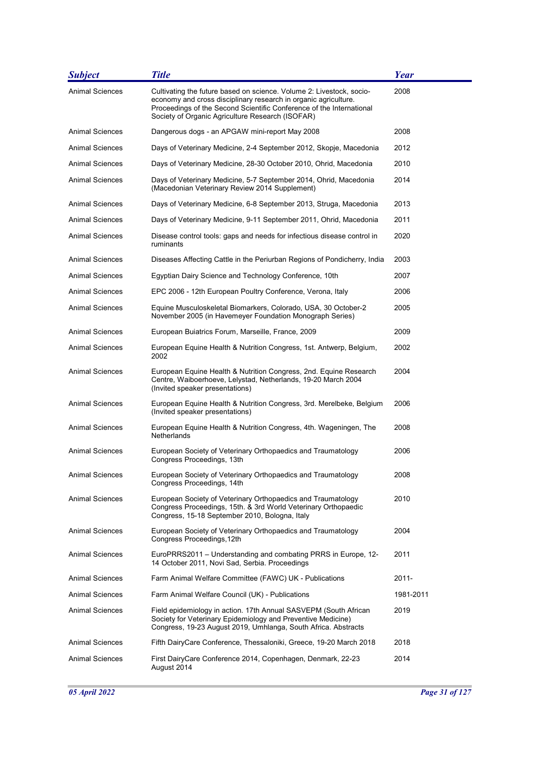| *Subject* | *Title* | *Year* |
|---|---|---|
| Animal Sciences | Cultivating the future based on science. Volume 2: Livestock, socio-economy and cross disciplinary research in organic agriculture. Proceedings of the Second Scientific Conference of the International Society of Organic Agriculture Research (ISOFAR) | 2008 |
| Animal Sciences | Dangerous dogs - an APGAW mini-report May 2008 | 2008 |
| Animal Sciences | Days of Veterinary Medicine, 2-4 September 2012, Skopje, Macedonia | 2012 |
| Animal Sciences | Days of Veterinary Medicine, 28-30 October 2010, Ohrid, Macedonia | 2010 |
| Animal Sciences | Days of Veterinary Medicine, 5-7 September 2014, Ohrid, Macedonia (Macedonian Veterinary Review 2014 Supplement) | 2014 |
| Animal Sciences | Days of Veterinary Medicine, 6-8 September 2013, Struga, Macedonia | 2013 |
| Animal Sciences | Days of Veterinary Medicine, 9-11 September 2011, Ohrid, Macedonia | 2011 |
| Animal Sciences | Disease control tools: gaps and needs for infectious disease control in ruminants | 2020 |
| Animal Sciences | Diseases Affecting Cattle in the Periurban Regions of Pondicherry, India | 2003 |
| Animal Sciences | Egyptian Dairy Science and Technology Conference, 10th | 2007 |
| Animal Sciences | EPC 2006 - 12th European Poultry Conference, Verona, Italy | 2006 |
| Animal Sciences | Equine Musculoskeletal Biomarkers, Colorado, USA, 30 October-2 November 2005 (in Havemeyer Foundation Monograph Series) | 2005 |
| Animal Sciences | European Buiatrics Forum, Marseille, France, 2009 | 2009 |
| Animal Sciences | European Equine Health & Nutrition Congress, 1st. Antwerp, Belgium, 2002 | 2002 |
| Animal Sciences | European Equine Health & Nutrition Congress, 2nd. Equine Research Centre, Waiboerhoeve, Lelystad, Netherlands, 19-20 March 2004 (Invited speaker presentations) | 2004 |
| Animal Sciences | European Equine Health & Nutrition Congress, 3rd. Merelbeke, Belgium (Invited speaker presentations) | 2006 |
| Animal Sciences | European Equine Health & Nutrition Congress, 4th. Wageningen, The Netherlands | 2008 |
| Animal Sciences | European Society of Veterinary Orthopaedics and Traumatology Congress Proceedings, 13th | 2006 |
| Animal Sciences | European Society of Veterinary Orthopaedics and Traumatology Congress Proceedings, 14th | 2008 |
| Animal Sciences | European Society of Veterinary Orthopaedics and Traumatology Congress Proceedings, 15th. & 3rd World Veterinary Orthopaedic Congress, 15-18 September 2010, Bologna, Italy | 2010 |
| Animal Sciences | European Society of Veterinary Orthopaedics and Traumatology Congress Proceedings,12th | 2004 |
| Animal Sciences | EuroPRRS2011 – Understanding and combating PRRS in Europe, 12-14 October 2011, Novi Sad, Serbia. Proceedings | 2011 |
| Animal Sciences | Farm Animal Welfare Committee (FAWC) UK - Publications | 2011- |
| Animal Sciences | Farm Animal Welfare Council (UK) - Publications | 1981-2011 |
| Animal Sciences | Field epidemiology in action. 17th Annual SASVEPM (South African Society for Veterinary Epidemiology and Preventive Medicine) Congress, 19-23 August 2019, Umhlanga, South Africa. Abstracts | 2019 |
| Animal Sciences | Fifth DairyCare Conference, Thessaloniki, Greece, 19-20 March 2018 | 2018 |
| Animal Sciences | First DairyCare Conference 2014, Copenhagen, Denmark, 22-23 August 2014 | 2014 |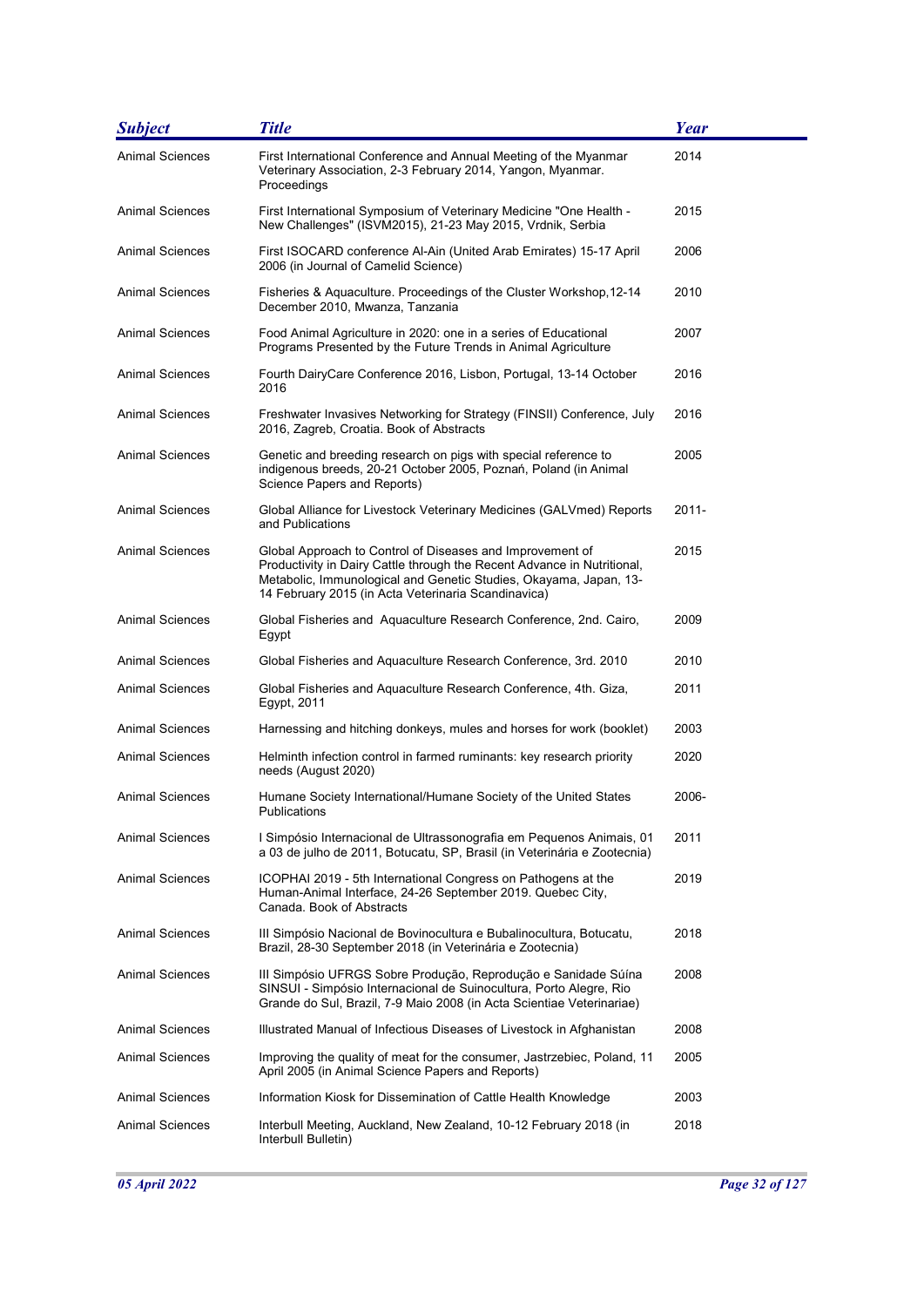| *Subject* | *Title* | *Year* |
|---|---|---|
| Animal Sciences | First International Conference and Annual Meeting of the Myanmar Veterinary Association, 2-3 February 2014, Yangon, Myanmar. Proceedings | 2014 |
| Animal Sciences | First International Symposium of Veterinary Medicine "One Health - New Challenges" (ISVM2015), 21-23 May 2015, Vrdnik, Serbia | 2015 |
| Animal Sciences | First ISOCARD conference Al-Ain (United Arab Emirates) 15-17 April 2006 (in Journal of Camelid Science) | 2006 |
| Animal Sciences | Fisheries & Aquaculture. Proceedings of the Cluster Workshop,12-14 December 2010, Mwanza, Tanzania | 2010 |
| Animal Sciences | Food Animal Agriculture in 2020: one in a series of Educational Programs Presented by the Future Trends in Animal Agriculture | 2007 |
| Animal Sciences | Fourth DairyCare Conference 2016, Lisbon, Portugal, 13-14 October 2016 | 2016 |
| Animal Sciences | Freshwater Invasives Networking for Strategy (FINSII) Conference, July 2016, Zagreb, Croatia. Book of Abstracts | 2016 |
| Animal Sciences | Genetic and breeding research on pigs with special reference to indigenous breeds, 20-21 October 2005, Poznań, Poland (in Animal Science Papers and Reports) | 2005 |
| Animal Sciences | Global Alliance for Livestock Veterinary Medicines (GALVmed) Reports and Publications | 2011- |
| Animal Sciences | Global Approach to Control of Diseases and Improvement of Productivity in Dairy Cattle through the Recent Advance in Nutritional, Metabolic, Immunological and Genetic Studies, Okayama, Japan, 13-14 February 2015 (in Acta Veterinaria Scandinavica) | 2015 |
| Animal Sciences | Global Fisheries and Aquaculture Research Conference, 2nd. Cairo, Egypt | 2009 |
| Animal Sciences | Global Fisheries and Aquaculture Research Conference, 3rd. 2010 | 2010 |
| Animal Sciences | Global Fisheries and Aquaculture Research Conference, 4th. Giza, Egypt, 2011 | 2011 |
| Animal Sciences | Harnessing and hitching donkeys, mules and horses for work (booklet) | 2003 |
| Animal Sciences | Helminth infection control in farmed ruminants: key research priority needs (August 2020) | 2020 |
| Animal Sciences | Humane Society International/Humane Society of the United States Publications | 2006- |
| Animal Sciences | I Simpósio Internacional de Ultrassonografia em Pequenos Animais, 01 a 03 de julho de 2011, Botucatu, SP, Brasil (in Veterinária e Zootecnia) | 2011 |
| Animal Sciences | ICOPHAI 2019 - 5th International Congress on Pathogens at the Human-Animal Interface, 24-26 September 2019. Quebec City, Canada. Book of Abstracts | 2019 |
| Animal Sciences | III Simpósio Nacional de Bovinocultura e Bubalinocultura, Botucatu, Brazil, 28-30 September 2018 (in Veterinária e Zootecnia) | 2018 |
| Animal Sciences | III Simpósio UFRGS Sobre Produção, Reprodução e Sanidade Súína SINSUI - Simpósio Internacional de Suinocultura, Porto Alegre, Rio Grande do Sul, Brazil, 7-9 Maio 2008 (in Acta Scientiae Veterinariae) | 2008 |
| Animal Sciences | Illustrated Manual of Infectious Diseases of Livestock in Afghanistan | 2008 |
| Animal Sciences | Improving the quality of meat for the consumer, Jastrzebiec, Poland, 11 April 2005 (in Animal Science Papers and Reports) | 2005 |
| Animal Sciences | Information Kiosk for Dissemination of Cattle Health Knowledge | 2003 |
| Animal Sciences | Interbull Meeting, Auckland, New Zealand, 10-12 February 2018 (in Interbull Bulletin) | 2018 |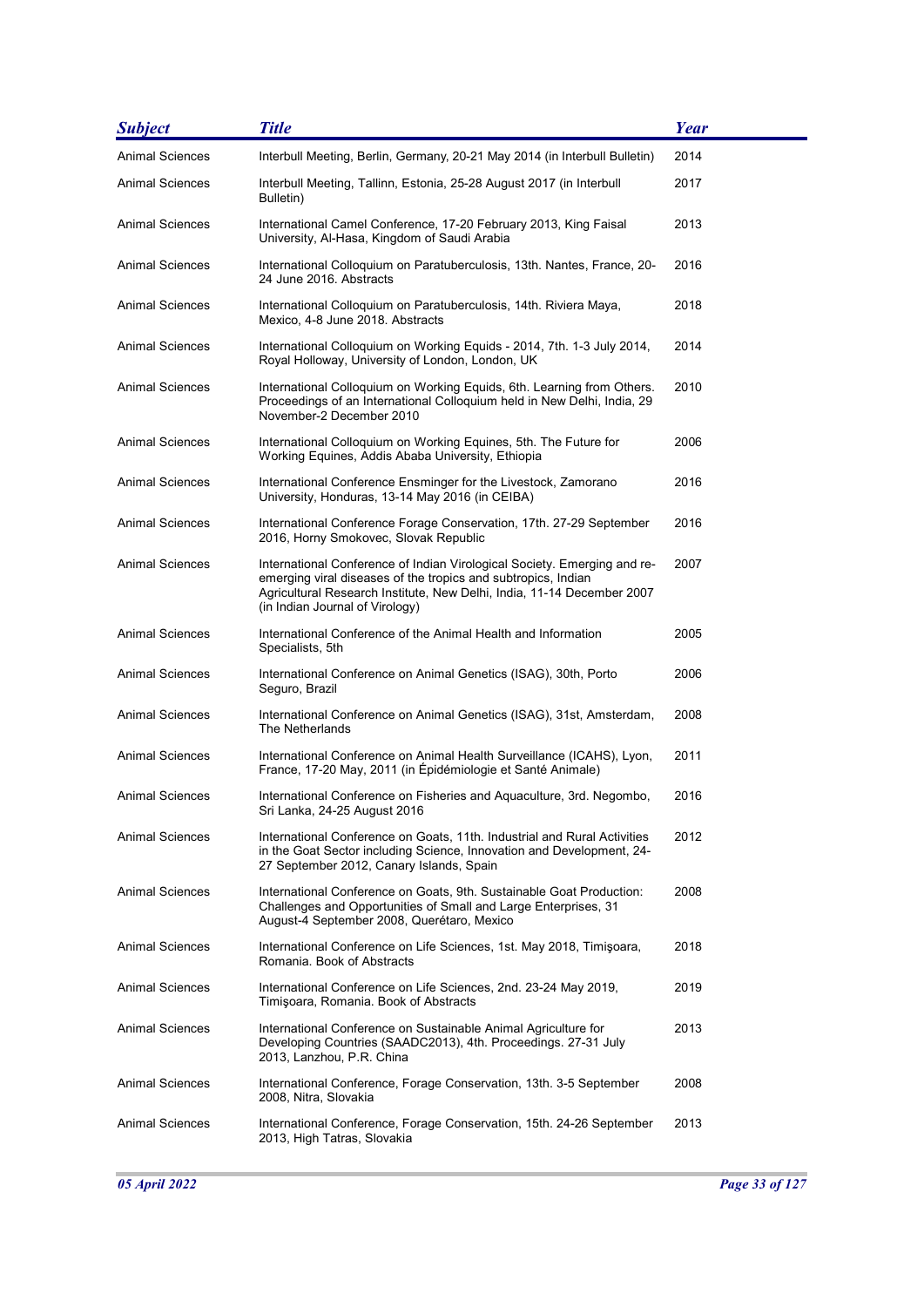| Subject | Title | Year |
|---|---|---|
| Animal Sciences | Interbull Meeting, Berlin, Germany, 20-21 May 2014 (in Interbull Bulletin) | 2014 |
| Animal Sciences | Interbull Meeting, Tallinn, Estonia, 25-28 August 2017 (in Interbull Bulletin) | 2017 |
| Animal Sciences | International Camel Conference, 17-20 February 2013, King Faisal University, Al-Hasa, Kingdom of Saudi Arabia | 2013 |
| Animal Sciences | International Colloquium on Paratuberculosis, 13th. Nantes, France, 20-24 June 2016. Abstracts | 2016 |
| Animal Sciences | International Colloquium on Paratuberculosis, 14th. Riviera Maya, Mexico, 4-8 June 2018. Abstracts | 2018 |
| Animal Sciences | International Colloquium on Working Equids - 2014, 7th. 1-3 July 2014, Royal Holloway, University of London, London, UK | 2014 |
| Animal Sciences | International Colloquium on Working Equids, 6th. Learning from Others. Proceedings of an International Colloquium held in New Delhi, India, 29 November-2 December 2010 | 2010 |
| Animal Sciences | International Colloquium on Working Equines, 5th. The Future for Working Equines, Addis Ababa University, Ethiopia | 2006 |
| Animal Sciences | International Conference Ensminger for the Livestock, Zamorano University, Honduras, 13-14 May 2016 (in CEIBA) | 2016 |
| Animal Sciences | International Conference Forage Conservation, 17th. 27-29 September 2016, Horny Smokovec, Slovak Republic | 2016 |
| Animal Sciences | International Conference of Indian Virological Society. Emerging and re-emerging viral diseases of the tropics and subtropics, Indian Agricultural Research Institute, New Delhi, India, 11-14 December 2007 (in Indian Journal of Virology) | 2007 |
| Animal Sciences | International Conference of the Animal Health and Information Specialists, 5th | 2005 |
| Animal Sciences | International Conference on Animal Genetics (ISAG), 30th, Porto Seguro, Brazil | 2006 |
| Animal Sciences | International Conference on Animal Genetics (ISAG), 31st, Amsterdam, The Netherlands | 2008 |
| Animal Sciences | International Conference on Animal Health Surveillance (ICAHS), Lyon, France, 17-20 May, 2011 (in Épidémiologie et Santé Animale) | 2011 |
| Animal Sciences | International Conference on Fisheries and Aquaculture, 3rd. Negombo, Sri Lanka, 24-25 August 2016 | 2016 |
| Animal Sciences | International Conference on Goats, 11th. Industrial and Rural Activities in the Goat Sector including Science, Innovation and Development, 24-27 September 2012, Canary Islands, Spain | 2012 |
| Animal Sciences | International Conference on Goats, 9th. Sustainable Goat Production: Challenges and Opportunities of Small and Large Enterprises, 31 August-4 September 2008, Querétaro, Mexico | 2008 |
| Animal Sciences | International Conference on Life Sciences, 1st. May 2018, Timişoara, Romania. Book of Abstracts | 2018 |
| Animal Sciences | International Conference on Life Sciences, 2nd. 23-24 May 2019, Timişoara, Romania. Book of Abstracts | 2019 |
| Animal Sciences | International Conference on Sustainable Animal Agriculture for Developing Countries (SAADC2013), 4th. Proceedings. 27-31 July 2013, Lanzhou, P.R. China | 2013 |
| Animal Sciences | International Conference, Forage Conservation, 13th. 3-5 September 2008, Nitra, Slovakia | 2008 |
| Animal Sciences | International Conference, Forage Conservation, 15th. 24-26 September 2013, High Tatras, Slovakia | 2013 |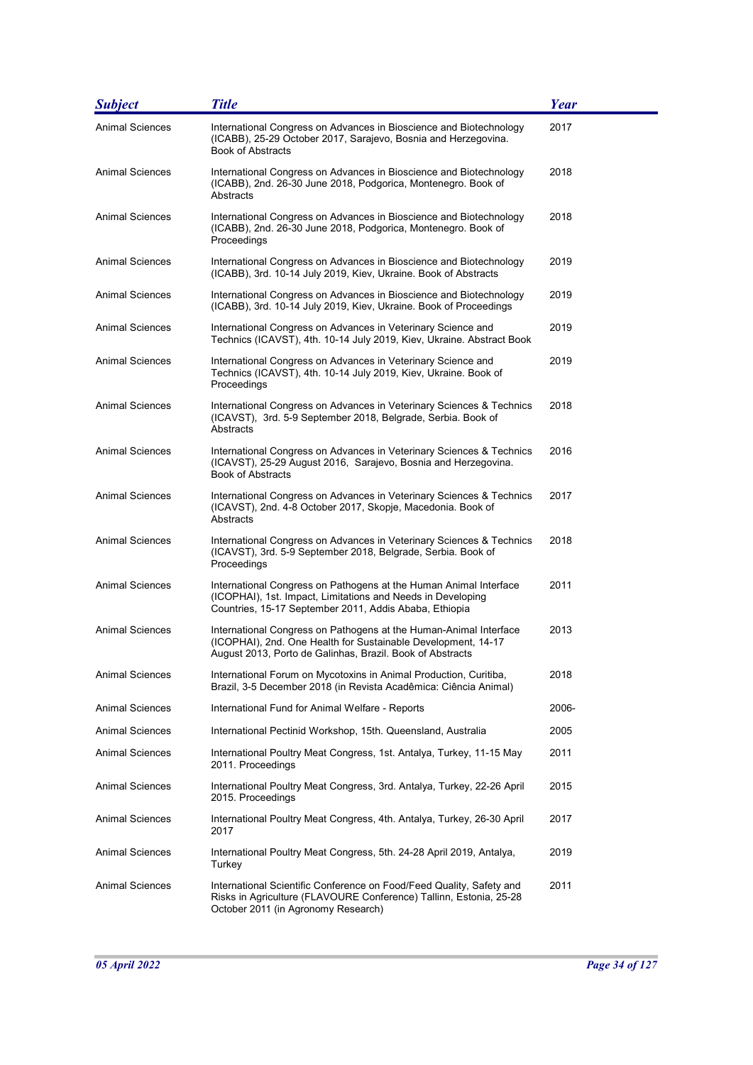| Subject | Title | Year |
|---|---|---|
| Animal Sciences | International Congress on Advances in Bioscience and Biotechnology (ICABB), 25-29 October 2017, Sarajevo, Bosnia and Herzegovina. Book of Abstracts | 2017 |
| Animal Sciences | International Congress on Advances in Bioscience and Biotechnology (ICABB), 2nd. 26-30 June 2018, Podgorica, Montenegro. Book of Abstracts | 2018 |
| Animal Sciences | International Congress on Advances in Bioscience and Biotechnology (ICABB), 2nd. 26-30 June 2018, Podgorica, Montenegro. Book of Proceedings | 2018 |
| Animal Sciences | International Congress on Advances in Bioscience and Biotechnology (ICABB), 3rd. 10-14 July 2019, Kiev, Ukraine. Book of Abstracts | 2019 |
| Animal Sciences | International Congress on Advances in Bioscience and Biotechnology (ICABB), 3rd. 10-14 July 2019, Kiev, Ukraine. Book of Proceedings | 2019 |
| Animal Sciences | International Congress on Advances in Veterinary Science and Technics (ICAVST), 4th. 10-14 July 2019, Kiev, Ukraine. Abstract Book | 2019 |
| Animal Sciences | International Congress on Advances in Veterinary Science and Technics (ICAVST), 4th. 10-14 July 2019, Kiev, Ukraine. Book of Proceedings | 2019 |
| Animal Sciences | International Congress on Advances in Veterinary Sciences & Technics (ICAVST), 3rd. 5-9 September 2018, Belgrade, Serbia. Book of Abstracts | 2018 |
| Animal Sciences | International Congress on Advances in Veterinary Sciences & Technics (ICAVST), 25-29 August 2016, Sarajevo, Bosnia and Herzegovina. Book of Abstracts | 2016 |
| Animal Sciences | International Congress on Advances in Veterinary Sciences & Technics (ICAVST), 2nd. 4-8 October 2017, Skopje, Macedonia. Book of Abstracts | 2017 |
| Animal Sciences | International Congress on Advances in Veterinary Sciences & Technics (ICAVST), 3rd. 5-9 September 2018, Belgrade, Serbia. Book of Proceedings | 2018 |
| Animal Sciences | International Congress on Pathogens at the Human Animal Interface (ICOPHAI), 1st. Impact, Limitations and Needs in Developing Countries, 15-17 September 2011, Addis Ababa, Ethiopia | 2011 |
| Animal Sciences | International Congress on Pathogens at the Human-Animal Interface (ICOPHAI), 2nd. One Health for Sustainable Development, 14-17 August 2013, Porto de Galinhas, Brazil. Book of Abstracts | 2013 |
| Animal Sciences | International Forum on Mycotoxins in Animal Production, Curitiba, Brazil, 3-5 December 2018 (in Revista Acadêmica: Ciência Animal) | 2018 |
| Animal Sciences | International Fund for Animal Welfare - Reports | 2006- |
| Animal Sciences | International Pectinid Workshop, 15th. Queensland, Australia | 2005 |
| Animal Sciences | International Poultry Meat Congress, 1st. Antalya, Turkey, 11-15 May 2011. Proceedings | 2011 |
| Animal Sciences | International Poultry Meat Congress, 3rd. Antalya, Turkey, 22-26 April 2015. Proceedings | 2015 |
| Animal Sciences | International Poultry Meat Congress, 4th. Antalya, Turkey, 26-30 April 2017 | 2017 |
| Animal Sciences | International Poultry Meat Congress, 5th. 24-28 April 2019, Antalya, Turkey | 2019 |
| Animal Sciences | International Scientific Conference on Food/Feed Quality, Safety and Risks in Agriculture (FLAVOURE Conference) Tallinn, Estonia, 25-28 October 2011 (in Agronomy Research) | 2011 |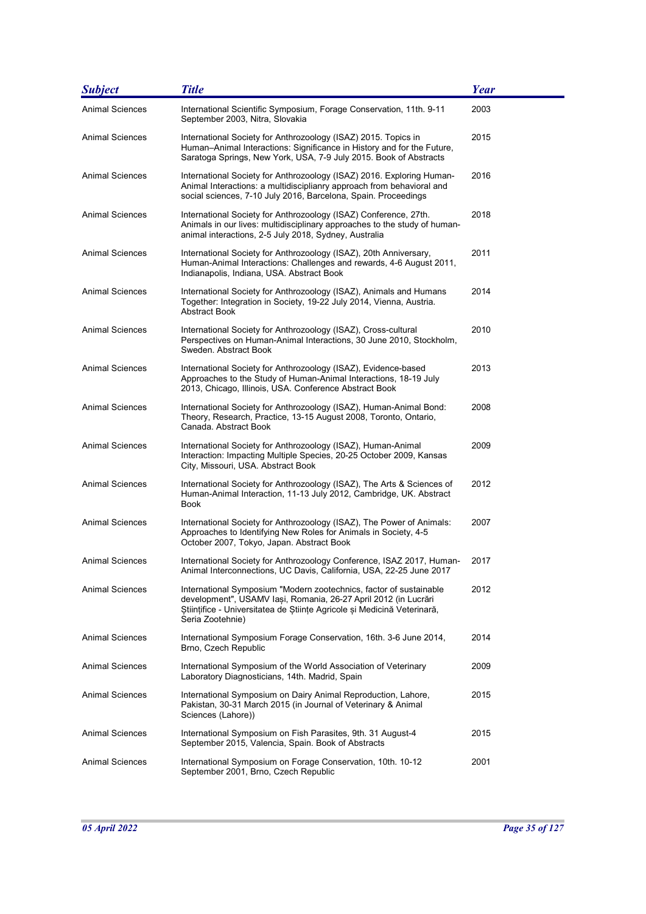| Subject | Title | Year |
|---|---|---|
| Animal Sciences | International Scientific Symposium, Forage Conservation, 11th. 9-11 September 2003, Nitra, Slovakia | 2003 |
| Animal Sciences | International Society for Anthrozoology (ISAZ) 2015. Topics in Human–Animal Interactions: Significance in History and for the Future, Saratoga Springs, New York, USA, 7-9 July 2015. Book of Abstracts | 2015 |
| Animal Sciences | International Society for Anthrozoology (ISAZ) 2016. Exploring Human-Animal Interactions: a multidiscipliary approach from behavioral and social sciences, 7-10 July 2016, Barcelona, Spain. Proceedings | 2016 |
| Animal Sciences | International Society for Anthrozoology (ISAZ) Conference, 27th. Animals in our lives: multidisciplinary approaches to the study of human-animal interactions, 2-5 July 2018, Sydney, Australia | 2018 |
| Animal Sciences | International Society for Anthrozoology (ISAZ), 20th Anniversary, Human-Animal Interactions: Challenges and rewards, 4-6 August 2011, Indianapolis, Indiana, USA. Abstract Book | 2011 |
| Animal Sciences | International Society for Anthrozoology (ISAZ), Animals and Humans Together: Integration in Society, 19-22 July 2014, Vienna, Austria. Abstract Book | 2014 |
| Animal Sciences | International Society for Anthrozoology (ISAZ), Cross-cultural Perspectives on Human-Animal Interactions, 30 June 2010, Stockholm, Sweden. Abstract Book | 2010 |
| Animal Sciences | International Society for Anthrozoology (ISAZ), Evidence-based Approaches to the Study of Human-Animal Interactions, 18-19 July 2013, Chicago, Illinois, USA. Conference Abstract Book | 2013 |
| Animal Sciences | International Society for Anthrozoology (ISAZ), Human-Animal Bond: Theory, Research, Practice, 13-15 August 2008, Toronto, Ontario, Canada. Abstract Book | 2008 |
| Animal Sciences | International Society for Anthrozoology (ISAZ), Human-Animal Interaction: Impacting Multiple Species, 20-25 October 2009, Kansas City, Missouri, USA. Abstract Book | 2009 |
| Animal Sciences | International Society for Anthrozoology (ISAZ), The Arts & Sciences of Human-Animal Interaction, 11-13 July 2012, Cambridge, UK. Abstract Book | 2012 |
| Animal Sciences | International Society for Anthrozoology (ISAZ), The Power of Animals: Approaches to Identifying New Roles for Animals in Society, 4-5 October 2007, Tokyo, Japan. Abstract Book | 2007 |
| Animal Sciences | International Society for Anthrozoology Conference, ISAZ 2017, Human-Animal Interconnections, UC Davis, California, USA, 22-25 June 2017 | 2017 |
| Animal Sciences | International Symposium "Modern zootechnics, factor of sustainable development", USAMV Iași, Romania, 26-27 April 2012 (in Lucrări Științifice - Universitatea de Științe Agricole și Medicină Veterinară, Seria Zootehnie) | 2012 |
| Animal Sciences | International Symposium Forage Conservation, 16th. 3-6 June 2014, Brno, Czech Republic | 2014 |
| Animal Sciences | International Symposium of the World Association of Veterinary Laboratory Diagnosticians, 14th. Madrid, Spain | 2009 |
| Animal Sciences | International Symposium on Dairy Animal Reproduction, Lahore, Pakistan, 30-31 March 2015 (in Journal of Veterinary & Animal Sciences (Lahore)) | 2015 |
| Animal Sciences | International Symposium on Fish Parasites, 9th. 31 August-4 September 2015, Valencia, Spain. Book of Abstracts | 2015 |
| Animal Sciences | International Symposium on Forage Conservation, 10th. 10-12 September 2001, Brno, Czech Republic | 2001 |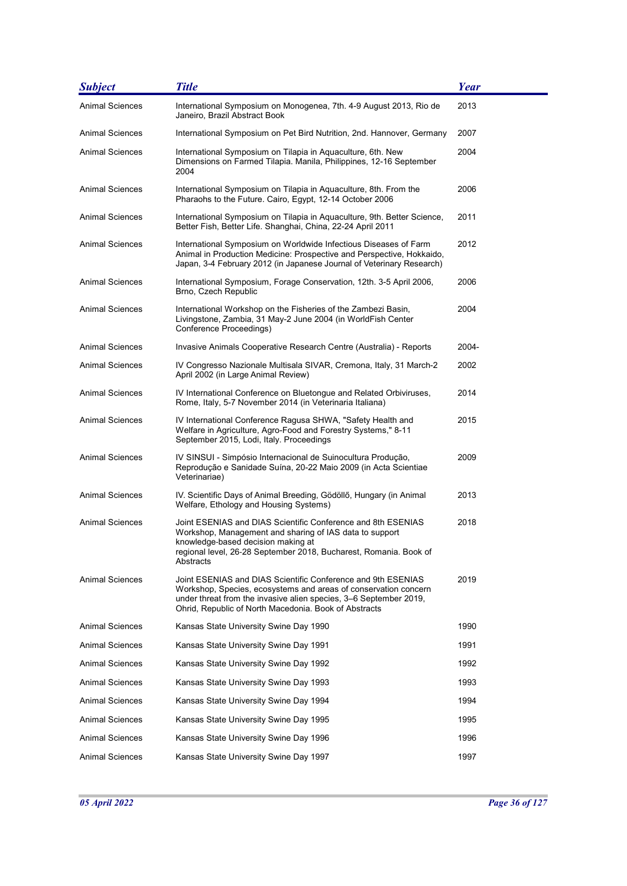| Subject | Title | Year |
|---|---|---|
| Animal Sciences | International Symposium on Monogenea, 7th. 4-9 August 2013, Rio de Janeiro, Brazil Abstract Book | 2013 |
| Animal Sciences | International Symposium on Pet Bird Nutrition, 2nd. Hannover, Germany | 2007 |
| Animal Sciences | International Symposium on Tilapia in Aquaculture, 6th. New Dimensions on Farmed Tilapia. Manila, Philippines, 12-16 September 2004 | 2004 |
| Animal Sciences | International Symposium on Tilapia in Aquaculture, 8th. From the Pharaohs to the Future. Cairo, Egypt, 12-14 October 2006 | 2006 |
| Animal Sciences | International Symposium on Tilapia in Aquaculture, 9th. Better Science, Better Fish, Better Life. Shanghai, China, 22-24 April 2011 | 2011 |
| Animal Sciences | International Symposium on Worldwide Infectious Diseases of Farm Animal in Production Medicine: Prospective and Perspective, Hokkaido, Japan, 3-4 February 2012 (in Japanese Journal of Veterinary Research) | 2012 |
| Animal Sciences | International Symposium, Forage Conservation, 12th. 3-5 April 2006, Brno, Czech Republic | 2006 |
| Animal Sciences | International Workshop on the Fisheries of the Zambezi Basin, Livingstone, Zambia, 31 May-2 June 2004 (in WorldFish Center Conference Proceedings) | 2004 |
| Animal Sciences | Invasive Animals Cooperative Research Centre (Australia) - Reports | 2004- |
| Animal Sciences | IV Congresso Nazionale Multisala SIVAR, Cremona, Italy, 31 March-2 April 2002 (in Large Animal Review) | 2002 |
| Animal Sciences | IV International Conference on Bluetongue and Related Orbiviruses, Rome, Italy, 5-7 November 2014 (in Veterinaria Italiana) | 2014 |
| Animal Sciences | IV International Conference Ragusa SHWA, "Safety Health and Welfare in Agriculture, Agro-Food and Forestry Systems," 8-11 September 2015, Lodi, Italy. Proceedings | 2015 |
| Animal Sciences | IV SINSUI - Simpósio Internacional de Suinocultura Produção, Reprodução e Sanidade Suína, 20-22 Maio 2009 (in Acta Scientiae Veterinariae) | 2009 |
| Animal Sciences | IV. Scientific Days of Animal Breeding, Gödöllő, Hungary (in Animal Welfare, Ethology and Housing Systems) | 2013 |
| Animal Sciences | Joint ESENIAS and DIAS Scientific Conference and 8th ESENIAS Workshop, Management and sharing of IAS data to support knowledge-based decision making at regional level, 26-28 September 2018, Bucharest, Romania. Book of Abstracts | 2018 |
| Animal Sciences | Joint ESENIAS and DIAS Scientific Conference and 9th ESENIAS Workshop, Species, ecosystems and areas of conservation concern under threat from the invasive alien species, 3–6 September 2019, Ohrid, Republic of North Macedonia. Book of Abstracts | 2019 |
| Animal Sciences | Kansas State University Swine Day 1990 | 1990 |
| Animal Sciences | Kansas State University Swine Day 1991 | 1991 |
| Animal Sciences | Kansas State University Swine Day 1992 | 1992 |
| Animal Sciences | Kansas State University Swine Day 1993 | 1993 |
| Animal Sciences | Kansas State University Swine Day 1994 | 1994 |
| Animal Sciences | Kansas State University Swine Day 1995 | 1995 |
| Animal Sciences | Kansas State University Swine Day 1996 | 1996 |
| Animal Sciences | Kansas State University Swine Day 1997 | 1997 |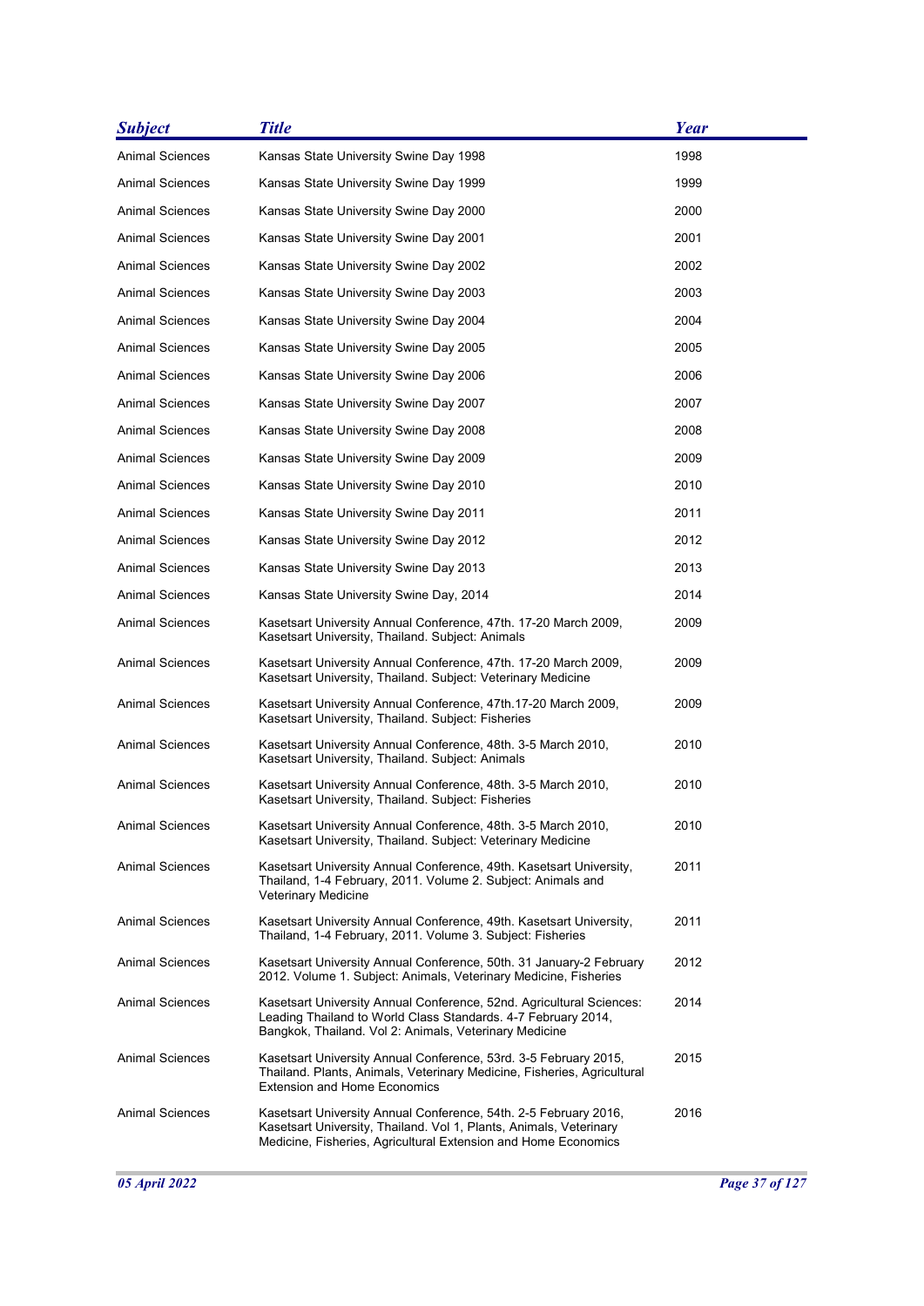| Subject | Title | Year |
| --- | --- | --- |
| Animal Sciences | Kansas State University Swine Day 1998 | 1998 |
| Animal Sciences | Kansas State University Swine Day 1999 | 1999 |
| Animal Sciences | Kansas State University Swine Day 2000 | 2000 |
| Animal Sciences | Kansas State University Swine Day 2001 | 2001 |
| Animal Sciences | Kansas State University Swine Day 2002 | 2002 |
| Animal Sciences | Kansas State University Swine Day 2003 | 2003 |
| Animal Sciences | Kansas State University Swine Day 2004 | 2004 |
| Animal Sciences | Kansas State University Swine Day 2005 | 2005 |
| Animal Sciences | Kansas State University Swine Day 2006 | 2006 |
| Animal Sciences | Kansas State University Swine Day 2007 | 2007 |
| Animal Sciences | Kansas State University Swine Day 2008 | 2008 |
| Animal Sciences | Kansas State University Swine Day 2009 | 2009 |
| Animal Sciences | Kansas State University Swine Day 2010 | 2010 |
| Animal Sciences | Kansas State University Swine Day 2011 | 2011 |
| Animal Sciences | Kansas State University Swine Day 2012 | 2012 |
| Animal Sciences | Kansas State University Swine Day 2013 | 2013 |
| Animal Sciences | Kansas State University Swine Day, 2014 | 2014 |
| Animal Sciences | Kasetsart University Annual Conference, 47th. 17-20 March 2009, Kasetsart University, Thailand. Subject: Animals | 2009 |
| Animal Sciences | Kasetsart University Annual Conference, 47th. 17-20 March 2009, Kasetsart University, Thailand. Subject: Veterinary Medicine | 2009 |
| Animal Sciences | Kasetsart University Annual Conference, 47th.17-20 March 2009, Kasetsart University, Thailand. Subject: Fisheries | 2009 |
| Animal Sciences | Kasetsart University Annual Conference, 48th. 3-5 March 2010, Kasetsart University, Thailand. Subject: Animals | 2010 |
| Animal Sciences | Kasetsart University Annual Conference, 48th. 3-5 March 2010, Kasetsart University, Thailand. Subject: Fisheries | 2010 |
| Animal Sciences | Kasetsart University Annual Conference, 48th. 3-5 March 2010, Kasetsart University, Thailand. Subject: Veterinary Medicine | 2010 |
| Animal Sciences | Kasetsart University Annual Conference, 49th. Kasetsart University, Thailand, 1-4 February, 2011. Volume 2. Subject: Animals and Veterinary Medicine | 2011 |
| Animal Sciences | Kasetsart University Annual Conference, 49th. Kasetsart University, Thailand, 1-4 February, 2011. Volume 3. Subject: Fisheries | 2011 |
| Animal Sciences | Kasetsart University Annual Conference, 50th. 31 January-2 February 2012. Volume 1. Subject: Animals, Veterinary Medicine, Fisheries | 2012 |
| Animal Sciences | Kasetsart University Annual Conference, 52nd. Agricultural Sciences: Leading Thailand to World Class Standards. 4-7 February 2014, Bangkok, Thailand. Vol 2: Animals, Veterinary Medicine | 2014 |
| Animal Sciences | Kasetsart University Annual Conference, 53rd. 3-5 February 2015, Thailand. Plants, Animals, Veterinary Medicine, Fisheries, Agricultural Extension and Home Economics | 2015 |
| Animal Sciences | Kasetsart University Annual Conference, 54th. 2-5 February 2016, Kasetsart University, Thailand. Vol 1, Plants, Animals, Veterinary Medicine, Fisheries, Agricultural Extension and Home Economics | 2016 |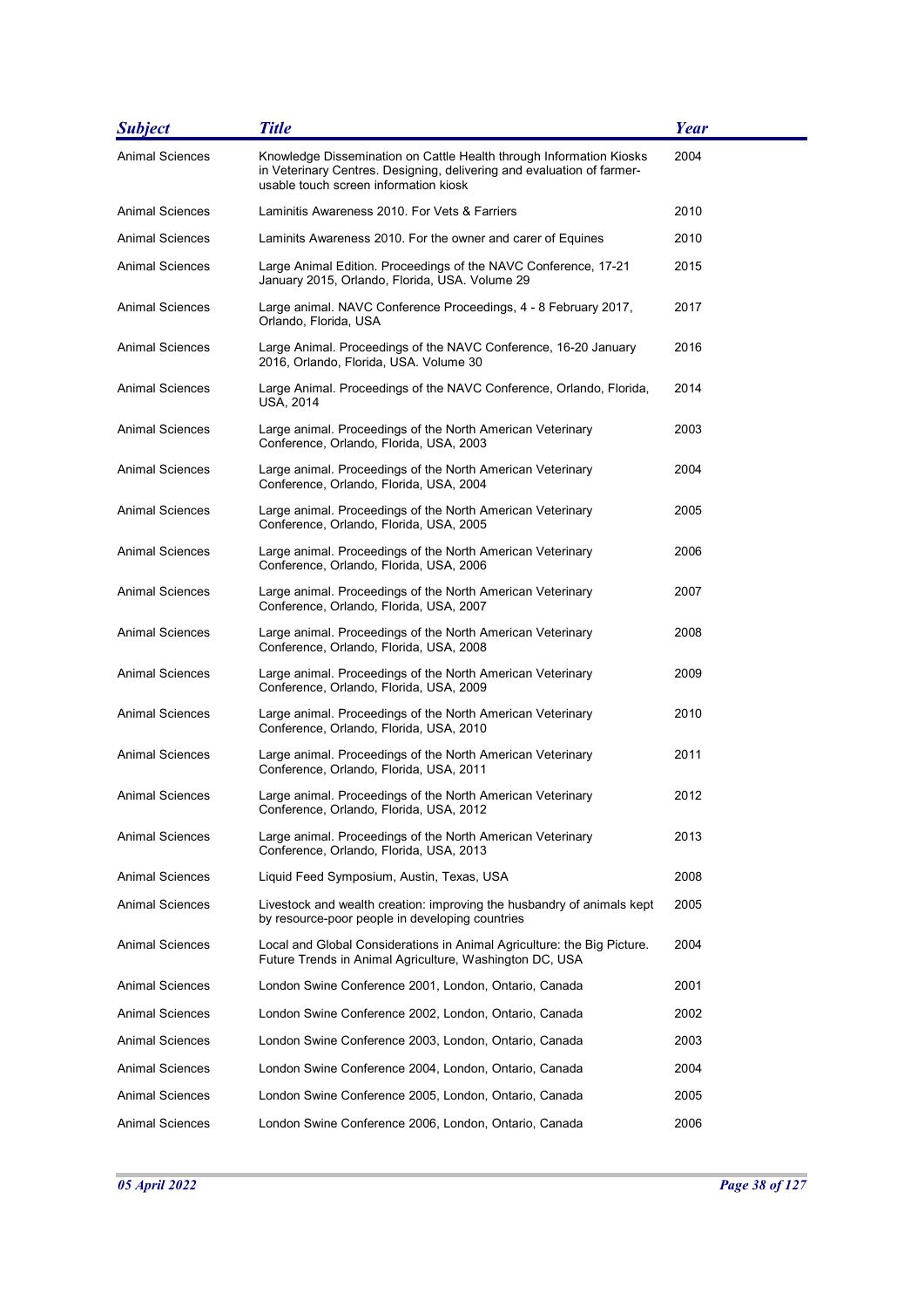| Subject | Title | Year |
| --- | --- | --- |
| Animal Sciences | Knowledge Dissemination on Cattle Health through Information Kiosks in Veterinary Centres. Designing, delivering and evaluation of farmer-usable touch screen information kiosk | 2004 |
| Animal Sciences | Laminitis Awareness 2010. For Vets & Farriers | 2010 |
| Animal Sciences | Laminits Awareness 2010. For the owner and carer of Equines | 2010 |
| Animal Sciences | Large Animal Edition. Proceedings of the NAVC Conference, 17-21 January 2015, Orlando, Florida, USA. Volume 29 | 2015 |
| Animal Sciences | Large animal. NAVC Conference Proceedings, 4 - 8 February 2017, Orlando, Florida, USA | 2017 |
| Animal Sciences | Large Animal. Proceedings of the NAVC Conference, 16-20 January 2016, Orlando, Florida, USA. Volume 30 | 2016 |
| Animal Sciences | Large Animal. Proceedings of the NAVC Conference, Orlando, Florida, USA, 2014 | 2014 |
| Animal Sciences | Large animal. Proceedings of the North American Veterinary Conference, Orlando, Florida, USA, 2003 | 2003 |
| Animal Sciences | Large animal. Proceedings of the North American Veterinary Conference, Orlando, Florida, USA, 2004 | 2004 |
| Animal Sciences | Large animal. Proceedings of the North American Veterinary Conference, Orlando, Florida, USA, 2005 | 2005 |
| Animal Sciences | Large animal. Proceedings of the North American Veterinary Conference, Orlando, Florida, USA, 2006 | 2006 |
| Animal Sciences | Large animal. Proceedings of the North American Veterinary Conference, Orlando, Florida, USA, 2007 | 2007 |
| Animal Sciences | Large animal. Proceedings of the North American Veterinary Conference, Orlando, Florida, USA, 2008 | 2008 |
| Animal Sciences | Large animal. Proceedings of the North American Veterinary Conference, Orlando, Florida, USA, 2009 | 2009 |
| Animal Sciences | Large animal. Proceedings of the North American Veterinary Conference, Orlando, Florida, USA, 2010 | 2010 |
| Animal Sciences | Large animal. Proceedings of the North American Veterinary Conference, Orlando, Florida, USA, 2011 | 2011 |
| Animal Sciences | Large animal. Proceedings of the North American Veterinary Conference, Orlando, Florida, USA, 2012 | 2012 |
| Animal Sciences | Large animal. Proceedings of the North American Veterinary Conference, Orlando, Florida, USA, 2013 | 2013 |
| Animal Sciences | Liquid Feed Symposium, Austin, Texas, USA | 2008 |
| Animal Sciences | Livestock and wealth creation: improving the husbandry of animals kept by resource-poor people in developing countries | 2005 |
| Animal Sciences | Local and Global Considerations in Animal Agriculture: the Big Picture. Future Trends in Animal Agriculture, Washington DC, USA | 2004 |
| Animal Sciences | London Swine Conference 2001, London, Ontario, Canada | 2001 |
| Animal Sciences | London Swine Conference 2002, London, Ontario, Canada | 2002 |
| Animal Sciences | London Swine Conference 2003, London, Ontario, Canada | 2003 |
| Animal Sciences | London Swine Conference 2004, London, Ontario, Canada | 2004 |
| Animal Sciences | London Swine Conference 2005, London, Ontario, Canada | 2005 |
| Animal Sciences | London Swine Conference 2006, London, Ontario, Canada | 2006 |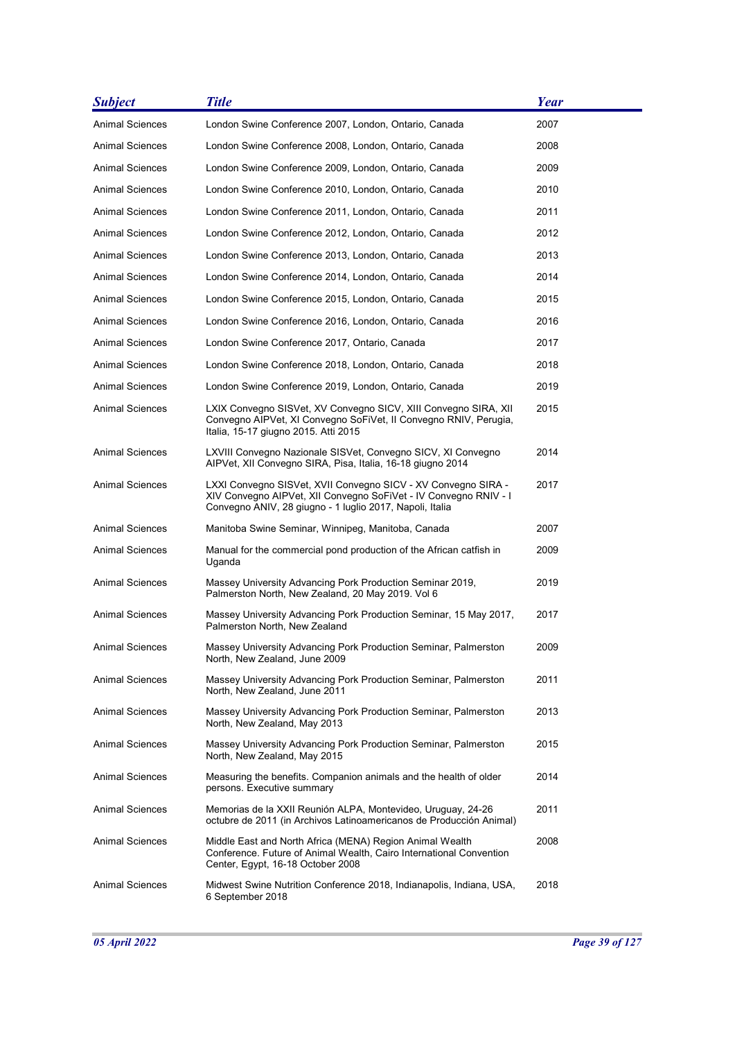| Subject | Title | Year |
| --- | --- | --- |
| Animal Sciences | London Swine Conference 2007, London, Ontario, Canada | 2007 |
| Animal Sciences | London Swine Conference 2008, London, Ontario, Canada | 2008 |
| Animal Sciences | London Swine Conference 2009, London, Ontario, Canada | 2009 |
| Animal Sciences | London Swine Conference 2010, London, Ontario, Canada | 2010 |
| Animal Sciences | London Swine Conference 2011, London, Ontario, Canada | 2011 |
| Animal Sciences | London Swine Conference 2012, London, Ontario, Canada | 2012 |
| Animal Sciences | London Swine Conference 2013, London, Ontario, Canada | 2013 |
| Animal Sciences | London Swine Conference 2014, London, Ontario, Canada | 2014 |
| Animal Sciences | London Swine Conference 2015, London, Ontario, Canada | 2015 |
| Animal Sciences | London Swine Conference 2016, London, Ontario, Canada | 2016 |
| Animal Sciences | London Swine Conference 2017, Ontario, Canada | 2017 |
| Animal Sciences | London Swine Conference 2018, London, Ontario, Canada | 2018 |
| Animal Sciences | London Swine Conference 2019, London, Ontario, Canada | 2019 |
| Animal Sciences | LXIX Convegno SISVet, XV Convegno SICV, XIII Convegno SIRA, XII Convegno AIPVet, XI Convegno SoFiVet, II Convegno RNIV, Perugia, Italia, 15-17 giugno 2015. Atti 2015 | 2015 |
| Animal Sciences | LXVIII Convegno Nazionale SISVet, Convegno SICV, XI Convegno AIPVet, XII Convegno SIRA, Pisa, Italia, 16-18 giugno 2014 | 2014 |
| Animal Sciences | LXXI Convegno SISVet, XVII Convegno SICV - XV Convegno SIRA - XIV Convegno AIPVet, XII Convegno SoFiVet - IV Convegno RNIV - I Convegno ANIV, 28 giugno - 1 luglio 2017, Napoli, Italia | 2017 |
| Animal Sciences | Manitoba Swine Seminar, Winnipeg, Manitoba, Canada | 2007 |
| Animal Sciences | Manual for the commercial pond production of the African catfish in Uganda | 2009 |
| Animal Sciences | Massey University Advancing Pork Production Seminar 2019, Palmerston North, New Zealand, 20 May 2019. Vol 6 | 2019 |
| Animal Sciences | Massey University Advancing Pork Production Seminar, 15 May 2017, Palmerston North, New Zealand | 2017 |
| Animal Sciences | Massey University Advancing Pork Production Seminar, Palmerston North, New Zealand, June 2009 | 2009 |
| Animal Sciences | Massey University Advancing Pork Production Seminar, Palmerston North, New Zealand, June 2011 | 2011 |
| Animal Sciences | Massey University Advancing Pork Production Seminar, Palmerston North, New Zealand, May 2013 | 2013 |
| Animal Sciences | Massey University Advancing Pork Production Seminar, Palmerston North, New Zealand, May 2015 | 2015 |
| Animal Sciences | Measuring the benefits. Companion animals and the health of older persons. Executive summary | 2014 |
| Animal Sciences | Memorias de la XXII Reunión ALPA, Montevideo, Uruguay, 24-26 octubre de 2011 (in Archivos Latinoamericanos de Producción Animal) | 2011 |
| Animal Sciences | Middle East and North Africa (MENA) Region Animal Wealth Conference. Future of Animal Wealth, Cairo International Convention Center, Egypt, 16-18 October 2008 | 2008 |
| Animal Sciences | Midwest Swine Nutrition Conference 2018, Indianapolis, Indiana, USA, 6 September 2018 | 2018 |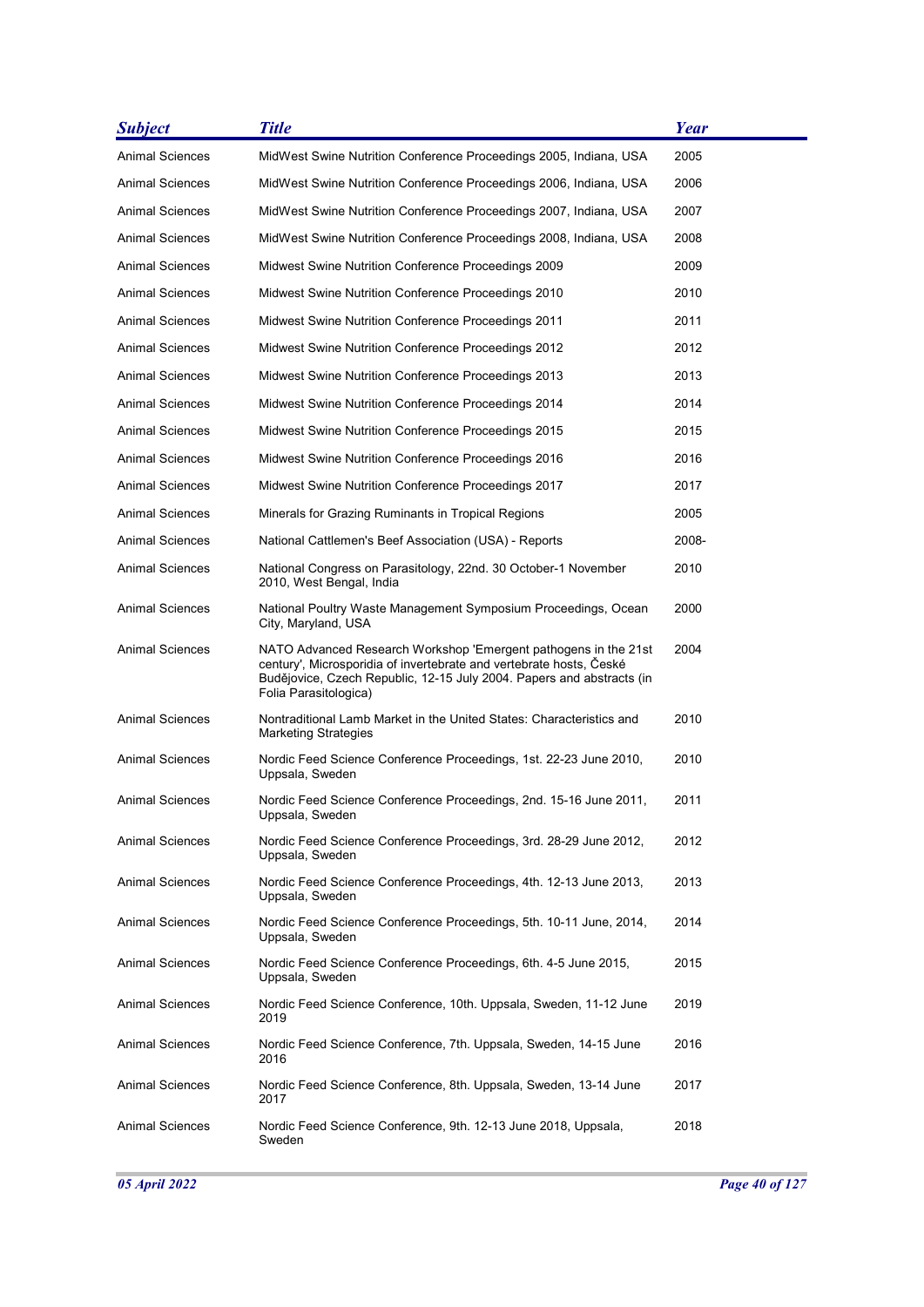| Subject | Title | Year |
| --- | --- | --- |
| Animal Sciences | MidWest Swine Nutrition Conference Proceedings 2005, Indiana, USA | 2005 |
| Animal Sciences | MidWest Swine Nutrition Conference Proceedings 2006, Indiana, USA | 2006 |
| Animal Sciences | MidWest Swine Nutrition Conference Proceedings 2007, Indiana, USA | 2007 |
| Animal Sciences | MidWest Swine Nutrition Conference Proceedings 2008, Indiana, USA | 2008 |
| Animal Sciences | Midwest Swine Nutrition Conference Proceedings 2009 | 2009 |
| Animal Sciences | Midwest Swine Nutrition Conference Proceedings 2010 | 2010 |
| Animal Sciences | Midwest Swine Nutrition Conference Proceedings 2011 | 2011 |
| Animal Sciences | Midwest Swine Nutrition Conference Proceedings 2012 | 2012 |
| Animal Sciences | Midwest Swine Nutrition Conference Proceedings 2013 | 2013 |
| Animal Sciences | Midwest Swine Nutrition Conference Proceedings 2014 | 2014 |
| Animal Sciences | Midwest Swine Nutrition Conference Proceedings 2015 | 2015 |
| Animal Sciences | Midwest Swine Nutrition Conference Proceedings 2016 | 2016 |
| Animal Sciences | Midwest Swine Nutrition Conference Proceedings 2017 | 2017 |
| Animal Sciences | Minerals for Grazing Ruminants in Tropical Regions | 2005 |
| Animal Sciences | National Cattlemen's Beef Association (USA) - Reports | 2008- |
| Animal Sciences | National Congress on Parasitology, 22nd. 30 October-1 November 2010, West Bengal, India | 2010 |
| Animal Sciences | National Poultry Waste Management Symposium Proceedings, Ocean City, Maryland, USA | 2000 |
| Animal Sciences | NATO Advanced Research Workshop 'Emergent pathogens in the 21st century', Microsporidia of invertebrate and vertebrate hosts, České Budějovice, Czech Republic, 12-15 July 2004. Papers and abstracts (in Folia Parasitologica) | 2004 |
| Animal Sciences | Nontraditional Lamb Market in the United States: Characteristics and Marketing Strategies | 2010 |
| Animal Sciences | Nordic Feed Science Conference Proceedings, 1st. 22-23 June 2010, Uppsala, Sweden | 2010 |
| Animal Sciences | Nordic Feed Science Conference Proceedings, 2nd. 15-16 June 2011, Uppsala, Sweden | 2011 |
| Animal Sciences | Nordic Feed Science Conference Proceedings, 3rd. 28-29 June 2012, Uppsala, Sweden | 2012 |
| Animal Sciences | Nordic Feed Science Conference Proceedings, 4th. 12-13 June 2013, Uppsala, Sweden | 2013 |
| Animal Sciences | Nordic Feed Science Conference Proceedings, 5th. 10-11 June, 2014, Uppsala, Sweden | 2014 |
| Animal Sciences | Nordic Feed Science Conference Proceedings, 6th. 4-5 June 2015, Uppsala, Sweden | 2015 |
| Animal Sciences | Nordic Feed Science Conference, 10th. Uppsala, Sweden, 11-12 June 2019 | 2019 |
| Animal Sciences | Nordic Feed Science Conference, 7th. Uppsala, Sweden, 14-15 June 2016 | 2016 |
| Animal Sciences | Nordic Feed Science Conference, 8th. Uppsala, Sweden, 13-14 June 2017 | 2017 |
| Animal Sciences | Nordic Feed Science Conference, 9th. 12-13 June 2018, Uppsala, Sweden | 2018 |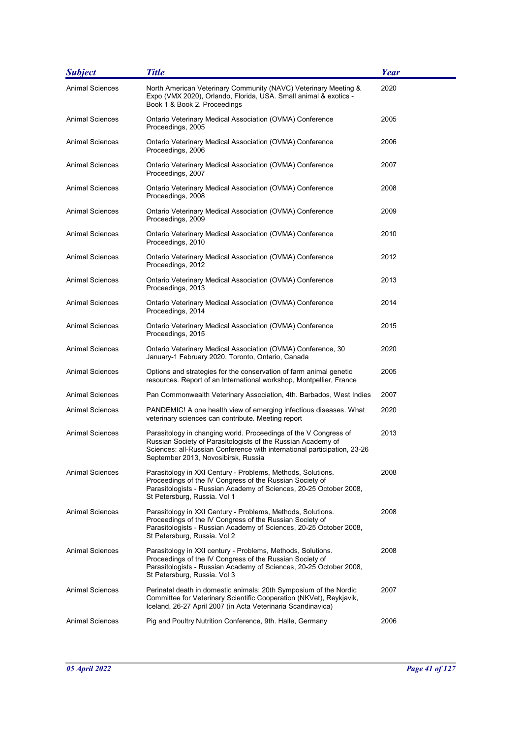| Subject | Title | Year |
|---|---|---|
| Animal Sciences | North American Veterinary Community (NAVC) Veterinary Meeting & Expo (VMX 2020), Orlando, Florida, USA. Small animal & exotics - Book 1 & Book 2. Proceedings | 2020 |
| Animal Sciences | Ontario Veterinary Medical Association (OVMA) Conference Proceedings, 2005 | 2005 |
| Animal Sciences | Ontario Veterinary Medical Association (OVMA) Conference Proceedings, 2006 | 2006 |
| Animal Sciences | Ontario Veterinary Medical Association (OVMA) Conference Proceedings, 2007 | 2007 |
| Animal Sciences | Ontario Veterinary Medical Association (OVMA) Conference Proceedings, 2008 | 2008 |
| Animal Sciences | Ontario Veterinary Medical Association (OVMA) Conference Proceedings, 2009 | 2009 |
| Animal Sciences | Ontario Veterinary Medical Association (OVMA) Conference Proceedings, 2010 | 2010 |
| Animal Sciences | Ontario Veterinary Medical Association (OVMA) Conference Proceedings, 2012 | 2012 |
| Animal Sciences | Ontario Veterinary Medical Association (OVMA) Conference Proceedings, 2013 | 2013 |
| Animal Sciences | Ontario Veterinary Medical Association (OVMA) Conference Proceedings, 2014 | 2014 |
| Animal Sciences | Ontario Veterinary Medical Association (OVMA) Conference Proceedings, 2015 | 2015 |
| Animal Sciences | Ontario Veterinary Medical Association (OVMA) Conference, 30 January-1 February 2020, Toronto, Ontario, Canada | 2020 |
| Animal Sciences | Options and strategies for the conservation of farm animal genetic resources. Report of an International workshop, Montpellier, France | 2005 |
| Animal Sciences | Pan Commonwealth Veterinary Association, 4th. Barbados, West Indies | 2007 |
| Animal Sciences | PANDEMIC! A one health view of emerging infectious diseases. What veterinary sciences can contribute. Meeting report | 2020 |
| Animal Sciences | Parasitology in changing world. Proceedings of the V Congress of Russian Society of Parasitologists of the Russian Academy of Sciences: all-Russian Conference with international participation, 23-26 September 2013, Novosibirsk, Russia | 2013 |
| Animal Sciences | Parasitology in XXI Century - Problems, Methods, Solutions. Proceedings of the IV Congress of the Russian Society of Parasitologists - Russian Academy of Sciences, 20-25 October 2008, St Petersburg, Russia. Vol 1 | 2008 |
| Animal Sciences | Parasitology in XXI Century - Problems, Methods, Solutions. Proceedings of the IV Congress of the Russian Society of Parasitologists - Russian Academy of Sciences, 20-25 October 2008, St Petersburg, Russia. Vol 2 | 2008 |
| Animal Sciences | Parasitology in XXI century - Problems, Methods, Solutions. Proceedings of the IV Congress of the Russian Society of Parasitologists - Russian Academy of Sciences, 20-25 October 2008, St Petersburg, Russia. Vol 3 | 2008 |
| Animal Sciences | Perinatal death in domestic animals: 20th Symposium of the Nordic Committee for Veterinary Scientific Cooperation (NKVet), Reykjavik, Iceland, 26-27 April 2007 (in Acta Veterinaria Scandinavica) | 2007 |
| Animal Sciences | Pig and Poultry Nutrition Conference, 9th. Halle, Germany | 2006 |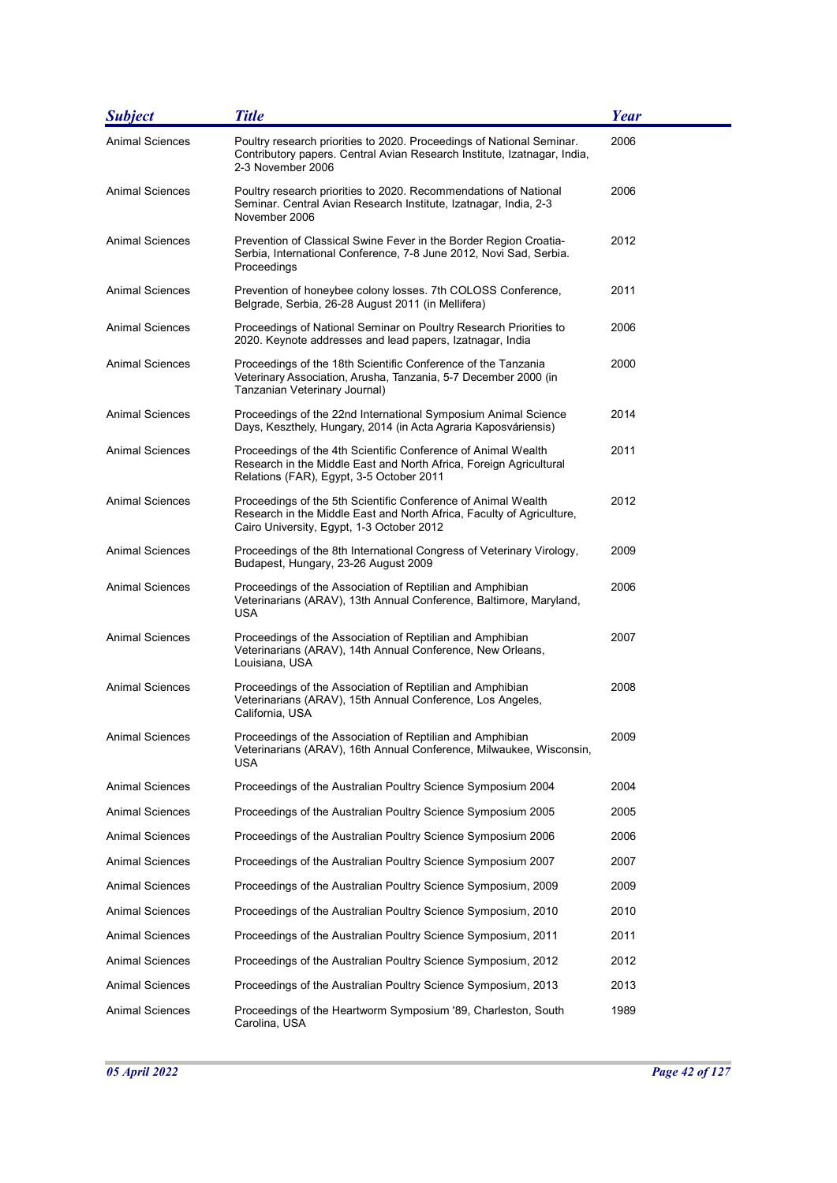| Subject | Title | Year |
| --- | --- | --- |
| Animal Sciences | Poultry research priorities to 2020. Proceedings of National Seminar. Contributory papers. Central Avian Research Institute, Izatnagar, India, 2-3 November 2006 | 2006 |
| Animal Sciences | Poultry research priorities to 2020. Recommendations of National Seminar. Central Avian Research Institute, Izatnagar, India, 2-3 November 2006 | 2006 |
| Animal Sciences | Prevention of Classical Swine Fever in the Border Region Croatia-Serbia, International Conference, 7-8 June 2012, Novi Sad, Serbia. Proceedings | 2012 |
| Animal Sciences | Prevention of honeybee colony losses. 7th COLOSS Conference, Belgrade, Serbia, 26-28 August 2011 (in Mellifera) | 2011 |
| Animal Sciences | Proceedings of National Seminar on Poultry Research Priorities to 2020. Keynote addresses and lead papers, Izatnagar, India | 2006 |
| Animal Sciences | Proceedings of the 18th Scientific Conference of the Tanzania Veterinary Association, Arusha, Tanzania, 5-7 December 2000 (in Tanzanian Veterinary Journal) | 2000 |
| Animal Sciences | Proceedings of the 22nd International Symposium Animal Science Days, Keszthely, Hungary, 2014 (in Acta Agraria Kaposváriensis) | 2014 |
| Animal Sciences | Proceedings of the 4th Scientific Conference of Animal Wealth Research in the Middle East and North Africa, Foreign Agricultural Relations (FAR), Egypt, 3-5 October 2011 | 2011 |
| Animal Sciences | Proceedings of the 5th Scientific Conference of Animal Wealth Research in the Middle East and North Africa, Faculty of Agriculture, Cairo University, Egypt, 1-3 October 2012 | 2012 |
| Animal Sciences | Proceedings of the 8th International Congress of Veterinary Virology, Budapest, Hungary, 23-26 August 2009 | 2009 |
| Animal Sciences | Proceedings of the Association of Reptilian and Amphibian Veterinarians (ARAV), 13th Annual Conference, Baltimore, Maryland, USA | 2006 |
| Animal Sciences | Proceedings of the Association of Reptilian and Amphibian Veterinarians (ARAV), 14th Annual Conference, New Orleans, Louisiana, USA | 2007 |
| Animal Sciences | Proceedings of the Association of Reptilian and Amphibian Veterinarians (ARAV), 15th Annual Conference, Los Angeles, California, USA | 2008 |
| Animal Sciences | Proceedings of the Association of Reptilian and Amphibian Veterinarians (ARAV), 16th Annual Conference, Milwaukee, Wisconsin, USA | 2009 |
| Animal Sciences | Proceedings of the Australian Poultry Science Symposium 2004 | 2004 |
| Animal Sciences | Proceedings of the Australian Poultry Science Symposium 2005 | 2005 |
| Animal Sciences | Proceedings of the Australian Poultry Science Symposium 2006 | 2006 |
| Animal Sciences | Proceedings of the Australian Poultry Science Symposium 2007 | 2007 |
| Animal Sciences | Proceedings of the Australian Poultry Science Symposium, 2009 | 2009 |
| Animal Sciences | Proceedings of the Australian Poultry Science Symposium, 2010 | 2010 |
| Animal Sciences | Proceedings of the Australian Poultry Science Symposium, 2011 | 2011 |
| Animal Sciences | Proceedings of the Australian Poultry Science Symposium, 2012 | 2012 |
| Animal Sciences | Proceedings of the Australian Poultry Science Symposium, 2013 | 2013 |
| Animal Sciences | Proceedings of the Heartworm Symposium '89, Charleston, South Carolina, USA | 1989 |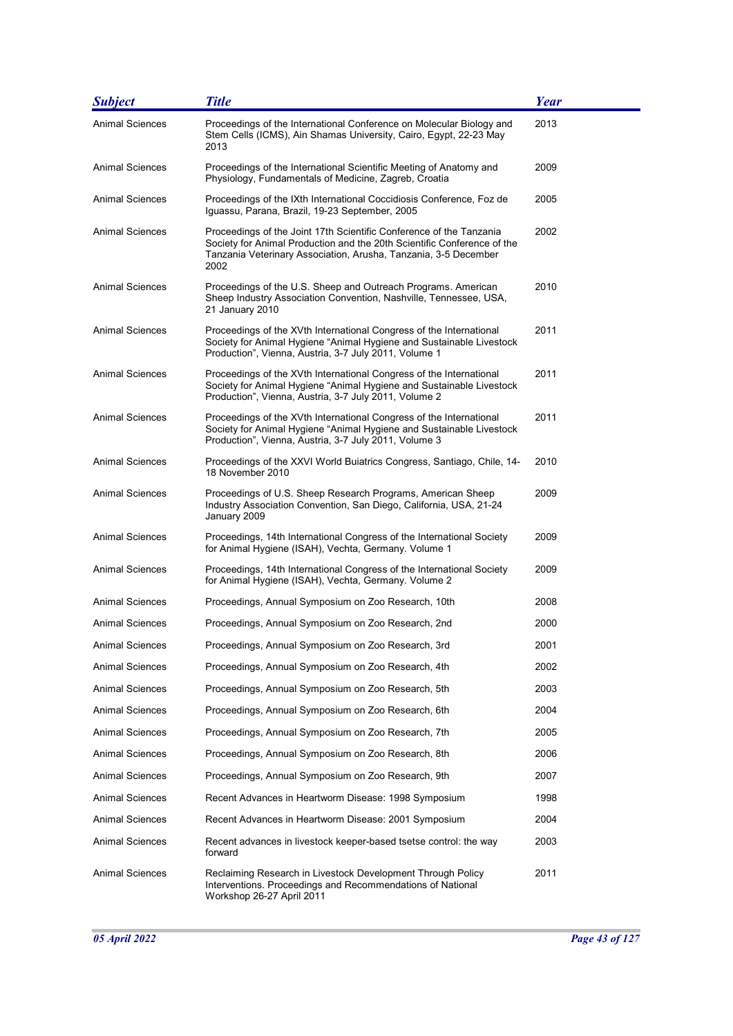| Subject | Title | Year |
|---|---|---|
| Animal Sciences | Proceedings of the International Conference on Molecular Biology and Stem Cells (ICMS), Ain Shamas University, Cairo, Egypt, 22-23 May 2013 | 2013 |
| Animal Sciences | Proceedings of the International Scientific Meeting of Anatomy and Physiology, Fundamentals of Medicine, Zagreb, Croatia | 2009 |
| Animal Sciences | Proceedings of the IXth International Coccidiosis Conference, Foz de Iguassu, Parana, Brazil, 19-23 September, 2005 | 2005 |
| Animal Sciences | Proceedings of the Joint 17th Scientific Conference of the Tanzania Society for Animal Production and the 20th Scientific Conference of the Tanzania Veterinary Association, Arusha, Tanzania, 3-5 December 2002 | 2002 |
| Animal Sciences | Proceedings of the U.S. Sheep and Outreach Programs. American Sheep Industry Association Convention, Nashville, Tennessee, USA, 21 January 2010 | 2010 |
| Animal Sciences | Proceedings of the XVth International Congress of the International Society for Animal Hygiene "Animal Hygiene and Sustainable Livestock Production", Vienna, Austria, 3-7 July 2011, Volume 1 | 2011 |
| Animal Sciences | Proceedings of the XVth International Congress of the International Society for Animal Hygiene "Animal Hygiene and Sustainable Livestock Production", Vienna, Austria, 3-7 July 2011, Volume 2 | 2011 |
| Animal Sciences | Proceedings of the XVth International Congress of the International Society for Animal Hygiene "Animal Hygiene and Sustainable Livestock Production", Vienna, Austria, 3-7 July 2011, Volume 3 | 2011 |
| Animal Sciences | Proceedings of the XXVI World Buiatrics Congress, Santiago, Chile, 14-18 November 2010 | 2010 |
| Animal Sciences | Proceedings of U.S. Sheep Research Programs, American Sheep Industry Association Convention, San Diego, California, USA, 21-24 January 2009 | 2009 |
| Animal Sciences | Proceedings, 14th International Congress of the International Society for Animal Hygiene (ISAH), Vechta, Germany. Volume 1 | 2009 |
| Animal Sciences | Proceedings, 14th International Congress of the International Society for Animal Hygiene (ISAH), Vechta, Germany. Volume 2 | 2009 |
| Animal Sciences | Proceedings, Annual Symposium on Zoo Research, 10th | 2008 |
| Animal Sciences | Proceedings, Annual Symposium on Zoo Research, 2nd | 2000 |
| Animal Sciences | Proceedings, Annual Symposium on Zoo Research, 3rd | 2001 |
| Animal Sciences | Proceedings, Annual Symposium on Zoo Research, 4th | 2002 |
| Animal Sciences | Proceedings, Annual Symposium on Zoo Research, 5th | 2003 |
| Animal Sciences | Proceedings, Annual Symposium on Zoo Research, 6th | 2004 |
| Animal Sciences | Proceedings, Annual Symposium on Zoo Research, 7th | 2005 |
| Animal Sciences | Proceedings, Annual Symposium on Zoo Research, 8th | 2006 |
| Animal Sciences | Proceedings, Annual Symposium on Zoo Research, 9th | 2007 |
| Animal Sciences | Recent Advances in Heartworm Disease: 1998 Symposium | 1998 |
| Animal Sciences | Recent Advances in Heartworm Disease: 2001 Symposium | 2004 |
| Animal Sciences | Recent advances in livestock keeper-based tsetse control: the way forward | 2003 |
| Animal Sciences | Reclaiming Research in Livestock Development Through Policy Interventions. Proceedings and Recommendations of National Workshop 26-27 April 2011 | 2011 |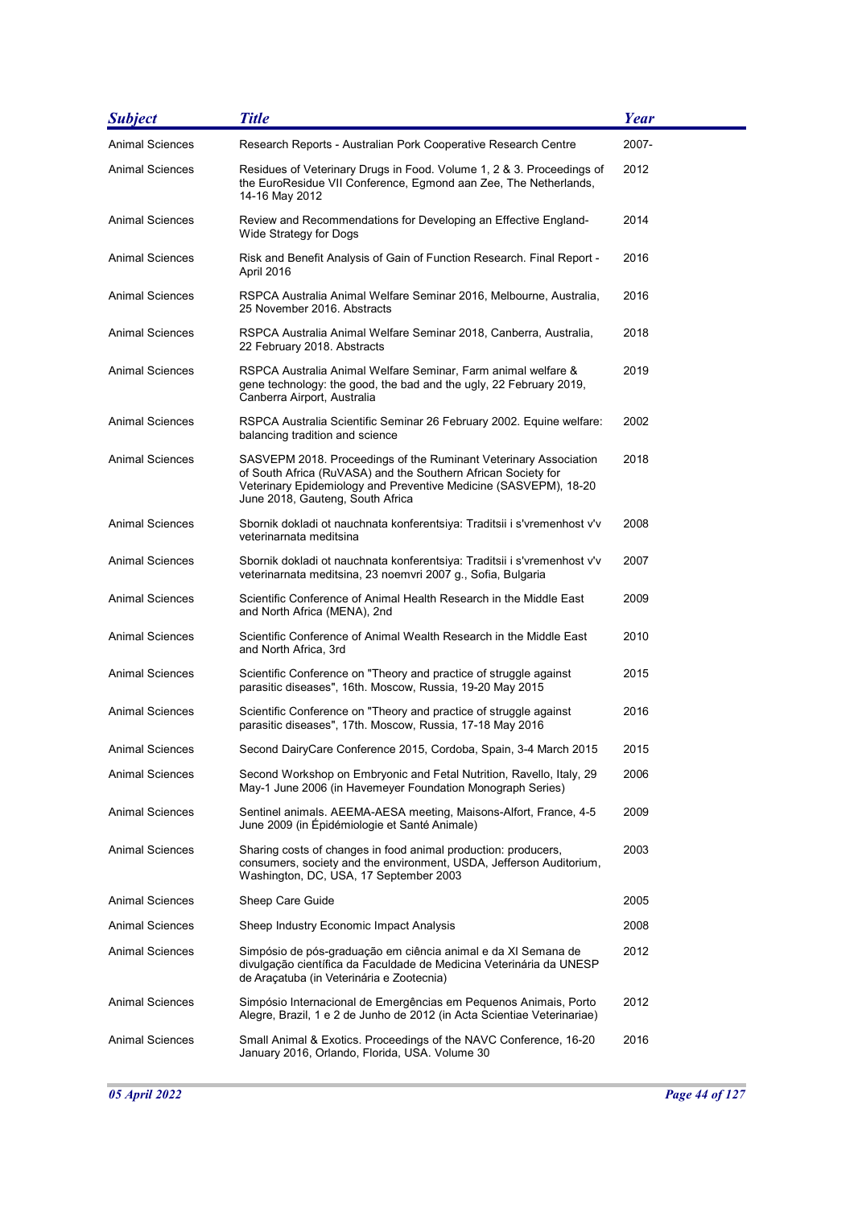| Subject | Title | Year |
|---|---|---|
| Animal Sciences | Research Reports - Australian Pork Cooperative Research Centre | 2007- |
| Animal Sciences | Residues of Veterinary Drugs in Food. Volume 1, 2 & 3. Proceedings of the EuroResidue VII Conference, Egmond aan Zee, The Netherlands, 14-16 May 2012 | 2012 |
| Animal Sciences | Review and Recommendations for Developing an Effective England-Wide Strategy for Dogs | 2014 |
| Animal Sciences | Risk and Benefit Analysis of Gain of Function Research. Final Report - April 2016 | 2016 |
| Animal Sciences | RSPCA Australia Animal Welfare Seminar 2016, Melbourne, Australia, 25 November 2016. Abstracts | 2016 |
| Animal Sciences | RSPCA Australia Animal Welfare Seminar 2018, Canberra, Australia, 22 February 2018. Abstracts | 2018 |
| Animal Sciences | RSPCA Australia Animal Welfare Seminar, Farm animal welfare & gene technology: the good, the bad and the ugly, 22 February 2019, Canberra Airport, Australia | 2019 |
| Animal Sciences | RSPCA Australia Scientific Seminar 26 February 2002. Equine welfare: balancing tradition and science | 2002 |
| Animal Sciences | SASVEPM 2018. Proceedings of the Ruminant Veterinary Association of South Africa (RuVASA) and the Southern African Society for Veterinary Epidemiology and Preventive Medicine (SASVEPM), 18-20 June 2018, Gauteng, South Africa | 2018 |
| Animal Sciences | Sbornik dokladi ot nauchnata konferentsiya: Traditsii i s'vremenhost v'v veterinarnata meditsina | 2008 |
| Animal Sciences | Sbornik dokladi ot nauchnata konferentsiya: Traditsii i s'vremenhost v'v veterinarnata meditsina, 23 noemvri 2007 g., Sofia, Bulgaria | 2007 |
| Animal Sciences | Scientific Conference of Animal Health Research in the Middle East and North Africa (MENA), 2nd | 2009 |
| Animal Sciences | Scientific Conference of Animal Wealth Research in the Middle East and North Africa, 3rd | 2010 |
| Animal Sciences | Scientific Conference on "Theory and practice of struggle against parasitic diseases", 16th. Moscow, Russia, 19-20 May 2015 | 2015 |
| Animal Sciences | Scientific Conference on "Theory and practice of struggle against parasitic diseases", 17th. Moscow, Russia, 17-18 May 2016 | 2016 |
| Animal Sciences | Second DairyCare Conference 2015, Cordoba, Spain, 3-4 March 2015 | 2015 |
| Animal Sciences | Second Workshop on Embryonic and Fetal Nutrition, Ravello, Italy, 29 May-1 June 2006 (in Havemeyer Foundation Monograph Series) | 2006 |
| Animal Sciences | Sentinel animals. AEEMA-AESA meeting, Maisons-Alfort, France, 4-5 June 2009 (in Épidémiologie et Santé Animale) | 2009 |
| Animal Sciences | Sharing costs of changes in food animal production: producers, consumers, society and the environment, USDA, Jefferson Auditorium, Washington, DC, USA, 17 September 2003 | 2003 |
| Animal Sciences | Sheep Care Guide | 2005 |
| Animal Sciences | Sheep Industry Economic Impact Analysis | 2008 |
| Animal Sciences | Simpósio de pós-graduação em ciência animal e da XI Semana de divulgação científica da Faculdade de Medicina Veterinária da UNESP de Araçatuba (in Veterinária e Zootecnia) | 2012 |
| Animal Sciences | Simpósio Internacional de Emergências em Pequenos Animais, Porto Alegre, Brazil, 1 e 2 de Junho de 2012 (in Acta Scientiae Veterinariae) | 2012 |
| Animal Sciences | Small Animal & Exotics. Proceedings of the NAVC Conference, 16-20 January 2016, Orlando, Florida, USA. Volume 30 | 2016 |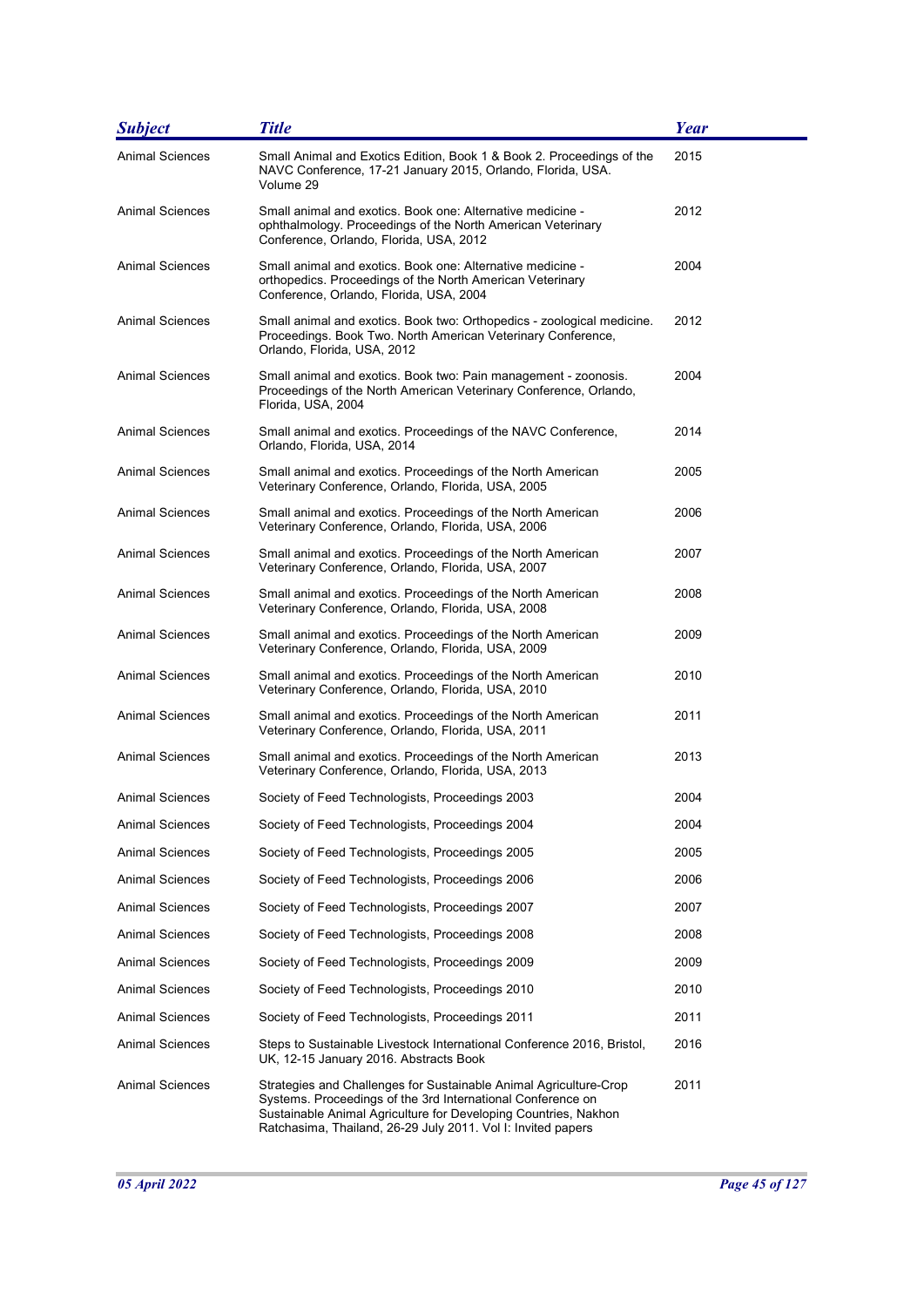| Subject | Title | Year |
|---|---|---|
| Animal Sciences | Small Animal and Exotics Edition, Book 1 & Book 2. Proceedings of the NAVC Conference, 17-21 January 2015, Orlando, Florida, USA. Volume 29 | 2015 |
| Animal Sciences | Small animal and exotics. Book one: Alternative medicine - ophthalmology. Proceedings of the North American Veterinary Conference, Orlando, Florida, USA, 2012 | 2012 |
| Animal Sciences | Small animal and exotics. Book one: Alternative medicine - orthopedics. Proceedings of the North American Veterinary Conference, Orlando, Florida, USA, 2004 | 2004 |
| Animal Sciences | Small animal and exotics. Book two: Orthopedics - zoological medicine. Proceedings. Book Two. North American Veterinary Conference, Orlando, Florida, USA, 2012 | 2012 |
| Animal Sciences | Small animal and exotics. Book two: Pain management - zoonosis. Proceedings of the North American Veterinary Conference, Orlando, Florida, USA, 2004 | 2004 |
| Animal Sciences | Small animal and exotics. Proceedings of the NAVC Conference, Orlando, Florida, USA, 2014 | 2014 |
| Animal Sciences | Small animal and exotics. Proceedings of the North American Veterinary Conference, Orlando, Florida, USA, 2005 | 2005 |
| Animal Sciences | Small animal and exotics. Proceedings of the North American Veterinary Conference, Orlando, Florida, USA, 2006 | 2006 |
| Animal Sciences | Small animal and exotics. Proceedings of the North American Veterinary Conference, Orlando, Florida, USA, 2007 | 2007 |
| Animal Sciences | Small animal and exotics. Proceedings of the North American Veterinary Conference, Orlando, Florida, USA, 2008 | 2008 |
| Animal Sciences | Small animal and exotics. Proceedings of the North American Veterinary Conference, Orlando, Florida, USA, 2009 | 2009 |
| Animal Sciences | Small animal and exotics. Proceedings of the North American Veterinary Conference, Orlando, Florida, USA, 2010 | 2010 |
| Animal Sciences | Small animal and exotics. Proceedings of the North American Veterinary Conference, Orlando, Florida, USA, 2011 | 2011 |
| Animal Sciences | Small animal and exotics. Proceedings of the North American Veterinary Conference, Orlando, Florida, USA, 2013 | 2013 |
| Animal Sciences | Society of Feed Technologists, Proceedings 2003 | 2004 |
| Animal Sciences | Society of Feed Technologists, Proceedings 2004 | 2004 |
| Animal Sciences | Society of Feed Technologists, Proceedings 2005 | 2005 |
| Animal Sciences | Society of Feed Technologists, Proceedings 2006 | 2006 |
| Animal Sciences | Society of Feed Technologists, Proceedings 2007 | 2007 |
| Animal Sciences | Society of Feed Technologists, Proceedings 2008 | 2008 |
| Animal Sciences | Society of Feed Technologists, Proceedings 2009 | 2009 |
| Animal Sciences | Society of Feed Technologists, Proceedings 2010 | 2010 |
| Animal Sciences | Society of Feed Technologists, Proceedings 2011 | 2011 |
| Animal Sciences | Steps to Sustainable Livestock International Conference 2016, Bristol, UK, 12-15 January 2016. Abstracts Book | 2016 |
| Animal Sciences | Strategies and Challenges for Sustainable Animal Agriculture-Crop Systems. Proceedings of the 3rd International Conference on Sustainable Animal Agriculture for Developing Countries, Nakhon Ratchasima, Thailand, 26-29 July 2011. Vol I: Invited papers | 2011 |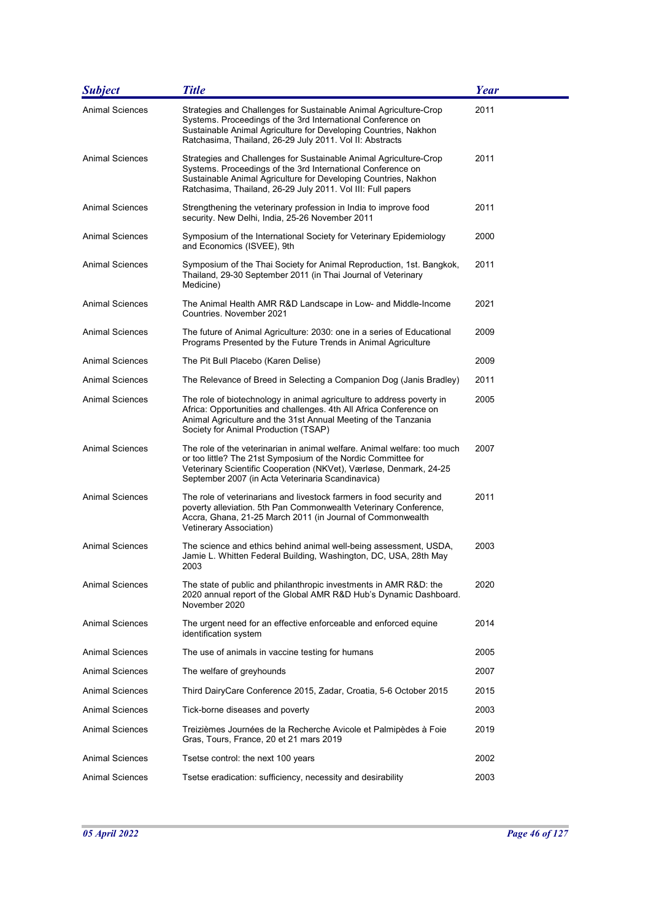| Subject | Title | Year |
|---|---|---|
| Animal Sciences | Strategies and Challenges for Sustainable Animal Agriculture-Crop Systems. Proceedings of the 3rd International Conference on Sustainable Animal Agriculture for Developing Countries, Nakhon Ratchasima, Thailand, 26-29 July 2011. Vol II: Abstracts | 2011 |
| Animal Sciences | Strategies and Challenges for Sustainable Animal Agriculture-Crop Systems. Proceedings of the 3rd International Conference on Sustainable Animal Agriculture for Developing Countries, Nakhon Ratchasima, Thailand, 26-29 July 2011. Vol III: Full papers | 2011 |
| Animal Sciences | Strengthening the veterinary profession in India to improve food security. New Delhi, India, 25-26 November 2011 | 2011 |
| Animal Sciences | Symposium of the International Society for Veterinary Epidemiology and Economics (ISVEE), 9th | 2000 |
| Animal Sciences | Symposium of the Thai Society for Animal Reproduction, 1st. Bangkok, Thailand, 29-30 September 2011 (in Thai Journal of Veterinary Medicine) | 2011 |
| Animal Sciences | The Animal Health AMR R&D Landscape in Low- and Middle-Income Countries. November 2021 | 2021 |
| Animal Sciences | The future of Animal Agriculture: 2030: one in a series of Educational Programs Presented by the Future Trends in Animal Agriculture | 2009 |
| Animal Sciences | The Pit Bull Placebo (Karen Delise) | 2009 |
| Animal Sciences | The Relevance of Breed in Selecting a Companion Dog (Janis Bradley) | 2011 |
| Animal Sciences | The role of biotechnology in animal agriculture to address poverty in Africa: Opportunities and challenges. 4th All Africa Conference on Animal Agriculture and the 31st Annual Meeting of the Tanzania Society for Animal Production (TSAP) | 2005 |
| Animal Sciences | The role of the veterinarian in animal welfare. Animal welfare: too much or too little? The 21st Symposium of the Nordic Committee for Veterinary Scientific Cooperation (NKVet), Værløse, Denmark, 24-25 September 2007 (in Acta Veterinaria Scandinavica) | 2007 |
| Animal Sciences | The role of veterinarians and livestock farmers in food security and poverty alleviation. 5th Pan Commonwealth Veterinary Conference, Accra, Ghana, 21-25 March 2011 (in Journal of Commonwealth Vetinerary Association) | 2011 |
| Animal Sciences | The science and ethics behind animal well-being assessment, USDA, Jamie L. Whitten Federal Building, Washington, DC, USA, 28th May 2003 | 2003 |
| Animal Sciences | The state of public and philanthropic investments in AMR R&D: the 2020 annual report of the Global AMR R&D Hub's Dynamic Dashboard. November 2020 | 2020 |
| Animal Sciences | The urgent need for an effective enforceable and enforced equine identification system | 2014 |
| Animal Sciences | The use of animals in vaccine testing for humans | 2005 |
| Animal Sciences | The welfare of greyhounds | 2007 |
| Animal Sciences | Third DairyCare Conference 2015, Zadar, Croatia, 5-6 October 2015 | 2015 |
| Animal Sciences | Tick-borne diseases and poverty | 2003 |
| Animal Sciences | Treizièmes Journées de la Recherche Avicole et Palmipèdes à Foie Gras, Tours, France, 20 et 21 mars 2019 | 2019 |
| Animal Sciences | Tsetse control: the next 100 years | 2002 |
| Animal Sciences | Tsetse eradication: sufficiency, necessity and desirability | 2003 |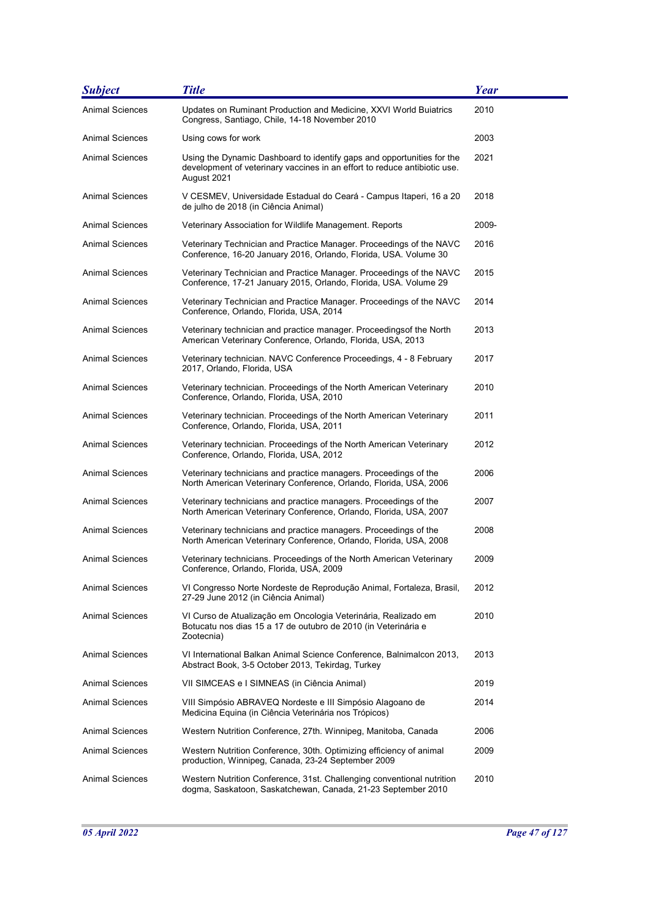| *Subject* | *Title* | *Year* |
| --- | --- | --- |
| Animal Sciences | Updates on Ruminant Production and Medicine, XXVI World Buiatrics Congress, Santiago, Chile, 14-18 November 2010 | 2010 |
| Animal Sciences | Using cows for work | 2003 |
| Animal Sciences | Using the Dynamic Dashboard to identify gaps and opportunities for the development of veterinary vaccines in an effort to reduce antibiotic use. August 2021 | 2021 |
| Animal Sciences | V CESMEV, Universidade Estadual do Ceará - Campus Itaperi, 16 a 20 de julho de 2018 (in Ciência Animal) | 2018 |
| Animal Sciences | Veterinary Association for Wildlife Management. Reports | 2009- |
| Animal Sciences | Veterinary Technician and Practice Manager. Proceedings of the NAVC Conference, 16-20 January 2016, Orlando, Florida, USA. Volume 30 | 2016 |
| Animal Sciences | Veterinary Technician and Practice Manager. Proceedings of the NAVC Conference, 17-21 January 2015, Orlando, Florida, USA. Volume 29 | 2015 |
| Animal Sciences | Veterinary Technician and Practice Manager. Proceedings of the NAVC Conference, Orlando, Florida, USA, 2014 | 2014 |
| Animal Sciences | Veterinary technician and practice manager. Proceedingsof the North American Veterinary Conference, Orlando, Florida, USA, 2013 | 2013 |
| Animal Sciences | Veterinary technician. NAVC Conference Proceedings, 4 - 8 February 2017, Orlando, Florida, USA | 2017 |
| Animal Sciences | Veterinary technician. Proceedings of the North American Veterinary Conference, Orlando, Florida, USA, 2010 | 2010 |
| Animal Sciences | Veterinary technician. Proceedings of the North American Veterinary Conference, Orlando, Florida, USA, 2011 | 2011 |
| Animal Sciences | Veterinary technician. Proceedings of the North American Veterinary Conference, Orlando, Florida, USA, 2012 | 2012 |
| Animal Sciences | Veterinary technicians and practice managers. Proceedings of the North American Veterinary Conference, Orlando, Florida, USA, 2006 | 2006 |
| Animal Sciences | Veterinary technicians and practice managers. Proceedings of the North American Veterinary Conference, Orlando, Florida, USA, 2007 | 2007 |
| Animal Sciences | Veterinary technicians and practice managers. Proceedings of the North American Veterinary Conference, Orlando, Florida, USA, 2008 | 2008 |
| Animal Sciences | Veterinary technicians. Proceedings of the North American Veterinary Conference, Orlando, Florida, USA, 2009 | 2009 |
| Animal Sciences | VI Congresso Norte Nordeste de Reprodução Animal, Fortaleza, Brasil, 27-29 June 2012 (in Ciência Animal) | 2012 |
| Animal Sciences | VI Curso de Atualização em Oncologia Veterinária, Realizado em Botucatu nos dias 15 a 17 de outubro de 2010 (in Veterinária e Zootecnia) | 2010 |
| Animal Sciences | VI International Balkan Animal Science Conference, Balnimalcon 2013, Abstract Book, 3-5 October 2013, Tekirdag, Turkey | 2013 |
| Animal Sciences | VII SIMCEAS e I SIMNEAS (in Ciência Animal) | 2019 |
| Animal Sciences | VIII Simpósio ABRAVEQ Nordeste e III Simpósio Alagoano de Medicina Equina (in Ciência Veterinária nos Trópicos) | 2014 |
| Animal Sciences | Western Nutrition Conference, 27th. Winnipeg, Manitoba, Canada | 2006 |
| Animal Sciences | Western Nutrition Conference, 30th. Optimizing efficiency of animal production, Winnipeg, Canada, 23-24 September 2009 | 2009 |
| Animal Sciences | Western Nutrition Conference, 31st. Challenging conventional nutrition dogma, Saskatoon, Saskatchewan, Canada, 21-23 September 2010 | 2010 |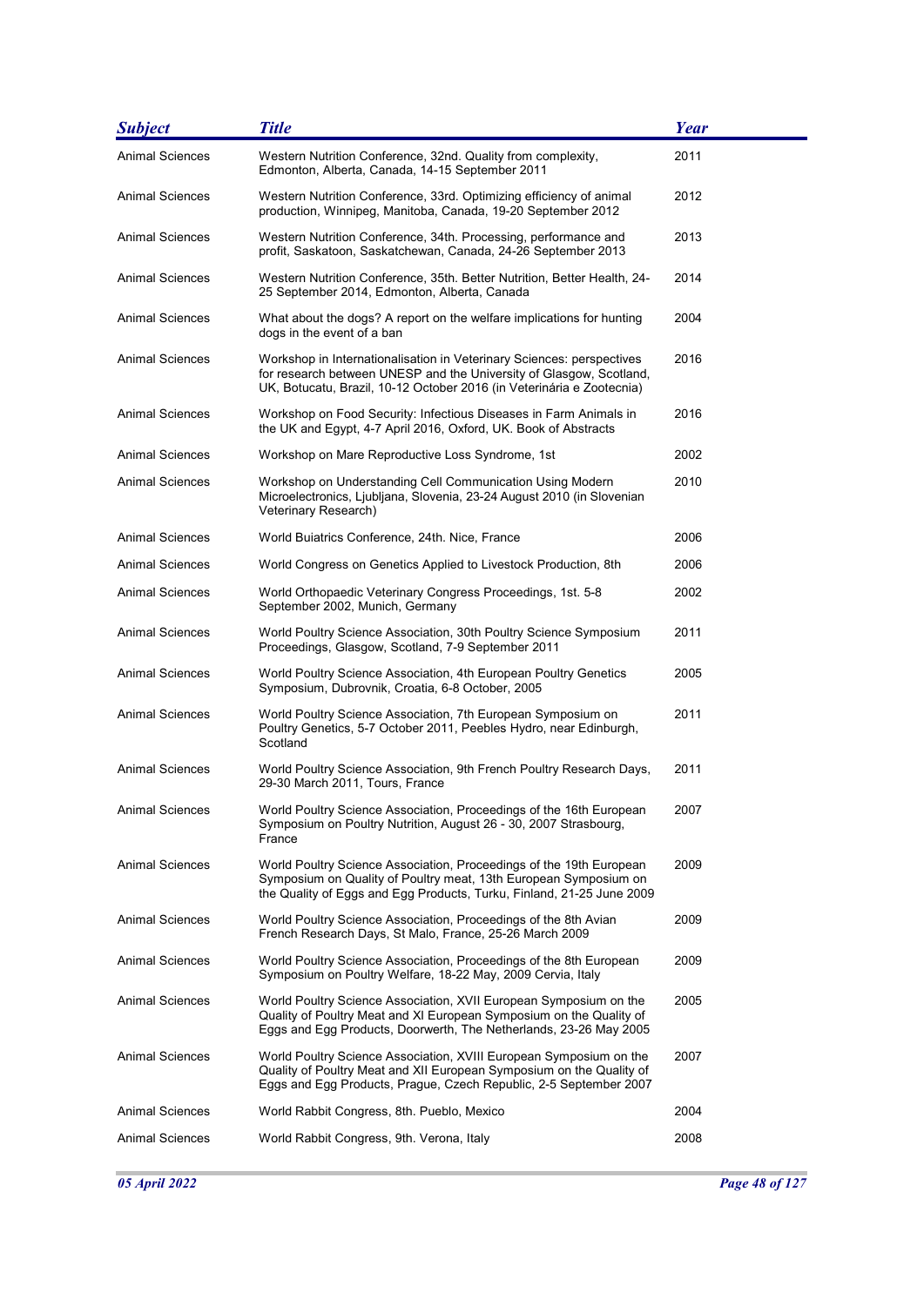| *Subject* | *Title* | *Year* |
|---|---|---|
| Animal Sciences | Western Nutrition Conference, 32nd. Quality from complexity, Edmonton, Alberta, Canada, 14-15 September 2011 | 2011 |
| Animal Sciences | Western Nutrition Conference, 33rd. Optimizing efficiency of animal production, Winnipeg, Manitoba, Canada, 19-20 September 2012 | 2012 |
| Animal Sciences | Western Nutrition Conference, 34th. Processing, performance and profit, Saskatoon, Saskatchewan, Canada, 24-26 September 2013 | 2013 |
| Animal Sciences | Western Nutrition Conference, 35th. Better Nutrition, Better Health, 24-25 September 2014, Edmonton, Alberta, Canada | 2014 |
| Animal Sciences | What about the dogs? A report on the welfare implications for hunting dogs in the event of a ban | 2004 |
| Animal Sciences | Workshop in Internationalisation in Veterinary Sciences: perspectives for research between UNESP and the University of Glasgow, Scotland, UK, Botucatu, Brazil, 10-12 October 2016 (in Veterinária e Zootecnia) | 2016 |
| Animal Sciences | Workshop on Food Security: Infectious Diseases in Farm Animals in the UK and Egypt, 4-7 April 2016, Oxford, UK. Book of Abstracts | 2016 |
| Animal Sciences | Workshop on Mare Reproductive Loss Syndrome, 1st | 2002 |
| Animal Sciences | Workshop on Understanding Cell Communication Using Modern Microelectronics, Ljubljana, Slovenia, 23-24 August 2010 (in Slovenian Veterinary Research) | 2010 |
| Animal Sciences | World Buiatrics Conference, 24th. Nice, France | 2006 |
| Animal Sciences | World Congress on Genetics Applied to Livestock Production, 8th | 2006 |
| Animal Sciences | World Orthopaedic Veterinary Congress Proceedings, 1st. 5-8 September 2002, Munich, Germany | 2002 |
| Animal Sciences | World Poultry Science Association, 30th Poultry Science Symposium Proceedings, Glasgow, Scotland, 7-9 September 2011 | 2011 |
| Animal Sciences | World Poultry Science Association, 4th European Poultry Genetics Symposium, Dubrovnik, Croatia, 6-8 October, 2005 | 2005 |
| Animal Sciences | World Poultry Science Association, 7th European Symposium on Poultry Genetics, 5-7 October 2011, Peebles Hydro, near Edinburgh, Scotland | 2011 |
| Animal Sciences | World Poultry Science Association, 9th French Poultry Research Days, 29-30 March 2011, Tours, France | 2011 |
| Animal Sciences | World Poultry Science Association, Proceedings of the 16th European Symposium on Poultry Nutrition, August 26 - 30, 2007 Strasbourg, France | 2007 |
| Animal Sciences | World Poultry Science Association, Proceedings of the 19th European Symposium on Quality of Poultry meat, 13th European Symposium on the Quality of Eggs and Egg Products, Turku, Finland, 21-25 June 2009 | 2009 |
| Animal Sciences | World Poultry Science Association, Proceedings of the 8th Avian French Research Days, St Malo, France, 25-26 March 2009 | 2009 |
| Animal Sciences | World Poultry Science Association, Proceedings of the 8th European Symposium on Poultry Welfare, 18-22 May, 2009 Cervia, Italy | 2009 |
| Animal Sciences | World Poultry Science Association, XVII European Symposium on the Quality of Poultry Meat and XI European Symposium on the Quality of Eggs and Egg Products, Doorwerth, The Netherlands, 23-26 May 2005 | 2005 |
| Animal Sciences | World Poultry Science Association, XVIII European Symposium on the Quality of Poultry Meat and XII European Symposium on the Quality of Eggs and Egg Products, Prague, Czech Republic, 2-5 September 2007 | 2007 |
| Animal Sciences | World Rabbit Congress, 8th. Pueblo, Mexico | 2004 |
| Animal Sciences | World Rabbit Congress, 9th. Verona, Italy | 2008 |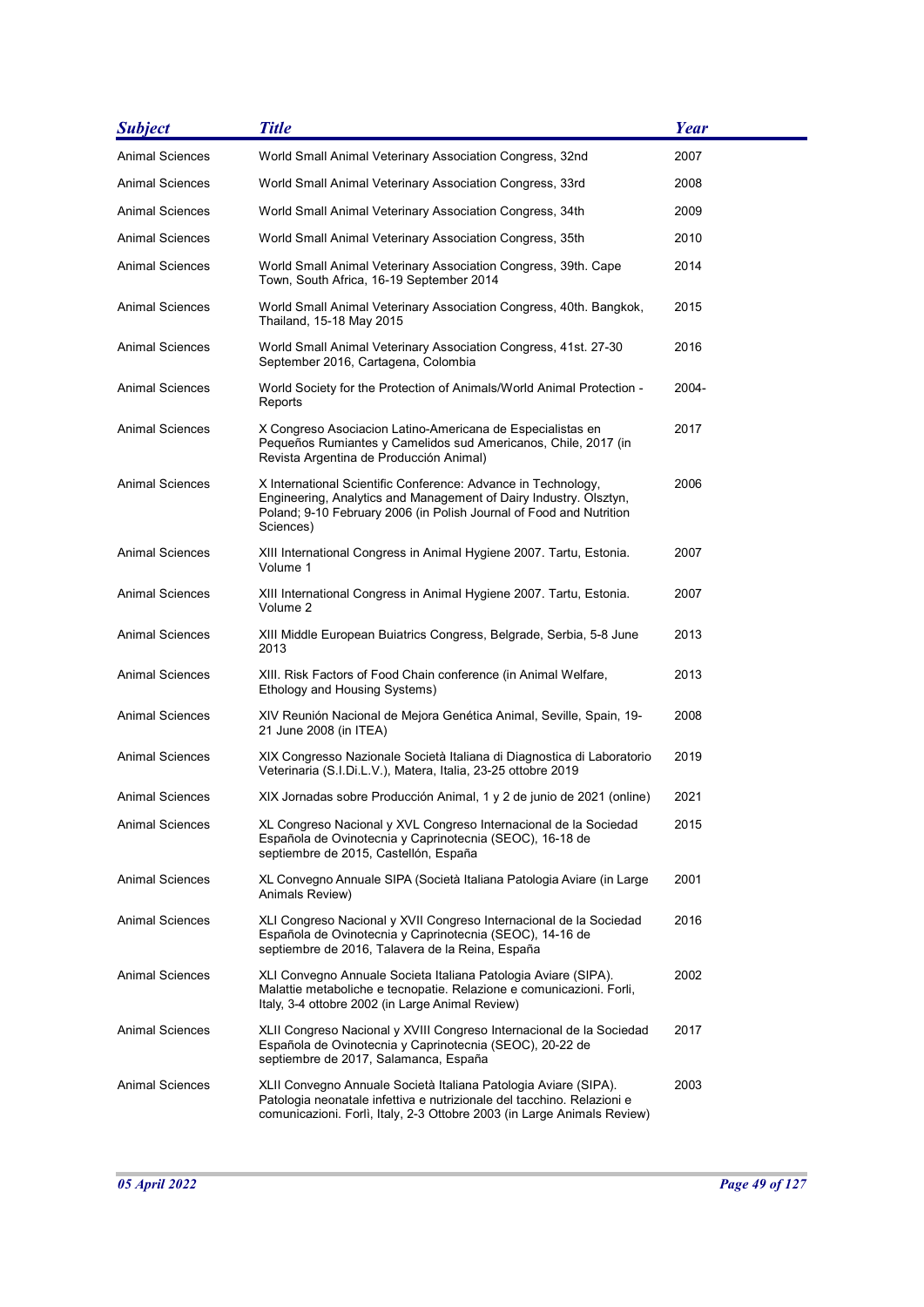| Subject | Title | Year |
| --- | --- | --- |
| Animal Sciences | World Small Animal Veterinary Association Congress, 32nd | 2007 |
| Animal Sciences | World Small Animal Veterinary Association Congress, 33rd | 2008 |
| Animal Sciences | World Small Animal Veterinary Association Congress, 34th | 2009 |
| Animal Sciences | World Small Animal Veterinary Association Congress, 35th | 2010 |
| Animal Sciences | World Small Animal Veterinary Association Congress, 39th. Cape Town, South Africa, 16-19 September 2014 | 2014 |
| Animal Sciences | World Small Animal Veterinary Association Congress, 40th. Bangkok, Thailand, 15-18 May 2015 | 2015 |
| Animal Sciences | World Small Animal Veterinary Association Congress, 41st. 27-30 September 2016, Cartagena, Colombia | 2016 |
| Animal Sciences | World Society for the Protection of Animals/World Animal Protection - Reports | 2004- |
| Animal Sciences | X Congreso Asociacion Latino-Americana de Especialistas en Pequeños Rumiantes y Camelidos sud Americanos, Chile, 2017 (in Revista Argentina de Producción Animal) | 2017 |
| Animal Sciences | X International Scientific Conference: Advance in Technology, Engineering, Analytics and Management of Dairy Industry. Olsztyn, Poland; 9-10 February 2006 (in Polish Journal of Food and Nutrition Sciences) | 2006 |
| Animal Sciences | XIII International Congress in Animal Hygiene 2007. Tartu, Estonia. Volume 1 | 2007 |
| Animal Sciences | XIII International Congress in Animal Hygiene 2007. Tartu, Estonia. Volume 2 | 2007 |
| Animal Sciences | XIII Middle European Buiatrics Congress, Belgrade, Serbia, 5-8 June 2013 | 2013 |
| Animal Sciences | XIII. Risk Factors of Food Chain conference (in Animal Welfare, Ethology and Housing Systems) | 2013 |
| Animal Sciences | XIV Reunión Nacional de Mejora Genética Animal, Seville, Spain, 19-21 June 2008 (in ITEA) | 2008 |
| Animal Sciences | XIX Congresso Nazionale Società Italiana di Diagnostica di Laboratorio Veterinaria (S.I.Di.L.V.), Matera, Italia, 23-25 ottobre 2019 | 2019 |
| Animal Sciences | XIX Jornadas sobre Producción Animal, 1 y 2 de junio de 2021 (online) | 2021 |
| Animal Sciences | XL Congreso Nacional y XVL Congreso Internacional de la Sociedad Española de Ovinotecnia y Caprinotecnia (SEOC), 16-18 de septiembre de 2015, Castellón, España | 2015 |
| Animal Sciences | XL Convegno Annuale SIPA (Società Italiana Patologia Aviare (in Large Animals Review) | 2001 |
| Animal Sciences | XLI Congreso Nacional y XVII Congreso Internacional de la Sociedad Española de Ovinotecnia y Caprinotecnia (SEOC), 14-16 de septiembre de 2016, Talavera de la Reina, España | 2016 |
| Animal Sciences | XLI Convegno Annuale Societa Italiana Patologia Aviare (SIPA). Malattie metaboliche e tecnopatie. Relazione e comunicazioni. Forli, Italy, 3-4 ottobre 2002 (in Large Animal Review) | 2002 |
| Animal Sciences | XLII Congreso Nacional y XVIII Congreso Internacional de la Sociedad Española de Ovinotecnia y Caprinotecnia (SEOC), 20-22 de septiembre de 2017, Salamanca, España | 2017 |
| Animal Sciences | XLII Convegno Annuale Società Italiana Patologia Aviare (SIPA). Patologia neonatale infettiva e nutrizionale del tacchino. Relazioni e comunicazioni. Forlì, Italy, 2-3 Ottobre 2003 (in Large Animals Review) | 2003 |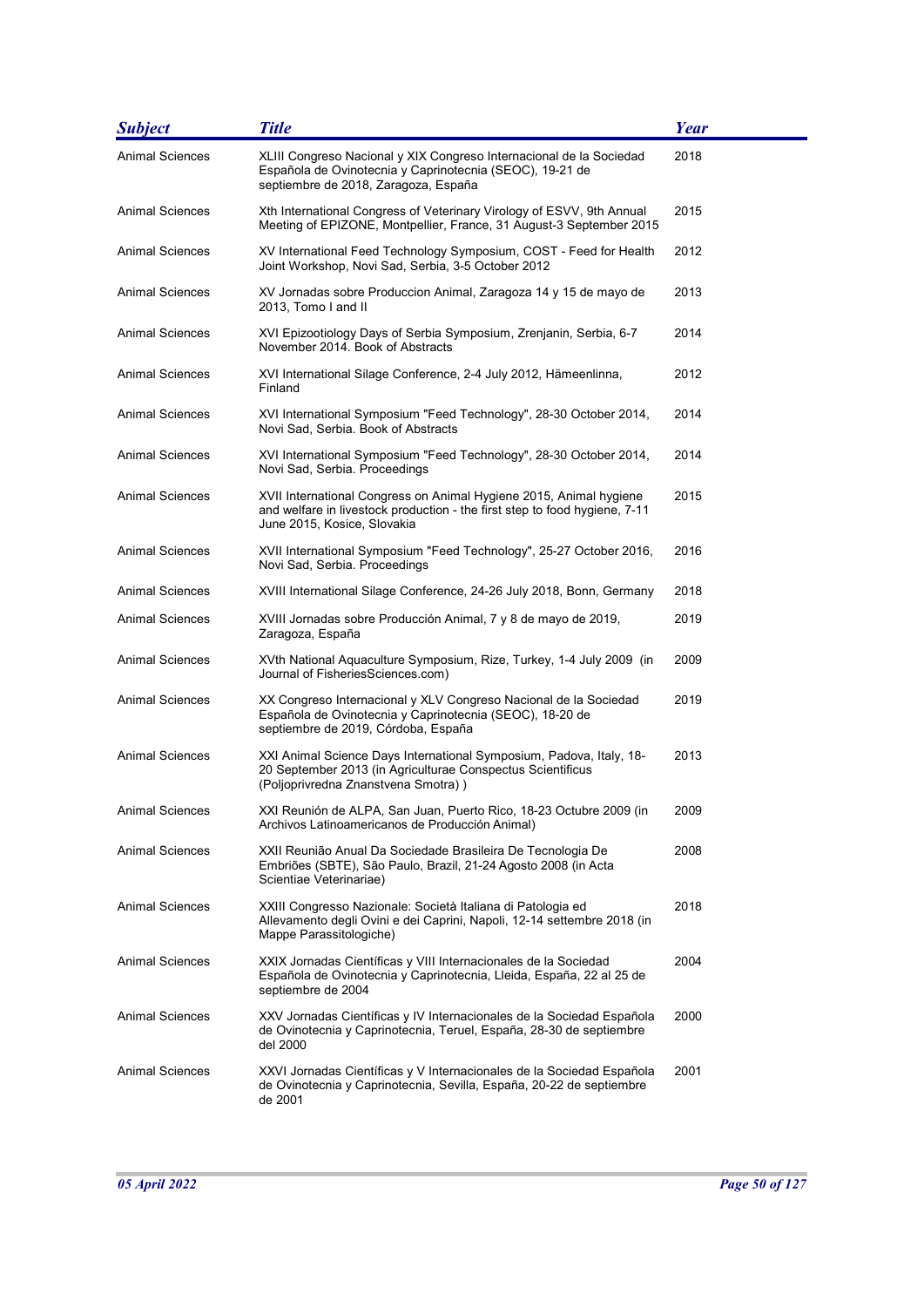| Subject | Title | Year |
| --- | --- | --- |
| Animal Sciences | XLIII Congreso Nacional y XIX Congreso Internacional de la Sociedad Española de Ovinotecnia y Caprinotecnia (SEOC), 19-21 de septiembre de 2018, Zaragoza, España | 2018 |
| Animal Sciences | Xth International Congress of Veterinary Virology of ESVV, 9th Annual Meeting of EPIZONE, Montpellier, France, 31 August-3 September 2015 | 2015 |
| Animal Sciences | XV International Feed Technology Symposium, COST - Feed for Health Joint Workshop, Novi Sad, Serbia, 3-5 October 2012 | 2012 |
| Animal Sciences | XV Jornadas sobre Produccion Animal, Zaragoza 14 y 15 de mayo de 2013, Tomo I and II | 2013 |
| Animal Sciences | XVI Epizootiology Days of Serbia Symposium, Zrenjanin, Serbia, 6-7 November 2014. Book of Abstracts | 2014 |
| Animal Sciences | XVI International Silage Conference, 2-4 July 2012, Hämeenlinna, Finland | 2012 |
| Animal Sciences | XVI International Symposium "Feed Technology", 28-30 October 2014, Novi Sad, Serbia. Book of Abstracts | 2014 |
| Animal Sciences | XVI International Symposium "Feed Technology", 28-30 October 2014, Novi Sad, Serbia. Proceedings | 2014 |
| Animal Sciences | XVII International Congress on Animal Hygiene 2015, Animal hygiene and welfare in livestock production - the first step to food hygiene, 7-11 June 2015, Kosice, Slovakia | 2015 |
| Animal Sciences | XVII International Symposium "Feed Technology", 25-27 October 2016, Novi Sad, Serbia. Proceedings | 2016 |
| Animal Sciences | XVIII International Silage Conference, 24-26 July 2018, Bonn, Germany | 2018 |
| Animal Sciences | XVIII Jornadas sobre Producción Animal, 7 y 8 de mayo de 2019, Zaragoza, España | 2019 |
| Animal Sciences | XVth National Aquaculture Symposium, Rize, Turkey, 1-4 July 2009 (in Journal of FisheriesSciences.com) | 2009 |
| Animal Sciences | XX Congreso Internacional y XLV Congreso Nacional de la Sociedad Española de Ovinotecnia y Caprinotecnia (SEOC), 18-20 de septiembre de 2019, Córdoba, España | 2019 |
| Animal Sciences | XXI Animal Science Days International Symposium, Padova, Italy, 18-20 September 2013 (in Agriculturae Conspectus Scientificus (Poljoprivredna Znanstvena Smotra) ) | 2013 |
| Animal Sciences | XXI Reunión de ALPA, San Juan, Puerto Rico, 18-23 Octubre 2009 (in Archivos Latinoamericanos de Producción Animal) | 2009 |
| Animal Sciences | XXII Reunião Anual Da Sociedade Brasileira De Tecnologia De Embriões (SBTE), São Paulo, Brazil, 21-24 Agosto 2008 (in Acta Scientiae Veterinariae) | 2008 |
| Animal Sciences | XXIII Congresso Nazionale: Società Italiana di Patologia ed Allevamento degli Ovini e dei Caprini, Napoli, 12-14 settembre 2018 (in Mappe Parassitologiche) | 2018 |
| Animal Sciences | XXIX Jornadas Científicas y VIII Internacionales de la Sociedad Española de Ovinotecnia y Caprinotecnia, Lleida, España, 22 al 25 de septiembre de 2004 | 2004 |
| Animal Sciences | XXV Jornadas Científicas y IV Internacionales de la Sociedad Española de Ovinotecnia y Caprinotecnia, Teruel, España, 28-30 de septiembre del 2000 | 2000 |
| Animal Sciences | XXVI Jornadas Científicas y V Internacionales de la Sociedad Española de Ovinotecnia y Caprinotecnia, Sevilla, España, 20-22 de septiembre de 2001 | 2001 |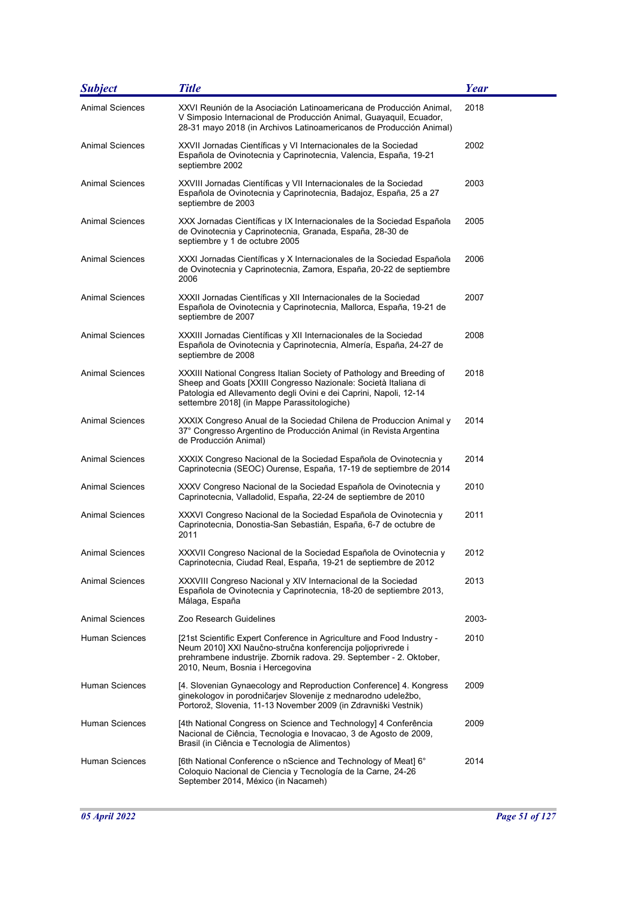| Subject | Title | Year |
| --- | --- | --- |
| Animal Sciences | XXVI Reunión de la Asociación Latinoamericana de Producción Animal, V Simposio Internacional de Producción Animal, Guayaquil, Ecuador, 28-31 mayo 2018 (in Archivos Latinoamericanos de Producción Animal) | 2018 |
| Animal Sciences | XXVII Jornadas Científicas y VI Internacionales de la Sociedad Española de Ovinotecnia y Caprinotecnia, Valencia, España, 19-21 septiembre 2002 | 2002 |
| Animal Sciences | XXVIII Jornadas Científicas y VII Internacionales de la Sociedad Española de Ovinotecnia y Caprinotecnia, Badajoz, España, 25 a 27 septiembre de 2003 | 2003 |
| Animal Sciences | XXX Jornadas Científicas y IX Internacionales de la Sociedad Española de Ovinotecnia y Caprinotecnia, Granada, España, 28-30 de septiembre y 1 de octubre 2005 | 2005 |
| Animal Sciences | XXXI Jornadas Científicas y X Internacionales de la Sociedad Española de Ovinotecnia y Caprinotecnia, Zamora, España, 20-22 de septiembre 2006 | 2006 |
| Animal Sciences | XXXII Jornadas Científicas y XII Internacionales de la Sociedad Española de Ovinotecnia y Caprinotecnia, Mallorca, España, 19-21 de septiembre de 2007 | 2007 |
| Animal Sciences | XXXIII Jornadas Científicas y XII Internacionales de la Sociedad Española de Ovinotecnia y Caprinotecnia, Almería, España, 24-27 de septiembre de 2008 | 2008 |
| Animal Sciences | XXXIII National Congress Italian Society of Pathology and Breeding of Sheep and Goats [XXIII Congresso Nazionale: Società Italiana di Patologia ed Allevamento degli Ovini e dei Caprini, Napoli, 12-14 settembre 2018] (in Mappe Parassitologiche) | 2018 |
| Animal Sciences | XXXIX Congreso Anual de la Sociedad Chilena de Produccion Animal y 37° Congresso Argentino de Producción Animal (in Revista Argentina de Producción Animal) | 2014 |
| Animal Sciences | XXXIX Congreso Nacional de la Sociedad Española de Ovinotecnia y Caprinotecnia (SEOC) Ourense, España, 17-19 de septiembre de 2014 | 2014 |
| Animal Sciences | XXXV Congreso Nacional de la Sociedad Española de Ovinotecnia y Caprinotecnia, Valladolid, España, 22-24 de septiembre de 2010 | 2010 |
| Animal Sciences | XXXVI Congreso Nacional de la Sociedad Española de Ovinotecnia y Caprinotecnia, Donostia-San Sebastián, España, 6-7 de octubre de 2011 | 2011 |
| Animal Sciences | XXXVII Congreso Nacional de la Sociedad Española de Ovinotecnia y Caprinotecnia, Ciudad Real, España, 19-21 de septiembre de 2012 | 2012 |
| Animal Sciences | XXXVIII Congreso Nacional y XIV Internacional de la Sociedad Española de Ovinotecnia y Caprinotecnia, 18-20 de septiembre 2013, Málaga, España | 2013 |
| Animal Sciences | Zoo Research Guidelines | 2003- |
| Human Sciences | [21st Scientific Expert Conference in Agriculture and Food Industry - Neum 2010] XXI Naučno-stručna konferencija poljoprivrede i prehrambene industrije. Zbornik radova. 29. September - 2. Oktober, 2010, Neum, Bosnia i Hercegovina | 2010 |
| Human Sciences | [4. Slovenian Gynaecology and Reproduction Conference] 4. Kongress ginekologov in porodničarjev Slovenije z mednarodno udeležbo, Portorož, Slovenia, 11-13 November 2009 (in Zdravniški Vestnik) | 2009 |
| Human Sciences | [4th National Congress on Science and Technology] 4 Conferência Nacional de Ciência, Tecnologia e Inovacao, 3 de Agosto de 2009, Brasil (in Ciência e Tecnologia de Alimentos) | 2009 |
| Human Sciences | [6th National Conference o nScience and Technology of Meat] 6° Coloquio Nacional de Ciencia y Tecnología de la Carne, 24-26 September 2014, México (in Nacameh) | 2014 |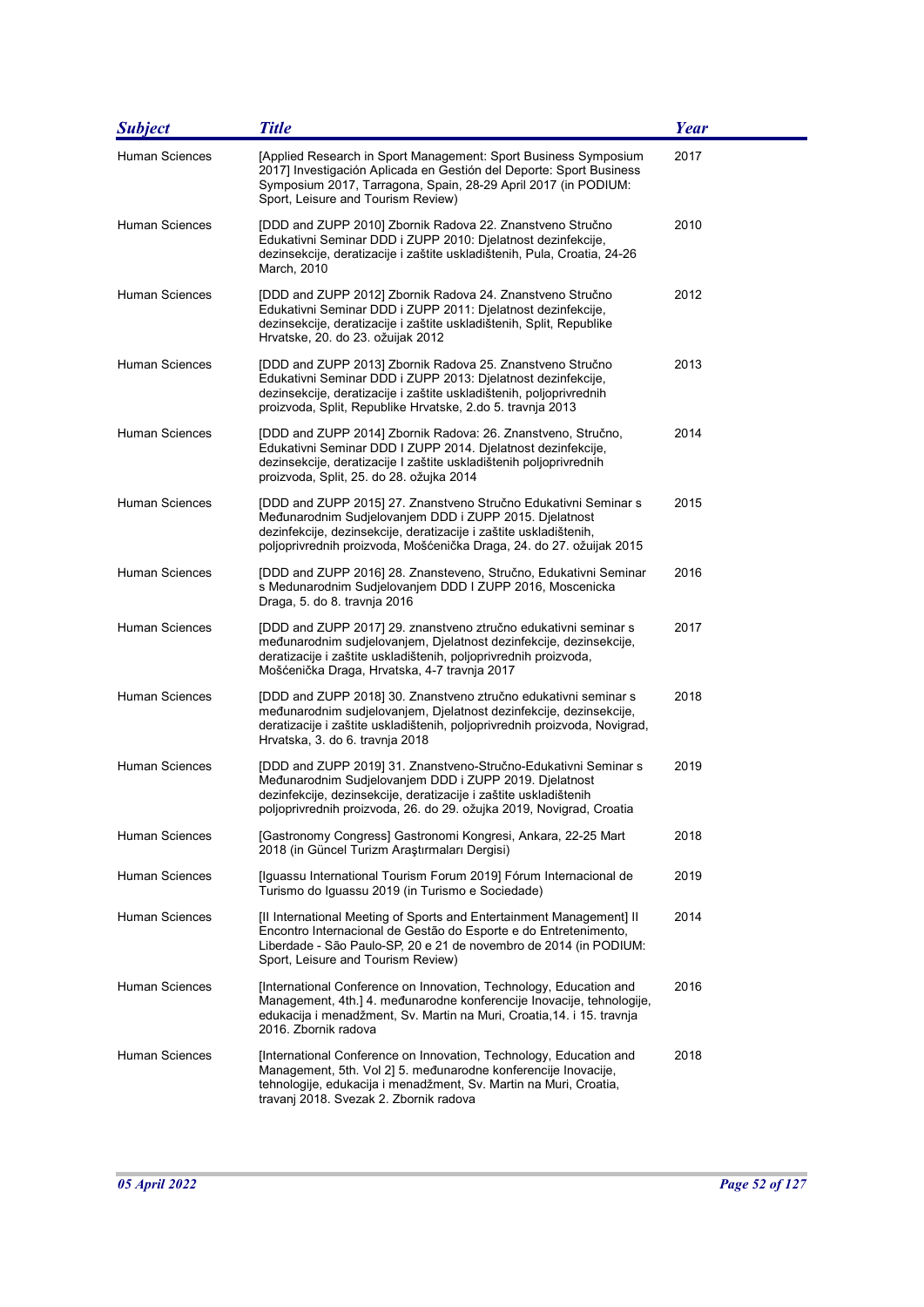| Subject | Title | Year |
|---|---|---|
| Human Sciences | [Applied Research in Sport Management: Sport Business Symposium 2017] Investigación Aplicada en Gestión del Deporte: Sport Business Symposium 2017, Tarragona, Spain, 28-29 April 2017 (in PODIUM: Sport, Leisure and Tourism Review) | 2017 |
| Human Sciences | [DDD and ZUPP 2010] Zbornik Radova 22. Znanstveno Stručno Edukativni Seminar DDD i ZUPP 2010: Djelatnost dezinfekcije, dezinsekcije, deratizacije i zaštite uskladištenih, Pula, Croatia, 24-26 March, 2010 | 2010 |
| Human Sciences | [DDD and ZUPP 2012] Zbornik Radova 24. Znanstveno Stručno Edukativni Seminar DDD i ZUPP 2011: Djelatnost dezinfekcije, dezinsekcije, deratizacije i zaštite uskladištenih, Split, Republike Hrvatske, 20. do 23. ožuijak 2012 | 2012 |
| Human Sciences | [DDD and ZUPP 2013] Zbornik Radova 25. Znanstveno Stručno Edukativni Seminar DDD i ZUPP 2013: Djelatnost dezinfekcije, dezinsekcije, deratizacije i zaštite uskladištenih, poljoprivrednih proizvoda, Split, Republike Hrvatske, 2.do 5. travnja 2013 | 2013 |
| Human Sciences | [DDD and ZUPP 2014] Zbornik Radova: 26. Znanstveno, Stručno, Edukativni Seminar DDD I ZUPP 2014. Djelatnost dezinfekcije, dezinsekcije, deratizacije I zaštite uskladištenih poljoprivrednih proizvoda, Split, 25. do 28. ožujka 2014 | 2014 |
| Human Sciences | [DDD and ZUPP 2015] 27. Znanstveno Stručno Edukativni Seminar s Međunarodnim Sudjelovanjem DDD i ZUPP 2015. Djelatnost dezinfekcije, dezinsekcije, deratizacije i zaštite uskladištenih, poljoprivrednih proizvoda, Mošćenička Draga, 24. do 27. ožuijak 2015 | 2015 |
| Human Sciences | [DDD and ZUPP 2016] 28. Znansteveno, Stručno, Edukativni Seminar s Medunarodnim Sudjelovanjem DDD I ZUPP 2016, Moscenicka Draga, 5. do 8. travnja 2016 | 2016 |
| Human Sciences | [DDD and ZUPP 2017] 29. znanstveno ztručno edukativni seminar s međunarodnim sudjelovanjem, Djelatnost dezinfekcije, dezinsekcije, deratizacije i zaštite uskladištenih, poljoprivrednih proizvoda, Mošćenička Draga, Hrvatska, 4-7 travnja 2017 | 2017 |
| Human Sciences | [DDD and ZUPP 2018] 30. Znanstveno ztručno edukativni seminar s međunarodnim sudjelovanjem, Djelatnost dezinfekcije, dezinsekcije, deratizacije i zaštite uskladištenih, poljoprivrednih proizvoda, Novigrad, Hrvatska, 3. do 6. travnja 2018 | 2018 |
| Human Sciences | [DDD and ZUPP 2019] 31. Znanstveno-Stručno-Edukativni Seminar s Međunarodnim Sudjelovanjem DDD i ZUPP 2019. Djelatnost dezinfekcije, dezinsekcije, deratizacije i zaštite uskladištenih poljoprivrednih proizvoda, 26. do 29. ožujka 2019, Novigrad, Croatia | 2019 |
| Human Sciences | [Gastronomy Congress] Gastronomi Kongresi, Ankara, 22-25 Mart 2018 (in Güncel Turizm Araştırmaları Dergisi) | 2018 |
| Human Sciences | [Iguassu International Tourism Forum 2019] Fórum Internacional de Turismo do Iguassu 2019 (in Turismo e Sociedade) | 2019 |
| Human Sciences | [II International Meeting of Sports and Entertainment Management] II Encontro Internacional de Gestão do Esporte e do Entretenimento, Liberdade - São Paulo-SP, 20 e 21 de novembro de 2014 (in PODIUM: Sport, Leisure and Tourism Review) | 2014 |
| Human Sciences | [International Conference on Innovation, Technology, Education and Management, 4th.] 4. međunarodne konferencije Inovacije, tehnologije, edukacija i menadžment, Sv. Martin na Muri, Croatia,14. i 15. travnja 2016. Zbornik radova | 2016 |
| Human Sciences | [International Conference on Innovation, Technology, Education and Management, 5th. Vol 2] 5. međunarodne konferencije Inovacije, tehnologije, edukacija i menadžment, Sv. Martin na Muri, Croatia, travanj 2018. Svezak 2. Zbornik radova | 2018 |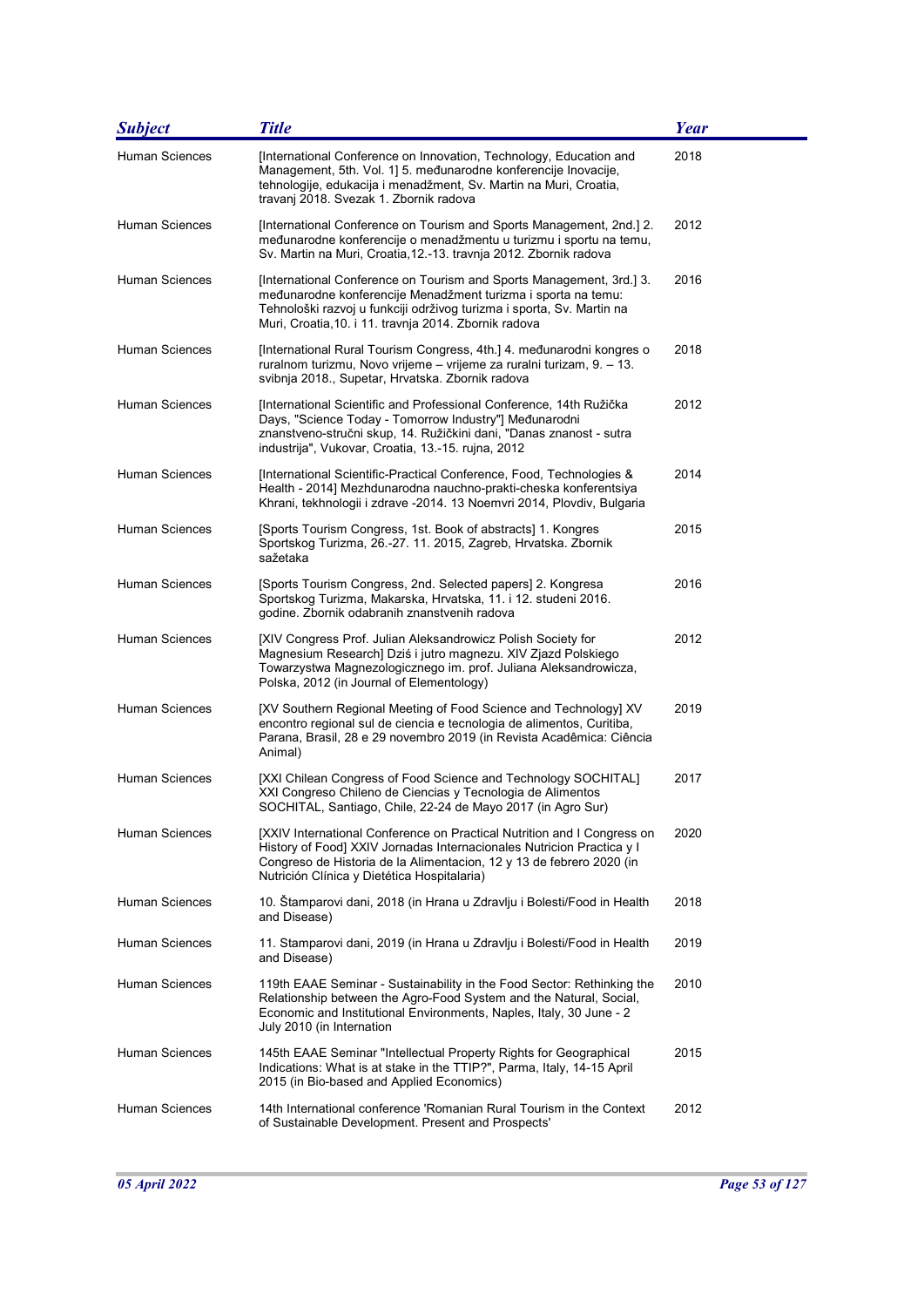| Subject | Title | Year |
|---|---|---|
| Human Sciences | [International Conference on Innovation, Technology, Education and Management, 5th. Vol. 1] 5. međunarodne konferencije Inovacije, tehnologije, edukacija i menadžment, Sv. Martin na Muri, Croatia, travanj 2018. Svezak 1. Zbornik radova | 2018 |
| Human Sciences | [International Conference on Tourism and Sports Management, 2nd.] 2. međunarodne konferencije o menadžmentu u turizmu i sportu na temu, Sv. Martin na Muri, Croatia,12.-13. travnja 2012. Zbornik radova | 2012 |
| Human Sciences | [International Conference on Tourism and Sports Management, 3rd.] 3. međunarodne konferencije Menadžment turizma i sporta na temu: Tehnološki razvoj u funkciji održivog turizma i sporta, Sv. Martin na Muri, Croatia,10. i 11. travnja 2014. Zbornik radova | 2016 |
| Human Sciences | [International Rural Tourism Congress, 4th.] 4. međunarodni kongres o ruralnom turizmu, Novo vrijeme – vrijeme za ruralni turizam, 9. – 13. svibnja 2018., Supetar, Hrvatska. Zbornik radova | 2018 |
| Human Sciences | [International Scientific and Professional Conference, 14th Ružička Days, "Science Today - Tomorrow Industry"] Međunarodni znanstveno-stručni skup, 14. Ružičkini dani, "Danas znanost - sutra industrija", Vukovar, Croatia, 13.-15. rujna, 2012 | 2012 |
| Human Sciences | [International Scientific-Practical Conference, Food, Technologies & Health - 2014] Mezhdunarodna nauchno-prakti-cheska konferentsiya Khrani, tekhnologii i zdrave -2014. 13 Noemvri 2014, Plovdiv, Bulgaria | 2014 |
| Human Sciences | [Sports Tourism Congress, 1st. Book of abstracts] 1. Kongres Sportskog Turizma, 26.-27. 11. 2015, Zagreb, Hrvatska. Zbornik sažetaka | 2015 |
| Human Sciences | [Sports Tourism Congress, 2nd. Selected papers] 2. Kongresa Sportskog Turizma, Makarska, Hrvatska, 11. i 12. studeni 2016. godine. Zbornik odabranih znanstvenih radova | 2016 |
| Human Sciences | [XIV Congress Prof. Julian Aleksandrowicz Polish Society for Magnesium Research] Dziś i jutro magnezu. XIV Zjazd Polskiego Towarzystwa Magnezologicznego im. prof. Juliana Aleksandrowicza, Polska, 2012 (in Journal of Elementology) | 2012 |
| Human Sciences | [XV Southern Regional Meeting of Food Science and Technology] XV encontro regional sul de ciencia e tecnologia de alimentos, Curitiba, Parana, Brasil, 28 e 29 novembro 2019 (in Revista Acadêmica: Ciência Animal) | 2019 |
| Human Sciences | [XXI Chilean Congress of Food Science and Technology SOCHITAL] XXI Congreso Chileno de Ciencias y Tecnologia de Alimentos SOCHITAL, Santiago, Chile, 22-24 de Mayo 2017 (in Agro Sur) | 2017 |
| Human Sciences | [XXIV International Conference on Practical Nutrition and I Congress on History of Food] XXIV Jornadas Internacionales Nutricion Practica y I Congreso de Historia de la Alimentacion, 12 y 13 de febrero 2020 (in Nutrición Clínica y Dietética Hospitalaria) | 2020 |
| Human Sciences | 10. Štamparovi dani, 2018 (in Hrana u Zdravlju i Bolesti/Food in Health and Disease) | 2018 |
| Human Sciences | 11. Stamparovi dani, 2019 (in Hrana u Zdravlju i Bolesti/Food in Health and Disease) | 2019 |
| Human Sciences | 119th EAAE Seminar - Sustainability in the Food Sector: Rethinking the Relationship between the Agro-Food System and the Natural, Social, Economic and Institutional Environments, Naples, Italy, 30 June - 2 July 2010 (in Internation | 2010 |
| Human Sciences | 145th EAAE Seminar "Intellectual Property Rights for Geographical Indications: What is at stake in the TTIP?", Parma, Italy, 14-15 April 2015 (in Bio-based and Applied Economics) | 2015 |
| Human Sciences | 14th International conference 'Romanian Rural Tourism in the Context of Sustainable Development. Present and Prospects' | 2012 |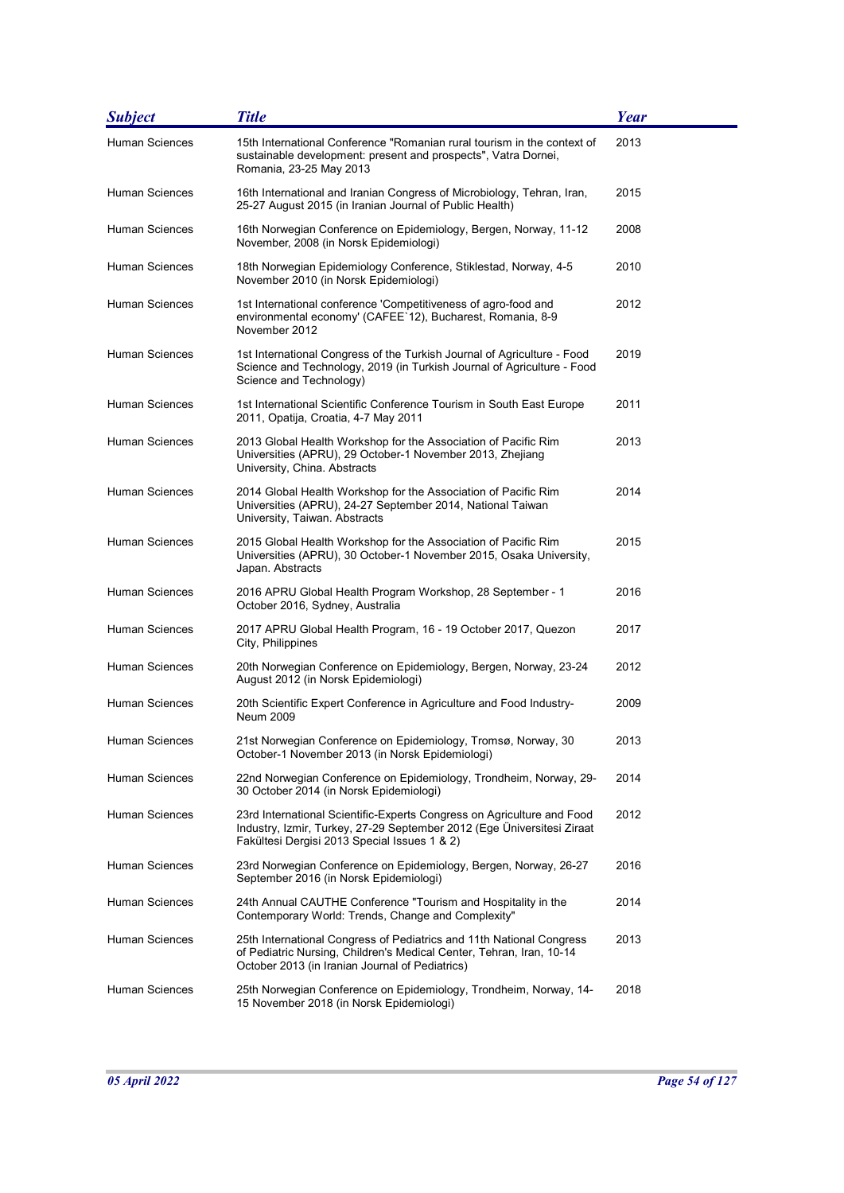| Subject | Title | Year |
| --- | --- | --- |
| Human Sciences | 15th International Conference "Romanian rural tourism in the context of sustainable development: present and prospects", Vatra Dornei, Romania, 23-25 May 2013 | 2013 |
| Human Sciences | 16th International and Iranian Congress of Microbiology, Tehran, Iran, 25-27 August 2015 (in Iranian Journal of Public Health) | 2015 |
| Human Sciences | 16th Norwegian Conference on Epidemiology, Bergen, Norway, 11-12 November, 2008 (in Norsk Epidemiologi) | 2008 |
| Human Sciences | 18th Norwegian Epidemiology Conference, Stiklestad, Norway, 4-5 November 2010 (in Norsk Epidemiologi) | 2010 |
| Human Sciences | 1st International conference 'Competitiveness of agro-food and environmental economy' (CAFEE`12), Bucharest, Romania, 8-9 November 2012 | 2012 |
| Human Sciences | 1st International Congress of the Turkish Journal of Agriculture - Food Science and Technology, 2019 (in Turkish Journal of Agriculture - Food Science and Technology) | 2019 |
| Human Sciences | 1st International Scientific Conference Tourism in South East Europe 2011, Opatija, Croatia, 4-7 May 2011 | 2011 |
| Human Sciences | 2013 Global Health Workshop for the Association of Pacific Rim Universities (APRU), 29 October-1 November 2013, Zhejiang University, China. Abstracts | 2013 |
| Human Sciences | 2014 Global Health Workshop for the Association of Pacific Rim Universities (APRU), 24-27 September 2014, National Taiwan University, Taiwan. Abstracts | 2014 |
| Human Sciences | 2015 Global Health Workshop for the Association of Pacific Rim Universities (APRU), 30 October-1 November 2015, Osaka University, Japan. Abstracts | 2015 |
| Human Sciences | 2016 APRU Global Health Program Workshop, 28 September - 1 October 2016, Sydney, Australia | 2016 |
| Human Sciences | 2017 APRU Global Health Program, 16 - 19 October 2017, Quezon City, Philippines | 2017 |
| Human Sciences | 20th Norwegian Conference on Epidemiology, Bergen, Norway, 23-24 August 2012 (in Norsk Epidemiologi) | 2012 |
| Human Sciences | 20th Scientific Expert Conference in Agriculture and Food Industry-Neum 2009 | 2009 |
| Human Sciences | 21st Norwegian Conference on Epidemiology, Tromsø, Norway, 30 October-1 November 2013 (in Norsk Epidemiologi) | 2013 |
| Human Sciences | 22nd Norwegian Conference on Epidemiology, Trondheim, Norway, 29-30 October 2014 (in Norsk Epidemiologi) | 2014 |
| Human Sciences | 23rd International Scientific-Experts Congress on Agriculture and Food Industry, Izmir, Turkey, 27-29 September 2012 (Ege Üniversitesi Ziraat Fakültesi Dergisi 2013 Special Issues 1 & 2) | 2012 |
| Human Sciences | 23rd Norwegian Conference on Epidemiology, Bergen, Norway, 26-27 September 2016 (in Norsk Epidemiologi) | 2016 |
| Human Sciences | 24th Annual CAUTHE Conference "Tourism and Hospitality in the Contemporary World: Trends, Change and Complexity" | 2014 |
| Human Sciences | 25th International Congress of Pediatrics and 11th National Congress of Pediatric Nursing, Children's Medical Center, Tehran, Iran, 10-14 October 2013 (in Iranian Journal of Pediatrics) | 2013 |
| Human Sciences | 25th Norwegian Conference on Epidemiology, Trondheim, Norway, 14-15 November 2018 (in Norsk Epidemiologi) | 2018 |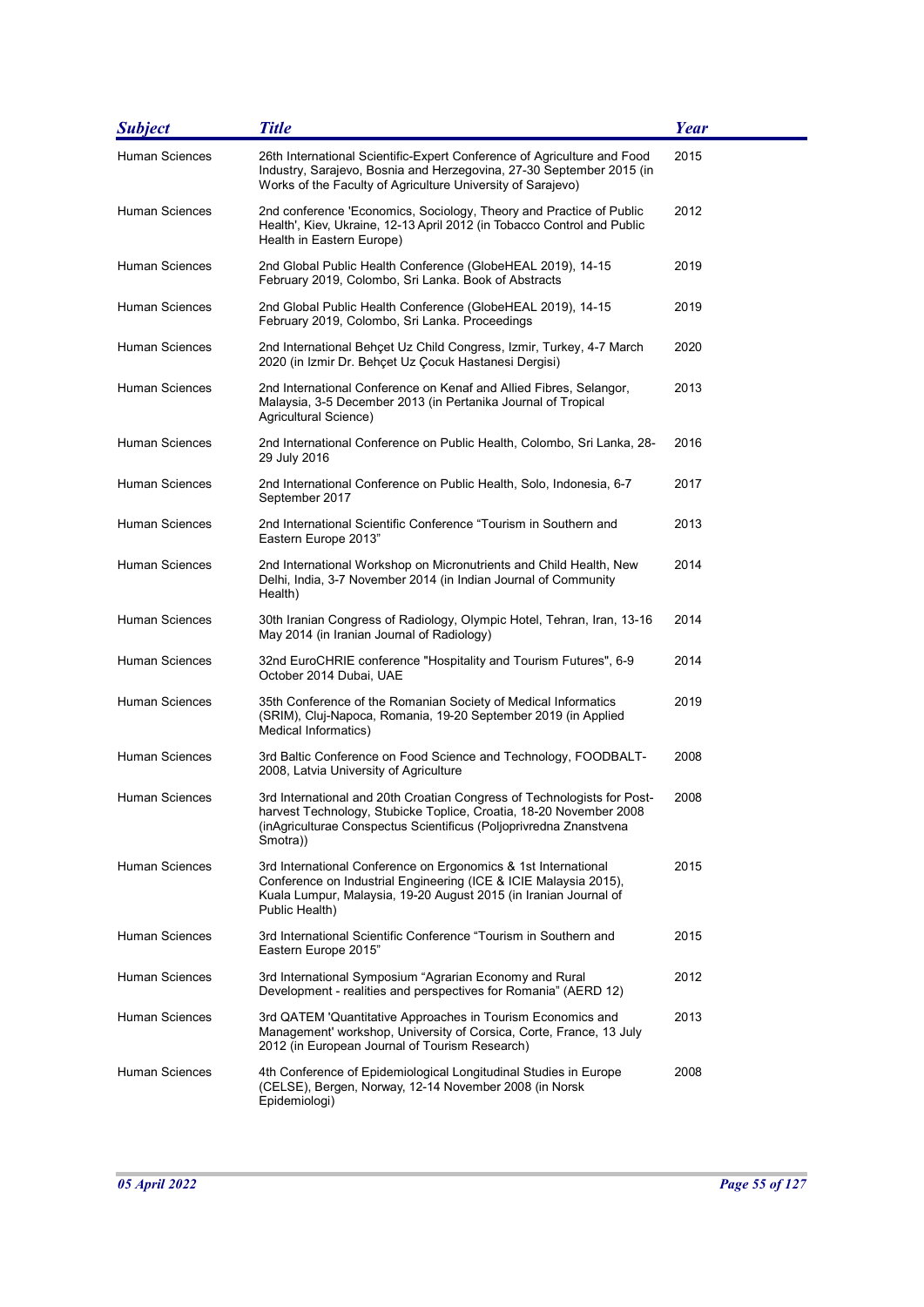| *Subject* | *Title* | *Year* |
|---|---|---|
| Human Sciences | 26th International Scientific-Expert Conference of Agriculture and Food Industry, Sarajevo, Bosnia and Herzegovina, 27-30 September 2015 (in Works of the Faculty of Agriculture University of Sarajevo) | 2015 |
| Human Sciences | 2nd conference 'Economics, Sociology, Theory and Practice of Public Health', Kiev, Ukraine, 12-13 April 2012 (in Tobacco Control and Public Health in Eastern Europe) | 2012 |
| Human Sciences | 2nd Global Public Health Conference (GlobeHEAL 2019), 14-15 February 2019, Colombo, Sri Lanka. Book of Abstracts | 2019 |
| Human Sciences | 2nd Global Public Health Conference (GlobeHEAL 2019), 14-15 February 2019, Colombo, Sri Lanka. Proceedings | 2019 |
| Human Sciences | 2nd International Behçet Uz Child Congress, Izmir, Turkey, 4-7 March 2020 (in Izmir Dr. Behçet Uz Çocuk Hastanesi Dergisi) | 2020 |
| Human Sciences | 2nd International Conference on Kenaf and Allied Fibres, Selangor, Malaysia, 3-5 December 2013 (in Pertanika Journal of Tropical Agricultural Science) | 2013 |
| Human Sciences | 2nd International Conference on Public Health, Colombo, Sri Lanka, 28-29 July 2016 | 2016 |
| Human Sciences | 2nd International Conference on Public Health, Solo, Indonesia, 6-7 September 2017 | 2017 |
| Human Sciences | 2nd International Scientific Conference "Tourism in Southern and Eastern Europe 2013" | 2013 |
| Human Sciences | 2nd International Workshop on Micronutrients and Child Health, New Delhi, India, 3-7 November 2014 (in Indian Journal of Community Health) | 2014 |
| Human Sciences | 30th Iranian Congress of Radiology, Olympic Hotel, Tehran, Iran, 13-16 May 2014 (in Iranian Journal of Radiology) | 2014 |
| Human Sciences | 32nd EuroCHRIE conference "Hospitality and Tourism Futures", 6-9 October 2014 Dubai, UAE | 2014 |
| Human Sciences | 35th Conference of the Romanian Society of Medical Informatics (SRIM), Cluj-Napoca, Romania, 19-20 September 2019 (in Applied Medical Informatics) | 2019 |
| Human Sciences | 3rd Baltic Conference on Food Science and Technology, FOODBALT-2008, Latvia University of Agriculture | 2008 |
| Human Sciences | 3rd International and 20th Croatian Congress of Technologists for Post-harvest Technology, Stubicke Toplice, Croatia, 18-20 November 2008 (inAgriculturae Conspectus Scientificus (Poljoprivredna Znanstvena Smotra)) | 2008 |
| Human Sciences | 3rd International Conference on Ergonomics & 1st International Conference on Industrial Engineering (ICE & ICIE Malaysia 2015), Kuala Lumpur, Malaysia, 19-20 August 2015 (in Iranian Journal of Public Health) | 2015 |
| Human Sciences | 3rd International Scientific Conference "Tourism in Southern and Eastern Europe 2015" | 2015 |
| Human Sciences | 3rd International Symposium "Agrarian Economy and Rural Development - realities and perspectives for Romania" (AERD 12) | 2012 |
| Human Sciences | 3rd QATEM 'Quantitative Approaches in Tourism Economics and Management' workshop, University of Corsica, Corte, France, 13 July 2012 (in European Journal of Tourism Research) | 2013 |
| Human Sciences | 4th Conference of Epidemiological Longitudinal Studies in Europe (CELSE), Bergen, Norway, 12-14 November 2008 (in Norsk Epidemiologi) | 2008 |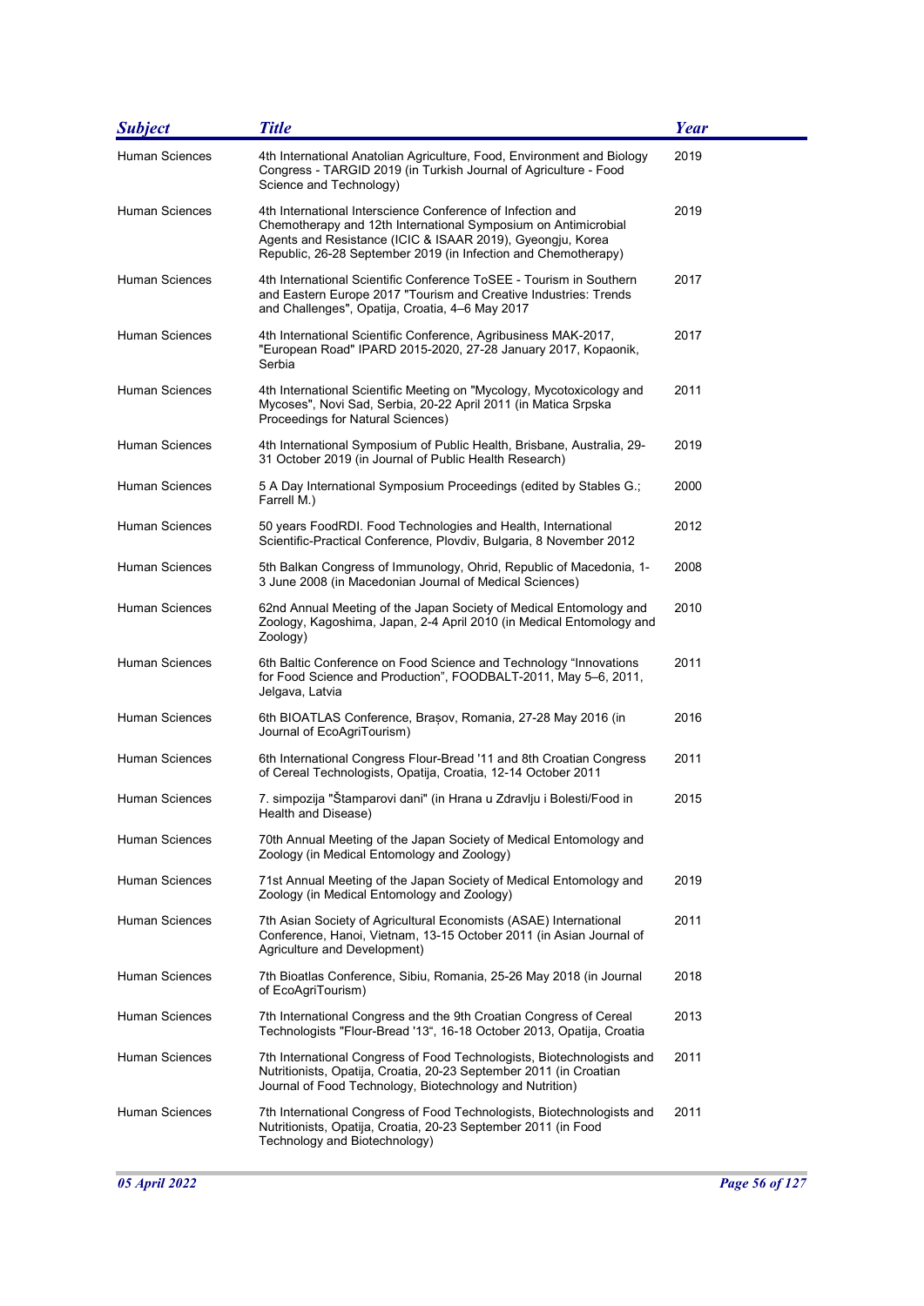| Subject | Title | Year |
|---|---|---|
| Human Sciences | 4th International Anatolian Agriculture, Food, Environment and Biology Congress - TARGID 2019 (in Turkish Journal of Agriculture - Food Science and Technology) | 2019 |
| Human Sciences | 4th International Interscience Conference of Infection and Chemotherapy and 12th International Symposium on Antimicrobial Agents and Resistance (ICIC & ISAAR 2019), Gyeongju, Korea Republic, 26-28 September 2019 (in Infection and Chemotherapy) | 2019 |
| Human Sciences | 4th International Scientific Conference ToSEE - Tourism in Southern and Eastern Europe 2017 "Tourism and Creative Industries: Trends and Challenges", Opatija, Croatia, 4–6 May 2017 | 2017 |
| Human Sciences | 4th International Scientific Conference, Agribusiness MAK-2017, "European Road" IPARD 2015-2020, 27-28 January 2017, Kopaonik, Serbia | 2017 |
| Human Sciences | 4th International Scientific Meeting on "Mycology, Mycotoxicology and Mycoses", Novi Sad, Serbia, 20-22 April 2011 (in Matica Srpska Proceedings for Natural Sciences) | 2011 |
| Human Sciences | 4th International Symposium of Public Health, Brisbane, Australia, 29-31 October 2019 (in Journal of Public Health Research) | 2019 |
| Human Sciences | 5 A Day International Symposium Proceedings (edited by Stables G.; Farrell M.) | 2000 |
| Human Sciences | 50 years FoodRDI. Food Technologies and Health, International Scientific-Practical Conference, Plovdiv, Bulgaria, 8 November 2012 | 2012 |
| Human Sciences | 5th Balkan Congress of Immunology, Ohrid, Republic of Macedonia, 1-3 June 2008 (in Macedonian Journal of Medical Sciences) | 2008 |
| Human Sciences | 62nd Annual Meeting of the Japan Society of Medical Entomology and Zoology, Kagoshima, Japan, 2-4 April 2010 (in Medical Entomology and Zoology) | 2010 |
| Human Sciences | 6th Baltic Conference on Food Science and Technology "Innovations for Food Science and Production", FOODBALT-2011, May 5–6, 2011, Jelgava, Latvia | 2011 |
| Human Sciences | 6th BIOATLAS Conference, Brașov, Romania, 27-28 May 2016 (in Journal of EcoAgriTourism) | 2016 |
| Human Sciences | 6th International Congress Flour-Bread '11 and 8th Croatian Congress of Cereal Technologists, Opatija, Croatia, 12-14 October 2011 | 2011 |
| Human Sciences | 7. simpozija "Štamparovi dani" (in Hrana u Zdravlju i Bolesti/Food in Health and Disease) | 2015 |
| Human Sciences | 70th Annual Meeting of the Japan Society of Medical Entomology and Zoology (in Medical Entomology and Zoology) | |
| Human Sciences | 71st Annual Meeting of the Japan Society of Medical Entomology and Zoology (in Medical Entomology and Zoology) | 2019 |
| Human Sciences | 7th Asian Society of Agricultural Economists (ASAE) International Conference, Hanoi, Vietnam, 13-15 October 2011 (in Asian Journal of Agriculture and Development) | 2011 |
| Human Sciences | 7th Bioatlas Conference, Sibiu, Romania, 25-26 May 2018 (in Journal of EcoAgriTourism) | 2018 |
| Human Sciences | 7th International Congress and the 9th Croatian Congress of Cereal Technologists "Flour-Bread '13", 16-18 October 2013, Opatija, Croatia | 2013 |
| Human Sciences | 7th International Congress of Food Technologists, Biotechnologists and Nutritionists, Opatija, Croatia, 20-23 September 2011 (in Croatian Journal of Food Technology, Biotechnology and Nutrition) | 2011 |
| Human Sciences | 7th International Congress of Food Technologists, Biotechnologists and Nutritionists, Opatija, Croatia, 20-23 September 2011 (in Food Technology and Biotechnology) | 2011 |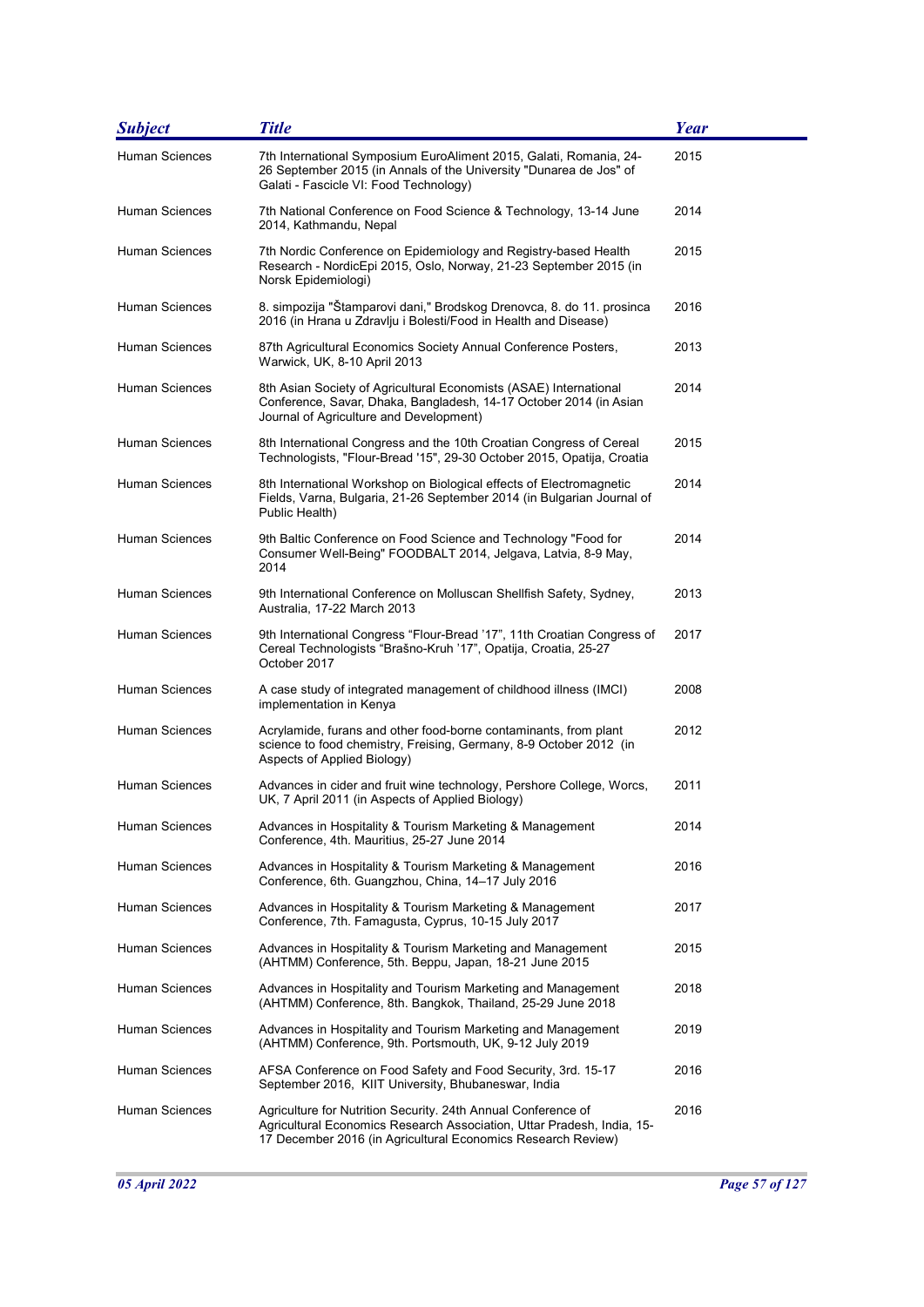| Subject | Title | Year |
|---|---|---|
| Human Sciences | 7th International Symposium EuroAliment 2015, Galati, Romania, 24-26 September 2015 (in Annals of the University "Dunarea de Jos" of Galati - Fascicle VI: Food Technology) | 2015 |
| Human Sciences | 7th National Conference on Food Science & Technology, 13-14 June 2014, Kathmandu, Nepal | 2014 |
| Human Sciences | 7th Nordic Conference on Epidemiology and Registry-based Health Research - NordicEpi 2015, Oslo, Norway, 21-23 September 2015 (in Norsk Epidemiologi) | 2015 |
| Human Sciences | 8. simpozija "Štamparovi dani," Brodskog Drenovca, 8. do 11. prosinca 2016 (in Hrana u Zdravlju i Bolesti/Food in Health and Disease) | 2016 |
| Human Sciences | 87th Agricultural Economics Society Annual Conference Posters, Warwick, UK, 8-10 April 2013 | 2013 |
| Human Sciences | 8th Asian Society of Agricultural Economists (ASAE) International Conference, Savar, Dhaka, Bangladesh, 14-17 October 2014 (in Asian Journal of Agriculture and Development) | 2014 |
| Human Sciences | 8th International Congress and the 10th Croatian Congress of Cereal Technologists, "Flour-Bread '15", 29-30 October 2015, Opatija, Croatia | 2015 |
| Human Sciences | 8th International Workshop on Biological effects of Electromagnetic Fields, Varna, Bulgaria, 21-26 September 2014 (in Bulgarian Journal of Public Health) | 2014 |
| Human Sciences | 9th Baltic Conference on Food Science and Technology "Food for Consumer Well-Being" FOODBALT 2014, Jelgava, Latvia, 8-9 May, 2014 | 2014 |
| Human Sciences | 9th International Conference on Molluscan Shellfish Safety, Sydney, Australia, 17-22 March 2013 | 2013 |
| Human Sciences | 9th International Congress "Flour-Bread '17", 11th Croatian Congress of Cereal Technologists "Brašno-Kruh '17", Opatija, Croatia, 25-27 October 2017 | 2017 |
| Human Sciences | A case study of integrated management of childhood illness (IMCI) implementation in Kenya | 2008 |
| Human Sciences | Acrylamide, furans and other food-borne contaminants, from plant science to food chemistry, Freising, Germany, 8-9 October 2012 (in Aspects of Applied Biology) | 2012 |
| Human Sciences | Advances in cider and fruit wine technology, Pershore College, Worcs, UK, 7 April 2011 (in Aspects of Applied Biology) | 2011 |
| Human Sciences | Advances in Hospitality & Tourism Marketing & Management Conference, 4th. Mauritius, 25-27 June 2014 | 2014 |
| Human Sciences | Advances in Hospitality & Tourism Marketing & Management Conference, 6th. Guangzhou, China, 14–17 July 2016 | 2016 |
| Human Sciences | Advances in Hospitality & Tourism Marketing & Management Conference, 7th. Famagusta, Cyprus, 10-15 July 2017 | 2017 |
| Human Sciences | Advances in Hospitality & Tourism Marketing and Management (AHTMM) Conference, 5th. Beppu, Japan, 18-21 June 2015 | 2015 |
| Human Sciences | Advances in Hospitality and Tourism Marketing and Management (AHTMM) Conference, 8th. Bangkok, Thailand, 25-29 June 2018 | 2018 |
| Human Sciences | Advances in Hospitality and Tourism Marketing and Management (AHTMM) Conference, 9th. Portsmouth, UK, 9-12 July 2019 | 2019 |
| Human Sciences | AFSA Conference on Food Safety and Food Security, 3rd. 15-17 September 2016, KIIT University, Bhubaneswar, India | 2016 |
| Human Sciences | Agriculture for Nutrition Security. 24th Annual Conference of Agricultural Economics Research Association, Uttar Pradesh, India, 15-17 December 2016 (in Agricultural Economics Research Review) | 2016 |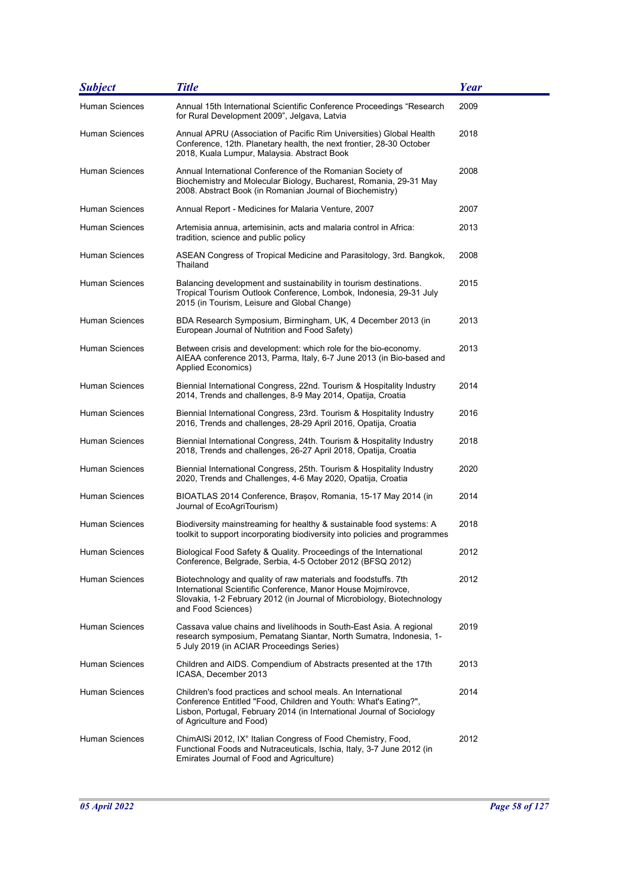| Subject | Title | Year |
|---|---|---|
| Human Sciences | Annual 15th International Scientific Conference Proceedings "Research for Rural Development 2009", Jelgava, Latvia | 2009 |
| Human Sciences | Annual APRU (Association of Pacific Rim Universities) Global Health Conference, 12th. Planetary health, the next frontier, 28-30 October 2018, Kuala Lumpur, Malaysia. Abstract Book | 2018 |
| Human Sciences | Annual International Conference of the Romanian Society of Biochemistry and Molecular Biology, Bucharest, Romania, 29-31 May 2008. Abstract Book (in Romanian Journal of Biochemistry) | 2008 |
| Human Sciences | Annual Report - Medicines for Malaria Venture, 2007 | 2007 |
| Human Sciences | Artemisia annua, artemisinin, acts and malaria control in Africa: tradition, science and public policy | 2013 |
| Human Sciences | ASEAN Congress of Tropical Medicine and Parasitology, 3rd. Bangkok, Thailand | 2008 |
| Human Sciences | Balancing development and sustainability in tourism destinations. Tropical Tourism Outlook Conference, Lombok, Indonesia, 29-31 July 2015 (in Tourism, Leisure and Global Change) | 2015 |
| Human Sciences | BDA Research Symposium, Birmingham, UK, 4 December 2013 (in European Journal of Nutrition and Food Safety) | 2013 |
| Human Sciences | Between crisis and development: which role for the bio-economy. AIEAA conference 2013, Parma, Italy, 6-7 June 2013 (in Bio-based and Applied Economics) | 2013 |
| Human Sciences | Biennial International Congress, 22nd. Tourism & Hospitality Industry 2014, Trends and challenges, 8-9 May 2014, Opatija, Croatia | 2014 |
| Human Sciences | Biennial International Congress, 23rd. Tourism & Hospitality Industry 2016, Trends and challenges, 28-29 April 2016, Opatija, Croatia | 2016 |
| Human Sciences | Biennial International Congress, 24th. Tourism & Hospitality Industry 2018, Trends and challenges, 26-27 April 2018, Opatija, Croatia | 2018 |
| Human Sciences | Biennial International Congress, 25th. Tourism & Hospitality Industry 2020, Trends and Challenges, 4-6 May 2020, Opatija, Croatia | 2020 |
| Human Sciences | BIOATLAS 2014 Conference, Brașov, Romania, 15-17 May 2014 (in Journal of EcoAgriTourism) | 2014 |
| Human Sciences | Biodiversity mainstreaming for healthy & sustainable food systems: A toolkit to support incorporating biodiversity into policies and programmes | 2018 |
| Human Sciences | Biological Food Safety & Quality. Proceedings of the International Conference, Belgrade, Serbia, 4-5 October 2012 (BFSQ 2012) | 2012 |
| Human Sciences | Biotechnology and quality of raw materials and foodstuffs. 7th International Scientific Conference, Manor House Mojmírovce, Slovakia, 1-2 February 2012 (in Journal of Microbiology, Biotechnology and Food Sciences) | 2012 |
| Human Sciences | Cassava value chains and livelihoods in South-East Asia. A regional research symposium, Pematang Siantar, North Sumatra, Indonesia, 1-5 July 2019 (in ACIAR Proceedings Series) | 2019 |
| Human Sciences | Children and AIDS. Compendium of Abstracts presented at the 17th ICASA, December 2013 | 2013 |
| Human Sciences | Children's food practices and school meals. An International Conference Entitled "Food, Children and Youth: What's Eating?", Lisbon, Portugal, February 2014 (in International Journal of Sociology of Agriculture and Food) | 2014 |
| Human Sciences | ChimAlSi 2012, IX° Italian Congress of Food Chemistry, Food, Functional Foods and Nutraceuticals, Ischia, Italy, 3-7 June 2012 (in Emirates Journal of Food and Agriculture) | 2012 |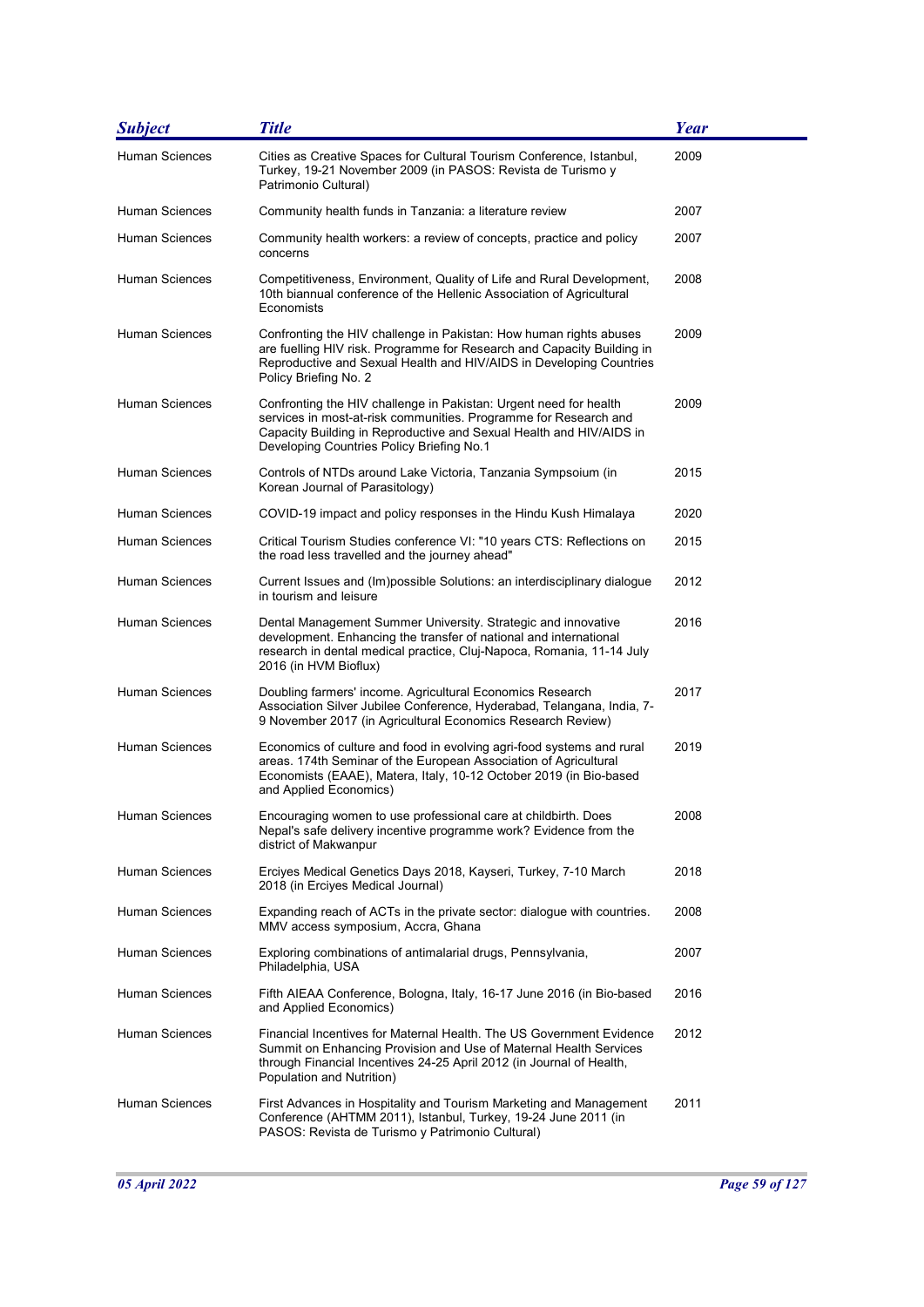| *Subject* | *Title* | *Year* |
|---|---|---|
| Human Sciences | Cities as Creative Spaces for Cultural Tourism Conference, Istanbul, Turkey, 19-21 November 2009 (in PASOS: Revista de Turismo y Patrimonio Cultural) | 2009 |
| Human Sciences | Community health funds in Tanzania: a literature review | 2007 |
| Human Sciences | Community health workers: a review of concepts, practice and policy concerns | 2007 |
| Human Sciences | Competitiveness, Environment, Quality of Life and Rural Development, 10th biannual conference of the Hellenic Association of Agricultural Economists | 2008 |
| Human Sciences | Confronting the HIV challenge in Pakistan: How human rights abuses are fuelling HIV risk. Programme for Research and Capacity Building in Reproductive and Sexual Health and HIV/AIDS in Developing Countries Policy Briefing No. 2 | 2009 |
| Human Sciences | Confronting the HIV challenge in Pakistan: Urgent need for health services in most-at-risk communities. Programme for Research and Capacity Building in Reproductive and Sexual Health and HIV/AIDS in Developing Countries Policy Briefing No.1 | 2009 |
| Human Sciences | Controls of NTDs around Lake Victoria, Tanzania Sympsoium (in Korean Journal of Parasitology) | 2015 |
| Human Sciences | COVID-19 impact and policy responses in the Hindu Kush Himalaya | 2020 |
| Human Sciences | Critical Tourism Studies conference VI: "10 years CTS: Reflections on the road less travelled and the journey ahead" | 2015 |
| Human Sciences | Current Issues and (Im)possible Solutions: an interdisciplinary dialogue in tourism and leisure | 2012 |
| Human Sciences | Dental Management Summer University. Strategic and innovative development. Enhancing the transfer of national and international research in dental medical practice, Cluj-Napoca, Romania, 11-14 July 2016 (in HVM Bioflux) | 2016 |
| Human Sciences | Doubling farmers' income. Agricultural Economics Research Association Silver Jubilee Conference, Hyderabad, Telangana, India, 7-9 November 2017 (in Agricultural Economics Research Review) | 2017 |
| Human Sciences | Economics of culture and food in evolving agri-food systems and rural areas. 174th Seminar of the European Association of Agricultural Economists (EAAE), Matera, Italy, 10-12 October 2019 (in Bio-based and Applied Economics) | 2019 |
| Human Sciences | Encouraging women to use professional care at childbirth. Does Nepal's safe delivery incentive programme work? Evidence from the district of Makwanpur | 2008 |
| Human Sciences | Erciyes Medical Genetics Days 2018, Kayseri, Turkey, 7-10 March 2018 (in Erciyes Medical Journal) | 2018 |
| Human Sciences | Expanding reach of ACTs in the private sector: dialogue with countries. MMV access symposium, Accra, Ghana | 2008 |
| Human Sciences | Exploring combinations of antimalarial drugs, Pennsylvania, Philadelphia, USA | 2007 |
| Human Sciences | Fifth AIEAA Conference, Bologna, Italy, 16-17 June 2016 (in Bio-based and Applied Economics) | 2016 |
| Human Sciences | Financial Incentives for Maternal Health. The US Government Evidence Summit on Enhancing Provision and Use of Maternal Health Services through Financial Incentives 24-25 April 2012 (in Journal of Health, Population and Nutrition) | 2012 |
| Human Sciences | First Advances in Hospitality and Tourism Marketing and Management Conference (AHTMM 2011), Istanbul, Turkey, 19-24 June 2011 (in PASOS: Revista de Turismo y Patrimonio Cultural) | 2011 |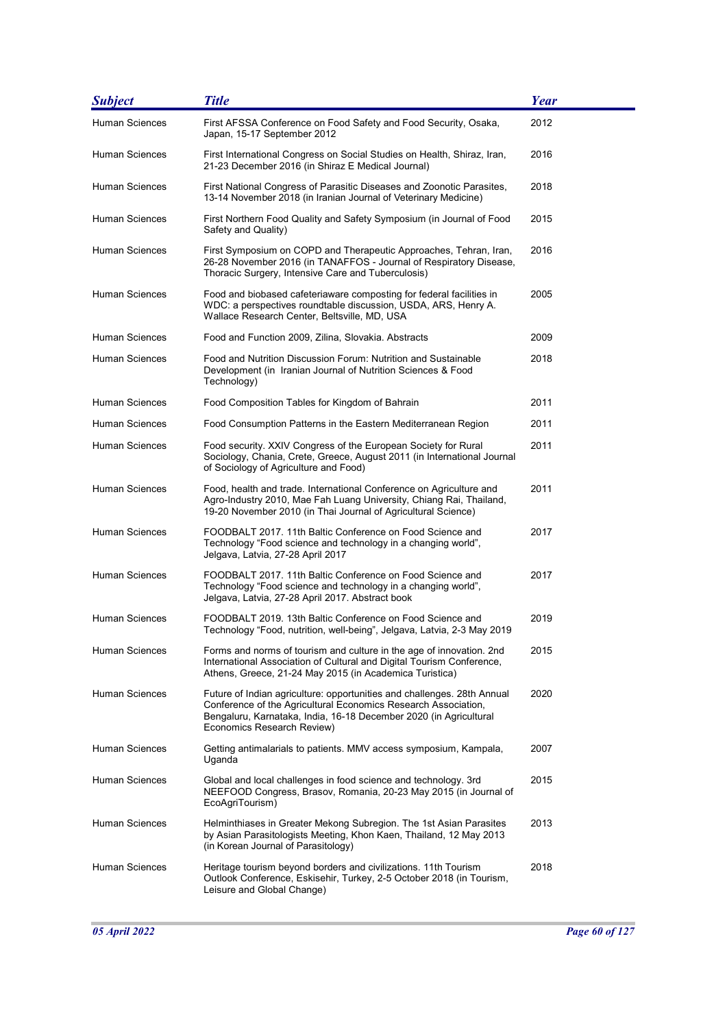| *Subject* | *Title* | *Year* |
|---|---|---|
| Human Sciences | First AFSSA Conference on Food Safety and Food Security, Osaka, Japan, 15-17 September 2012 | 2012 |
| Human Sciences | First International Congress on Social Studies on Health, Shiraz, Iran, 21-23 December 2016 (in Shiraz E Medical Journal) | 2016 |
| Human Sciences | First National Congress of Parasitic Diseases and Zoonotic Parasites, 13-14 November 2018 (in Iranian Journal of Veterinary Medicine) | 2018 |
| Human Sciences | First Northern Food Quality and Safety Symposium (in Journal of Food Safety and Quality) | 2015 |
| Human Sciences | First Symposium on COPD and Therapeutic Approaches, Tehran, Iran, 26-28 November 2016 (in TANAFFOS - Journal of Respiratory Disease, Thoracic Surgery, Intensive Care and Tuberculosis) | 2016 |
| Human Sciences | Food and biobased cafeteriaware composting for federal facilities in WDC: a perspectives roundtable discussion, USDA, ARS, Henry A. Wallace Research Center, Beltsville, MD, USA | 2005 |
| Human Sciences | Food and Function 2009, Zilina, Slovakia. Abstracts | 2009 |
| Human Sciences | Food and Nutrition Discussion Forum: Nutrition and Sustainable Development (in Iranian Journal of Nutrition Sciences & Food Technology) | 2018 |
| Human Sciences | Food Composition Tables for Kingdom of Bahrain | 2011 |
| Human Sciences | Food Consumption Patterns in the Eastern Mediterranean Region | 2011 |
| Human Sciences | Food security. XXIV Congress of the European Society for Rural Sociology, Chania, Crete, Greece, August 2011 (in International Journal of Sociology of Agriculture and Food) | 2011 |
| Human Sciences | Food, health and trade. International Conference on Agriculture and Agro-Industry 2010, Mae Fah Luang University, Chiang Rai, Thailand, 19-20 November 2010 (in Thai Journal of Agricultural Science) | 2011 |
| Human Sciences | FOODBALT 2017. 11th Baltic Conference on Food Science and Technology "Food science and technology in a changing world", Jelgava, Latvia, 27-28 April 2017 | 2017 |
| Human Sciences | FOODBALT 2017. 11th Baltic Conference on Food Science and Technology "Food science and technology in a changing world", Jelgava, Latvia, 27-28 April 2017. Abstract book | 2017 |
| Human Sciences | FOODBALT 2019. 13th Baltic Conference on Food Science and Technology "Food, nutrition, well-being", Jelgava, Latvia, 2-3 May 2019 | 2019 |
| Human Sciences | Forms and norms of tourism and culture in the age of innovation. 2nd International Association of Cultural and Digital Tourism Conference, Athens, Greece, 21-24 May 2015 (in Academica Turistica) | 2015 |
| Human Sciences | Future of Indian agriculture: opportunities and challenges. 28th Annual Conference of the Agricultural Economics Research Association, Bengaluru, Karnataka, India, 16-18 December 2020 (in Agricultural Economics Research Review) | 2020 |
| Human Sciences | Getting antimalarials to patients. MMV access symposium, Kampala, Uganda | 2007 |
| Human Sciences | Global and local challenges in food science and technology. 3rd NEEFOOD Congress, Brasov, Romania, 20-23 May 2015 (in Journal of EcoAgriTourism) | 2015 |
| Human Sciences | Helminthiases in Greater Mekong Subregion. The 1st Asian Parasites by Asian Parasitologists Meeting, Khon Kaen, Thailand, 12 May 2013 (in Korean Journal of Parasitology) | 2013 |
| Human Sciences | Heritage tourism beyond borders and civilizations. 11th Tourism Outlook Conference, Eskisehir, Turkey, 2-5 October 2018 (in Tourism, Leisure and Global Change) | 2018 |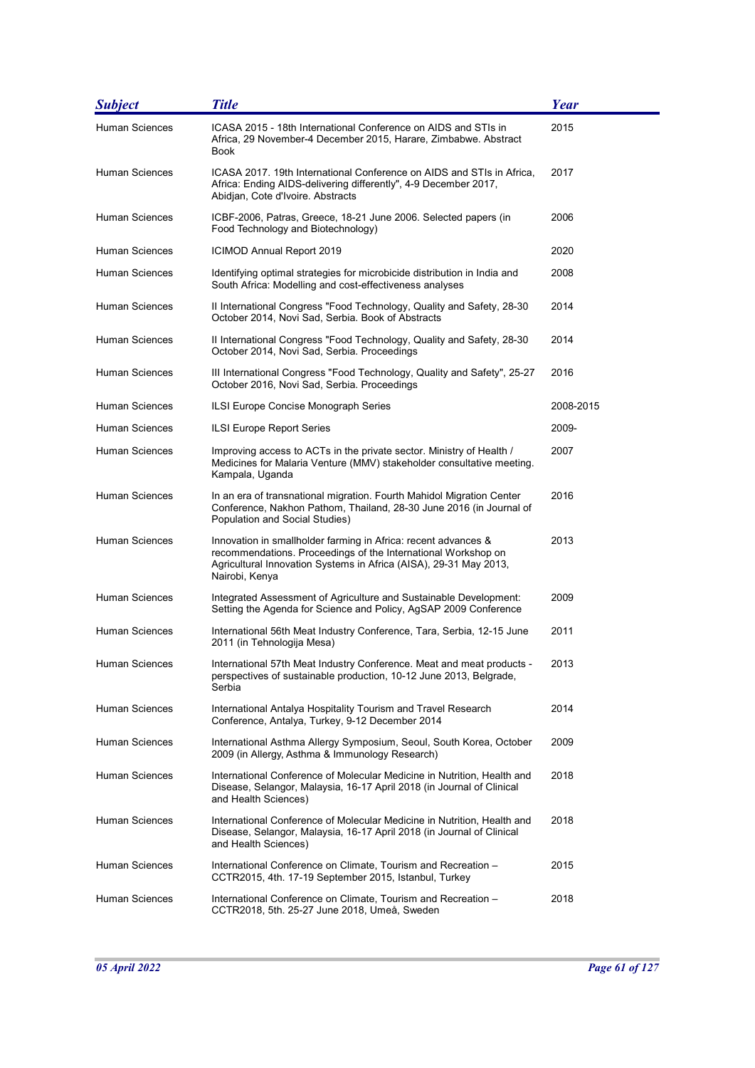| *Subject* | *Title* | *Year* |
|---|---|---|
| Human Sciences | ICASA 2015 - 18th International Conference on AIDS and STIs in Africa, 29 November-4 December 2015, Harare, Zimbabwe. Abstract Book | 2015 |
| Human Sciences | ICASA 2017. 19th International Conference on AIDS and STIs in Africa, Africa: Ending AIDS-delivering differently", 4-9 December 2017, Abidjan, Cote d'Ivoire. Abstracts | 2017 |
| Human Sciences | ICBF-2006, Patras, Greece, 18-21 June 2006. Selected papers (in Food Technology and Biotechnology) | 2006 |
| Human Sciences | ICIMOD Annual Report 2019 | 2020 |
| Human Sciences | Identifying optimal strategies for microbicide distribution in India and South Africa: Modelling and cost-effectiveness analyses | 2008 |
| Human Sciences | II International Congress "Food Technology, Quality and Safety, 28-30 October 2014, Novi Sad, Serbia. Book of Abstracts | 2014 |
| Human Sciences | II International Congress "Food Technology, Quality and Safety, 28-30 October 2014, Novi Sad, Serbia. Proceedings | 2014 |
| Human Sciences | III International Congress "Food Technology, Quality and Safety", 25-27 October 2016, Novi Sad, Serbia. Proceedings | 2016 |
| Human Sciences | ILSI Europe Concise Monograph Series | 2008-2015 |
| Human Sciences | ILSI Europe Report Series | 2009- |
| Human Sciences | Improving access to ACTs in the private sector. Ministry of Health / Medicines for Malaria Venture (MMV) stakeholder consultative meeting. Kampala, Uganda | 2007 |
| Human Sciences | In an era of transnational migration. Fourth Mahidol Migration Center Conference, Nakhon Pathom, Thailand, 28-30 June 2016 (in Journal of Population and Social Studies) | 2016 |
| Human Sciences | Innovation in smallholder farming in Africa: recent advances & recommendations. Proceedings of the International Workshop on Agricultural Innovation Systems in Africa (AISA), 29-31 May 2013, Nairobi, Kenya | 2013 |
| Human Sciences | Integrated Assessment of Agriculture and Sustainable Development: Setting the Agenda for Science and Policy, AgSAP 2009 Conference | 2009 |
| Human Sciences | International 56th Meat Industry Conference, Tara, Serbia, 12-15 June 2011 (in Tehnologija Mesa) | 2011 |
| Human Sciences | International 57th Meat Industry Conference. Meat and meat products - perspectives of sustainable production, 10-12 June 2013, Belgrade, Serbia | 2013 |
| Human Sciences | International Antalya Hospitality Tourism and Travel Research Conference, Antalya, Turkey, 9-12 December 2014 | 2014 |
| Human Sciences | International Asthma Allergy Symposium, Seoul, South Korea, October 2009 (in Allergy, Asthma & Immunology Research) | 2009 |
| Human Sciences | International Conference of Molecular Medicine in Nutrition, Health and Disease, Selangor, Malaysia, 16-17 April 2018 (in Journal of Clinical and Health Sciences) | 2018 |
| Human Sciences | International Conference of Molecular Medicine in Nutrition, Health and Disease, Selangor, Malaysia, 16-17 April 2018 (in Journal of Clinical and Health Sciences) | 2018 |
| Human Sciences | International Conference on Climate, Tourism and Recreation – CCTR2015, 4th. 17-19 September 2015, Istanbul, Turkey | 2015 |
| Human Sciences | International Conference on Climate, Tourism and Recreation – CCTR2018, 5th. 25-27 June 2018, Umeå, Sweden | 2018 |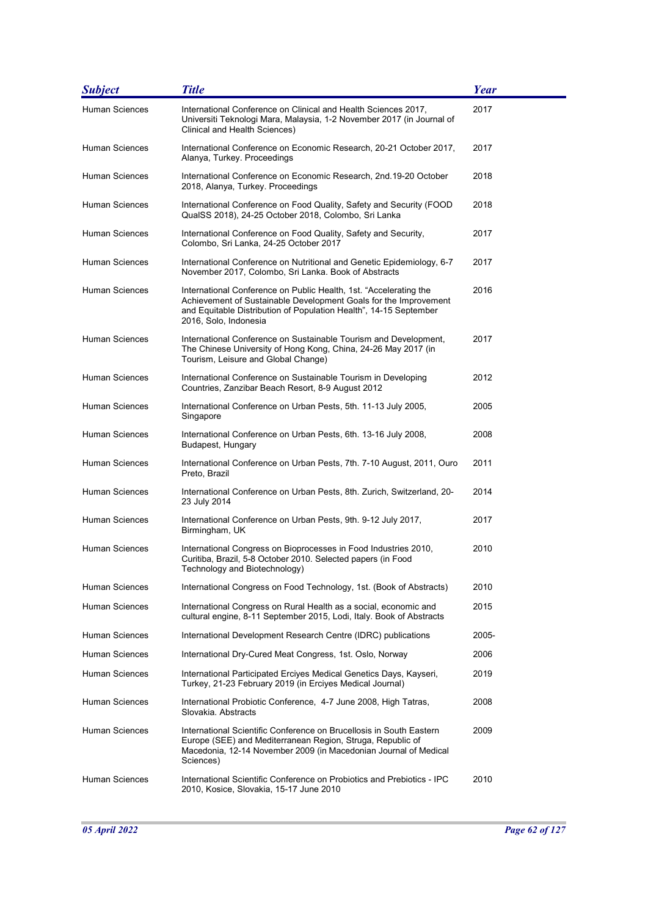| *Subject* | *Title* | *Year* |
|---|---|---|
| Human Sciences | International Conference on Clinical and Health Sciences 2017, Universiti Teknologi Mara, Malaysia, 1-2 November 2017 (in Journal of Clinical and Health Sciences) | 2017 |
| Human Sciences | International Conference on Economic Research, 20-21 October 2017, Alanya, Turkey. Proceedings | 2017 |
| Human Sciences | International Conference on Economic Research, 2nd.19-20 October 2018, Alanya, Turkey. Proceedings | 2018 |
| Human Sciences | International Conference on Food Quality, Safety and Security (FOOD QualSS 2018), 24-25 October 2018, Colombo, Sri Lanka | 2018 |
| Human Sciences | International Conference on Food Quality, Safety and Security, Colombo, Sri Lanka, 24-25 October 2017 | 2017 |
| Human Sciences | International Conference on Nutritional and Genetic Epidemiology, 6-7 November 2017, Colombo, Sri Lanka. Book of Abstracts | 2017 |
| Human Sciences | International Conference on Public Health, 1st. "Accelerating the Achievement of Sustainable Development Goals for the Improvement and Equitable Distribution of Population Health", 14-15 September 2016, Solo, Indonesia | 2016 |
| Human Sciences | International Conference on Sustainable Tourism and Development, The Chinese University of Hong Kong, China, 24-26 May 2017 (in Tourism, Leisure and Global Change) | 2017 |
| Human Sciences | International Conference on Sustainable Tourism in Developing Countries, Zanzibar Beach Resort, 8-9 August 2012 | 2012 |
| Human Sciences | International Conference on Urban Pests, 5th. 11-13 July 2005, Singapore | 2005 |
| Human Sciences | International Conference on Urban Pests, 6th. 13-16 July 2008, Budapest, Hungary | 2008 |
| Human Sciences | International Conference on Urban Pests, 7th. 7-10 August, 2011, Ouro Preto, Brazil | 2011 |
| Human Sciences | International Conference on Urban Pests, 8th. Zurich, Switzerland, 20-23 July 2014 | 2014 |
| Human Sciences | International Conference on Urban Pests, 9th. 9-12 July 2017, Birmingham, UK | 2017 |
| Human Sciences | International Congress on Bioprocesses in Food Industries 2010, Curitiba, Brazil, 5-8 October 2010. Selected papers (in Food Technology and Biotechnology) | 2010 |
| Human Sciences | International Congress on Food Technology, 1st. (Book of Abstracts) | 2010 |
| Human Sciences | International Congress on Rural Health as a social, economic and cultural engine, 8-11 September 2015, Lodi, Italy. Book of Abstracts | 2015 |
| Human Sciences | International Development Research Centre (IDRC) publications | 2005- |
| Human Sciences | International Dry-Cured Meat Congress, 1st. Oslo, Norway | 2006 |
| Human Sciences | International Participated Erciyes Medical Genetics Days, Kayseri, Turkey, 21-23 February 2019 (in Erciyes Medical Journal) | 2019 |
| Human Sciences | International Probiotic Conference, 4-7 June 2008, High Tatras, Slovakia. Abstracts | 2008 |
| Human Sciences | International Scientific Conference on Brucellosis in South Eastern Europe (SEE) and Mediterranean Region, Struga, Republic of Macedonia, 12-14 November 2009 (in Macedonian Journal of Medical Sciences) | 2009 |
| Human Sciences | International Scientific Conference on Probiotics and Prebiotics - IPC 2010, Kosice, Slovakia, 15-17 June 2010 | 2010 |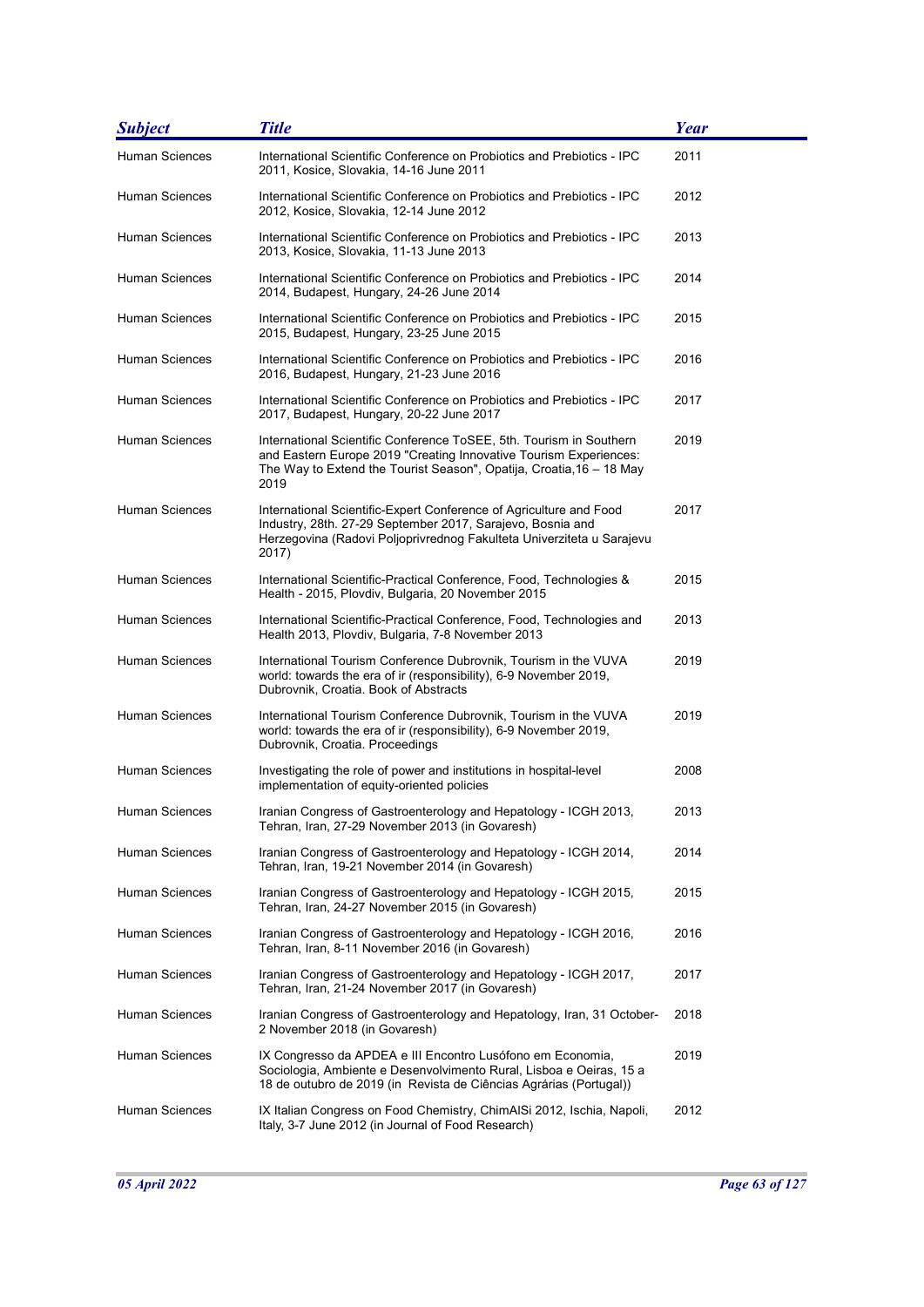| Subject | Title | Year |
|---|---|---|
| Human Sciences | International Scientific Conference on Probiotics and Prebiotics - IPC 2011, Kosice, Slovakia, 14-16 June 2011 | 2011 |
| Human Sciences | International Scientific Conference on Probiotics and Prebiotics - IPC 2012, Kosice, Slovakia, 12-14 June 2012 | 2012 |
| Human Sciences | International Scientific Conference on Probiotics and Prebiotics - IPC 2013, Kosice, Slovakia, 11-13 June 2013 | 2013 |
| Human Sciences | International Scientific Conference on Probiotics and Prebiotics - IPC 2014, Budapest, Hungary, 24-26 June 2014 | 2014 |
| Human Sciences | International Scientific Conference on Probiotics and Prebiotics - IPC 2015, Budapest, Hungary, 23-25 June 2015 | 2015 |
| Human Sciences | International Scientific Conference on Probiotics and Prebiotics - IPC 2016, Budapest, Hungary, 21-23 June 2016 | 2016 |
| Human Sciences | International Scientific Conference on Probiotics and Prebiotics - IPC 2017, Budapest, Hungary, 20-22 June 2017 | 2017 |
| Human Sciences | International Scientific Conference ToSEE, 5th. Tourism in Southern and Eastern Europe 2019 "Creating Innovative Tourism Experiences: The Way to Extend the Tourist Season", Opatija, Croatia,16 – 18 May 2019 | 2019 |
| Human Sciences | International Scientific-Expert Conference of Agriculture and Food Industry, 28th. 27-29 September 2017, Sarajevo, Bosnia and Herzegovina (Radovi Poljoprivrednog Fakulteta Univerziteta u Sarajevu 2017) | 2017 |
| Human Sciences | International Scientific-Practical Conference, Food, Technologies & Health - 2015, Plovdiv, Bulgaria, 20 November 2015 | 2015 |
| Human Sciences | International Scientific-Practical Conference, Food, Technologies and Health 2013, Plovdiv, Bulgaria, 7-8 November 2013 | 2013 |
| Human Sciences | International Tourism Conference Dubrovnik, Tourism in the VUVA world: towards the era of ir (responsibility), 6-9 November 2019, Dubrovnik, Croatia. Book of Abstracts | 2019 |
| Human Sciences | International Tourism Conference Dubrovnik, Tourism in the VUVA world: towards the era of ir (responsibility), 6-9 November 2019, Dubrovnik, Croatia. Proceedings | 2019 |
| Human Sciences | Investigating the role of power and institutions in hospital-level implementation of equity-oriented policies | 2008 |
| Human Sciences | Iranian Congress of Gastroenterology and Hepatology - ICGH 2013, Tehran, Iran, 27-29 November 2013 (in Govaresh) | 2013 |
| Human Sciences | Iranian Congress of Gastroenterology and Hepatology - ICGH 2014, Tehran, Iran, 19-21 November 2014 (in Govaresh) | 2014 |
| Human Sciences | Iranian Congress of Gastroenterology and Hepatology - ICGH 2015, Tehran, Iran, 24-27 November 2015 (in Govaresh) | 2015 |
| Human Sciences | Iranian Congress of Gastroenterology and Hepatology - ICGH 2016, Tehran, Iran, 8-11 November 2016 (in Govaresh) | 2016 |
| Human Sciences | Iranian Congress of Gastroenterology and Hepatology - ICGH 2017, Tehran, Iran, 21-24 November 2017 (in Govaresh) | 2017 |
| Human Sciences | Iranian Congress of Gastroenterology and Hepatology, Iran, 31 October-2 November 2018 (in Govaresh) | 2018 |
| Human Sciences | IX Congresso da APDEA e III Encontro Lusófono em Economia, Sociologia, Ambiente e Desenvolvimento Rural, Lisboa e Oeiras, 15 a 18 de outubro de 2019 (in Revista de Ciências Agrárias (Portugal)) | 2019 |
| Human Sciences | IX Italian Congress on Food Chemistry, ChimAlSi 2012, Ischia, Napoli, Italy, 3-7 June 2012 (in Journal of Food Research) | 2012 |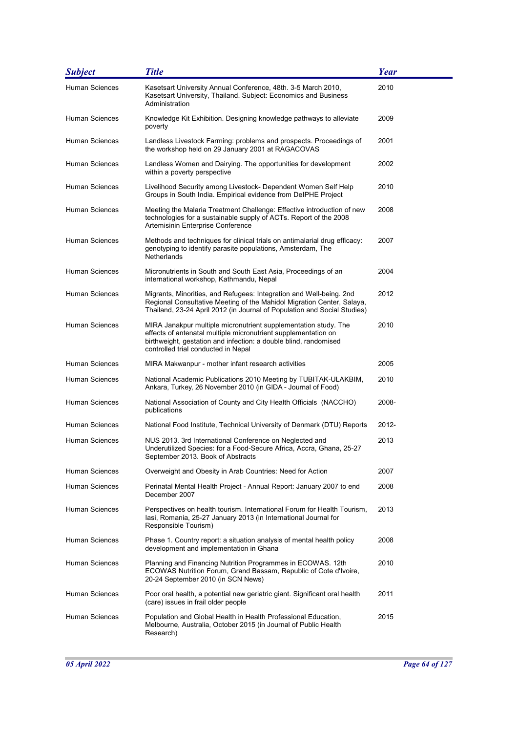| Subject | Title | Year |
| --- | --- | --- |
| Human Sciences | Kasetsart University Annual Conference, 48th. 3-5 March 2010, Kasetsart University, Thailand. Subject: Economics and Business Administration | 2010 |
| Human Sciences | Knowledge Kit Exhibition. Designing knowledge pathways to alleviate poverty | 2009 |
| Human Sciences | Landless Livestock Farming: problems and prospects. Proceedings of the workshop held on 29 January 2001 at RAGACOVAS | 2001 |
| Human Sciences | Landless Women and Dairying. The opportunities for development within a poverty perspective | 2002 |
| Human Sciences | Livelihood Security among Livestock- Dependent Women Self Help Groups in South India. Empirical evidence from DelPHE Project | 2010 |
| Human Sciences | Meeting the Malaria Treatment Challenge: Effective introduction of new technologies for a sustainable supply of ACTs. Report of the 2008 Artemisinin Enterprise Conference | 2008 |
| Human Sciences | Methods and techniques for clinical trials on antimalarial drug efficacy: genotyping to identify parasite populations, Amsterdam, The Netherlands | 2007 |
| Human Sciences | Micronutrients in South and South East Asia, Proceedings of an international workshop, Kathmandu, Nepal | 2004 |
| Human Sciences | Migrants, Minorities, and Refugees: Integration and Well-being. 2nd Regional Consultative Meeting of the Mahidol Migration Center, Salaya, Thailand, 23-24 April 2012 (in Journal of Population and Social Studies) | 2012 |
| Human Sciences | MIRA Janakpur multiple micronutrient supplementation study. The effects of antenatal multiple micronutrient supplementation on birthweight, gestation and infection: a double blind, randomised controlled trial conducted in Nepal | 2010 |
| Human Sciences | MIRA Makwanpur - mother infant research activities | 2005 |
| Human Sciences | National Academic Publications 2010 Meeting by TUBITAK-ULAKBIM, Ankara, Turkey, 26 November 2010 (in GIDA - Journal of Food) | 2010 |
| Human Sciences | National Association of County and City Health Officials (NACCHO) publications | 2008- |
| Human Sciences | National Food Institute, Technical University of Denmark (DTU) Reports | 2012- |
| Human Sciences | NUS 2013. 3rd International Conference on Neglected and Underutilized Species: for a Food-Secure Africa, Accra, Ghana, 25-27 September 2013. Book of Abstracts | 2013 |
| Human Sciences | Overweight and Obesity in Arab Countries: Need for Action | 2007 |
| Human Sciences | Perinatal Mental Health Project - Annual Report: January 2007 to end December 2007 | 2008 |
| Human Sciences | Perspectives on health tourism. International Forum for Health Tourism, Iasi, Romania, 25-27 January 2013 (in International Journal for Responsible Tourism) | 2013 |
| Human Sciences | Phase 1. Country report: a situation analysis of mental health policy development and implementation in Ghana | 2008 |
| Human Sciences | Planning and Financing Nutrition Programmes in ECOWAS. 12th ECOWAS Nutrition Forum, Grand Bassam, Republic of Cote d'Ivoire, 20-24 September 2010 (in SCN News) | 2010 |
| Human Sciences | Poor oral health, a potential new geriatric giant. Significant oral health (care) issues in frail older people | 2011 |
| Human Sciences | Population and Global Health in Health Professional Education, Melbourne, Australia, October 2015 (in Journal of Public Health Research) | 2015 |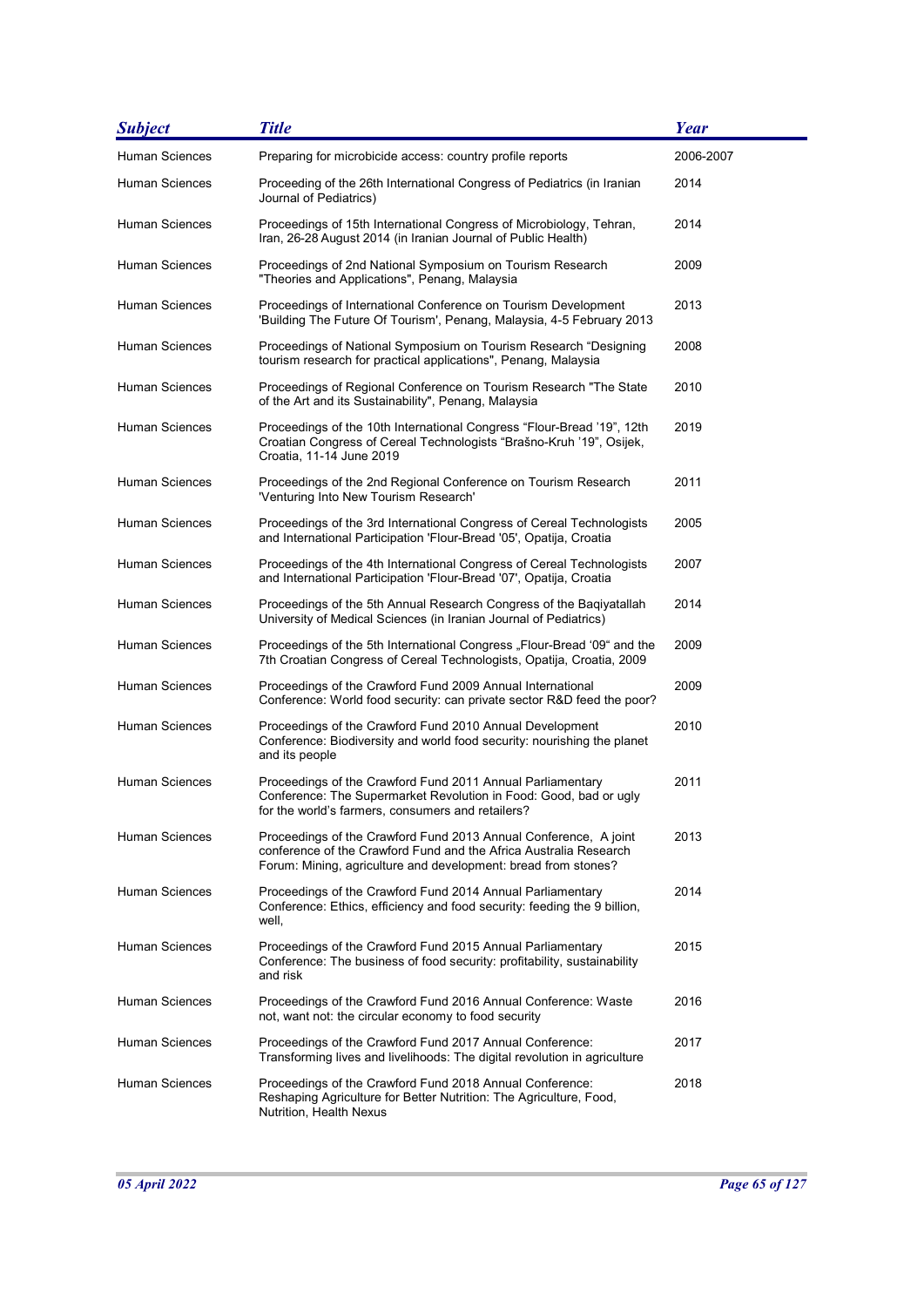| Subject | Title | Year |
| --- | --- | --- |
| Human Sciences | Preparing for microbicide access: country profile reports | 2006-2007 |
| Human Sciences | Proceeding of the 26th International Congress of Pediatrics (in Iranian Journal of Pediatrics) | 2014 |
| Human Sciences | Proceedings of 15th International Congress of Microbiology, Tehran, Iran, 26-28 August 2014 (in Iranian Journal of Public Health) | 2014 |
| Human Sciences | Proceedings of 2nd National Symposium on Tourism Research "Theories and Applications", Penang, Malaysia | 2009 |
| Human Sciences | Proceedings of International Conference on Tourism Development 'Building The Future Of Tourism', Penang, Malaysia, 4-5 February 2013 | 2013 |
| Human Sciences | Proceedings of National Symposium on Tourism Research "Designing tourism research for practical applications", Penang, Malaysia | 2008 |
| Human Sciences | Proceedings of Regional Conference on Tourism Research "The State of the Art and its Sustainability", Penang, Malaysia | 2010 |
| Human Sciences | Proceedings of the 10th International Congress "Flour-Bread '19", 12th Croatian Congress of Cereal Technologists "Brašno-Kruh '19", Osijek, Croatia, 11-14 June 2019 | 2019 |
| Human Sciences | Proceedings of the 2nd Regional Conference on Tourism Research 'Venturing Into New Tourism Research' | 2011 |
| Human Sciences | Proceedings of the 3rd International Congress of Cereal Technologists and International Participation 'Flour-Bread '05', Opatija, Croatia | 2005 |
| Human Sciences | Proceedings of the 4th International Congress of Cereal Technologists and International Participation 'Flour-Bread '07', Opatija, Croatia | 2007 |
| Human Sciences | Proceedings of the 5th Annual Research Congress of the Baqiyatallah University of Medical Sciences (in Iranian Journal of Pediatrics) | 2014 |
| Human Sciences | Proceedings of the 5th International Congress „Flour-Bread '09" and the 7th Croatian Congress of Cereal Technologists, Opatija, Croatia, 2009 | 2009 |
| Human Sciences | Proceedings of the Crawford Fund 2009 Annual International Conference: World food security: can private sector R&D feed the poor? | 2009 |
| Human Sciences | Proceedings of the Crawford Fund 2010 Annual Development Conference: Biodiversity and world food security: nourishing the planet and its people | 2010 |
| Human Sciences | Proceedings of the Crawford Fund 2011 Annual Parliamentary Conference: The Supermarket Revolution in Food: Good, bad or ugly for the world's farmers, consumers and retailers? | 2011 |
| Human Sciences | Proceedings of the Crawford Fund 2013 Annual Conference, A joint conference of the Crawford Fund and the Africa Australia Research Forum: Mining, agriculture and development: bread from stones? | 2013 |
| Human Sciences | Proceedings of the Crawford Fund 2014 Annual Parliamentary Conference: Ethics, efficiency and food security: feeding the 9 billion, well, | 2014 |
| Human Sciences | Proceedings of the Crawford Fund 2015 Annual Parliamentary Conference: The business of food security: profitability, sustainability and risk | 2015 |
| Human Sciences | Proceedings of the Crawford Fund 2016 Annual Conference: Waste not, want not: the circular economy to food security | 2016 |
| Human Sciences | Proceedings of the Crawford Fund 2017 Annual Conference: Transforming lives and livelihoods: The digital revolution in agriculture | 2017 |
| Human Sciences | Proceedings of the Crawford Fund 2018 Annual Conference: Reshaping Agriculture for Better Nutrition: The Agriculture, Food, Nutrition, Health Nexus | 2018 |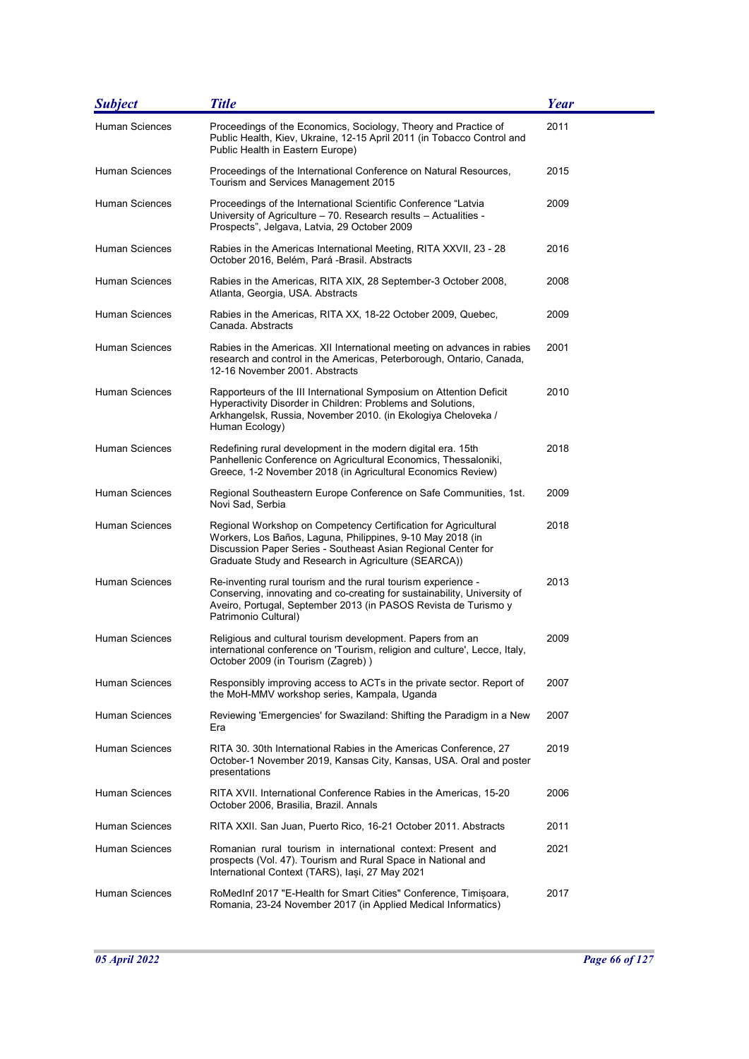| Subject | Title | Year |
|---|---|---|
| Human Sciences | Proceedings of the Economics, Sociology, Theory and Practice of Public Health, Kiev, Ukraine, 12-15 April 2011 (in Tobacco Control and Public Health in Eastern Europe) | 2011 |
| Human Sciences | Proceedings of the International Conference on Natural Resources, Tourism and Services Management 2015 | 2015 |
| Human Sciences | Proceedings of the International Scientific Conference “Latvia University of Agriculture – 70. Research results – Actualities - Prospects”, Jelgava, Latvia, 29 October 2009 | 2009 |
| Human Sciences | Rabies in the Americas International Meeting, RITA XXVII, 23 - 28 October 2016, Belém, Pará -Brasil. Abstracts | 2016 |
| Human Sciences | Rabies in the Americas, RITA XIX, 28 September-3 October 2008, Atlanta, Georgia, USA. Abstracts | 2008 |
| Human Sciences | Rabies in the Americas, RITA XX, 18-22 October 2009, Quebec, Canada. Abstracts | 2009 |
| Human Sciences | Rabies in the Americas. XII International meeting on advances in rabies research and control in the Americas, Peterborough, Ontario, Canada, 12-16 November 2001. Abstracts | 2001 |
| Human Sciences | Rapporteurs of the III International Symposium on Attention Deficit Hyperactivity Disorder in Children: Problems and Solutions, Arkhangelsk, Russia, November 2010. (in Ekologiya Cheloveka / Human Ecology) | 2010 |
| Human Sciences | Redefining rural development in the modern digital era. 15th Panhellenic Conference on Agricultural Economics, Thessaloniki, Greece, 1-2 November 2018 (in Agricultural Economics Review) | 2018 |
| Human Sciences | Regional Southeastern Europe Conference on Safe Communities, 1st. Novi Sad, Serbia | 2009 |
| Human Sciences | Regional Workshop on Competency Certification for Agricultural Workers, Los Baños, Laguna, Philippines, 9-10 May 2018 (in Discussion Paper Series - Southeast Asian Regional Center for Graduate Study and Research in Agriculture (SEARCA)) | 2018 |
| Human Sciences | Re-inventing rural tourism and the rural tourism experience - Conserving, innovating and co-creating for sustainability, University of Aveiro, Portugal, September 2013 (in PASOS Revista de Turismo y Patrimonio Cultural) | 2013 |
| Human Sciences | Religious and cultural tourism development. Papers from an international conference on 'Tourism, religion and culture', Lecce, Italy, October 2009 (in Tourism (Zagreb) ) | 2009 |
| Human Sciences | Responsibly improving access to ACTs in the private sector. Report of the MoH-MMV workshop series, Kampala, Uganda | 2007 |
| Human Sciences | Reviewing 'Emergencies' for Swaziland: Shifting the Paradigm in a New Era | 2007 |
| Human Sciences | RITA 30. 30th International Rabies in the Americas Conference, 27 October-1 November 2019, Kansas City, Kansas, USA. Oral and poster presentations | 2019 |
| Human Sciences | RITA XVII. International Conference Rabies in the Americas, 15-20 October 2006, Brasilia, Brazil. Annals | 2006 |
| Human Sciences | RITA XXII. San Juan, Puerto Rico, 16-21 October 2011. Abstracts | 2011 |
| Human Sciences | Romanian rural tourism in international context: Present and prospects (Vol. 47). Tourism and Rural Space in National and International Context (TARS), Iași, 27 May 2021 | 2021 |
| Human Sciences | RoMedInf 2017 "E-Health for Smart Cities" Conference, Timișoara, Romania, 23-24 November 2017 (in Applied Medical Informatics) | 2017 |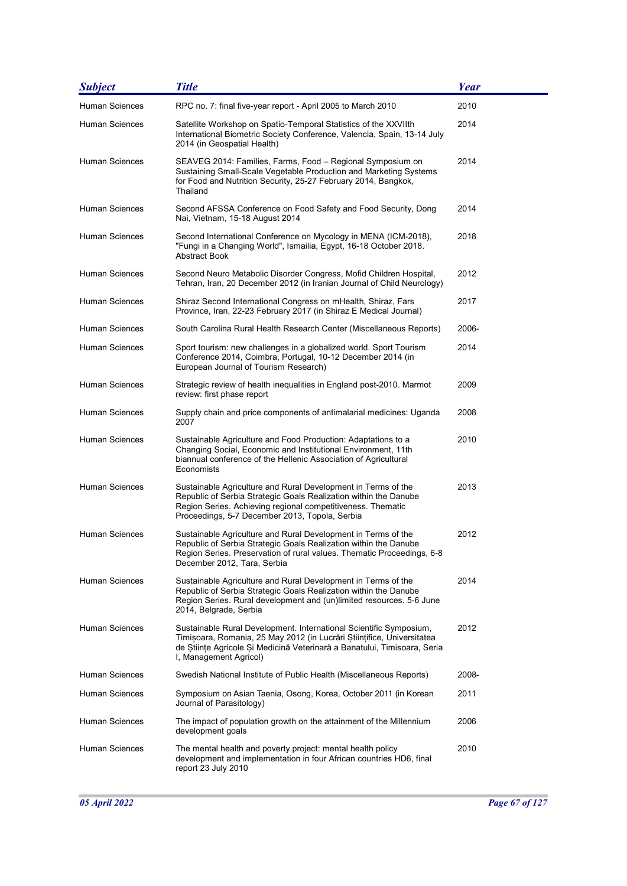| Subject | Title | Year |
|---|---|---|
| Human Sciences | RPC no. 7: final five-year report - April 2005 to March 2010 | 2010 |
| Human Sciences | Satellite Workshop on Spatio-Temporal Statistics of the XXVIIth International Biometric Society Conference, Valencia, Spain, 13-14 July 2014 (in Geospatial Health) | 2014 |
| Human Sciences | SEAVEG 2014: Families, Farms, Food – Regional Symposium on Sustaining Small-Scale Vegetable Production and Marketing Systems for Food and Nutrition Security, 25-27 February 2014, Bangkok, Thailand | 2014 |
| Human Sciences | Second AFSSA Conference on Food Safety and Food Security, Dong Nai, Vietnam, 15-18 August 2014 | 2014 |
| Human Sciences | Second International Conference on Mycology in MENA (ICM-2018), "Fungi in a Changing World", Ismailia, Egypt, 16-18 October 2018. Abstract Book | 2018 |
| Human Sciences | Second Neuro Metabolic Disorder Congress, Mofid Children Hospital, Tehran, Iran, 20 December 2012 (in Iranian Journal of Child Neurology) | 2012 |
| Human Sciences | Shiraz Second International Congress on mHealth, Shiraz, Fars Province, Iran, 22-23 February 2017 (in Shiraz E Medical Journal) | 2017 |
| Human Sciences | South Carolina Rural Health Research Center (Miscellaneous Reports) | 2006- |
| Human Sciences | Sport tourism: new challenges in a globalized world. Sport Tourism Conference 2014, Coimbra, Portugal, 10-12 December 2014 (in European Journal of Tourism Research) | 2014 |
| Human Sciences | Strategic review of health inequalities in England post-2010. Marmot review: first phase report | 2009 |
| Human Sciences | Supply chain and price components of antimalarial medicines: Uganda 2007 | 2008 |
| Human Sciences | Sustainable Agriculture and Food Production: Adaptations to a Changing Social, Economic and Institutional Environment, 11th biannual conference of the Hellenic Association of Agricultural Economists | 2010 |
| Human Sciences | Sustainable Agriculture and Rural Development in Terms of the Republic of Serbia Strategic Goals Realization within the Danube Region Series. Achieving regional competitiveness. Thematic Proceedings, 5-7 December 2013, Topola, Serbia | 2013 |
| Human Sciences | Sustainable Agriculture and Rural Development in Terms of the Republic of Serbia Strategic Goals Realization within the Danube Region Series. Preservation of rural values. Thematic Proceedings, 6-8 December 2012, Tara, Serbia | 2012 |
| Human Sciences | Sustainable Agriculture and Rural Development in Terms of the Republic of Serbia Strategic Goals Realization within the Danube Region Series. Rural development and (un)limited resources. 5-6 June 2014, Belgrade, Serbia | 2014 |
| Human Sciences | Sustainable Rural Development. International Scientific Symposium, Timișoara, Romania, 25 May 2012 (in Lucrări Științifice, Universitatea de Științe Agricole Și Medicină Veterinară a Banatului, Timisoara, Seria I, Management Agricol) | 2012 |
| Human Sciences | Swedish National Institute of Public Health (Miscellaneous Reports) | 2008- |
| Human Sciences | Symposium on Asian Taenia, Osong, Korea, October 2011 (in Korean Journal of Parasitology) | 2011 |
| Human Sciences | The impact of population growth on the attainment of the Millennium development goals | 2006 |
| Human Sciences | The mental health and poverty project: mental health policy development and implementation in four African countries HD6, final report 23 July 2010 | 2010 |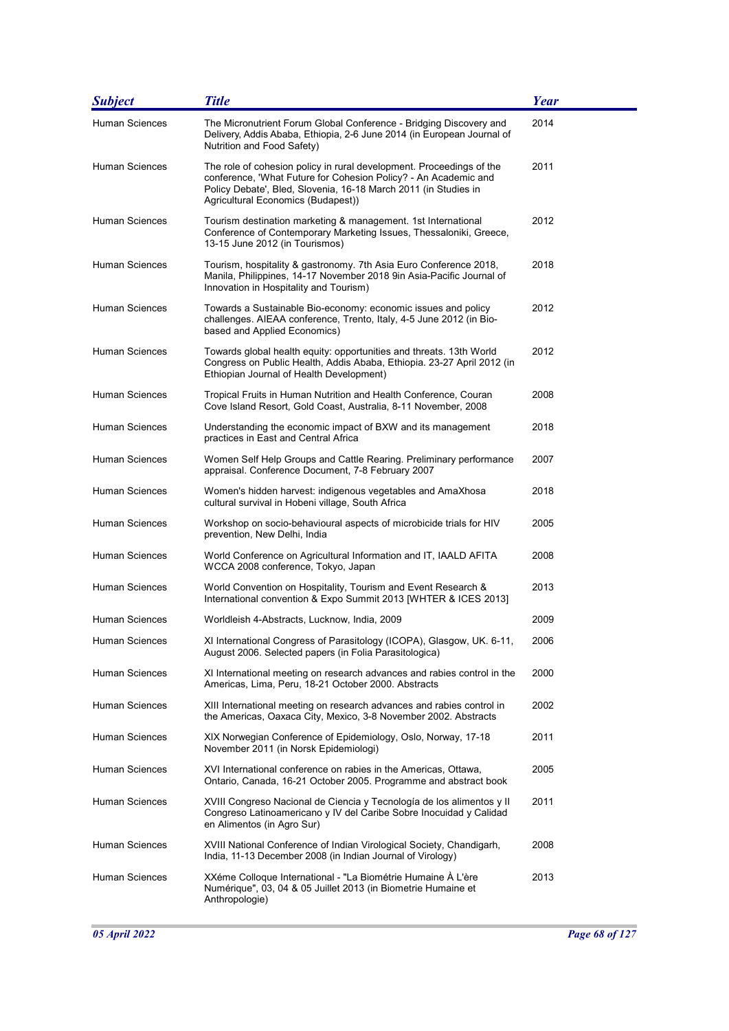| Subject | Title | Year |
|---|---|---|
| Human Sciences | The Micronutrient Forum Global Conference - Bridging Discovery and Delivery, Addis Ababa, Ethiopia, 2-6 June 2014 (in European Journal of Nutrition and Food Safety) | 2014 |
| Human Sciences | The role of cohesion policy in rural development. Proceedings of the conference, 'What Future for Cohesion Policy? - An Academic and Policy Debate', Bled, Slovenia, 16-18 March 2011 (in Studies in Agricultural Economics (Budapest)) | 2011 |
| Human Sciences | Tourism destination marketing & management. 1st International Conference of Contemporary Marketing Issues, Thessaloniki, Greece, 13-15 June 2012 (in Tourismos) | 2012 |
| Human Sciences | Tourism, hospitality & gastronomy. 7th Asia Euro Conference 2018, Manila, Philippines, 14-17 November 2018 9in Asia-Pacific Journal of Innovation in Hospitality and Tourism) | 2018 |
| Human Sciences | Towards a Sustainable Bio-economy: economic issues and policy challenges. AIEAA conference, Trento, Italy, 4-5 June 2012 (in Bio-based and Applied Economics) | 2012 |
| Human Sciences | Towards global health equity: opportunities and threats. 13th World Congress on Public Health, Addis Ababa, Ethiopia. 23-27 April 2012 (in Ethiopian Journal of Health Development) | 2012 |
| Human Sciences | Tropical Fruits in Human Nutrition and Health Conference, Couran Cove Island Resort, Gold Coast, Australia, 8-11 November, 2008 | 2008 |
| Human Sciences | Understanding the economic impact of BXW and its management practices in East and Central Africa | 2018 |
| Human Sciences | Women Self Help Groups and Cattle Rearing. Preliminary performance appraisal. Conference Document, 7-8 February 2007 | 2007 |
| Human Sciences | Women's hidden harvest: indigenous vegetables and AmaXhosa cultural survival in Hobeni village, South Africa | 2018 |
| Human Sciences | Workshop on socio-behavioural aspects of microbicide trials for HIV prevention, New Delhi, India | 2005 |
| Human Sciences | World Conference on Agricultural Information and IT, IAALD AFITA WCCA 2008 conference, Tokyo, Japan | 2008 |
| Human Sciences | World Convention on Hospitality, Tourism and Event Research & International convention & Expo Summit 2013 [WHTER & ICES 2013] | 2013 |
| Human Sciences | Worldleish 4-Abstracts, Lucknow, India, 2009 | 2009 |
| Human Sciences | XI International Congress of Parasitology (ICOPA), Glasgow, UK. 6-11, August 2006. Selected papers (in Folia Parasitologica) | 2006 |
| Human Sciences | XI International meeting on research advances and rabies control in the Americas, Lima, Peru, 18-21 October 2000. Abstracts | 2000 |
| Human Sciences | XIII International meeting on research advances and rabies control in the Americas, Oaxaca City, Mexico, 3-8 November 2002. Abstracts | 2002 |
| Human Sciences | XIX Norwegian Conference of Epidemiology, Oslo, Norway, 17-18 November 2011 (in Norsk Epidemiologi) | 2011 |
| Human Sciences | XVI International conference on rabies in the Americas, Ottawa, Ontario, Canada, 16-21 October 2005. Programme and abstract book | 2005 |
| Human Sciences | XVIII Congreso Nacional de Ciencia y Tecnología de los alimentos y II Congreso Latinoamericano y IV del Caribe Sobre Inocuidad y Calidad en Alimentos (in Agro Sur) | 2011 |
| Human Sciences | XVIII National Conference of Indian Virological Society, Chandigarh, India, 11-13 December 2008 (in Indian Journal of Virology) | 2008 |
| Human Sciences | XXéme Colloque International - "La Biométrie Humaine À L'ère Numérique", 03, 04 & 05 Juillet 2013 (in Biometrie Humaine et Anthropologie) | 2013 |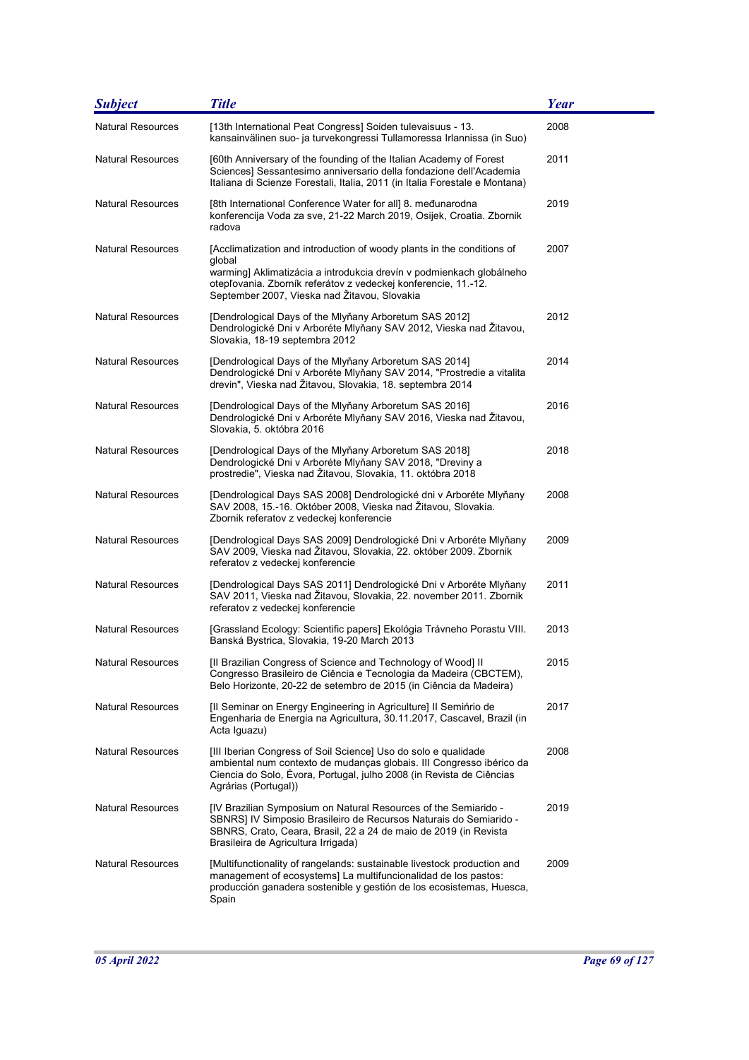| Subject | Title | Year |
| --- | --- | --- |
| Natural Resources | [13th International Peat Congress] Soiden tulevaisuus - 13. kansainvälinen suo- ja turvekongressi Tullamoressa Irlannissa (in Suo) | 2008 |
| Natural Resources | [60th Anniversary of the founding of the Italian Academy of Forest Sciences] Sessantesimo anniversario della fondazione dell'Academia Italiana di Scienze Forestali, Italia, 2011 (in Italia Forestale e Montana) | 2011 |
| Natural Resources | [8th International Conference Water for all] 8. međunarodna konferencija Voda za sve, 21-22 March 2019, Osijek, Croatia. Zbornik radova | 2019 |
| Natural Resources | [Acclimatization and introduction of woody plants in the conditions of global warming] Aklimatizácia a introdukcia drevín v podmienkach globálneho otepľovania. Zborník referátov z vedeckej konferencie, 11.-12. September 2007, Vieska nad Žitavou, Slovakia | 2007 |
| Natural Resources | [Dendrological Days of the Mlyňany Arboretum SAS 2012] Dendrologické Dni v Arboréte Mlyňany SAV 2012, Vieska nad Žitavou, Slovakia, 18-19 septembra 2012 | 2012 |
| Natural Resources | [Dendrological Days of the Mlyňany Arboretum SAS 2014] Dendrologické Dni v Arboréte Mlyňany SAV 2014, "Prostredie a vitalita drevin", Vieska nad Žitavou, Slovakia, 18. septembra 2014 | 2014 |
| Natural Resources | [Dendrological Days of the Mlyňany Arboretum SAS 2016] Dendrologické Dni v Arboréte Mlyňany SAV 2016, Vieska nad Žitavou, Slovakia, 5. októbra 2016 | 2016 |
| Natural Resources | [Dendrological Days of the Mlyňany Arboretum SAS 2018] Dendrologické Dni v Arboréte Mlyňany SAV 2018, "Dreviny a prostredie", Vieska nad Žitavou, Slovakia, 11. októbra 2018 | 2018 |
| Natural Resources | [Dendrological Days SAS 2008] Dendrologické dni v Arboréte Mlyňany SAV 2008, 15.-16. Október 2008, Vieska nad Žitavou, Slovakia. Zbornik referatov z vedeckej konferencie | 2008 |
| Natural Resources | [Dendrological Days SAS 2009] Dendrologické Dni v Arboréte Mlyňany SAV 2009, Vieska nad Žitavou, Slovakia, 22. október 2009. Zbornik referatov z vedeckej konferencie | 2009 |
| Natural Resources | [Dendrological Days SAS 2011] Dendrologické Dni v Arboréte Mlyňany SAV 2011, Vieska nad Žitavou, Slovakia, 22. november 2011. Zbornik referatov z vedeckej konferencie | 2011 |
| Natural Resources | [Grassland Ecology: Scientific papers] Ekológia Trávneho Porastu VIII. Banská Bystrica, Slovakia, 19-20 March 2013 | 2013 |
| Natural Resources | [II Brazilian Congress of Science and Technology of Wood] II Congresso Brasileiro de Ciência e Tecnologia da Madeira (CBCTEM), Belo Horizonte, 20-22 de setembro de 2015 (in Ciência da Madeira) | 2015 |
| Natural Resources | [II Seminar on Energy Engineering in Agriculture] II Seminŕrio de Engenharia de Energia na Agricultura, 30.11.2017, Cascavel, Brazil (in Acta Iguazu) | 2017 |
| Natural Resources | [III Iberian Congress of Soil Science] Uso do solo e qualidade ambiental num contexto de mudanças globais. III Congresso ibérico da Ciencia do Solo, Évora, Portugal, julho 2008 (in Revista de Ciências Agrárias (Portugal)) | 2008 |
| Natural Resources | [IV Brazilian Symposium on Natural Resources of the Semiarido - SBNRS] IV Simposio Brasileiro de Recursos Naturais do Semiarido - SBNRS, Crato, Ceara, Brasil, 22 a 24 de maio de 2019 (in Revista Brasileira de Agricultura Irrigada) | 2019 |
| Natural Resources | [Multifunctionality of rangelands: sustainable livestock production and management of ecosystems] La multifuncionalidad de los pastos: producción ganadera sostenible y gestión de los ecosistemas, Huesca, Spain | 2009 |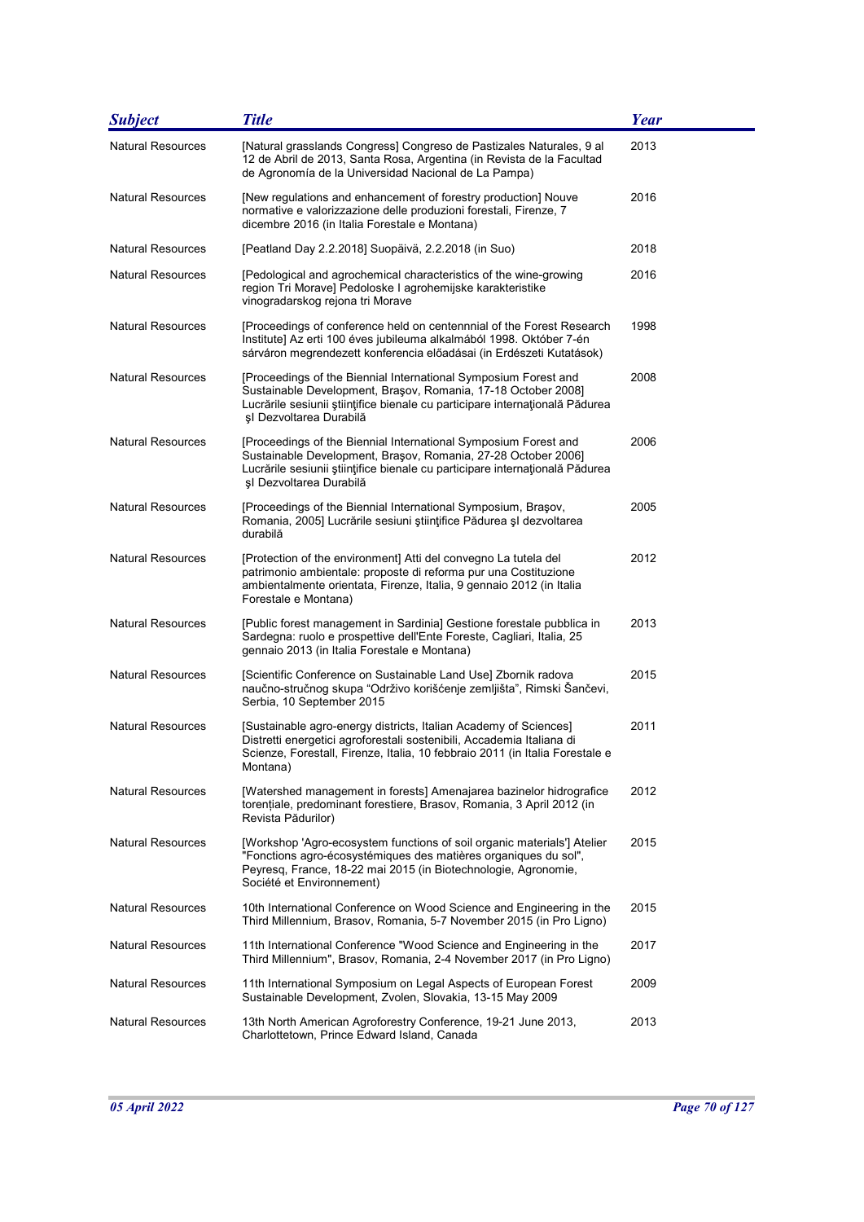| Subject | Title | Year |
|---|---|---|
| Natural Resources | [Natural grasslands Congress] Congreso de Pastizales Naturales, 9 al 12 de Abril de 2013, Santa Rosa, Argentina (in Revista de la Facultad de Agronomía de la Universidad Nacional de La Pampa) | 2013 |
| Natural Resources | [New regulations and enhancement of forestry production] Nouve normative e valorizzazione delle produzioni forestali, Firenze, 7 dicembre 2016 (in Italia Forestale e Montana) | 2016 |
| Natural Resources | [Peatland Day 2.2.2018] Suopäivä, 2.2.2018 (in Suo) | 2018 |
| Natural Resources | [Pedological and agrochemical characteristics of the wine-growing region Tri Morave] Pedoloske I agrohemijske karakteristike vinogradarskog rejona tri Morave | 2016 |
| Natural Resources | [Proceedings of conference held on centennnial of the Forest Research Institute] Az erti 100 éves jubileuma alkalmából 1998. Október 7-én sárváron megrendezett konferencia előadásai (in Erdészeti Kutatások) | 1998 |
| Natural Resources | [Proceedings of the Biennial International Symposium Forest and Sustainable Development, Braşov, Romania, 17-18 October 2008] Lucrările sesiunii ştiinţifice bienale cu participare internaţională Pădurea şI Dezvoltarea Durabilă | 2008 |
| Natural Resources | [Proceedings of the Biennial International Symposium Forest and Sustainable Development, Braşov, Romania, 27-28 October 2006] Lucrările sesiunii ştiinţifice bienale cu participare internaţională Pădurea şI Dezvoltarea Durabilă | 2006 |
| Natural Resources | [Proceedings of the Biennial International Symposium, Braşov, Romania, 2005] Lucrările sesiuni ştiinţifice Pădurea şI dezvoltarea durabilă | 2005 |
| Natural Resources | [Protection of the environment] Atti del convegno La tutela del patrimonio ambientale: proposte di reforma pur una Costituzione ambientalmente orientata, Firenze, Italia, 9 gennaio 2012 (in Italia Forestale e Montana) | 2012 |
| Natural Resources | [Public forest management in Sardinia] Gestione forestale pubblica in Sardegna: ruolo e prospettive dell'Ente Foreste, Cagliari, Italia, 25 gennaio 2013 (in Italia Forestale e Montana) | 2013 |
| Natural Resources | [Scientific Conference on Sustainable Land Use] Zbornik radova naučno-stručnog skupa "Održivo korišćenje zemljišta", Rimski Šančevi, Serbia, 10 September 2015 | 2015 |
| Natural Resources | [Sustainable agro-energy districts, Italian Academy of Sciences] Distretti energetici agroforestali sostenibili, Accademia Italiana di Scienze, Forestall, Firenze, Italia, 10 febbraio 2011 (in Italia Forestale e Montana) | 2011 |
| Natural Resources | [Watershed management in forests] Amenajarea bazinelor hidrografice torenţiale, predominant forestiere, Brasov, Romania, 3 April 2012 (in Revista Pădurilor) | 2012 |
| Natural Resources | [Workshop 'Agro-ecosystem functions of soil organic materials'] Atelier "Fonctions agro-écosystémiques des matières organiques du sol", Peyresq, France, 18-22 mai 2015 (in Biotechnologie, Agronomie, Société et Environnement) | 2015 |
| Natural Resources | 10th International Conference on Wood Science and Engineering in the Third Millennium, Brasov, Romania, 5-7 November 2015 (in Pro Ligno) | 2015 |
| Natural Resources | 11th International Conference "Wood Science and Engineering in the Third Millennium", Brasov, Romania, 2-4 November 2017 (in Pro Ligno) | 2017 |
| Natural Resources | 11th International Symposium on Legal Aspects of European Forest Sustainable Development, Zvolen, Slovakia, 13-15 May 2009 | 2009 |
| Natural Resources | 13th North American Agroforestry Conference, 19-21 June 2013, Charlottetown, Prince Edward Island, Canada | 2013 |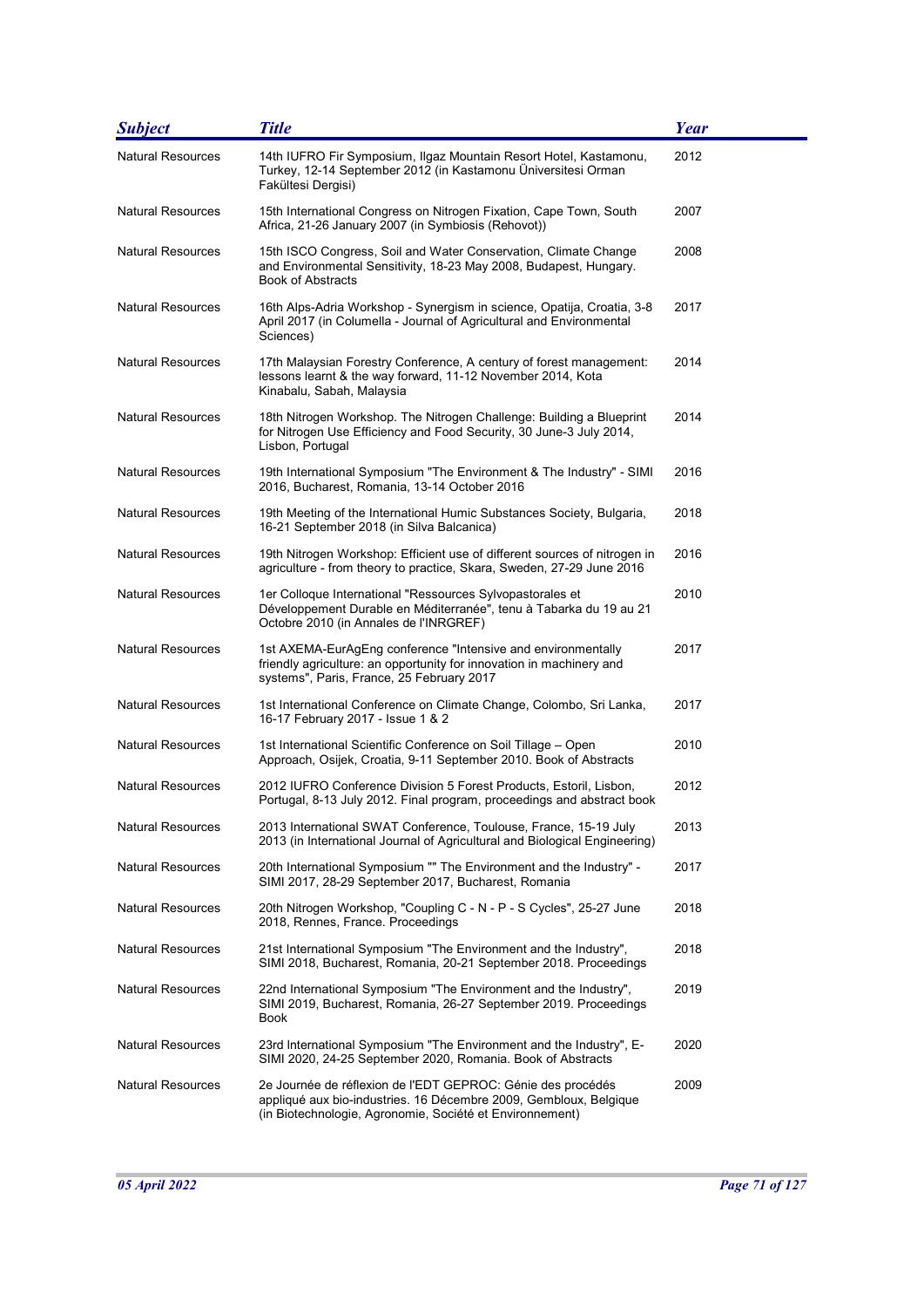| Subject | Title | Year |
|---|---|---|
| Natural Resources | 14th IUFRO Fir Symposium, Ilgaz Mountain Resort Hotel, Kastamonu, Turkey, 12-14 September 2012 (in Kastamonu Üniversitesi Orman Fakültesi Dergisi) | 2012 |
| Natural Resources | 15th International Congress on Nitrogen Fixation, Cape Town, South Africa, 21-26 January 2007 (in Symbiosis (Rehovot)) | 2007 |
| Natural Resources | 15th ISCO Congress, Soil and Water Conservation, Climate Change and Environmental Sensitivity, 18-23 May 2008, Budapest, Hungary. Book of Abstracts | 2008 |
| Natural Resources | 16th Alps-Adria Workshop - Synergism in science, Opatija, Croatia, 3-8 April 2017 (in Columella - Journal of Agricultural and Environmental Sciences) | 2017 |
| Natural Resources | 17th Malaysian Forestry Conference, A century of forest management: lessons learnt & the way forward, 11-12 November 2014, Kota Kinabalu, Sabah, Malaysia | 2014 |
| Natural Resources | 18th Nitrogen Workshop. The Nitrogen Challenge: Building a Blueprint for Nitrogen Use Efficiency and Food Security, 30 June-3 July 2014, Lisbon, Portugal | 2014 |
| Natural Resources | 19th International Symposium "The Environment & The Industry" - SIMI 2016, Bucharest, Romania, 13-14 October 2016 | 2016 |
| Natural Resources | 19th Meeting of the International Humic Substances Society, Bulgaria, 16-21 September 2018 (in Silva Balcanica) | 2018 |
| Natural Resources | 19th Nitrogen Workshop: Efficient use of different sources of nitrogen in agriculture - from theory to practice, Skara, Sweden, 27-29 June 2016 | 2016 |
| Natural Resources | 1er Colloque International "Ressources Sylvopastorales et Développement Durable en Méditerranée", tenu à Tabarka du 19 au 21 Octobre 2010 (in Annales de l'INRGREF) | 2010 |
| Natural Resources | 1st AXEMA-EurAgEng conference "Intensive and environmentally friendly agriculture: an opportunity for innovation in machinery and systems", Paris, France, 25 February 2017 | 2017 |
| Natural Resources | 1st International Conference on Climate Change, Colombo, Sri Lanka, 16-17 February 2017 - Issue 1 & 2 | 2017 |
| Natural Resources | 1st International Scientific Conference on Soil Tillage – Open Approach, Osijek, Croatia, 9-11 September 2010. Book of Abstracts | 2010 |
| Natural Resources | 2012 IUFRO Conference Division 5 Forest Products, Estoril, Lisbon, Portugal, 8-13 July 2012. Final program, proceedings and abstract book | 2012 |
| Natural Resources | 2013 International SWAT Conference, Toulouse, France, 15-19 July 2013 (in International Journal of Agricultural and Biological Engineering) | 2013 |
| Natural Resources | 20th International Symposium "" The Environment and the Industry" - SIMI 2017, 28-29 September 2017, Bucharest, Romania | 2017 |
| Natural Resources | 20th Nitrogen Workshop, "Coupling C - N - P - S Cycles", 25-27 June 2018, Rennes, France. Proceedings | 2018 |
| Natural Resources | 21st International Symposium "The Environment and the Industry", SIMI 2018, Bucharest, Romania, 20-21 September 2018. Proceedings | 2018 |
| Natural Resources | 22nd International Symposium "The Environment and the Industry", SIMI 2019, Bucharest, Romania, 26-27 September 2019. Proceedings Book | 2019 |
| Natural Resources | 23rd International Symposium "The Environment and the Industry", E-SIMI 2020, 24-25 September 2020, Romania. Book of Abstracts | 2020 |
| Natural Resources | 2e Journée de réflexion de l'EDT GEPROC: Génie des procédés appliqué aux bio-industries. 16 Décembre 2009, Gembloux, Belgique (in Biotechnologie, Agronomie, Société et Environnement) | 2009 |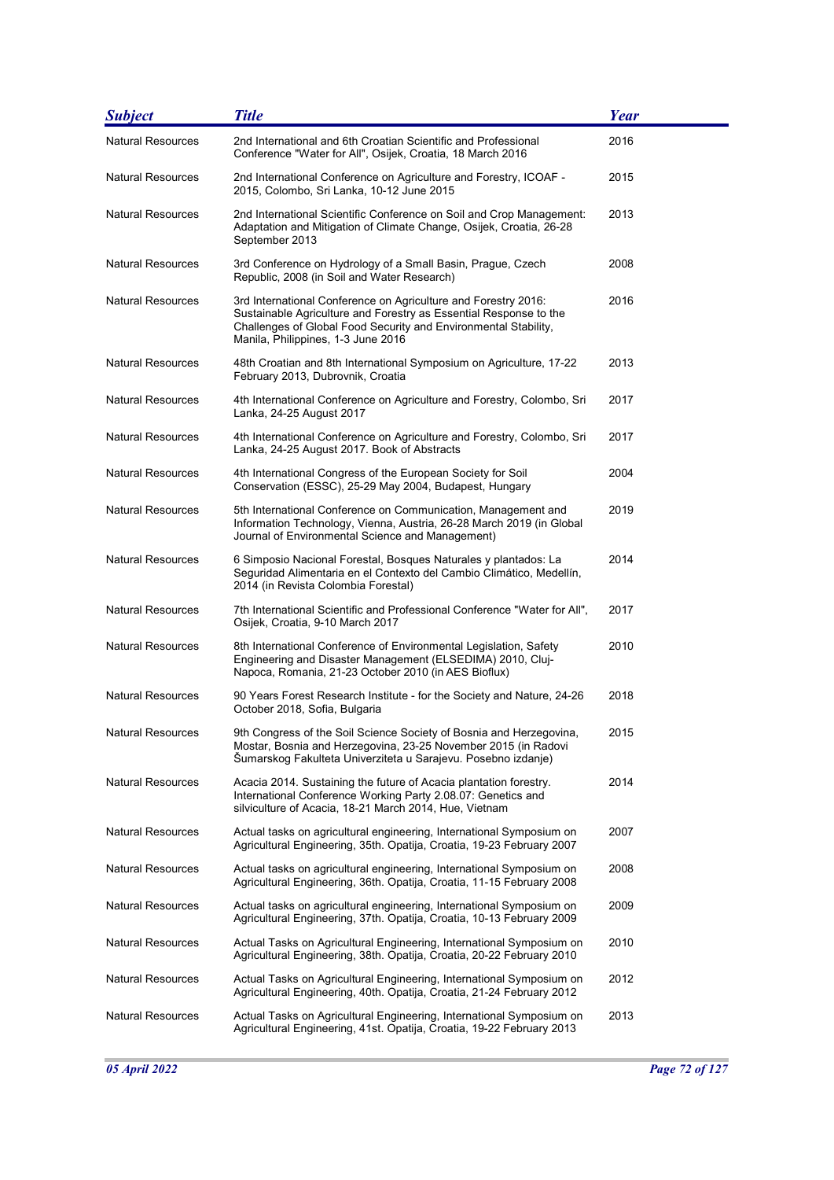| Subject | Title | Year |
| --- | --- | --- |
| Natural Resources | 2nd International and 6th Croatian Scientific and Professional Conference "Water for All", Osijek, Croatia, 18 March 2016 | 2016 |
| Natural Resources | 2nd International Conference on Agriculture and Forestry, ICOAF - 2015, Colombo, Sri Lanka, 10-12 June 2015 | 2015 |
| Natural Resources | 2nd International Scientific Conference on Soil and Crop Management: Adaptation and Mitigation of Climate Change, Osijek, Croatia, 26-28 September 2013 | 2013 |
| Natural Resources | 3rd Conference on Hydrology of a Small Basin, Prague, Czech Republic, 2008 (in Soil and Water Research) | 2008 |
| Natural Resources | 3rd International Conference on Agriculture and Forestry 2016: Sustainable Agriculture and Forestry as Essential Response to the Challenges of Global Food Security and Environmental Stability, Manila, Philippines, 1-3 June 2016 | 2016 |
| Natural Resources | 48th Croatian and 8th International Symposium on Agriculture, 17-22 February 2013, Dubrovnik, Croatia | 2013 |
| Natural Resources | 4th International Conference on Agriculture and Forestry, Colombo, Sri Lanka, 24-25 August 2017 | 2017 |
| Natural Resources | 4th International Conference on Agriculture and Forestry, Colombo, Sri Lanka, 24-25 August 2017. Book of Abstracts | 2017 |
| Natural Resources | 4th International Congress of the European Society for Soil Conservation (ESSC), 25-29 May 2004, Budapest, Hungary | 2004 |
| Natural Resources | 5th International Conference on Communication, Management and Information Technology, Vienna, Austria, 26-28 March 2019 (in Global Journal of Environmental Science and Management) | 2019 |
| Natural Resources | 6 Simposio Nacional Forestal, Bosques Naturales y plantados: La Seguridad Alimentaria en el Contexto del Cambio Climático, Medellín, 2014 (in Revista Colombia Forestal) | 2014 |
| Natural Resources | 7th International Scientific and Professional Conference "Water for All", Osijek, Croatia, 9-10 March 2017 | 2017 |
| Natural Resources | 8th International Conference of Environmental Legislation, Safety Engineering and Disaster Management (ELSEDIMA) 2010, Cluj-Napoca, Romania, 21-23 October 2010 (in AES Bioflux) | 2010 |
| Natural Resources | 90 Years Forest Research Institute - for the Society and Nature, 24-26 October 2018, Sofia, Bulgaria | 2018 |
| Natural Resources | 9th Congress of the Soil Science Society of Bosnia and Herzegovina, Mostar, Bosnia and Herzegovina, 23-25 November 2015 (in Radovi Šumarskog Fakulteta Univerziteta u Sarajevu. Posebno izdanje) | 2015 |
| Natural Resources | Acacia 2014. Sustaining the future of Acacia plantation forestry. International Conference Working Party 2.08.07: Genetics and silviculture of Acacia, 18-21 March 2014, Hue, Vietnam | 2014 |
| Natural Resources | Actual tasks on agricultural engineering, International Symposium on Agricultural Engineering, 35th. Opatija, Croatia, 19-23 February 2007 | 2007 |
| Natural Resources | Actual tasks on agricultural engineering, International Symposium on Agricultural Engineering, 36th. Opatija, Croatia, 11-15 February 2008 | 2008 |
| Natural Resources | Actual tasks on agricultural engineering, International Symposium on Agricultural Engineering, 37th. Opatija, Croatia, 10-13 February 2009 | 2009 |
| Natural Resources | Actual Tasks on Agricultural Engineering, International Symposium on Agricultural Engineering, 38th. Opatija, Croatia, 20-22 February 2010 | 2010 |
| Natural Resources | Actual Tasks on Agricultural Engineering, International Symposium on Agricultural Engineering, 40th. Opatija, Croatia, 21-24 February 2012 | 2012 |
| Natural Resources | Actual Tasks on Agricultural Engineering, International Symposium on Agricultural Engineering, 41st. Opatija, Croatia, 19-22 February 2013 | 2013 |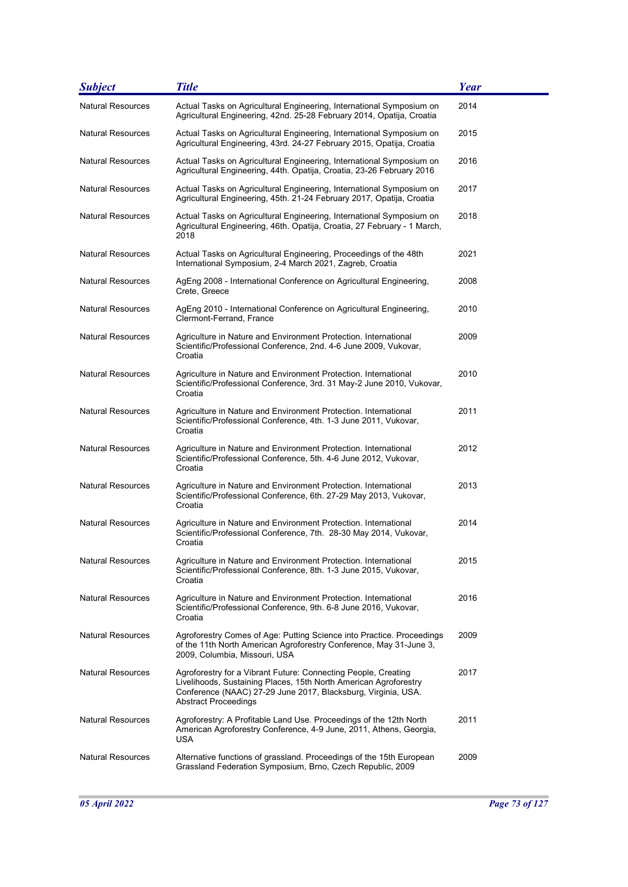| *Subject* | *Title* | *Year* |
|---|---|---|
| Natural Resources | Actual Tasks on Agricultural Engineering, International Symposium on Agricultural Engineering, 42nd. 25-28 February 2014, Opatija, Croatia | 2014 |
| Natural Resources | Actual Tasks on Agricultural Engineering, International Symposium on Agricultural Engineering, 43rd. 24-27 February 2015, Opatija, Croatia | 2015 |
| Natural Resources | Actual Tasks on Agricultural Engineering, International Symposium on Agricultural Engineering, 44th. Opatija, Croatia, 23-26 February 2016 | 2016 |
| Natural Resources | Actual Tasks on Agricultural Engineering, International Symposium on Agricultural Engineering, 45th. 21-24 February 2017, Opatija, Croatia | 2017 |
| Natural Resources | Actual Tasks on Agricultural Engineering, International Symposium on Agricultural Engineering, 46th. Opatija, Croatia, 27 February - 1 March, 2018 | 2018 |
| Natural Resources | Actual Tasks on Agricultural Engineering, Proceedings of the 48th International Symposium, 2-4 March 2021, Zagreb, Croatia | 2021 |
| Natural Resources | AgEng 2008 - International Conference on Agricultural Engineering, Crete, Greece | 2008 |
| Natural Resources | AgEng 2010 - International Conference on Agricultural Engineering, Clermont-Ferrand, France | 2010 |
| Natural Resources | Agriculture in Nature and Environment Protection. International Scientific/Professional Conference, 2nd. 4-6 June 2009, Vukovar, Croatia | 2009 |
| Natural Resources | Agriculture in Nature and Environment Protection. International Scientific/Professional Conference, 3rd. 31 May-2 June 2010, Vukovar, Croatia | 2010 |
| Natural Resources | Agriculture in Nature and Environment Protection. International Scientific/Professional Conference, 4th. 1-3 June 2011, Vukovar, Croatia | 2011 |
| Natural Resources | Agriculture in Nature and Environment Protection. International Scientific/Professional Conference, 5th. 4-6 June 2012, Vukovar, Croatia | 2012 |
| Natural Resources | Agriculture in Nature and Environment Protection. International Scientific/Professional Conference, 6th. 27-29 May 2013, Vukovar, Croatia | 2013 |
| Natural Resources | Agriculture in Nature and Environment Protection. International Scientific/Professional Conference, 7th. 28-30 May 2014, Vukovar, Croatia | 2014 |
| Natural Resources | Agriculture in Nature and Environment Protection. International Scientific/Professional Conference, 8th. 1-3 June 2015, Vukovar, Croatia | 2015 |
| Natural Resources | Agriculture in Nature and Environment Protection. International Scientific/Professional Conference, 9th. 6-8 June 2016, Vukovar, Croatia | 2016 |
| Natural Resources | Agroforestry Comes of Age: Putting Science into Practice. Proceedings of the 11th North American Agroforestry Conference, May 31-June 3, 2009, Columbia, Missouri, USA | 2009 |
| Natural Resources | Agroforestry for a Vibrant Future: Connecting People, Creating Livelihoods, Sustaining Places, 15th North American Agroforestry Conference (NAAC) 27-29 June 2017, Blacksburg, Virginia, USA. Abstract Proceedings | 2017 |
| Natural Resources | Agroforestry: A Profitable Land Use. Proceedings of the 12th North American Agroforestry Conference, 4-9 June, 2011, Athens, Georgia, USA | 2011 |
| Natural Resources | Alternative functions of grassland. Proceedings of the 15th European Grassland Federation Symposium, Brno, Czech Republic, 2009 | 2009 |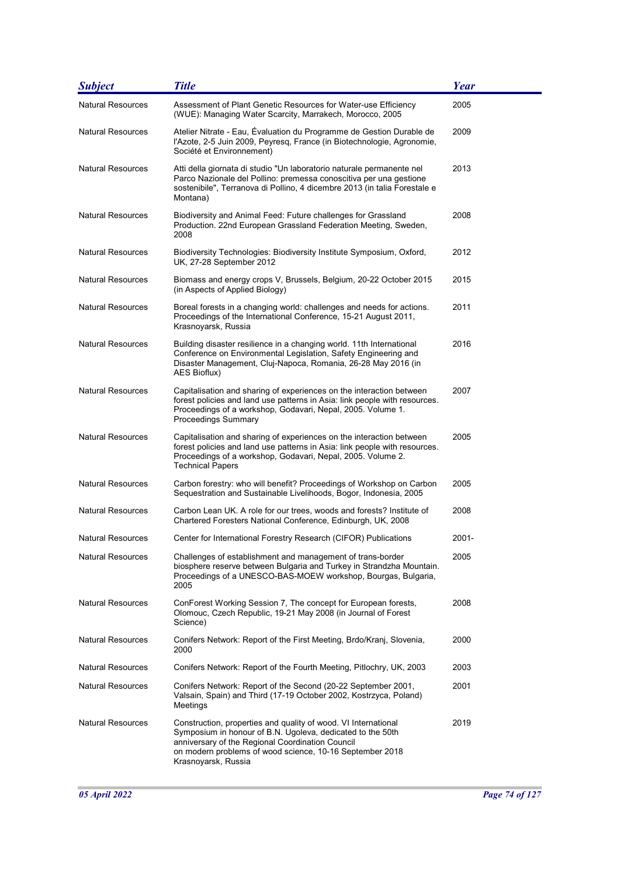| Subject | Title | Year |
|---|---|---|
| Natural Resources | Assessment of Plant Genetic Resources for Water-use Efficiency (WUE): Managing Water Scarcity, Marrakech, Morocco, 2005 | 2005 |
| Natural Resources | Atelier Nitrate - Eau, Évaluation du Programme de Gestion Durable de l'Azote, 2-5 Juin 2009, Peyresq, France (in Biotechnologie, Agronomie, Société et Environnement) | 2009 |
| Natural Resources | Atti della giornata di studio "Un laboratorio naturale permanente nel Parco Nazionale del Pollino: premessa conoscitiva per una gestione sostenibile", Terranova di Pollino, 4 dicembre 2013 (in talia Forestale e Montana) | 2013 |
| Natural Resources | Biodiversity and Animal Feed: Future challenges for Grassland Production. 22nd European Grassland Federation Meeting, Sweden, 2008 | 2008 |
| Natural Resources | Biodiversity Technologies: Biodiversity Institute Symposium, Oxford, UK, 27-28 September 2012 | 2012 |
| Natural Resources | Biomass and energy crops V, Brussels, Belgium, 20-22 October 2015 (in Aspects of Applied Biology) | 2015 |
| Natural Resources | Boreal forests in a changing world: challenges and needs for actions. Proceedings of the International Conference, 15-21 August 2011, Krasnoyarsk, Russia | 2011 |
| Natural Resources | Building disaster resilience in a changing world. 11th International Conference on Environmental Legislation, Safety Engineering and Disaster Management, Cluj-Napoca, Romania, 26-28 May 2016 (in AES Bioflux) | 2016 |
| Natural Resources | Capitalisation and sharing of experiences on the interaction between forest policies and land use patterns in Asia: link people with resources. Proceedings of a workshop, Godavari, Nepal, 2005. Volume 1. Proceedings Summary | 2007 |
| Natural Resources | Capitalisation and sharing of experiences on the interaction between forest policies and land use patterns in Asia: link people with resources. Proceedings of a workshop, Godavari, Nepal, 2005. Volume 2. Technical Papers | 2005 |
| Natural Resources | Carbon forestry: who will benefit? Proceedings of Workshop on Carbon Sequestration and Sustainable Livelihoods, Bogor, Indonesia, 2005 | 2005 |
| Natural Resources | Carbon Lean UK. A role for our trees, woods and forests? Institute of Chartered Foresters National Conference, Edinburgh, UK, 2008 | 2008 |
| Natural Resources | Center for International Forestry Research (CIFOR) Publications | 2001- |
| Natural Resources | Challenges of establishment and management of trans-border biosphere reserve between Bulgaria and Turkey in Strandzha Mountain. Proceedings of a UNESCO-BAS-MOEW workshop, Bourgas, Bulgaria, 2005 | 2005 |
| Natural Resources | ConForest Working Session 7, The concept for European forests, Olomouc, Czech Republic, 19-21 May 2008 (in Journal of Forest Science) | 2008 |
| Natural Resources | Conifers Network: Report of the First Meeting, Brdo/Kranj, Slovenia, 2000 | 2000 |
| Natural Resources | Conifers Network: Report of the Fourth Meeting, Pitlochry, UK, 2003 | 2003 |
| Natural Resources | Conifers Network: Report of the Second (20-22 September 2001, Valsain, Spain) and Third (17-19 October 2002, Kostrzyca, Poland) Meetings | 2001 |
| Natural Resources | Construction, properties and quality of wood. VI International Symposium in honour of B.N. Ugoleva, dedicated to the 50th anniversary of the Regional Coordination Council on modern problems of wood science, 10-16 September 2018 Krasnoyarsk, Russia | 2019 |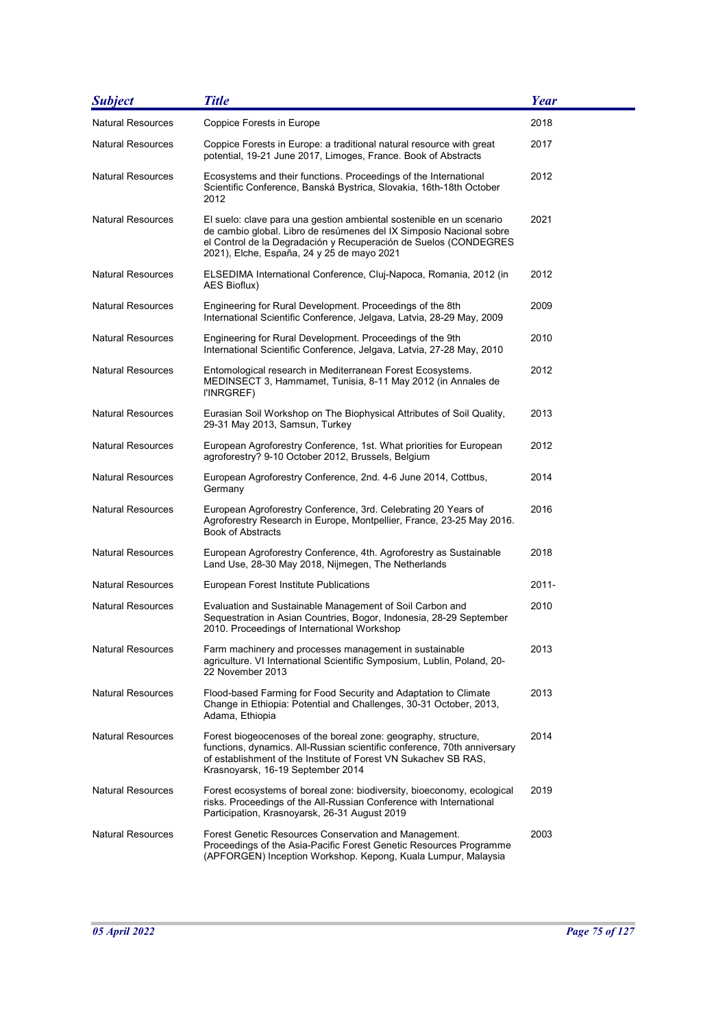| Subject | Title | Year |
| --- | --- | --- |
| Natural Resources | Coppice Forests in Europe | 2018 |
| Natural Resources | Coppice Forests in Europe: a traditional natural resource with great potential, 19-21 June 2017, Limoges, France. Book of Abstracts | 2017 |
| Natural Resources | Ecosystems and their functions. Proceedings of the International Scientific Conference, Banská Bystrica, Slovakia, 16th-18th October 2012 | 2012 |
| Natural Resources | El suelo: clave para una gestion ambiental sostenible en un scenario de cambio global. Libro de resúmenes del IX Simposio Nacional sobre el Control de la Degradación y Recuperación de Suelos (CONDEGRES 2021), Elche, España, 24 y 25 de mayo 2021 | 2021 |
| Natural Resources | ELSEDIMA International Conference, Cluj-Napoca, Romania, 2012 (in AES Bioflux) | 2012 |
| Natural Resources | Engineering for Rural Development. Proceedings of the 8th International Scientific Conference, Jelgava, Latvia, 28-29 May, 2009 | 2009 |
| Natural Resources | Engineering for Rural Development. Proceedings of the 9th International Scientific Conference, Jelgava, Latvia, 27-28 May, 2010 | 2010 |
| Natural Resources | Entomological research in Mediterranean Forest Ecosystems. MEDINSECT 3, Hammamet, Tunisia, 8-11 May 2012 (in Annales de l'INRGREF) | 2012 |
| Natural Resources | Eurasian Soil Workshop on The Biophysical Attributes of Soil Quality, 29-31 May 2013, Samsun, Turkey | 2013 |
| Natural Resources | European Agroforestry Conference, 1st. What priorities for European agroforestry? 9-10 October 2012, Brussels, Belgium | 2012 |
| Natural Resources | European Agroforestry Conference, 2nd. 4-6 June 2014, Cottbus, Germany | 2014 |
| Natural Resources | European Agroforestry Conference, 3rd. Celebrating 20 Years of Agroforestry Research in Europe, Montpellier, France, 23-25 May 2016. Book of Abstracts | 2016 |
| Natural Resources | European Agroforestry Conference, 4th. Agroforestry as Sustainable Land Use, 28-30 May 2018, Nijmegen, The Netherlands | 2018 |
| Natural Resources | European Forest Institute Publications | 2011- |
| Natural Resources | Evaluation and Sustainable Management of Soil Carbon and Sequestration in Asian Countries, Bogor, Indonesia, 28-29 September 2010. Proceedings of International Workshop | 2010 |
| Natural Resources | Farm machinery and processes management in sustainable agriculture. VI International Scientific Symposium, Lublin, Poland, 20-22 November 2013 | 2013 |
| Natural Resources | Flood-based Farming for Food Security and Adaptation to Climate Change in Ethiopia: Potential and Challenges, 30-31 October, 2013, Adama, Ethiopia | 2013 |
| Natural Resources | Forest biogeocenoses of the boreal zone: geography, structure, functions, dynamics. All-Russian scientific conference, 70th anniversary of establishment of the Institute of Forest VN Sukachev SB RAS, Krasnoyarsk, 16-19 September 2014 | 2014 |
| Natural Resources | Forest ecosystems of boreal zone: biodiversity, bioeconomy, ecological risks. Proceedings of the All-Russian Conference with International Participation, Krasnoyarsk, 26-31 August 2019 | 2019 |
| Natural Resources | Forest Genetic Resources Conservation and Management. Proceedings of the Asia-Pacific Forest Genetic Resources Programme (APFORGEN) Inception Workshop. Kepong, Kuala Lumpur, Malaysia | 2003 |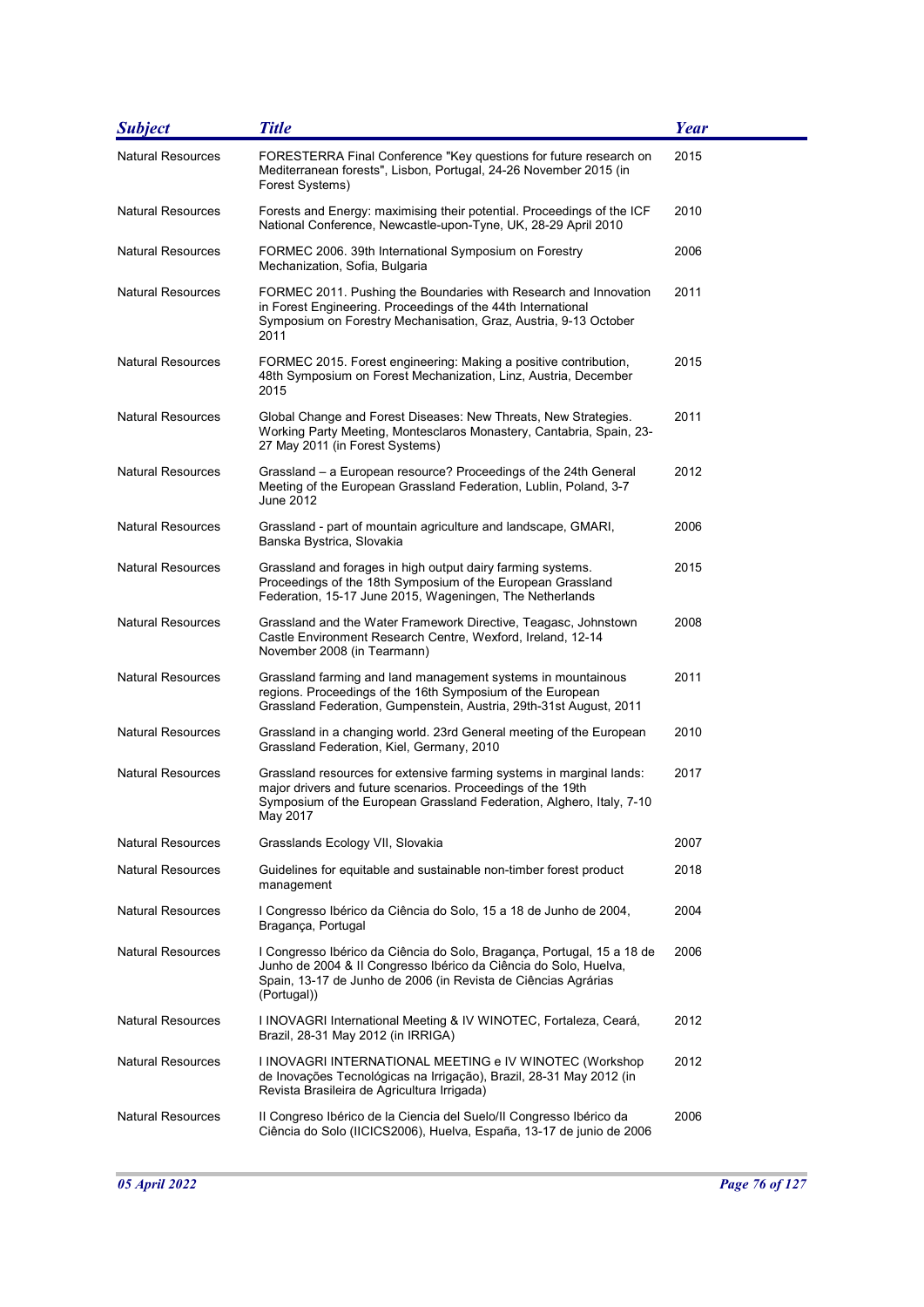| Subject | Title | Year |
| --- | --- | --- |
| Natural Resources | FORESTERRA Final Conference "Key questions for future research on Mediterranean forests", Lisbon, Portugal, 24-26 November 2015 (in Forest Systems) | 2015 |
| Natural Resources | Forests and Energy: maximising their potential. Proceedings of the ICF National Conference, Newcastle-upon-Tyne, UK, 28-29 April 2010 | 2010 |
| Natural Resources | FORMEC 2006. 39th International Symposium on Forestry Mechanization, Sofia, Bulgaria | 2006 |
| Natural Resources | FORMEC 2011. Pushing the Boundaries with Research and Innovation in Forest Engineering. Proceedings of the 44th International Symposium on Forestry Mechanisation, Graz, Austria, 9-13 October 2011 | 2011 |
| Natural Resources | FORMEC 2015. Forest engineering: Making a positive contribution, 48th Symposium on Forest Mechanization, Linz, Austria, December 2015 | 2015 |
| Natural Resources | Global Change and Forest Diseases: New Threats, New Strategies. Working Party Meeting, Montesclaros Monastery, Cantabria, Spain, 23-27 May 2011 (in Forest Systems) | 2011 |
| Natural Resources | Grassland – a European resource? Proceedings of the 24th General Meeting of the European Grassland Federation, Lublin, Poland, 3-7 June 2012 | 2012 |
| Natural Resources | Grassland - part of mountain agriculture and landscape, GMARI, Banska Bystrica, Slovakia | 2006 |
| Natural Resources | Grassland and forages in high output dairy farming systems. Proceedings of the 18th Symposium of the European Grassland Federation, 15-17 June 2015, Wageningen, The Netherlands | 2015 |
| Natural Resources | Grassland and the Water Framework Directive, Teagasc, Johnstown Castle Environment Research Centre, Wexford, Ireland, 12-14 November 2008 (in Tearmann) | 2008 |
| Natural Resources | Grassland farming and land management systems in mountainous regions. Proceedings of the 16th Symposium of the European Grassland Federation, Gumpenstein, Austria, 29th-31st August, 2011 | 2011 |
| Natural Resources | Grassland in a changing world. 23rd General meeting of the European Grassland Federation, Kiel, Germany, 2010 | 2010 |
| Natural Resources | Grassland resources for extensive farming systems in marginal lands: major drivers and future scenarios. Proceedings of the 19th Symposium of the European Grassland Federation, Alghero, Italy, 7-10 May 2017 | 2017 |
| Natural Resources | Grasslands Ecology VII, Slovakia | 2007 |
| Natural Resources | Guidelines for equitable and sustainable non-timber forest product management | 2018 |
| Natural Resources | I Congresso Ibérico da Ciência do Solo, 15 a 18 de Junho de 2004, Bragança, Portugal | 2004 |
| Natural Resources | I Congresso Ibérico da Ciência do Solo, Bragança, Portugal, 15 a 18 de Junho de 2004 & II Congresso Ibérico da Ciência do Solo, Huelva, Spain, 13-17 de Junho de 2006 (in Revista de Ciências Agrárias (Portugal)) | 2006 |
| Natural Resources | I INOVAGRI International Meeting & IV WINOTEC, Fortaleza, Ceará, Brazil, 28-31 May 2012 (in IRRIGA) | 2012 |
| Natural Resources | I INOVAGRI INTERNATIONAL MEETING e IV WINOTEC (Workshop de Inovações Tecnológicas na Irrigação), Brazil, 28-31 May 2012 (in Revista Brasileira de Agricultura Irrigada) | 2012 |
| Natural Resources | II Congreso Ibérico de la Ciencia del Suelo/II Congresso Ibérico da Ciência do Solo (IICICS2006), Huelva, España, 13-17 de junio de 2006 | 2006 |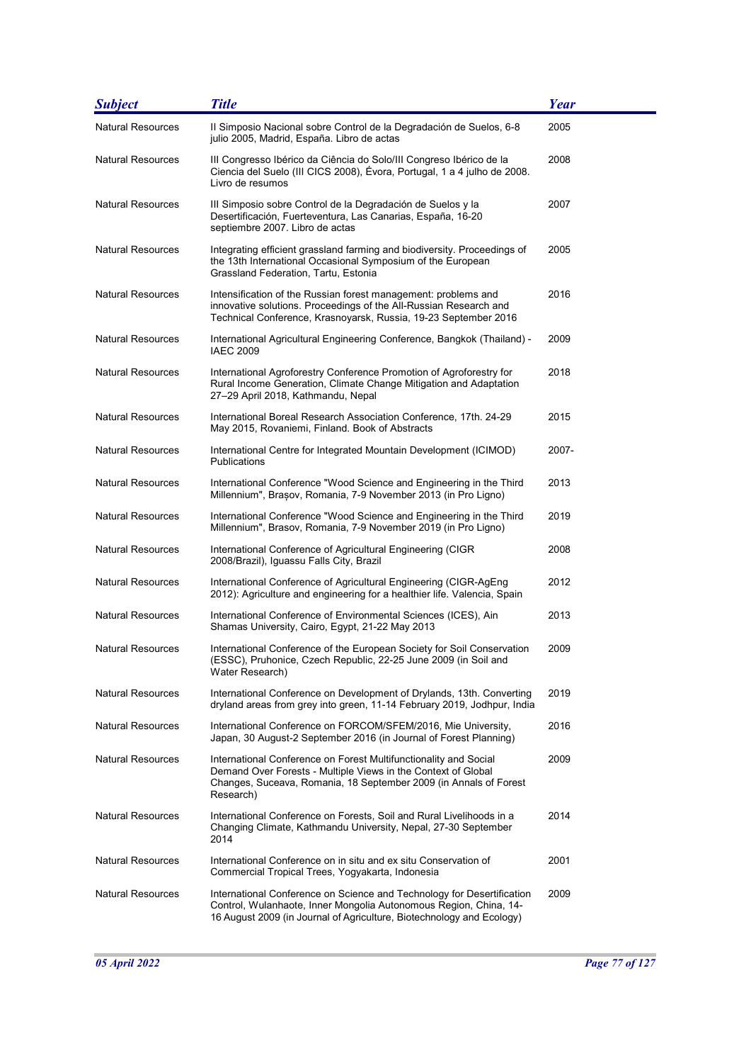| Subject | Title | Year |
| --- | --- | --- |
| Natural Resources | II Simposio Nacional sobre Control de la Degradación de Suelos, 6-8 julio 2005, Madrid, España. Libro de actas | 2005 |
| Natural Resources | III Congresso Ibérico da Ciência do Solo/III Congreso Ibérico de la Ciencia del Suelo (III CICS 2008), Évora, Portugal, 1 a 4 julho de 2008. Livro de resumos | 2008 |
| Natural Resources | III Simposio sobre Control de la Degradación de Suelos y la Desertificación, Fuerteventura, Las Canarias, España, 16-20 septiembre 2007. Libro de actas | 2007 |
| Natural Resources | Integrating efficient grassland farming and biodiversity. Proceedings of the 13th International Occasional Symposium of the European Grassland Federation, Tartu, Estonia | 2005 |
| Natural Resources | Intensification of the Russian forest management: problems and innovative solutions. Proceedings of the All-Russian Research and Technical Conference, Krasnoyarsk, Russia, 19-23 September 2016 | 2016 |
| Natural Resources | International Agricultural Engineering Conference, Bangkok (Thailand) - IAEC 2009 | 2009 |
| Natural Resources | International Agroforestry Conference Promotion of Agroforestry for Rural Income Generation, Climate Change Mitigation and Adaptation 27–29 April 2018, Kathmandu, Nepal | 2018 |
| Natural Resources | International Boreal Research Association Conference, 17th. 24-29 May 2015, Rovaniemi, Finland. Book of Abstracts | 2015 |
| Natural Resources | International Centre for Integrated Mountain Development (ICIMOD) Publications | 2007- |
| Natural Resources | International Conference "Wood Science and Engineering in the Third Millennium", Brașov, Romania, 7-9 November 2013 (in Pro Ligno) | 2013 |
| Natural Resources | International Conference "Wood Science and Engineering in the Third Millennium", Brasov, Romania, 7-9 November 2019 (in Pro Ligno) | 2019 |
| Natural Resources | International Conference of Agricultural Engineering (CIGR 2008/Brazil), Iguassu Falls City, Brazil | 2008 |
| Natural Resources | International Conference of Agricultural Engineering (CIGR-AgEng 2012): Agriculture and engineering for a healthier life. Valencia, Spain | 2012 |
| Natural Resources | International Conference of Environmental Sciences (ICES), Ain Shamas University, Cairo, Egypt, 21-22 May 2013 | 2013 |
| Natural Resources | International Conference of the European Society for Soil Conservation (ESSC), Pruhonice, Czech Republic, 22-25 June 2009 (in Soil and Water Research) | 2009 |
| Natural Resources | International Conference on Development of Drylands, 13th. Converting dryland areas from grey into green, 11-14 February 2019, Jodhpur, India | 2019 |
| Natural Resources | International Conference on FORCOM/SFEM/2016, Mie University, Japan, 30 August-2 September 2016 (in Journal of Forest Planning) | 2016 |
| Natural Resources | International Conference on Forest Multifunctionality and Social Demand Over Forests - Multiple Views in the Context of Global Changes, Suceava, Romania, 18 September 2009 (in Annals of Forest Research) | 2009 |
| Natural Resources | International Conference on Forests, Soil and Rural Livelihoods in a Changing Climate, Kathmandu University, Nepal, 27-30 September 2014 | 2014 |
| Natural Resources | International Conference on in situ and ex situ Conservation of Commercial Tropical Trees, Yogyakarta, Indonesia | 2001 |
| Natural Resources | International Conference on Science and Technology for Desertification Control, Wulanhaote, Inner Mongolia Autonomous Region, China, 14-16 August 2009 (in Journal of Agriculture, Biotechnology and Ecology) | 2009 |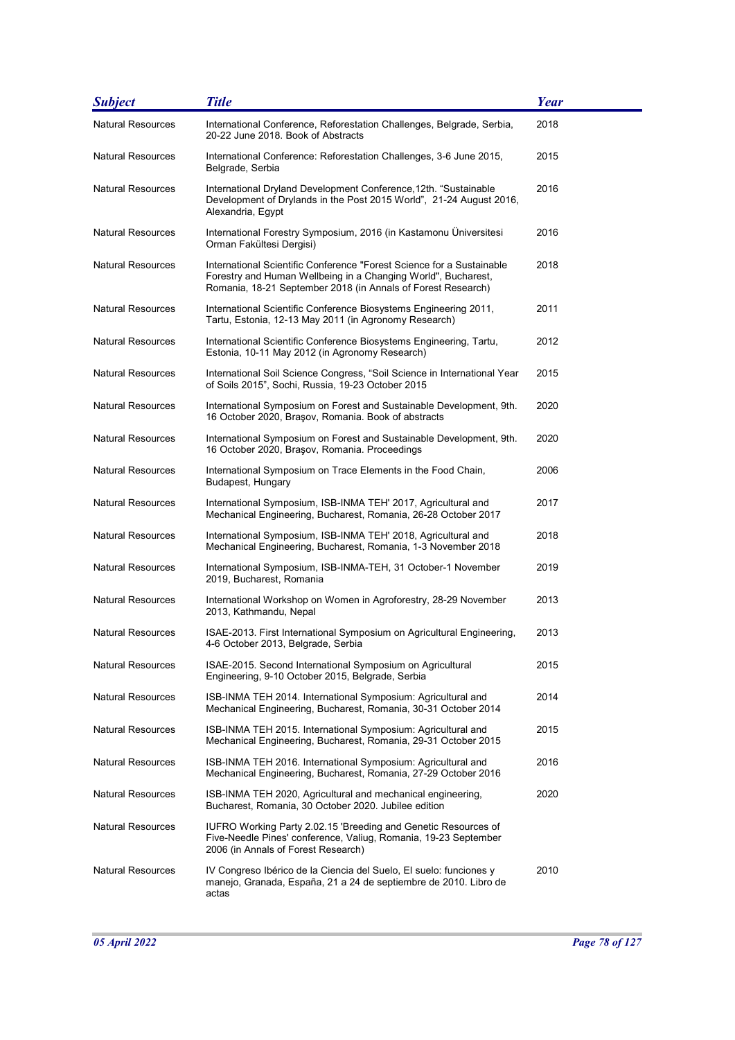| Subject | Title | Year |
| --- | --- | --- |
| Natural Resources | International Conference, Reforestation Challenges, Belgrade, Serbia, 20-22 June 2018. Book of Abstracts | 2018 |
| Natural Resources | International Conference: Reforestation Challenges, 3-6 June 2015, Belgrade, Serbia | 2015 |
| Natural Resources | International Dryland Development Conference,12th. “Sustainable Development of Drylands in the Post 2015 World”, 21-24 August 2016, Alexandria, Egypt | 2016 |
| Natural Resources | International Forestry Symposium, 2016 (in Kastamonu Üniversitesi Orman Fakültesi Dergisi) | 2016 |
| Natural Resources | International Scientific Conference "Forest Science for a Sustainable Forestry and Human Wellbeing in a Changing World", Bucharest, Romania, 18-21 September 2018 (in Annals of Forest Research) | 2018 |
| Natural Resources | International Scientific Conference Biosystems Engineering 2011, Tartu, Estonia, 12-13 May 2011 (in Agronomy Research) | 2011 |
| Natural Resources | International Scientific Conference Biosystems Engineering, Tartu, Estonia, 10-11 May 2012 (in Agronomy Research) | 2012 |
| Natural Resources | International Soil Science Congress, “Soil Science in International Year of Soils 2015”, Sochi, Russia, 19-23 October 2015 | 2015 |
| Natural Resources | International Symposium on Forest and Sustainable Development, 9th. 16 October 2020, Braşov, Romania. Book of abstracts | 2020 |
| Natural Resources | International Symposium on Forest and Sustainable Development, 9th. 16 October 2020, Braşov, Romania. Proceedings | 2020 |
| Natural Resources | International Symposium on Trace Elements in the Food Chain, Budapest, Hungary | 2006 |
| Natural Resources | International Symposium, ISB-INMA TEH' 2017, Agricultural and Mechanical Engineering, Bucharest, Romania, 26-28 October 2017 | 2017 |
| Natural Resources | International Symposium, ISB-INMA TEH' 2018, Agricultural and Mechanical Engineering, Bucharest, Romania, 1-3 November 2018 | 2018 |
| Natural Resources | International Symposium, ISB-INMA-TEH, 31 October-1 November 2019, Bucharest, Romania | 2019 |
| Natural Resources | International Workshop on Women in Agroforestry, 28-29 November 2013, Kathmandu, Nepal | 2013 |
| Natural Resources | ISAE-2013. First International Symposium on Agricultural Engineering, 4-6 October 2013, Belgrade, Serbia | 2013 |
| Natural Resources | ISAE-2015. Second International Symposium on Agricultural Engineering, 9-10 October 2015, Belgrade, Serbia | 2015 |
| Natural Resources | ISB-INMA TEH 2014. International Symposium: Agricultural and Mechanical Engineering, Bucharest, Romania, 30-31 October 2014 | 2014 |
| Natural Resources | ISB-INMA TEH 2015. International Symposium: Agricultural and Mechanical Engineering, Bucharest, Romania, 29-31 October 2015 | 2015 |
| Natural Resources | ISB-INMA TEH 2016. International Symposium: Agricultural and Mechanical Engineering, Bucharest, Romania, 27-29 October 2016 | 2016 |
| Natural Resources | ISB-INMA TEH 2020, Agricultural and mechanical engineering, Bucharest, Romania, 30 October 2020. Jubilee edition | 2020 |
| Natural Resources | IUFRO Working Party 2.02.15 'Breeding and Genetic Resources of Five-Needle Pines' conference, Valiug, Romania, 19-23 September 2006 (in Annals of Forest Research) | |
| Natural Resources | IV Congreso Ibérico de la Ciencia del Suelo, El suelo: funciones y manejo, Granada, España, 21 a 24 de septiembre de 2010. Libro de actas | 2010 |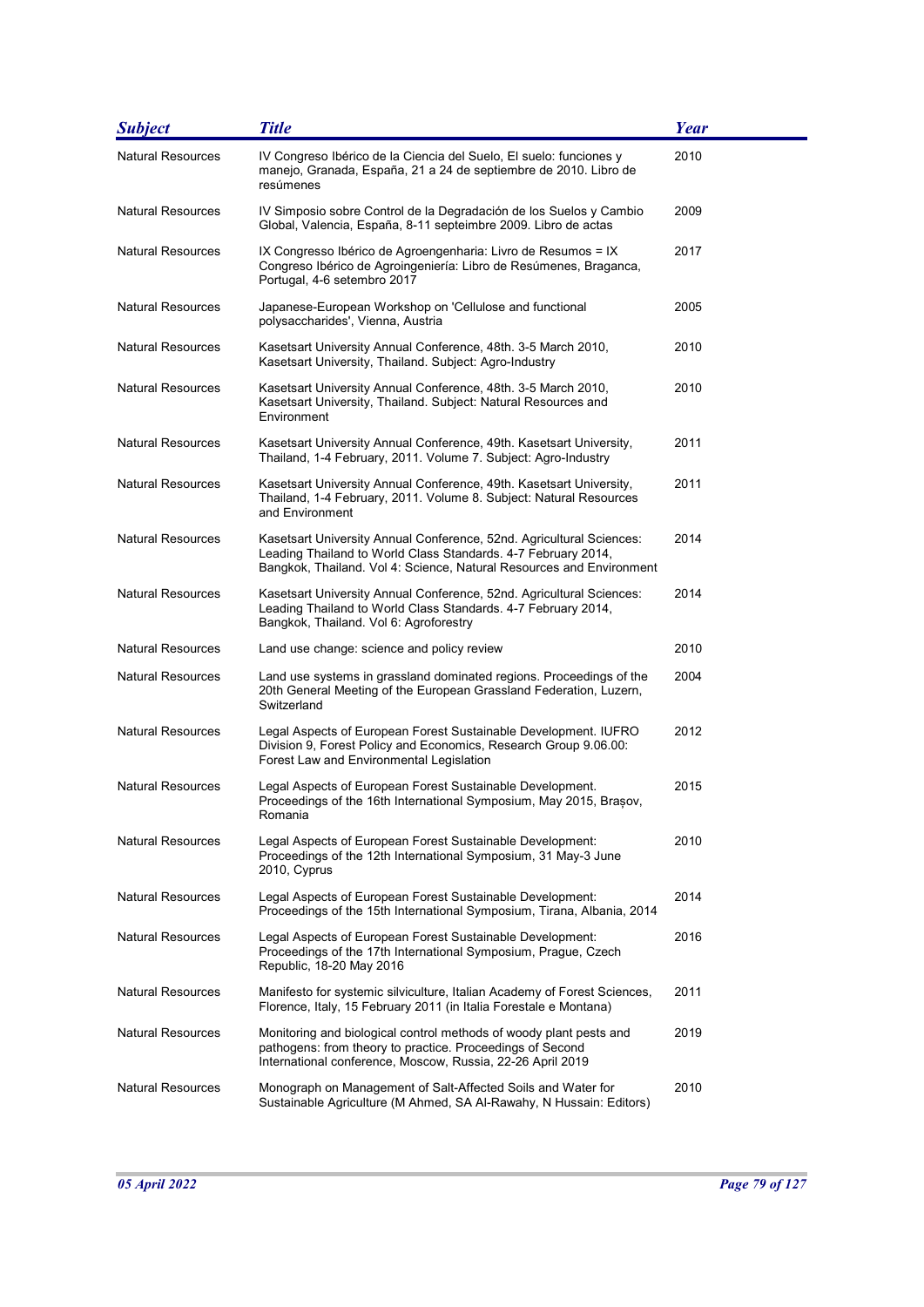| *Subject* | *Title* | *Year* |
|---|---|---|
| Natural Resources | IV Congreso Ibérico de la Ciencia del Suelo, El suelo: funciones y manejo, Granada, España, 21 a 24 de septiembre de 2010. Libro de resúmenes | 2010 |
| Natural Resources | IV Simposio sobre Control de la Degradación de los Suelos y Cambio Global, Valencia, España, 8-11 septeimbre 2009. Libro de actas | 2009 |
| Natural Resources | IX Congresso Ibérico de Agroengenharia: Livro de Resumos = IX Congreso Ibérico de Agroingeniería: Libro de Resúmenes, Braganca, Portugal, 4-6 setembro 2017 | 2017 |
| Natural Resources | Japanese-European Workshop on 'Cellulose and functional polysaccharides', Vienna, Austria | 2005 |
| Natural Resources | Kasetsart University Annual Conference, 48th. 3-5 March 2010, Kasetsart University, Thailand. Subject: Agro-Industry | 2010 |
| Natural Resources | Kasetsart University Annual Conference, 48th. 3-5 March 2010, Kasetsart University, Thailand. Subject: Natural Resources and Environment | 2010 |
| Natural Resources | Kasetsart University Annual Conference, 49th. Kasetsart University, Thailand, 1-4 February, 2011. Volume 7. Subject: Agro-Industry | 2011 |
| Natural Resources | Kasetsart University Annual Conference, 49th. Kasetsart University, Thailand, 1-4 February, 2011. Volume 8. Subject: Natural Resources and Environment | 2011 |
| Natural Resources | Kasetsart University Annual Conference, 52nd. Agricultural Sciences: Leading Thailand to World Class Standards. 4-7 February 2014, Bangkok, Thailand. Vol 4: Science, Natural Resources and Environment | 2014 |
| Natural Resources | Kasetsart University Annual Conference, 52nd. Agricultural Sciences: Leading Thailand to World Class Standards. 4-7 February 2014, Bangkok, Thailand. Vol 6: Agroforestry | 2014 |
| Natural Resources | Land use change: science and policy review | 2010 |
| Natural Resources | Land use systems in grassland dominated regions. Proceedings of the 20th General Meeting of the European Grassland Federation, Luzern, Switzerland | 2004 |
| Natural Resources | Legal Aspects of European Forest Sustainable Development. IUFRO Division 9, Forest Policy and Economics, Research Group 9.06.00: Forest Law and Environmental Legislation | 2012 |
| Natural Resources | Legal Aspects of European Forest Sustainable Development. Proceedings of the 16th International Symposium, May 2015, Brașov, Romania | 2015 |
| Natural Resources | Legal Aspects of European Forest Sustainable Development: Proceedings of the 12th International Symposium, 31 May-3 June 2010, Cyprus | 2010 |
| Natural Resources | Legal Aspects of European Forest Sustainable Development: Proceedings of the 15th International Symposium, Tirana, Albania, 2014 | 2014 |
| Natural Resources | Legal Aspects of European Forest Sustainable Development: Proceedings of the 17th International Symposium, Prague, Czech Republic, 18-20 May 2016 | 2016 |
| Natural Resources | Manifesto for systemic silviculture, Italian Academy of Forest Sciences, Florence, Italy, 15 February 2011 (in Italia Forestale e Montana) | 2011 |
| Natural Resources | Monitoring and biological control methods of woody plant pests and pathogens: from theory to practice. Proceedings of Second International conference, Moscow, Russia, 22-26 April 2019 | 2019 |
| Natural Resources | Monograph on Management of Salt-Affected Soils and Water for Sustainable Agriculture (M Ahmed, SA Al-Rawahy, N Hussain: Editors) | 2010 |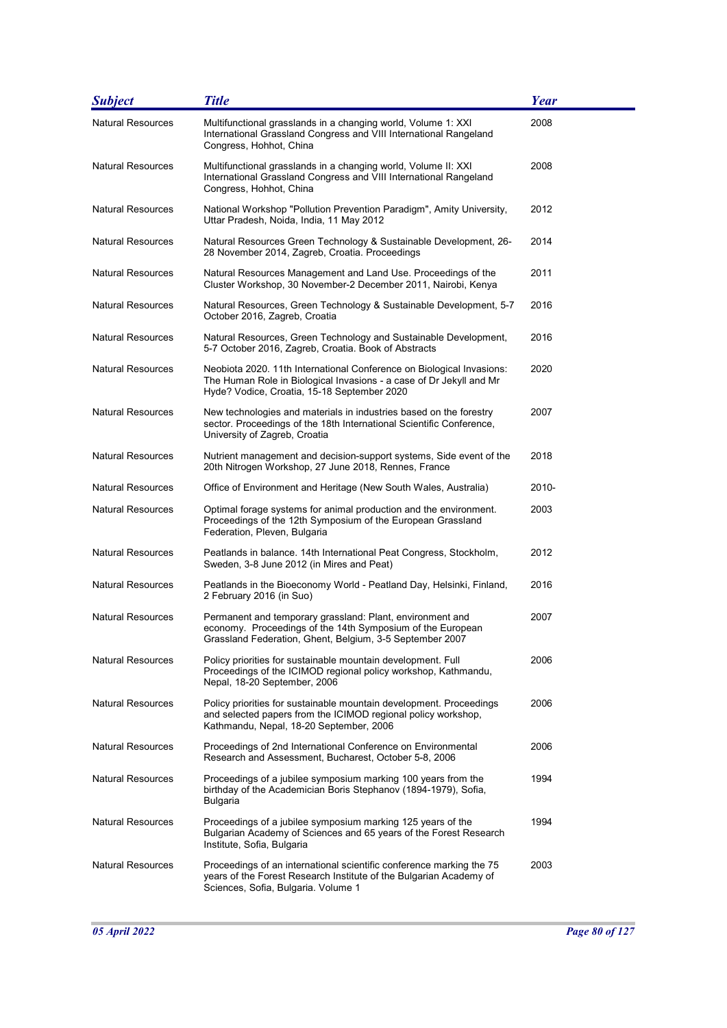| Subject | Title | Year |
|---|---|---|
| Natural Resources | Multifunctional grasslands in a changing world, Volume 1: XXI International Grassland Congress and VIII International Rangeland Congress, Hohhot, China | 2008 |
| Natural Resources | Multifunctional grasslands in a changing world, Volume II: XXI International Grassland Congress and VIII International Rangeland Congress, Hohhot, China | 2008 |
| Natural Resources | National Workshop "Pollution Prevention Paradigm", Amity University, Uttar Pradesh, Noida, India, 11 May 2012 | 2012 |
| Natural Resources | Natural Resources Green Technology & Sustainable Development, 26-28 November 2014, Zagreb, Croatia. Proceedings | 2014 |
| Natural Resources | Natural Resources Management and Land Use. Proceedings of the Cluster Workshop, 30 November-2 December 2011, Nairobi, Kenya | 2011 |
| Natural Resources | Natural Resources, Green Technology & Sustainable Development, 5-7 October 2016, Zagreb, Croatia | 2016 |
| Natural Resources | Natural Resources, Green Technology and Sustainable Development, 5-7 October 2016, Zagreb, Croatia. Book of Abstracts | 2016 |
| Natural Resources | Neobiota 2020. 11th International Conference on Biological Invasions: The Human Role in Biological Invasions - a case of Dr Jekyll and Mr Hyde? Vodice, Croatia, 15-18 September 2020 | 2020 |
| Natural Resources | New technologies and materials in industries based on the forestry sector. Proceedings of the 18th International Scientific Conference, University of Zagreb, Croatia | 2007 |
| Natural Resources | Nutrient management and decision-support systems, Side event of the 20th Nitrogen Workshop, 27 June 2018, Rennes, France | 2018 |
| Natural Resources | Office of Environment and Heritage (New South Wales, Australia) | 2010- |
| Natural Resources | Optimal forage systems for animal production and the environment. Proceedings of the 12th Symposium of the European Grassland Federation, Pleven, Bulgaria | 2003 |
| Natural Resources | Peatlands in balance. 14th International Peat Congress, Stockholm, Sweden, 3-8 June 2012 (in Mires and Peat) | 2012 |
| Natural Resources | Peatlands in the Bioeconomy World - Peatland Day, Helsinki, Finland, 2 February 2016 (in Suo) | 2016 |
| Natural Resources | Permanent and temporary grassland: Plant, environment and economy. Proceedings of the 14th Symposium of the European Grassland Federation, Ghent, Belgium, 3-5 September 2007 | 2007 |
| Natural Resources | Policy priorities for sustainable mountain development. Full Proceedings of the ICIMOD regional policy workshop, Kathmandu, Nepal, 18-20 September, 2006 | 2006 |
| Natural Resources | Policy priorities for sustainable mountain development. Proceedings and selected papers from the ICIMOD regional policy workshop, Kathmandu, Nepal, 18-20 September, 2006 | 2006 |
| Natural Resources | Proceedings of 2nd International Conference on Environmental Research and Assessment, Bucharest, October 5-8, 2006 | 2006 |
| Natural Resources | Proceedings of a jubilee symposium marking 100 years from the birthday of the Academician Boris Stephanov (1894-1979), Sofia, Bulgaria | 1994 |
| Natural Resources | Proceedings of a jubilee symposium marking 125 years of the Bulgarian Academy of Sciences and 65 years of the Forest Research Institute, Sofia, Bulgaria | 1994 |
| Natural Resources | Proceedings of an international scientific conference marking the 75 years of the Forest Research Institute of the Bulgarian Academy of Sciences, Sofia, Bulgaria. Volume 1 | 2003 |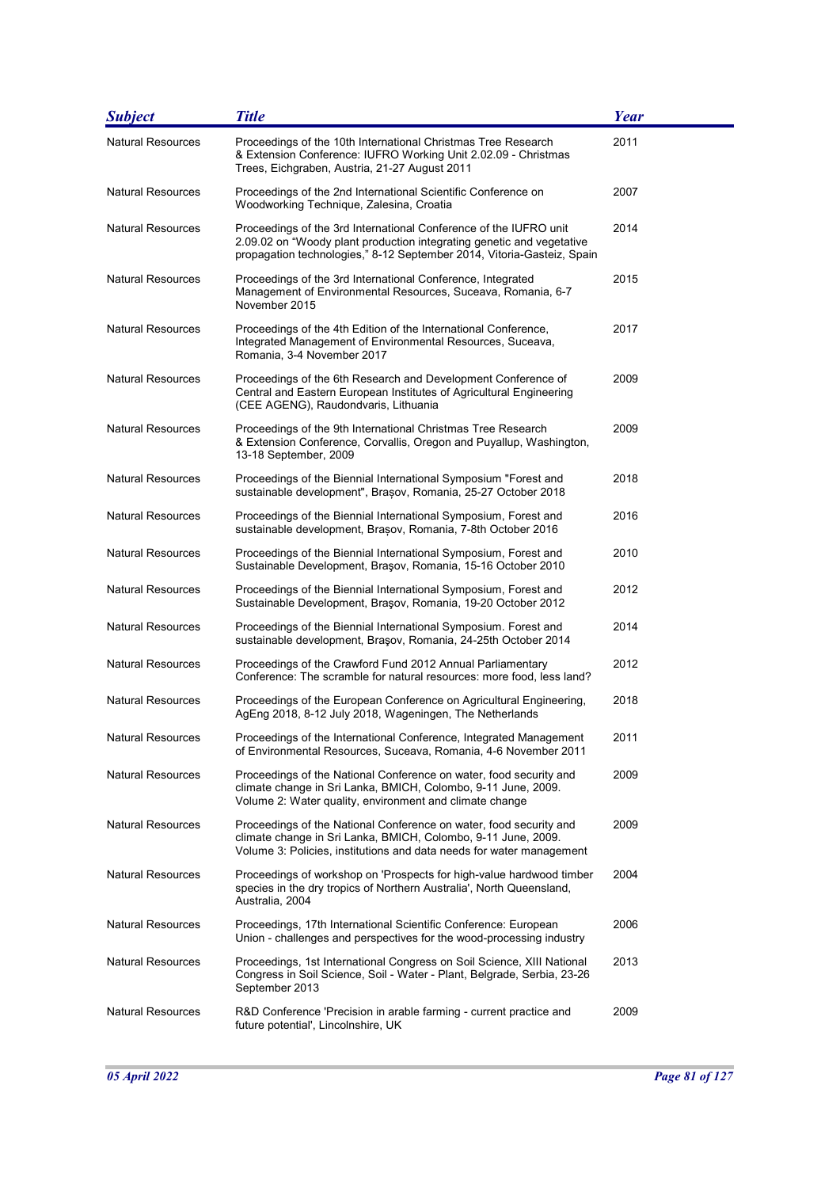| Subject | Title | Year |
|---|---|---|
| Natural Resources | Proceedings of the 10th International Christmas Tree Research & Extension Conference: IUFRO Working Unit 2.02.09 - Christmas Trees, Eichgraben, Austria, 21-27 August 2011 | 2011 |
| Natural Resources | Proceedings of the 2nd International Scientific Conference on Woodworking Technique, Zalesina, Croatia | 2007 |
| Natural Resources | Proceedings of the 3rd International Conference of the IUFRO unit 2.09.02 on "Woody plant production integrating genetic and vegetative propagation technologies," 8-12 September 2014, Vitoria-Gasteiz, Spain | 2014 |
| Natural Resources | Proceedings of the 3rd International Conference, Integrated Management of Environmental Resources, Suceava, Romania, 6-7 November 2015 | 2015 |
| Natural Resources | Proceedings of the 4th Edition of the International Conference, Integrated Management of Environmental Resources, Suceava, Romania, 3-4 November 2017 | 2017 |
| Natural Resources | Proceedings of the 6th Research and Development Conference of Central and Eastern European Institutes of Agricultural Engineering (CEE AGENG), Raudondvaris, Lithuania | 2009 |
| Natural Resources | Proceedings of the 9th International Christmas Tree Research & Extension Conference, Corvallis, Oregon and Puyallup, Washington, 13-18 September, 2009 | 2009 |
| Natural Resources | Proceedings of the Biennial International Symposium "Forest and sustainable development", Brașov, Romania, 25-27 October 2018 | 2018 |
| Natural Resources | Proceedings of the Biennial International Symposium, Forest and sustainable development, Brașov, Romania, 7-8th October 2016 | 2016 |
| Natural Resources | Proceedings of the Biennial International Symposium, Forest and Sustainable Development, Braşov, Romania, 15-16 October 2010 | 2010 |
| Natural Resources | Proceedings of the Biennial International Symposium, Forest and Sustainable Development, Braşov, Romania, 19-20 October 2012 | 2012 |
| Natural Resources | Proceedings of the Biennial International Symposium. Forest and sustainable development, Braşov, Romania, 24-25th October 2014 | 2014 |
| Natural Resources | Proceedings of the Crawford Fund 2012 Annual Parliamentary Conference: The scramble for natural resources: more food, less land? | 2012 |
| Natural Resources | Proceedings of the European Conference on Agricultural Engineering, AgEng 2018, 8-12 July 2018, Wageningen, The Netherlands | 2018 |
| Natural Resources | Proceedings of the International Conference, Integrated Management of Environmental Resources, Suceava, Romania, 4-6 November 2011 | 2011 |
| Natural Resources | Proceedings of the National Conference on water, food security and climate change in Sri Lanka, BMICH, Colombo, 9-11 June, 2009. Volume 2: Water quality, environment and climate change | 2009 |
| Natural Resources | Proceedings of the National Conference on water, food security and climate change in Sri Lanka, BMICH, Colombo, 9-11 June, 2009. Volume 3: Policies, institutions and data needs for water management | 2009 |
| Natural Resources | Proceedings of workshop on 'Prospects for high-value hardwood timber species in the dry tropics of Northern Australia', North Queensland, Australia, 2004 | 2004 |
| Natural Resources | Proceedings, 17th International Scientific Conference: European Union - challenges and perspectives for the wood-processing industry | 2006 |
| Natural Resources | Proceedings, 1st International Congress on Soil Science, XIII National Congress in Soil Science, Soil - Water - Plant, Belgrade, Serbia, 23-26 September 2013 | 2013 |
| Natural Resources | R&D Conference 'Precision in arable farming - current practice and future potential', Lincolnshire, UK | 2009 |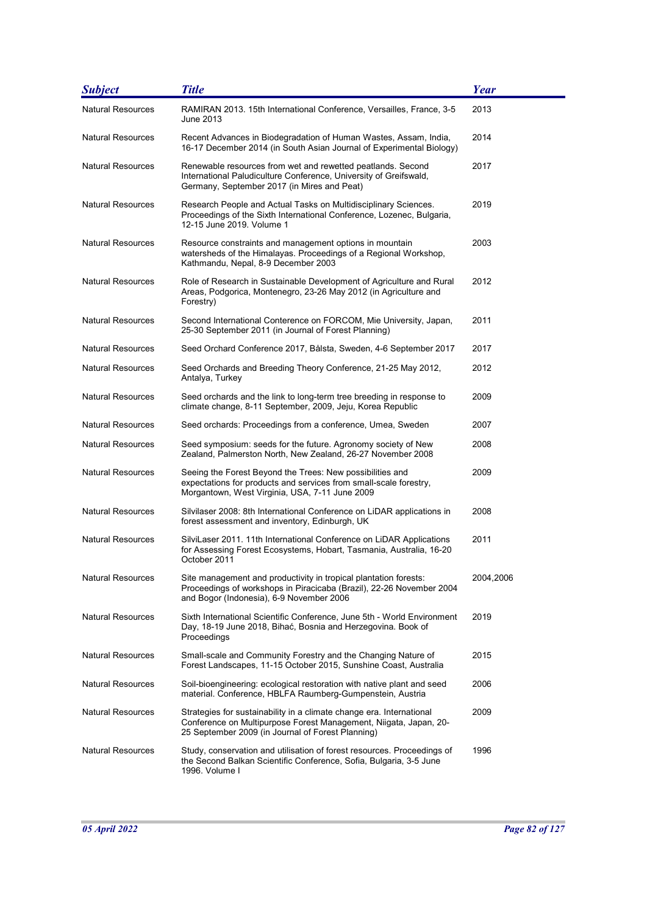| Subject | Title | Year |
|---|---|---|
| Natural Resources | RAMIRAN 2013. 15th International Conference, Versailles, France, 3-5 June 2013 | 2013 |
| Natural Resources | Recent Advances in Biodegradation of Human Wastes, Assam, India, 16-17 December 2014 (in South Asian Journal of Experimental Biology) | 2014 |
| Natural Resources | Renewable resources from wet and rewetted peatlands. Second International Paludiculture Conference, University of Greifswald, Germany, September 2017 (in Mires and Peat) | 2017 |
| Natural Resources | Research People and Actual Tasks on Multidisciplinary Sciences. Proceedings of the Sixth International Conference, Lozenec, Bulgaria, 12-15 June 2019. Volume 1 | 2019 |
| Natural Resources | Resource constraints and management options in mountain watersheds of the Himalayas. Proceedings of a Regional Workshop, Kathmandu, Nepal, 8-9 December 2003 | 2003 |
| Natural Resources | Role of Research in Sustainable Development of Agriculture and Rural Areas, Podgorica, Montenegro, 23-26 May 2012 (in Agriculture and Forestry) | 2012 |
| Natural Resources | Second International Conterence on FORCOM, Mie University, Japan, 25-30 September 2011 (in Journal of Forest Planning) | 2011 |
| Natural Resources | Seed Orchard Conference 2017, Bålsta, Sweden, 4-6 September 2017 | 2017 |
| Natural Resources | Seed Orchards and Breeding Theory Conference, 21-25 May 2012, Antalya, Turkey | 2012 |
| Natural Resources | Seed orchards and the link to long-term tree breeding in response to climate change, 8-11 September, 2009, Jeju, Korea Republic | 2009 |
| Natural Resources | Seed orchards: Proceedings from a conference, Umea, Sweden | 2007 |
| Natural Resources | Seed symposium: seeds for the future. Agronomy society of New Zealand, Palmerston North, New Zealand, 26-27 November 2008 | 2008 |
| Natural Resources | Seeing the Forest Beyond the Trees: New possibilities and expectations for products and services from small-scale forestry, Morgantown, West Virginia, USA, 7-11 June 2009 | 2009 |
| Natural Resources | Silvilaser 2008: 8th International Conference on LiDAR applications in forest assessment and inventory, Edinburgh, UK | 2008 |
| Natural Resources | SilviLaser 2011. 11th International Conference on LiDAR Applications for Assessing Forest Ecosystems, Hobart, Tasmania, Australia, 16-20 October 2011 | 2011 |
| Natural Resources | Site management and productivity in tropical plantation forests: Proceedings of workshops in Piracicaba (Brazil), 22-26 November 2004 and Bogor (Indonesia), 6-9 November 2006 | 2004,2006 |
| Natural Resources | Sixth International Scientific Conference, June 5th - World Environment Day, 18-19 June 2018, Bihać, Bosnia and Herzegovina. Book of Proceedings | 2019 |
| Natural Resources | Small-scale and Community Forestry and the Changing Nature of Forest Landscapes, 11-15 October 2015, Sunshine Coast, Australia | 2015 |
| Natural Resources | Soil-bioengineering: ecological restoration with native plant and seed material. Conference, HBLFA Raumberg-Gumpenstein, Austria | 2006 |
| Natural Resources | Strategies for sustainability in a climate change era. International Conference on Multipurpose Forest Management, Niigata, Japan, 20-25 September 2009 (in Journal of Forest Planning) | 2009 |
| Natural Resources | Study, conservation and utilisation of forest resources. Proceedings of the Second Balkan Scientific Conference, Sofia, Bulgaria, 3-5 June 1996. Volume I | 1996 |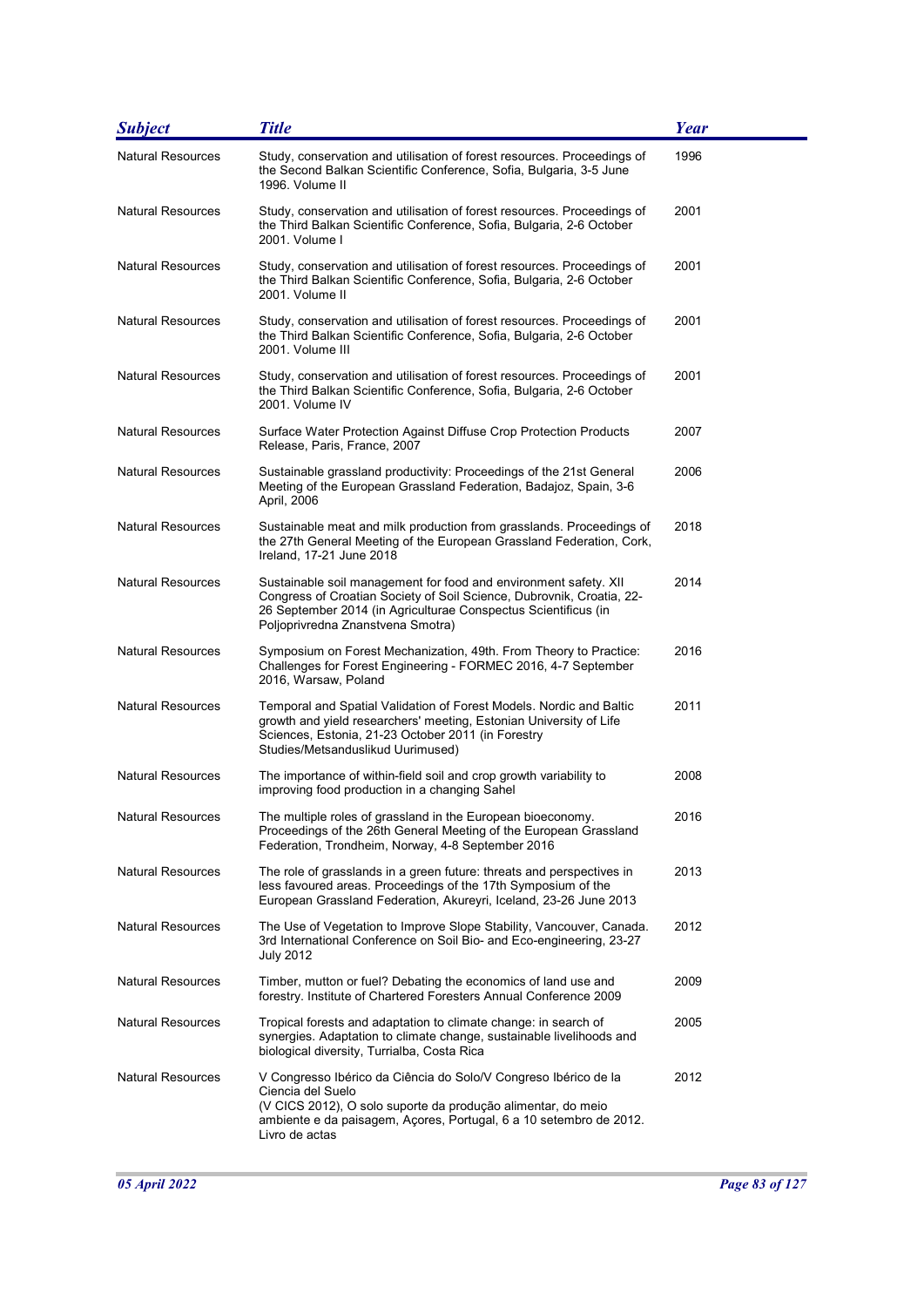| Subject | Title | Year |
| --- | --- | --- |
| Natural Resources | Study, conservation and utilisation of forest resources. Proceedings of the Second Balkan Scientific Conference, Sofia, Bulgaria, 3-5 June 1996. Volume II | 1996 |
| Natural Resources | Study, conservation and utilisation of forest resources. Proceedings of the Third Balkan Scientific Conference, Sofia, Bulgaria, 2-6 October 2001. Volume I | 2001 |
| Natural Resources | Study, conservation and utilisation of forest resources. Proceedings of the Third Balkan Scientific Conference, Sofia, Bulgaria, 2-6 October 2001. Volume II | 2001 |
| Natural Resources | Study, conservation and utilisation of forest resources. Proceedings of the Third Balkan Scientific Conference, Sofia, Bulgaria, 2-6 October 2001. Volume III | 2001 |
| Natural Resources | Study, conservation and utilisation of forest resources. Proceedings of the Third Balkan Scientific Conference, Sofia, Bulgaria, 2-6 October 2001. Volume IV | 2001 |
| Natural Resources | Surface Water Protection Against Diffuse Crop Protection Products Release, Paris, France, 2007 | 2007 |
| Natural Resources | Sustainable grassland productivity: Proceedings of the 21st General Meeting of the European Grassland Federation, Badajoz, Spain, 3-6 April, 2006 | 2006 |
| Natural Resources | Sustainable meat and milk production from grasslands. Proceedings of the 27th General Meeting of the European Grassland Federation, Cork, Ireland, 17-21 June 2018 | 2018 |
| Natural Resources | Sustainable soil management for food and environment safety. XII Congress of Croatian Society of Soil Science, Dubrovnik, Croatia, 22-26 September 2014 (in Agriculturae Conspectus Scientificus (in Poljoprivredna Znanstvena Smotra) | 2014 |
| Natural Resources | Symposium on Forest Mechanization, 49th. From Theory to Practice: Challenges for Forest Engineering - FORMEC 2016, 4-7 September 2016, Warsaw, Poland | 2016 |
| Natural Resources | Temporal and Spatial Validation of Forest Models. Nordic and Baltic growth and yield researchers' meeting, Estonian University of Life Sciences, Estonia, 21-23 October 2011 (in Forestry Studies/Metsanduslikud Uurimused) | 2011 |
| Natural Resources | The importance of within-field soil and crop growth variability to improving food production in a changing Sahel | 2008 |
| Natural Resources | The multiple roles of grassland in the European bioeconomy. Proceedings of the 26th General Meeting of the European Grassland Federation, Trondheim, Norway, 4-8 September 2016 | 2016 |
| Natural Resources | The role of grasslands in a green future: threats and perspectives in less favoured areas. Proceedings of the 17th Symposium of the European Grassland Federation, Akureyri, Iceland, 23-26 June 2013 | 2013 |
| Natural Resources | The Use of Vegetation to Improve Slope Stability, Vancouver, Canada. 3rd International Conference on Soil Bio- and Eco-engineering, 23-27 July 2012 | 2012 |
| Natural Resources | Timber, mutton or fuel? Debating the economics of land use and forestry. Institute of Chartered Foresters Annual Conference 2009 | 2009 |
| Natural Resources | Tropical forests and adaptation to climate change: in search of synergies. Adaptation to climate change, sustainable livelihoods and biological diversity, Turrialba, Costa Rica | 2005 |
| Natural Resources | V Congresso Ibérico da Ciência do Solo/V Congreso Ibérico de la Ciencia del Suelo (V CICS 2012), O solo suporte da produção alimentar, do meio ambiente e da paisagem, Açores, Portugal, 6 a 10 setembro de 2012. Livro de actas | 2012 |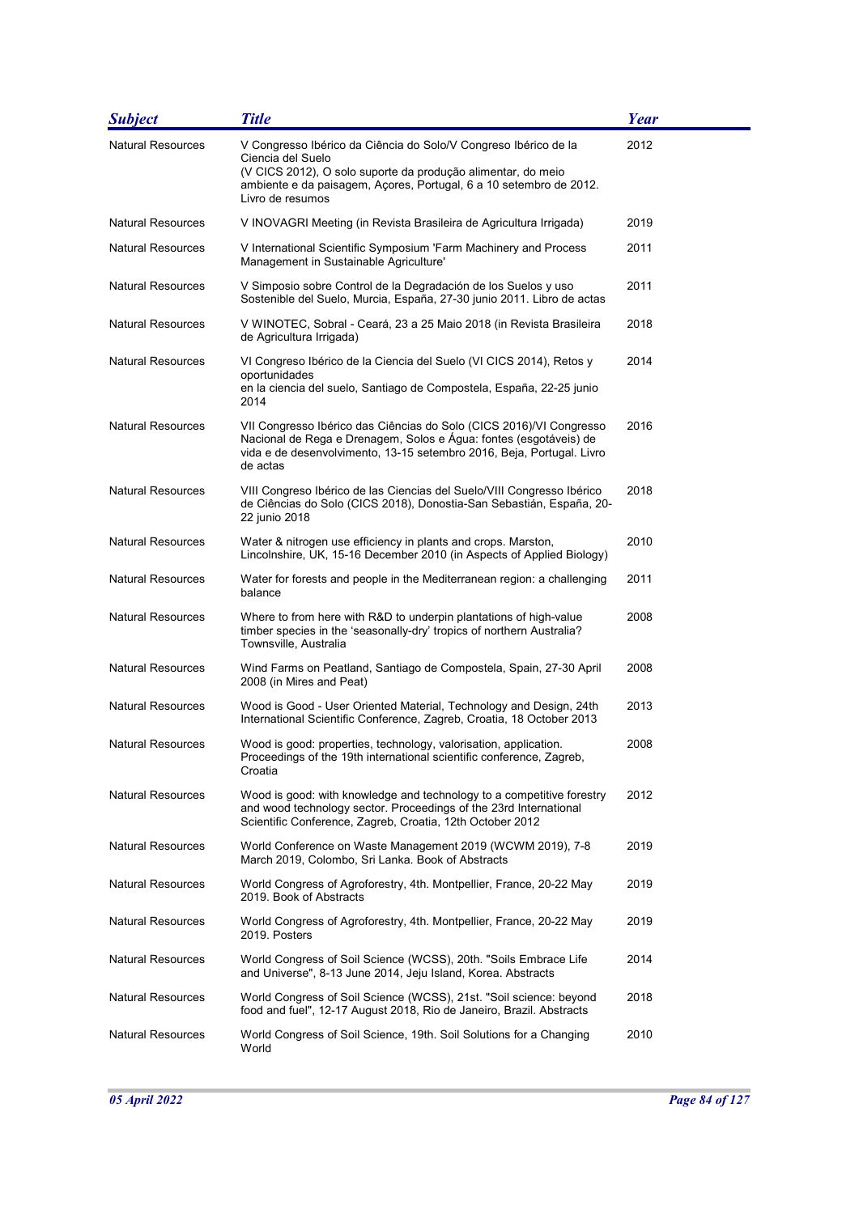| Subject | Title | Year |
|---|---|---|
| Natural Resources | V Congresso Ibérico da Ciência do Solo/V Congreso Ibérico de la Ciencia del Suelo (V CICS 2012), O solo suporte da produção alimentar, do meio ambiente e da paisagem, Açores, Portugal, 6 a 10 setembro de 2012. Livro de resumos | 2012 |
| Natural Resources | V INOVAGRI Meeting (in Revista Brasileira de Agricultura Irrigada) | 2019 |
| Natural Resources | V International Scientific Symposium 'Farm Machinery and Process Management in Sustainable Agriculture' | 2011 |
| Natural Resources | V Simposio sobre Control de la Degradación de los Suelos y uso Sostenible del Suelo, Murcia, España, 27-30 junio 2011. Libro de actas | 2011 |
| Natural Resources | V WINOTEC, Sobral - Ceará, 23 a 25 Maio 2018 (in Revista Brasileira de Agricultura Irrigada) | 2018 |
| Natural Resources | VI Congreso Ibérico de la Ciencia del Suelo (VI CICS 2014), Retos y oportunidades en la ciencia del suelo, Santiago de Compostela, España, 22-25 junio 2014 | 2014 |
| Natural Resources | VII Congresso Ibérico das Ciências do Solo (CICS 2016)/VI Congresso Nacional de Rega e Drenagem, Solos e Água: fontes (esgotáveis) de vida e de desenvolvimento, 13-15 setembro 2016, Beja, Portugal. Livro de actas | 2016 |
| Natural Resources | VIII Congreso Ibérico de las Ciencias del Suelo/VIII Congresso Ibérico de Ciências do Solo (CICS 2018), Donostia-San Sebastián, España, 20-22 junio 2018 | 2018 |
| Natural Resources | Water & nitrogen use efficiency in plants and crops. Marston, Lincolnshire, UK, 15-16 December 2010 (in Aspects of Applied Biology) | 2010 |
| Natural Resources | Water for forests and people in the Mediterranean region: a challenging balance | 2011 |
| Natural Resources | Where to from here with R&D to underpin plantations of high-value timber species in the 'seasonally-dry' tropics of northern Australia? Townsville, Australia | 2008 |
| Natural Resources | Wind Farms on Peatland, Santiago de Compostela, Spain, 27-30 April 2008 (in Mires and Peat) | 2008 |
| Natural Resources | Wood is Good - User Oriented Material, Technology and Design, 24th International Scientific Conference, Zagreb, Croatia, 18 October 2013 | 2013 |
| Natural Resources | Wood is good: properties, technology, valorisation, application. Proceedings of the 19th international scientific conference, Zagreb, Croatia | 2008 |
| Natural Resources | Wood is good: with knowledge and technology to a competitive forestry and wood technology sector. Proceedings of the 23rd International Scientific Conference, Zagreb, Croatia, 12th October 2012 | 2012 |
| Natural Resources | World Conference on Waste Management 2019 (WCWM 2019), 7-8 March 2019, Colombo, Sri Lanka. Book of Abstracts | 2019 |
| Natural Resources | World Congress of Agroforestry, 4th. Montpellier, France, 20-22 May 2019. Book of Abstracts | 2019 |
| Natural Resources | World Congress of Agroforestry, 4th. Montpellier, France, 20-22 May 2019. Posters | 2019 |
| Natural Resources | World Congress of Soil Science (WCSS), 20th. "Soils Embrace Life and Universe", 8-13 June 2014, Jeju Island, Korea. Abstracts | 2014 |
| Natural Resources | World Congress of Soil Science (WCSS), 21st. "Soil science: beyond food and fuel", 12-17 August 2018, Rio de Janeiro, Brazil. Abstracts | 2018 |
| Natural Resources | World Congress of Soil Science, 19th. Soil Solutions for a Changing World | 2010 |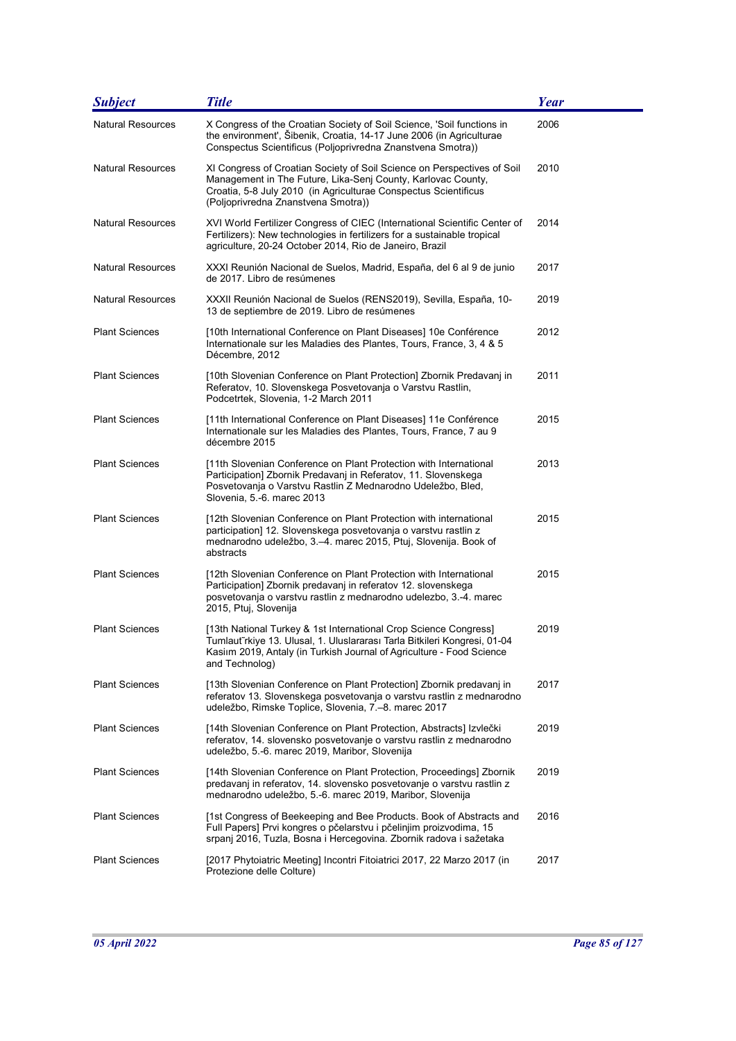| Subject | Title | Year |
| --- | --- | --- |
| Natural Resources | X Congress of the Croatian Society of Soil Science, 'Soil functions in the environment', Šibenik, Croatia, 14-17 June 2006 (in Agriculturae Conspectus Scientificus (Poljoprivredna Znanstvena Smotra)) | 2006 |
| Natural Resources | XI Congress of Croatian Society of Soil Science on Perspectives of Soil Management in The Future, Lika-Senj County, Karlovac County, Croatia, 5-8 July 2010 (in Agriculturae Conspectus Scientificus (Poljoprivredna Znanstvena Smotra)) | 2010 |
| Natural Resources | XVI World Fertilizer Congress of CIEC (International Scientific Center of Fertilizers): New technologies in fertilizers for a sustainable tropical agriculture, 20-24 October 2014, Rio de Janeiro, Brazil | 2014 |
| Natural Resources | XXXI Reunión Nacional de Suelos, Madrid, España, del 6 al 9 de junio de 2017. Libro de resúmenes | 2017 |
| Natural Resources | XXXII Reunión Nacional de Suelos (RENS2019), Sevilla, España, 10-13 de septiembre de 2019. Libro de resúmenes | 2019 |
| Plant Sciences | [10th International Conference on Plant Diseases] 10e Conférence Internationale sur les Maladies des Plantes, Tours, France, 3, 4 & 5 Décembre, 2012 | 2012 |
| Plant Sciences | [10th Slovenian Conference on Plant Protection] Zbornik Predavanj in Referatov, 10. Slovenskega Posvetovanja o Varstvu Rastlin, Podcetrtek, Slovenia, 1-2 March 2011 | 2011 |
| Plant Sciences | [11th International Conference on Plant Diseases] 11e Conférence Internationale sur les Maladies des Plantes, Tours, France, 7 au 9 décembre 2015 | 2015 |
| Plant Sciences | [11th Slovenian Conference on Plant Protection with International Participation] Zbornik Predavanj in Referatov, 11. Slovenskega Posvetovanja o Varstvu Rastlin Z Mednarodno Udeležbo, Bled, Slovenia, 5.-6. marec 2013 | 2013 |
| Plant Sciences | [12th Slovenian Conference on Plant Protection with international participation] 12. Slovenskega posvetovanja o varstvu rastlin z mednarodno udeležbo, 3.–4. marec 2015, Ptuj, Slovenija. Book of abstracts | 2015 |
| Plant Sciences | [12th Slovenian Conference on Plant Protection with International Participation] Zbornik predavanj in referatov 12. slovenskega posvetovanja o varstvu rastlin z mednarodno udelezbo, 3.-4. marec 2015, Ptuj, Slovenija | 2015 |
| Plant Sciences | [13th National Turkey & 1st International Crop Science Congress] Tumlaut˘rkiye 13. Ulusal, 1. Uluslararası Tarla Bitkileri Kongresi, 01-04 Kasiım 2019, Antaly (in Turkish Journal of Agriculture - Food Science and Technolog) | 2019 |
| Plant Sciences | [13th Slovenian Conference on Plant Protection] Zbornik predavanj in referatov 13. Slovenskega posvetovanja o varstvu rastlin z mednarodno udeležbo, Rimske Toplice, Slovenia, 7.–8. marec 2017 | 2017 |
| Plant Sciences | [14th Slovenian Conference on Plant Protection, Abstracts] Izvlečki referatov, 14. slovensko posvetovanje o varstvu rastlin z mednarodno udeležbo, 5.-6. marec 2019, Maribor, Slovenija | 2019 |
| Plant Sciences | [14th Slovenian Conference on Plant Protection, Proceedings] Zbornik predavanj in referatov, 14. slovensko posvetovanje o varstvu rastlin z mednarodno udeležbo, 5.-6. marec 2019, Maribor, Slovenija | 2019 |
| Plant Sciences | [1st Congress of Beekeeping and Bee Products. Book of Abstracts and Full Papers] Prvi kongres o pčelarstvu i pčelinjim proizvodima, 15 srpanj 2016, Tuzla, Bosna i Hercegovina. Zbornik radova i sažetaka | 2016 |
| Plant Sciences | [2017 Phytoiatric Meeting] Incontri Fitoiatrici 2017, 22 Marzo 2017 (in Protezione delle Colture) | 2017 |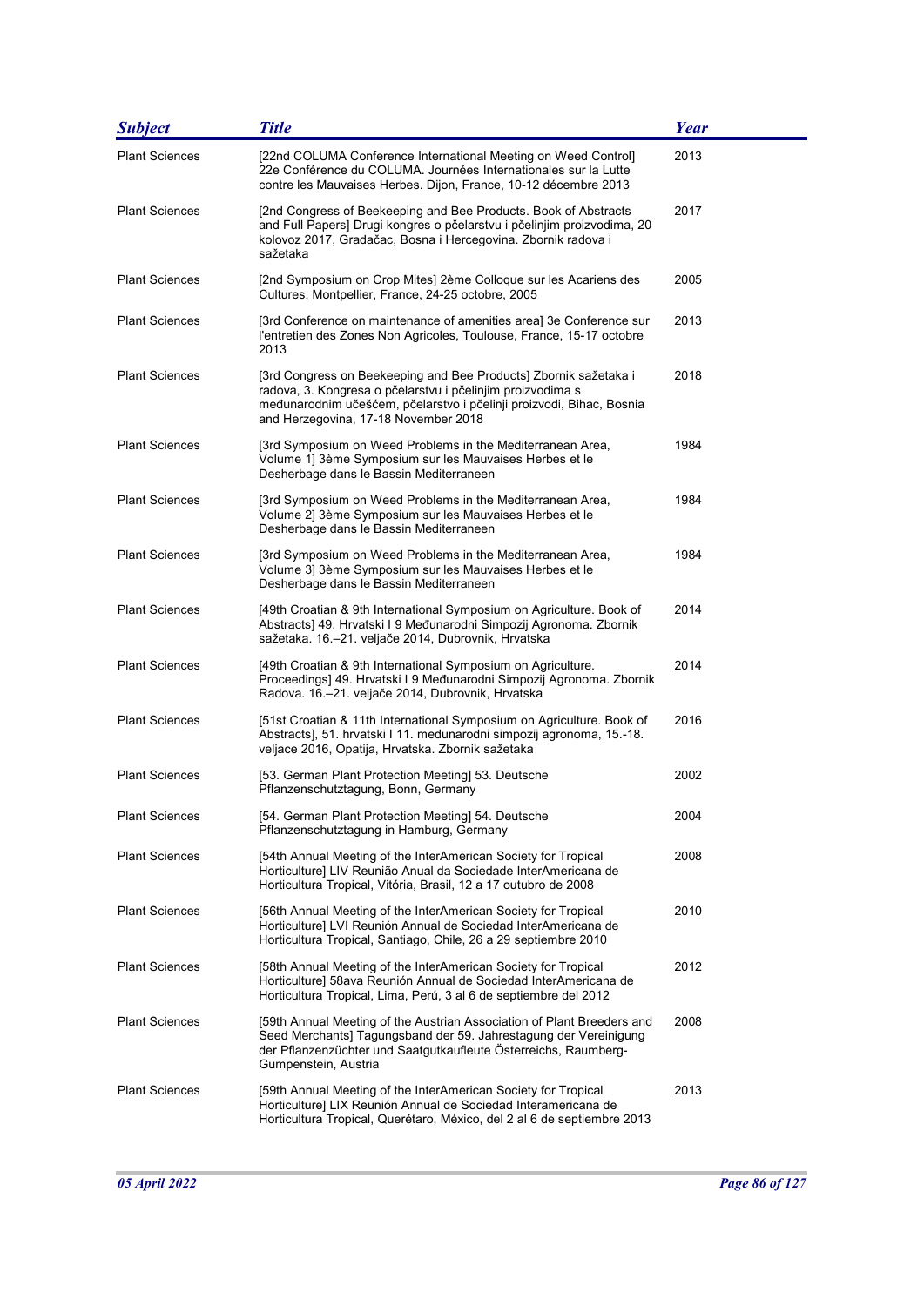| Subject | Title | Year |
|---|---|---|
| Plant Sciences | [22nd COLUMA Conference International Meeting on Weed Control] 22e Conférence du COLUMA. Journées Internationales sur la Lutte contre les Mauvaises Herbes. Dijon, France, 10-12 décembre 2013 | 2013 |
| Plant Sciences | [2nd Congress of Beekeeping and Bee Products. Book of Abstracts and Full Papers] Drugi kongres o pčelarstvu i pčelinjim proizvodima, 20 kolovoz 2017, Gradačac, Bosna i Hercegovina. Zbornik radova i sažetaka | 2017 |
| Plant Sciences | [2nd Symposium on Crop Mites] 2ème Colloque sur les Acariens des Cultures, Montpellier, France, 24-25 octobre, 2005 | 2005 |
| Plant Sciences | [3rd Conference on maintenance of amenities area] 3e Conference sur l'entretien des Zones Non Agricoles, Toulouse, France, 15-17 octobre 2013 | 2013 |
| Plant Sciences | [3rd Congress on Beekeeping and Bee Products] Zbornik sažetaka i radova, 3. Kongresa o pčelarstvu i pčelinjim proizvodima s međunarodnim učešćem, pčelarstvo i pčelinji proizvodi, Bihac, Bosnia and Herzegovina, 17-18 November 2018 | 2018 |
| Plant Sciences | [3rd Symposium on Weed Problems in the Mediterranean Area, Volume 1] 3ème Symposium sur les Mauvaises Herbes et le Desherbage dans le Bassin Mediterraneen | 1984 |
| Plant Sciences | [3rd Symposium on Weed Problems in the Mediterranean Area, Volume 2] 3ème Symposium sur les Mauvaises Herbes et le Desherbage dans le Bassin Mediterraneen | 1984 |
| Plant Sciences | [3rd Symposium on Weed Problems in the Mediterranean Area, Volume 3] 3ème Symposium sur les Mauvaises Herbes et le Desherbage dans le Bassin Mediterraneen | 1984 |
| Plant Sciences | [49th Croatian & 9th International Symposium on Agriculture. Book of Abstracts] 49. Hrvatski I 9 Međunarodni Simpozij Agronoma. Zbornik sažetaka. 16.–21. veljače 2014, Dubrovnik, Hrvatska | 2014 |
| Plant Sciences | [49th Croatian & 9th International Symposium on Agriculture. Proceedings] 49. Hrvatski I 9 Međunarodni Simpozij Agronoma. Zbornik Radova. 16.–21. veljače 2014, Dubrovnik, Hrvatska | 2014 |
| Plant Sciences | [51st Croatian & 11th International Symposium on Agriculture. Book of Abstracts], 51. hrvatski I 11. medunarodni simpozij agronoma, 15.-18. veljace 2016, Opatija, Hrvatska. Zbornik sažetaka | 2016 |
| Plant Sciences | [53. German Plant Protection Meeting] 53. Deutsche Pflanzenschutztagung, Bonn, Germany | 2002 |
| Plant Sciences | [54. German Plant Protection Meeting] 54. Deutsche Pflanzenschutztagung in Hamburg, Germany | 2004 |
| Plant Sciences | [54th Annual Meeting of the InterAmerican Society for Tropical Horticulture] LIV Reunião Anual da Sociedade InterAmericana de Horticultura Tropical, Vitória, Brasil, 12 a 17 outubro de 2008 | 2008 |
| Plant Sciences | [56th Annual Meeting of the InterAmerican Society for Tropical Horticulture] LVI Reunión Annual de Sociedad InterAmericana de Horticultura Tropical, Santiago, Chile, 26 a 29 septiembre 2010 | 2010 |
| Plant Sciences | [58th Annual Meeting of the InterAmerican Society for Tropical Horticulture] 58ava Reunión Annual de Sociedad InterAmericana de Horticultura Tropical, Lima, Perú, 3 al 6 de septiembre del 2012 | 2012 |
| Plant Sciences | [59th Annual Meeting of the Austrian Association of Plant Breeders and Seed Merchants] Tagungsband der 59. Jahrestagung der Vereinigung der Pflanzenzüchter und Saatgutkaufleute Österreichs, Raumberg-Gumpenstein, Austria | 2008 |
| Plant Sciences | [59th Annual Meeting of the InterAmerican Society for Tropical Horticulture] LIX Reunión Annual de Sociedad Interamericana de Horticultura Tropical, Querétaro, México, del 2 al 6 de septiembre 2013 | 2013 |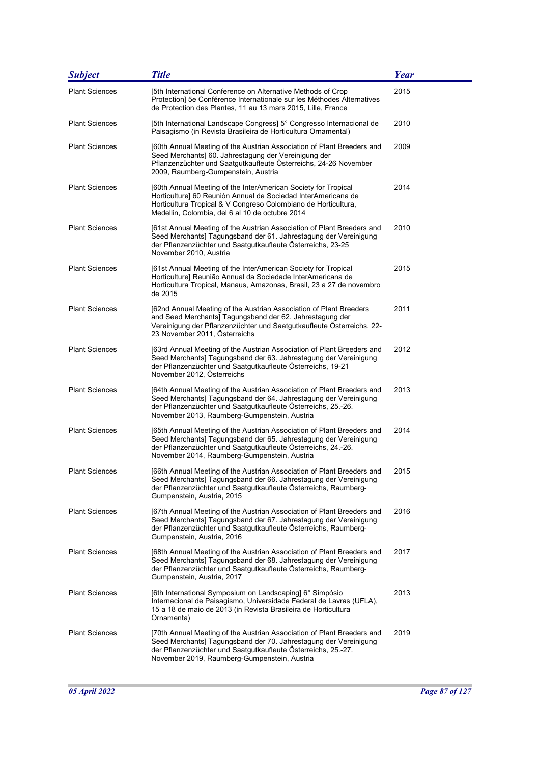| Subject | Title | Year |
| --- | --- | --- |
| Plant Sciences | [5th International Conference on Alternative Methods of Crop Protection] 5e Conférence Internationale sur les Méthodes Alternatives de Protection des Plantes, 11 au 13 mars 2015, Lille, France | 2015 |
| Plant Sciences | [5th International Landscape Congress] 5° Congresso Internacional de Paisagismo (in Revista Brasileira de Horticultura Ornamental) | 2010 |
| Plant Sciences | [60th Annual Meeting of the Austrian Association of Plant Breeders and Seed Merchants] 60. Jahrestagung der Vereinigung der Pflanzenzüchter und Saatgutkaufleute Österreichs, 24-26 November 2009, Raumberg-Gumpenstein, Austria | 2009 |
| Plant Sciences | [60th Annual Meeting of the InterAmerican Society for Tropical Horticulture] 60 Reunión Annual de Sociedad InterAmericana de Horticultura Tropical & V Congreso Colombiano de Horticultura, Medellin, Colombia, del 6 al 10 de octubre 2014 | 2014 |
| Plant Sciences | [61st Annual Meeting of the Austrian Association of Plant Breeders and Seed Merchants] Tagungsband der 61. Jahrestagung der Vereinigung der Pflanzenzüchter und Saatgutkaufleute Österreichs, 23-25 November 2010, Austria | 2010 |
| Plant Sciences | [61st Annual Meeting of the InterAmerican Society for Tropical Horticulture] Reunião Annual da Sociedade InterAmericana de Horticultura Tropical, Manaus, Amazonas, Brasil, 23 a 27 de novembro de 2015 | 2015 |
| Plant Sciences | [62nd Annual Meeting of the Austrian Association of Plant Breeders and Seed Merchants] Tagungsband der 62. Jahrestagung der Vereinigung der Pflanzenzüchter und Saatgutkaufleute Österreichs, 22-23 November 2011, Österreichs | 2011 |
| Plant Sciences | [63rd Annual Meeting of the Austrian Association of Plant Breeders and Seed Merchants] Tagungsband der 63. Jahrestagung der Vereinigung der Pflanzenzüchter und Saatgutkaufleute Österreichs, 19-21 November 2012, Österreichs | 2012 |
| Plant Sciences | [64th Annual Meeting of the Austrian Association of Plant Breeders and Seed Merchants] Tagungsband der 64. Jahrestagung der Vereinigung der Pflanzenzüchter und Saatgutkaufleute Österreichs, 25.-26. November 2013, Raumberg-Gumpenstein, Austria | 2013 |
| Plant Sciences | [65th Annual Meeting of the Austrian Association of Plant Breeders and Seed Merchants] Tagungsband der 65. Jahrestagung der Vereinigung der Pflanzenzüchter und Saatgutkaufleute Österreichs, 24.-26. November 2014, Raumberg-Gumpenstein, Austria | 2014 |
| Plant Sciences | [66th Annual Meeting of the Austrian Association of Plant Breeders and Seed Merchants] Tagungsband der 66. Jahrestagung der Vereinigung der Pflanzenzüchter und Saatgutkaufleute Österreichs, Raumberg-Gumpenstein, Austria, 2015 | 2015 |
| Plant Sciences | [67th Annual Meeting of the Austrian Association of Plant Breeders and Seed Merchants] Tagungsband der 67. Jahrestagung der Vereinigung der Pflanzenzüchter und Saatgutkaufleute Österreichs, Raumberg-Gumpenstein, Austria, 2016 | 2016 |
| Plant Sciences | [68th Annual Meeting of the Austrian Association of Plant Breeders and Seed Merchants] Tagungsband der 68. Jahrestagung der Vereinigung der Pflanzenzüchter und Saatgutkaufleute Österreichs, Raumberg-Gumpenstein, Austria, 2017 | 2017 |
| Plant Sciences | [6th International Symposium on Landscaping] 6° Simpósio Internacional de Paisagismo, Universidade Federal de Lavras (UFLA), 15 a 18 de maio de 2013 (in Revista Brasileira de Horticultura Ornamenta) | 2013 |
| Plant Sciences | [70th Annual Meeting of the Austrian Association of Plant Breeders and Seed Merchants] Tagungsband der 70. Jahrestagung der Vereinigung der Pflanzenzüchter und Saatgutkaufleute Österreichs, 25.-27. November 2019, Raumberg-Gumpenstein, Austria | 2019 |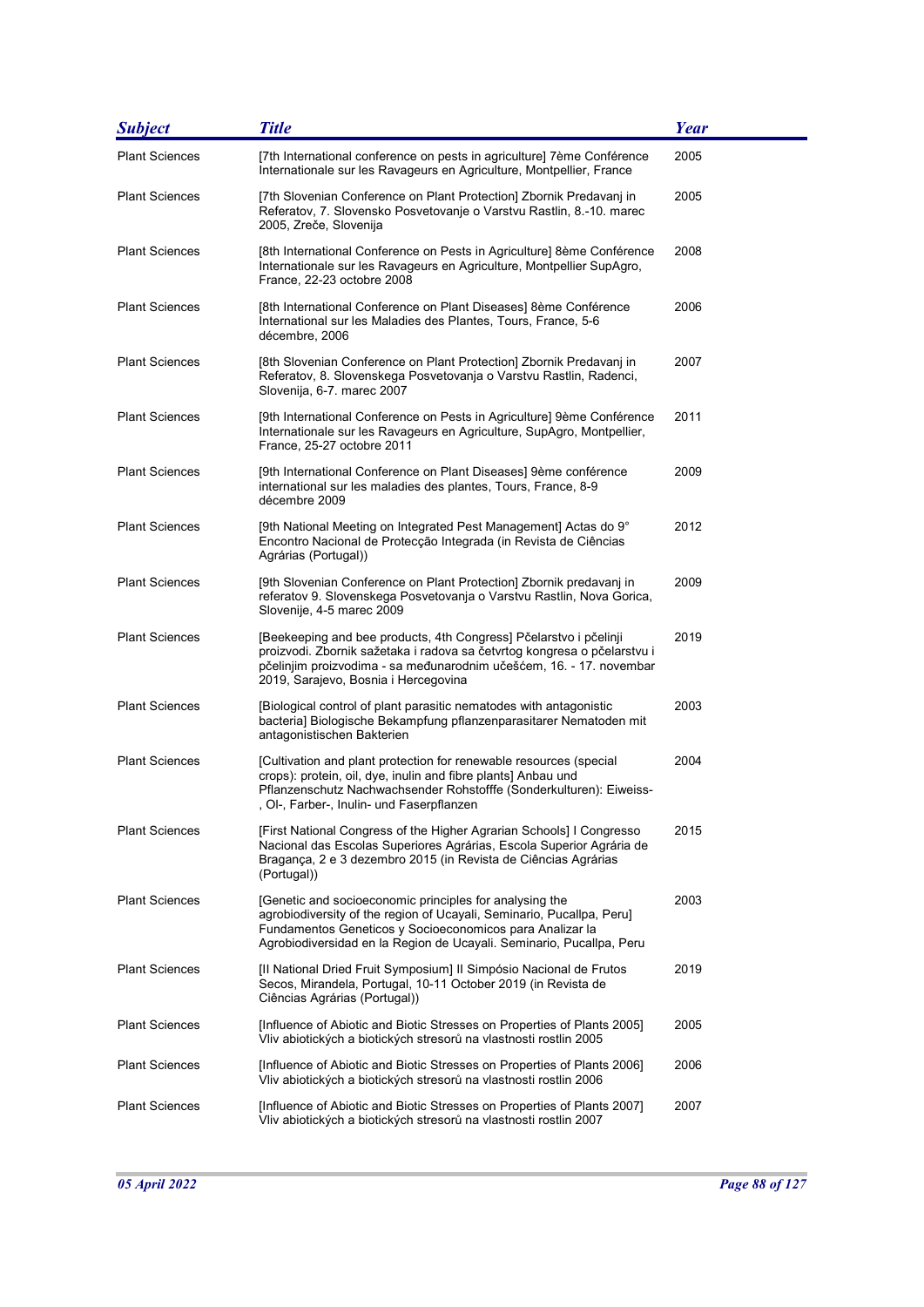| *Subject* | *Title* | *Year* |
|---|---|---|
| Plant Sciences | [7th International conference on pests in agriculture] 7ème Conférence Internationale sur les Ravageurs en Agriculture, Montpellier, France | 2005 |
| Plant Sciences | [7th Slovenian Conference on Plant Protection] Zbornik Predavanj in Referatov, 7. Slovensko Posvetovanje o Varstvu Rastlin, 8.-10. marec 2005, Zreče, Slovenija | 2005 |
| Plant Sciences | [8th International Conference on Pests in Agriculture] 8ème Conférence Internationale sur les Ravageurs en Agriculture, Montpellier SupAgro, France, 22-23 octobre 2008 | 2008 |
| Plant Sciences | [8th International Conference on Plant Diseases] 8ème Conférence International sur les Maladies des Plantes, Tours, France, 5-6 décembre, 2006 | 2006 |
| Plant Sciences | [8th Slovenian Conference on Plant Protection] Zbornik Predavanj in Referatov, 8. Slovenskega Posvetovanja o Varstvu Rastlin, Radenci, Slovenija, 6-7. marec 2007 | 2007 |
| Plant Sciences | [9th International Conference on Pests in Agriculture] 9ème Conférence Internationale sur les Ravageurs en Agriculture, SupAgro, Montpellier, France, 25-27 octobre 2011 | 2011 |
| Plant Sciences | [9th International Conference on Plant Diseases] 9ème conférence international sur les maladies des plantes, Tours, France, 8-9 décembre 2009 | 2009 |
| Plant Sciences | [9th National Meeting on Integrated Pest Management] Actas do 9° Encontro Nacional de Protecção Integrada (in Revista de Ciências Agrárias (Portugal)) | 2012 |
| Plant Sciences | [9th Slovenian Conference on Plant Protection] Zbornik predavanj in referatov 9. Slovenskega Posvetovanja o Varstvu Rastlin, Nova Gorica, Slovenije, 4-5 marec 2009 | 2009 |
| Plant Sciences | [Beekeeping and bee products, 4th Congress] Pčelarstvo i pčelinji proizvodi. Zbornik sažetaka i radova sa četvrtog kongresa o pčelarstvu i pčelinjim proizvodima - sa međunarodnim učešćem, 16. - 17. novembar 2019, Sarajevo, Bosnia i Hercegovina | 2019 |
| Plant Sciences | [Biological control of plant parasitic nematodes with antagonistic bacteria] Biologische Bekampfung pflanzenparasitarer Nematoden mit antagonistischen Bakterien | 2003 |
| Plant Sciences | [Cultivation and plant protection for renewable resources (special crops): protein, oil, dye, inulin and fibre plants] Anbau und Pflanzenschutz Nachwachsender Rohstofffe (Sonderkulturen): Eiweiss-, Ol-, Farber-, Inulin- und Faserpflanzen | 2004 |
| Plant Sciences | [First National Congress of the Higher Agrarian Schools] I Congresso Nacional das Escolas Superiores Agrárias, Escola Superior Agrária de Bragança, 2 e 3 dezembro 2015 (in Revista de Ciências Agrárias (Portugal)) | 2015 |
| Plant Sciences | [Genetic and socioeconomic principles for analysing the agrobiodiversity of the region of Ucayali, Seminario, Pucallpa, Peru] Fundamentos Geneticos y Socioeconomicos para Analizar la Agrobiodiversidad en la Region de Ucayali. Seminario, Pucallpa, Peru | 2003 |
| Plant Sciences | [II National Dried Fruit Symposium] II Simpósio Nacional de Frutos Secos, Mirandela, Portugal, 10-11 October 2019 (in Revista de Ciências Agrárias (Portugal)) | 2019 |
| Plant Sciences | [Influence of Abiotic and Biotic Stresses on Properties of Plants 2005] Vliv abiotických a biotických stresorů na vlastnosti rostlin 2005 | 2005 |
| Plant Sciences | [Influence of Abiotic and Biotic Stresses on Properties of Plants 2006] Vliv abiotických a biotických stresorů na vlastnosti rostlin 2006 | 2006 |
| Plant Sciences | [Influence of Abiotic and Biotic Stresses on Properties of Plants 2007] Vliv abiotických a biotických stresorů na vlastnosti rostlin 2007 | 2007 |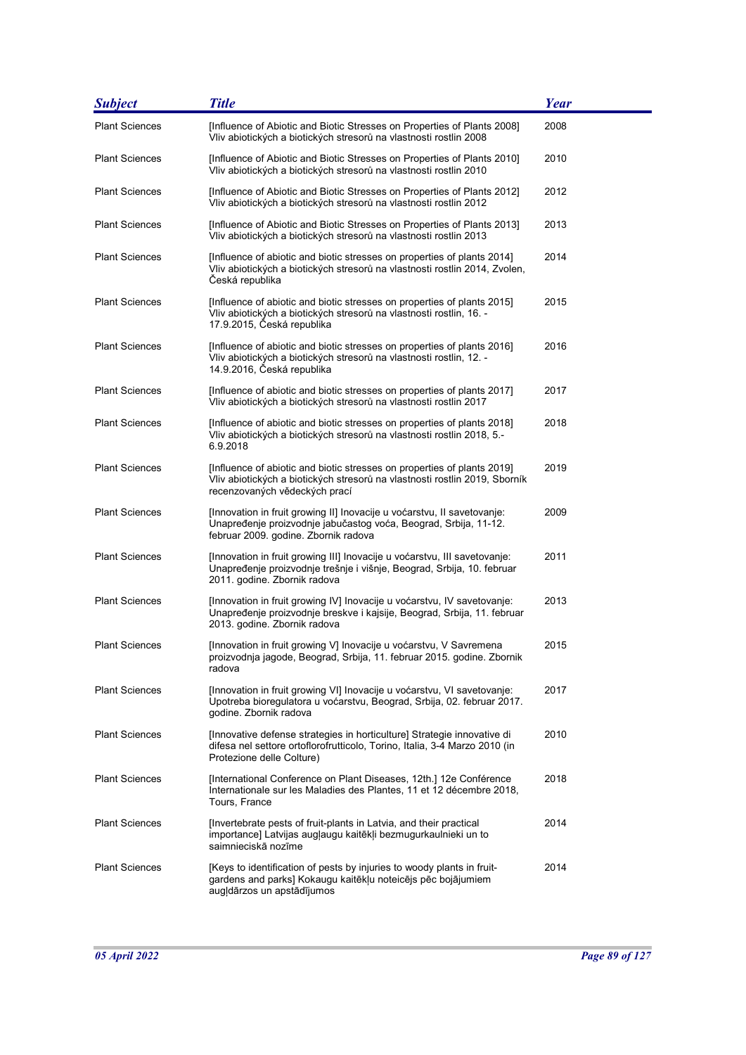| Subject | Title | Year |
|---|---|---|
| Plant Sciences | [Influence of Abiotic and Biotic Stresses on Properties of Plants 2008] Vliv abiotických a biotických stresorů na vlastnosti rostlin 2008 | 2008 |
| Plant Sciences | [Influence of Abiotic and Biotic Stresses on Properties of Plants 2010] Vliv abiotických a biotických stresorů na vlastnosti rostlin 2010 | 2010 |
| Plant Sciences | [Influence of Abiotic and Biotic Stresses on Properties of Plants 2012] Vliv abiotických a biotických stresorů na vlastnosti rostlin 2012 | 2012 |
| Plant Sciences | [Influence of Abiotic and Biotic Stresses on Properties of Plants 2013] Vliv abiotických a biotických stresorů na vlastnosti rostlin 2013 | 2013 |
| Plant Sciences | [Influence of abiotic and biotic stresses on properties of plants 2014] Vliv abiotických a biotických stresorů na vlastnosti rostlin 2014, Zvolen, Česká republika | 2014 |
| Plant Sciences | [Influence of abiotic and biotic stresses on properties of plants 2015] Vliv abiotických a biotických stresorů na vlastnosti rostlin, 16. - 17.9.2015, Česká republika | 2015 |
| Plant Sciences | [Influence of abiotic and biotic stresses on properties of plants 2016] Vliv abiotických a biotických stresorů na vlastnosti rostlin, 12. - 14.9.2016, Česká republika | 2016 |
| Plant Sciences | [Influence of abiotic and biotic stresses on properties of plants 2017] Vliv abiotických a biotických stresorů na vlastnosti rostlin 2017 | 2017 |
| Plant Sciences | [Influence of abiotic and biotic stresses on properties of plants 2018] Vliv abiotických a biotických stresorů na vlastnosti rostlin 2018, 5.-6.9.2018 | 2018 |
| Plant Sciences | [Influence of abiotic and biotic stresses on properties of plants 2019] Vliv abiotických a biotických stresorů na vlastnosti rostlin 2019, Sborník recenzovaných vědeckých prací | 2019 |
| Plant Sciences | [Innovation in fruit growing II] Inovacije u voćarstvu, II savetovanje: Unapređenje proizvodnje jabučastog voća, Beograd, Srbija, 11-12. februar 2009. godine. Zbornik radova | 2009 |
| Plant Sciences | [Innovation in fruit growing III] Inovacije u voćarstvu, III savetovanje: Unapređenje proizvodnje trešnje i višnje, Beograd, Srbija, 10. februar 2011. godine. Zbornik radova | 2011 |
| Plant Sciences | [Innovation in fruit growing IV] Inovacije u voćarstvu, IV savetovanje: Unapređenje proizvodnje breskve i kajsije, Beograd, Srbija, 11. februar 2013. godine. Zbornik radova | 2013 |
| Plant Sciences | [Innovation in fruit growing V] Inovacije u voćarstvu, V Savremena proizvodnja jagode, Beograd, Srbija, 11. februar 2015. godine. Zbornik radova | 2015 |
| Plant Sciences | [Innovation in fruit growing VI] Inovacije u voćarstvu, VI savetovanje: Upotreba bioregulatora u voćarstvu, Beograd, Srbija, 02. februar 2017. godine. Zbornik radova | 2017 |
| Plant Sciences | [Innovative defense strategies in horticulture] Strategie innovative di difesa nel settore ortoflorofrutticolo, Torino, Italia, 3-4 Marzo 2010 (in Protezione delle Colture) | 2010 |
| Plant Sciences | [International Conference on Plant Diseases, 12th.] 12e Conférence Internationale sur les Maladies des Plantes, 11 et 12 décembre 2018, Tours, France | 2018 |
| Plant Sciences | [Invertebrate pests of fruit-plants in Latvia, and their practical importance] Latvijas augļaugu kaitēkļi bezmugurkaulnieki un to saimnieciskā nozīme | 2014 |
| Plant Sciences | [Keys to identification of pests by injuries to woody plants in fruit-gardens and parks] Kokaugu kaitēkļu noteicējs pēc bojājumiem augļdārzos un apstādījumos | 2014 |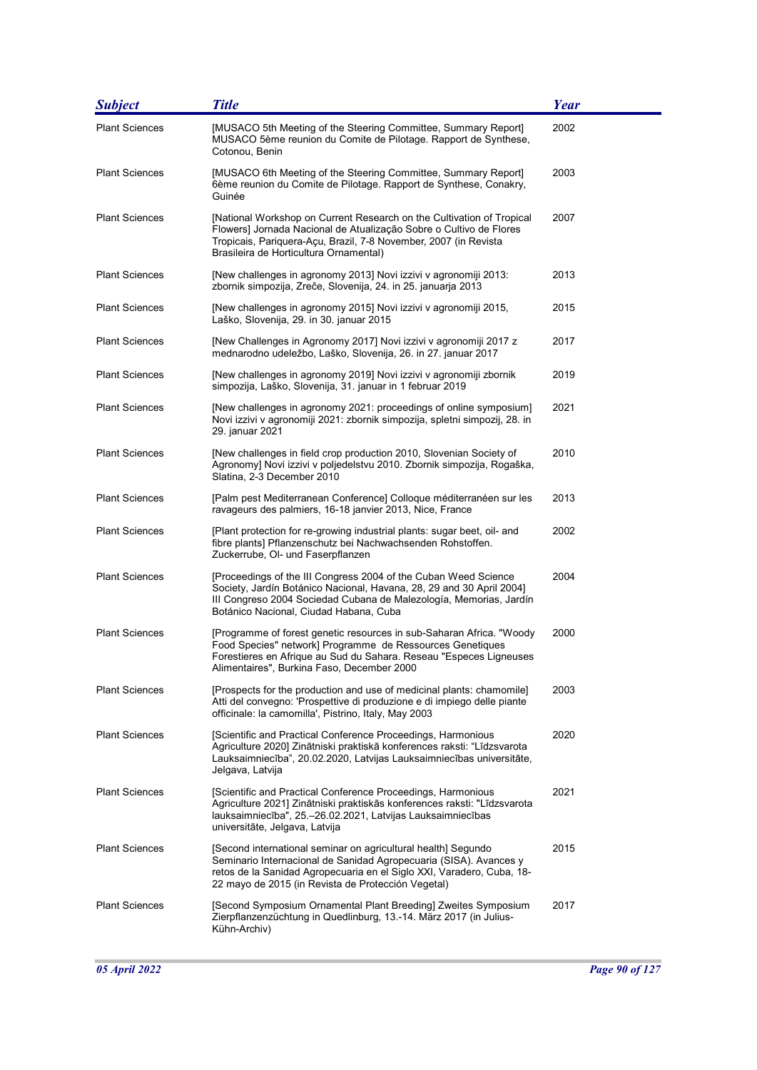| *Subject* | *Title* | *Year* |
|---|---|---|
| Plant Sciences | [MUSACO 5th Meeting of the Steering Committee, Summary Report] MUSACO 5ème reunion du Comite de Pilotage. Rapport de Synthese, Cotonou, Benin | 2002 |
| Plant Sciences | [MUSACO 6th Meeting of the Steering Committee, Summary Report] 6ème reunion du Comite de Pilotage. Rapport de Synthese, Conakry, Guinée | 2003 |
| Plant Sciences | [National Workshop on Current Research on the Cultivation of Tropical Flowers] Jornada Nacional de Atualização Sobre o Cultivo de Flores Tropicais, Pariquera-Açu, Brazil, 7-8 November, 2007 (in Revista Brasileira de Horticultura Ornamental) | 2007 |
| Plant Sciences | [New challenges in agronomy 2013] Novi izzivi v agronomiji 2013: zbornik simpozija, Zreče, Slovenija, 24. in 25. januarja 2013 | 2013 |
| Plant Sciences | [New challenges in agronomy 2015] Novi izzivi v agronomiji 2015, Laško, Slovenija, 29. in 30. januar 2015 | 2015 |
| Plant Sciences | [New Challenges in Agronomy 2017] Novi izzivi v agronomiji 2017 z mednarodno udeležbo, Laško, Slovenija, 26. in 27. januar 2017 | 2017 |
| Plant Sciences | [New challenges in agronomy 2019] Novi izzivi v agronomiji zbornik simpozija, Laško, Slovenija, 31. januar in 1 februar 2019 | 2019 |
| Plant Sciences | [New challenges in agronomy 2021: proceedings of online symposium] Novi izzivi v agronomiji 2021: zbornik simpozija, spletni simpozij, 28. in 29. januar 2021 | 2021 |
| Plant Sciences | [New challenges in field crop production 2010, Slovenian Society of Agronomy] Novi izzivi v poljedelstvu 2010. Zbornik simpozija, Rogaška, Slatina, 2-3 December 2010 | 2010 |
| Plant Sciences | [Palm pest Mediterranean Conference] Colloque méditerranéen sur les ravageurs des palmiers, 16-18 janvier 2013, Nice, France | 2013 |
| Plant Sciences | [Plant protection for re-growing industrial plants: sugar beet, oil- and fibre plants] Pflanzenschutz bei Nachwachsenden Rohstoffen. Zuckerrube, Ol- und Faserpflanzen | 2002 |
| Plant Sciences | [Proceedings of the III Congress 2004 of the Cuban Weed Science Society, Jardín Botánico Nacional, Havana, 28, 29 and 30 April 2004] III Congreso 2004 Sociedad Cubana de Malezología, Memorias, Jardín Botánico Nacional, Ciudad Habana, Cuba | 2004 |
| Plant Sciences | [Programme of forest genetic resources in sub-Saharan Africa. "Woody Food Species" network] Programme de Ressources Genetiques Forestieres en Afrique au Sud du Sahara. Reseau "Especes Ligneuses Alimentaires", Burkina Faso, December 2000 | 2000 |
| Plant Sciences | [Prospects for the production and use of medicinal plants: chamomile] Atti del convegno: 'Prospettive di produzione e di impiego delle piante officinale: la camomilla', Pistrino, Italy, May 2003 | 2003 |
| Plant Sciences | [Scientific and Practical Conference Proceedings, Harmonious Agriculture 2020] Zinātniski praktiskā konferences raksti: "Līdzsvarota Lauksaimniecība", 20.02.2020, Latvijas Lauksaimniecības universitāte, Jelgava, Latvija | 2020 |
| Plant Sciences | [Scientific and Practical Conference Proceedings, Harmonious Agriculture 2021] Zinātniski praktiskās konferences raksti: "Līdzsvarota lauksaimniecība", 25.–26.02.2021, Latvijas Lauksaimniecības universitāte, Jelgava, Latvija | 2021 |
| Plant Sciences | [Second international seminar on agricultural health] Segundo Seminario Internacional de Sanidad Agropecuaria (SISA). Avances y retos de la Sanidad Agropecuaria en el Siglo XXI, Varadero, Cuba, 18-22 mayo de 2015 (in Revista de Protección Vegetal) | 2015 |
| Plant Sciences | [Second Symposium Ornamental Plant Breeding] Zweites Symposium Zierpflanzenzüchtung in Quedlinburg, 13.-14. März 2017 (in Julius-Kühn-Archiv) | 2017 |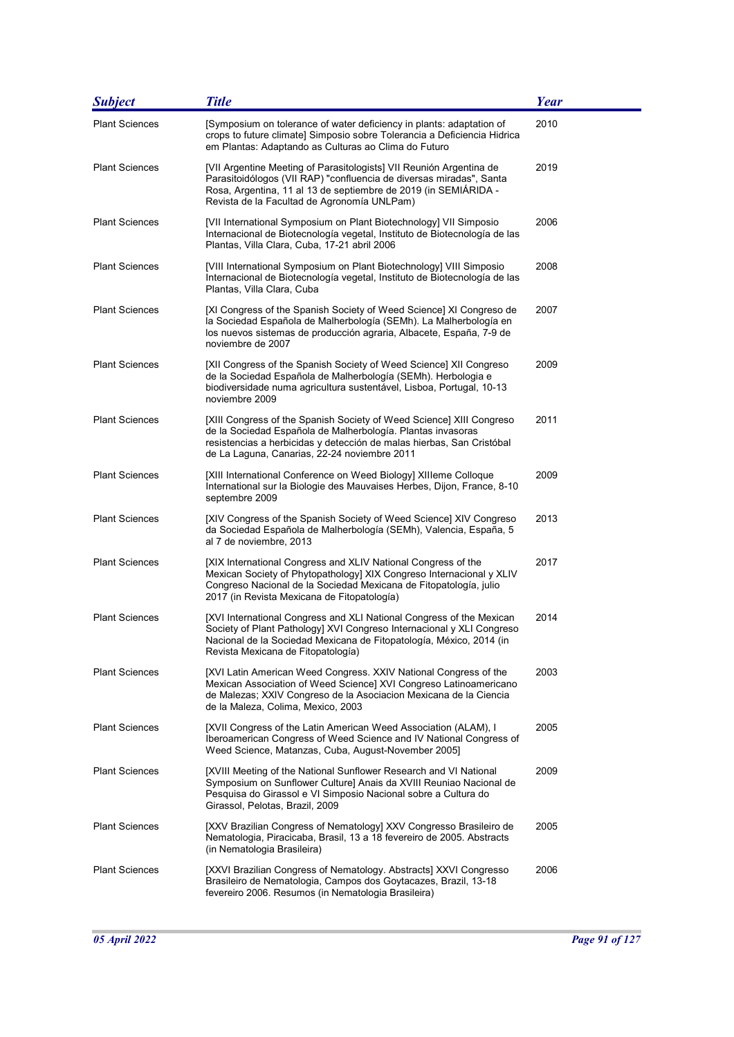| Subject | Title | Year |
| --- | --- | --- |
| Plant Sciences | [Symposium on tolerance of water deficiency in plants: adaptation of crops to future climate] Simposio sobre Tolerancia a Deficiencia Hidrica em Plantas: Adaptando as Culturas ao Clima do Futuro | 2010 |
| Plant Sciences | [VII Argentine Meeting of Parasitologists] VII Reunión Argentina de Parasitoidólogos (VII RAP) "confluencia de diversas miradas", Santa Rosa, Argentina, 11 al 13 de septiembre de 2019 (in SEMIÁRIDA - Revista de la Facultad de Agronomía UNLPam) | 2019 |
| Plant Sciences | [VII International Symposium on Plant Biotechnology] VII Simposio Internacional de Biotecnología vegetal, Instituto de Biotecnología de las Plantas, Villa Clara, Cuba, 17-21 abril 2006 | 2006 |
| Plant Sciences | [VIII International Symposium on Plant Biotechnology] VIII Simposio Internacional de Biotecnología vegetal, Instituto de Biotecnología de las Plantas, Villa Clara, Cuba | 2008 |
| Plant Sciences | [XI Congress of the Spanish Society of Weed Science] XI Congreso de la Sociedad Española de Malherbología (SEMh). La Malherbología en los nuevos sistemas de producción agraria, Albacete, España, 7-9 de noviembre de 2007 | 2007 |
| Plant Sciences | [XII Congress of the Spanish Society of Weed Science] XII Congreso de la Sociedad Española de Malherbología (SEMh). Herbologia e biodiversidade numa agricultura sustentável, Lisboa, Portugal, 10-13 noviembre 2009 | 2009 |
| Plant Sciences | [XIII Congress of the Spanish Society of Weed Science] XIII Congreso de la Sociedad Española de Malherbología. Plantas invasoras resistencias a herbicidas y detección de malas hierbas, San Cristóbal de La Laguna, Canarias, 22-24 noviembre 2011 | 2011 |
| Plant Sciences | [XIII International Conference on Weed Biology] XIIIeme Colloque International sur la Biologie des Mauvaises Herbes, Dijon, France, 8-10 septembre 2009 | 2009 |
| Plant Sciences | [XIV Congress of the Spanish Society of Weed Science] XIV Congreso da Sociedad Española de Malherbología (SEMh), Valencia, España, 5 al 7 de noviembre, 2013 | 2013 |
| Plant Sciences | [XIX International Congress and XLIV National Congress of the Mexican Society of Phytopathology] XIX Congreso Internacional y XLIV Congreso Nacional de la Sociedad Mexicana de Fitopatología, julio 2017 (in Revista Mexicana de Fitopatología) | 2017 |
| Plant Sciences | [XVI International Congress and XLI National Congress of the Mexican Society of Plant Pathology] XVI Congreso Internacional y XLI Congreso Nacional de la Sociedad Mexicana de Fitopatología, México, 2014 (in Revista Mexicana de Fitopatología) | 2014 |
| Plant Sciences | [XVI Latin American Weed Congress. XXIV National Congress of the Mexican Association of Weed Science] XVI Congreso Latinoamericano de Malezas; XXIV Congreso de la Asociacion Mexicana de la Ciencia de la Maleza, Colima, Mexico, 2003 | 2003 |
| Plant Sciences | [XVII Congress of the Latin American Weed Association (ALAM), I Iberoamerican Congress of Weed Science and IV National Congress of Weed Science, Matanzas, Cuba, August-November 2005] | 2005 |
| Plant Sciences | [XVIII Meeting of the National Sunflower Research and VI National Symposium on Sunflower Culture] Anais da XVIII Reuniao Nacional de Pesquisa do Girassol e VI Simposio Nacional sobre a Cultura do Girassol, Pelotas, Brazil, 2009 | 2009 |
| Plant Sciences | [XXV Brazilian Congress of Nematology] XXV Congresso Brasileiro de Nematologia, Piracicaba, Brasil, 13 a 18 fevereiro de 2005. Abstracts (in Nematologia Brasileira) | 2005 |
| Plant Sciences | [XXVI Brazilian Congress of Nematology. Abstracts] XXVI Congresso Brasileiro de Nematologia, Campos dos Goytacazes, Brazil, 13-18 fevereiro 2006. Resumos (in Nematologia Brasileira) | 2006 |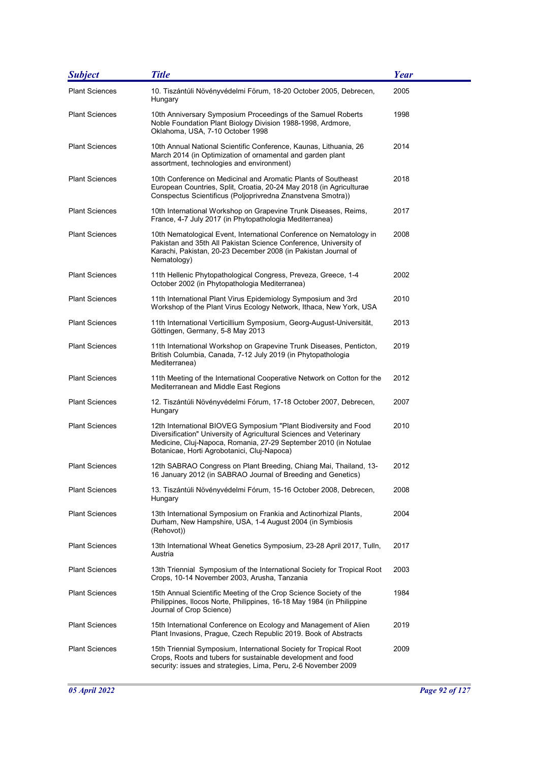| *Subject* | *Title* | *Year* |
|---|---|---|
| Plant Sciences | 10. Tiszántúli Növényvédelmi Fõrum, 18-20 October 2005, Debrecen, Hungary | 2005 |
| Plant Sciences | 10th Anniversary Symposium Proceedings of the Samuel Roberts Noble Foundation Plant Biology Division 1988-1998, Ardmore, Oklahoma, USA, 7-10 October 1998 | 1998 |
| Plant Sciences | 10th Annual National Scientific Conference, Kaunas, Lithuania, 26 March 2014 (in Optimization of ornamental and garden plant assortment, technologies and environment) | 2014 |
| Plant Sciences | 10th Conference on Medicinal and Aromatic Plants of Southeast European Countries, Split, Croatia, 20-24 May 2018 (in Agriculturae Conspectus Scientificus (Poljoprivredna Znanstvena Smotra)) | 2018 |
| Plant Sciences | 10th International Workshop on Grapevine Trunk Diseases, Reims, France, 4-7 July 2017 (in Phytopathologia Mediterranea) | 2017 |
| Plant Sciences | 10th Nematological Event, International Conference on Nematology in Pakistan and 35th All Pakistan Science Conference, University of Karachi, Pakistan, 20-23 December 2008 (in Pakistan Journal of Nematology) | 2008 |
| Plant Sciences | 11th Hellenic Phytopathological Congress, Preveza, Greece, 1-4 October 2002 (in Phytopathologia Mediterranea) | 2002 |
| Plant Sciences | 11th International Plant Virus Epidemiology Symposium and 3rd Workshop of the Plant Virus Ecology Network, Ithaca, New York, USA | 2010 |
| Plant Sciences | 11th International Verticillium Symposium, Georg-August-Universität, Göttingen, Germany, 5-8 May 2013 | 2013 |
| Plant Sciences | 11th International Workshop on Grapevine Trunk Diseases, Penticton, British Columbia, Canada, 7-12 July 2019 (in Phytopathologia Mediterranea) | 2019 |
| Plant Sciences | 11th Meeting of the International Cooperative Network on Cotton for the Mediterranean and Middle East Regions | 2012 |
| Plant Sciences | 12. Tiszántúli Növényvédelmi Fórum, 17-18 October 2007, Debrecen, Hungary | 2007 |
| Plant Sciences | 12th International BIOVEG Symposium "Plant Biodiversity and Food Diversification" University of Agricultural Sciences and Veterinary Medicine, Cluj-Napoca, Romania, 27-29 September 2010 (in Notulae Botanicae, Horti Agrobotanici, Cluj-Napoca) | 2010 |
| Plant Sciences | 12th SABRAO Congress on Plant Breeding, Chiang Mai, Thailand, 13-16 January 2012 (in SABRAO Journal of Breeding and Genetics) | 2012 |
| Plant Sciences | 13. Tiszántúli Növényvédelmi Fórum, 15-16 October 2008, Debrecen, Hungary | 2008 |
| Plant Sciences | 13th International Symposium on Frankia and Actinorhizal Plants, Durham, New Hampshire, USA, 1-4 August 2004 (in Symbiosis (Rehovot)) | 2004 |
| Plant Sciences | 13th International Wheat Genetics Symposium, 23-28 April 2017, Tulln, Austria | 2017 |
| Plant Sciences | 13th Triennial Symposium of the International Society for Tropical Root Crops, 10-14 November 2003, Arusha, Tanzania | 2003 |
| Plant Sciences | 15th Annual Scientific Meeting of the Crop Science Society of the Philippines, Ilocos Norte, Philippines, 16-18 May 1984 (in Philippine Journal of Crop Science) | 1984 |
| Plant Sciences | 15th International Conference on Ecology and Management of Alien Plant Invasions, Prague, Czech Republic 2019. Book of Abstracts | 2019 |
| Plant Sciences | 15th Triennial Symposium, International Society for Tropical Root Crops, Roots and tubers for sustainable development and food security: issues and strategies, Lima, Peru, 2-6 November 2009 | 2009 |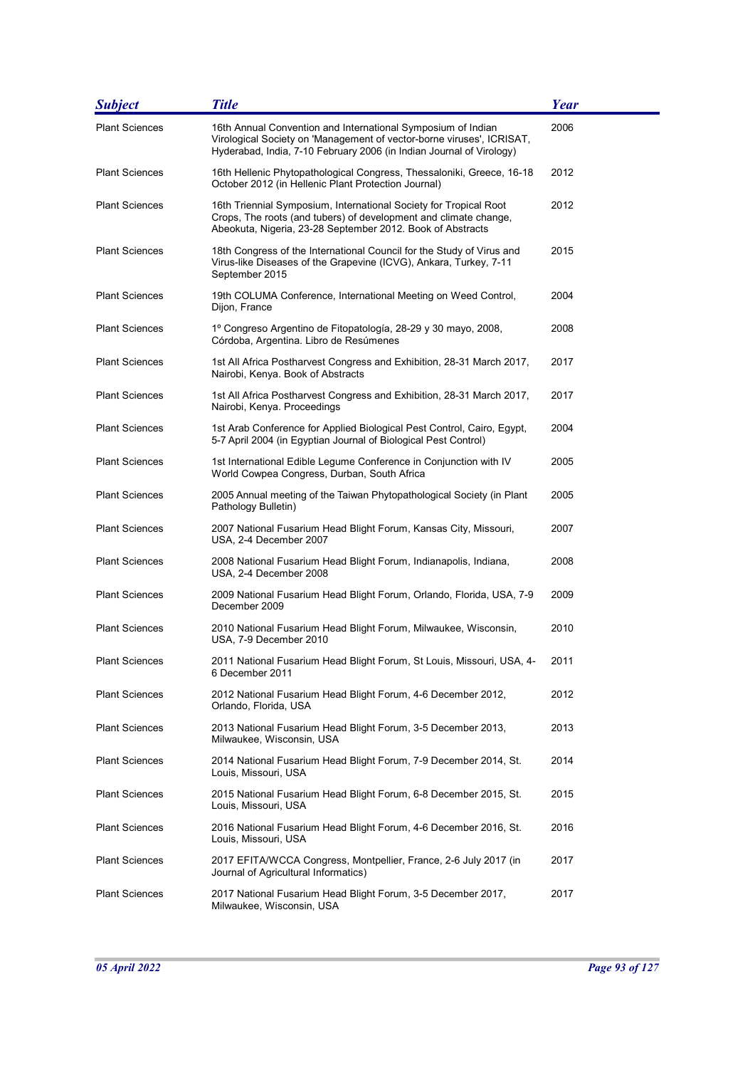| Subject | Title | Year |
|---|---|---|
| Plant Sciences | 16th Annual Convention and International Symposium of Indian Virological Society on 'Management of vector-borne viruses', ICRISAT, Hyderabad, India, 7-10 February 2006 (in Indian Journal of Virology) | 2006 |
| Plant Sciences | 16th Hellenic Phytopathological Congress, Thessaloniki, Greece, 16-18 October 2012 (in Hellenic Plant Protection Journal) | 2012 |
| Plant Sciences | 16th Triennial Symposium, International Society for Tropical Root Crops, The roots (and tubers) of development and climate change, Abeokuta, Nigeria, 23-28 September 2012. Book of Abstracts | 2012 |
| Plant Sciences | 18th Congress of the International Council for the Study of Virus and Virus-like Diseases of the Grapevine (ICVG), Ankara, Turkey, 7-11 September 2015 | 2015 |
| Plant Sciences | 19th COLUMA Conference, International Meeting on Weed Control, Dijon, France | 2004 |
| Plant Sciences | 1º Congreso Argentino de Fitopatología, 28-29 y 30 mayo, 2008, Córdoba, Argentina. Libro de Resúmenes | 2008 |
| Plant Sciences | 1st All Africa Postharvest Congress and Exhibition, 28-31 March 2017, Nairobi, Kenya. Book of Abstracts | 2017 |
| Plant Sciences | 1st All Africa Postharvest Congress and Exhibition, 28-31 March 2017, Nairobi, Kenya. Proceedings | 2017 |
| Plant Sciences | 1st Arab Conference for Applied Biological Pest Control, Cairo, Egypt, 5-7 April 2004 (in Egyptian Journal of Biological Pest Control) | 2004 |
| Plant Sciences | 1st International Edible Legume Conference in Conjunction with IV World Cowpea Congress, Durban, South Africa | 2005 |
| Plant Sciences | 2005 Annual meeting of the Taiwan Phytopathological Society (in Plant Pathology Bulletin) | 2005 |
| Plant Sciences | 2007 National Fusarium Head Blight Forum, Kansas City, Missouri, USA, 2-4 December 2007 | 2007 |
| Plant Sciences | 2008 National Fusarium Head Blight Forum, Indianapolis, Indiana, USA, 2-4 December 2008 | 2008 |
| Plant Sciences | 2009 National Fusarium Head Blight Forum, Orlando, Florida, USA, 7-9 December 2009 | 2009 |
| Plant Sciences | 2010 National Fusarium Head Blight Forum, Milwaukee, Wisconsin, USA, 7-9 December 2010 | 2010 |
| Plant Sciences | 2011 National Fusarium Head Blight Forum, St Louis, Missouri, USA, 4-6 December 2011 | 2011 |
| Plant Sciences | 2012 National Fusarium Head Blight Forum, 4-6 December 2012, Orlando, Florida, USA | 2012 |
| Plant Sciences | 2013 National Fusarium Head Blight Forum, 3-5 December 2013, Milwaukee, Wisconsin, USA | 2013 |
| Plant Sciences | 2014 National Fusarium Head Blight Forum, 7-9 December 2014, St. Louis, Missouri, USA | 2014 |
| Plant Sciences | 2015 National Fusarium Head Blight Forum, 6-8 December 2015, St. Louis, Missouri, USA | 2015 |
| Plant Sciences | 2016 National Fusarium Head Blight Forum, 4-6 December 2016, St. Louis, Missouri, USA | 2016 |
| Plant Sciences | 2017 EFITA/WCCA Congress, Montpellier, France, 2-6 July 2017 (in Journal of Agricultural Informatics) | 2017 |
| Plant Sciences | 2017 National Fusarium Head Blight Forum, 3-5 December 2017, Milwaukee, Wisconsin, USA | 2017 |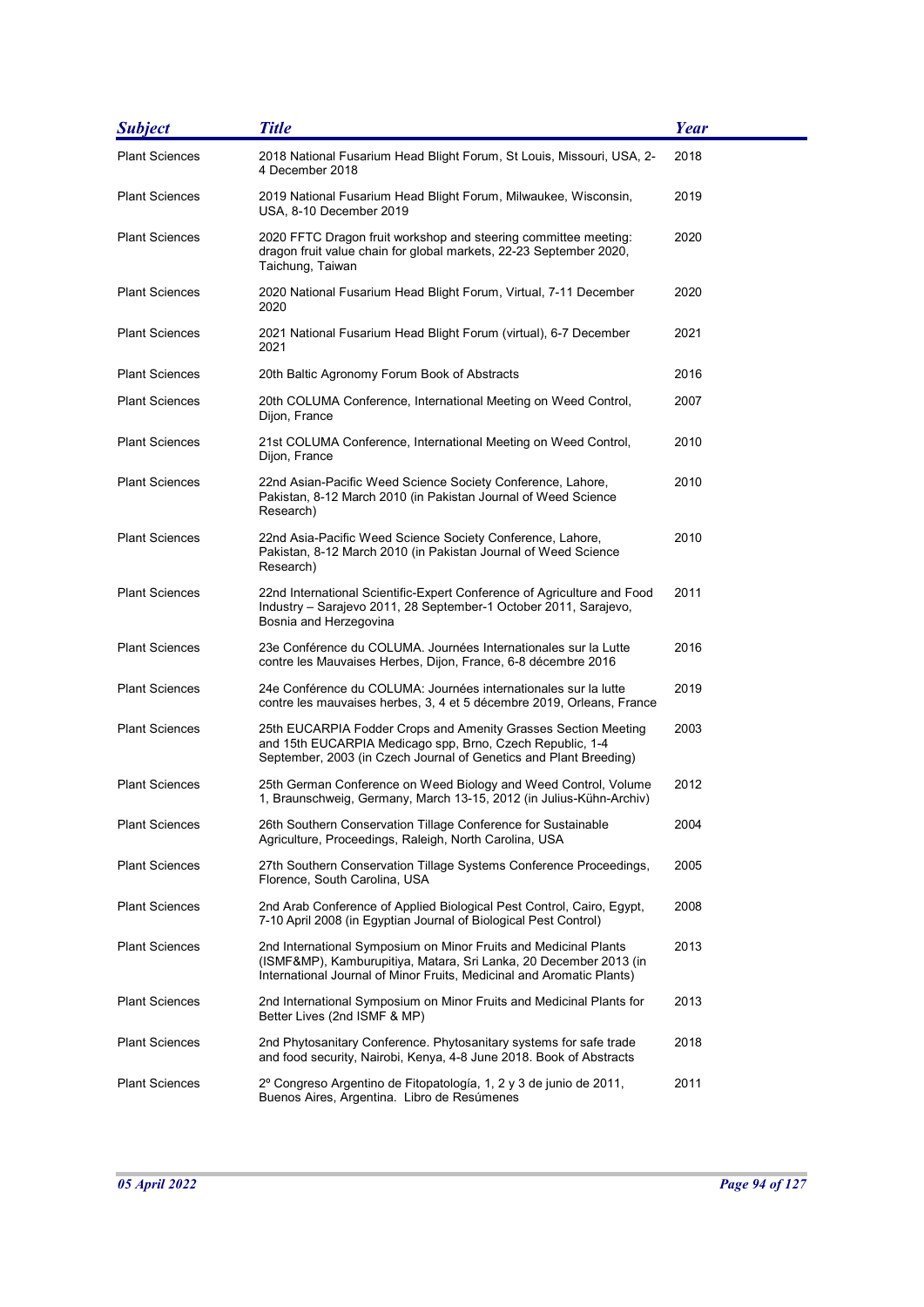| Subject | Title | Year |
|---|---|---|
| Plant Sciences | 2018 National Fusarium Head Blight Forum, St Louis, Missouri, USA, 2-4 December 2018 | 2018 |
| Plant Sciences | 2019 National Fusarium Head Blight Forum, Milwaukee, Wisconsin, USA, 8-10 December 2019 | 2019 |
| Plant Sciences | 2020 FFTC Dragon fruit workshop and steering committee meeting: dragon fruit value chain for global markets, 22-23 September 2020, Taichung, Taiwan | 2020 |
| Plant Sciences | 2020 National Fusarium Head Blight Forum, Virtual, 7-11 December 2020 | 2020 |
| Plant Sciences | 2021 National Fusarium Head Blight Forum (virtual), 6-7 December 2021 | 2021 |
| Plant Sciences | 20th Baltic Agronomy Forum Book of Abstracts | 2016 |
| Plant Sciences | 20th COLUMA Conference, International Meeting on Weed Control, Dijon, France | 2007 |
| Plant Sciences | 21st COLUMA Conference, International Meeting on Weed Control, Dijon, France | 2010 |
| Plant Sciences | 22nd Asian-Pacific Weed Science Society Conference, Lahore, Pakistan, 8-12 March 2010 (in Pakistan Journal of Weed Science Research) | 2010 |
| Plant Sciences | 22nd Asia-Pacific Weed Science Society Conference, Lahore, Pakistan, 8-12 March 2010 (in Pakistan Journal of Weed Science Research) | 2010 |
| Plant Sciences | 22nd International Scientific-Expert Conference of Agriculture and Food Industry – Sarajevo 2011, 28 September-1 October 2011, Sarajevo, Bosnia and Herzegovina | 2011 |
| Plant Sciences | 23e Conférence du COLUMA. Journées Internationales sur la Lutte contre les Mauvaises Herbes, Dijon, France, 6-8 décembre 2016 | 2016 |
| Plant Sciences | 24e Conférence du COLUMA: Journées internationales sur la lutte contre les mauvaises herbes, 3, 4 et 5 décembre 2019, Orleans, France | 2019 |
| Plant Sciences | 25th EUCARPIA Fodder Crops and Amenity Grasses Section Meeting and 15th EUCARPIA Medicago spp, Brno, Czech Republic, 1-4 September, 2003 (in Czech Journal of Genetics and Plant Breeding) | 2003 |
| Plant Sciences | 25th German Conference on Weed Biology and Weed Control, Volume 1, Braunschweig, Germany, March 13-15, 2012 (in Julius-Kühn-Archiv) | 2012 |
| Plant Sciences | 26th Southern Conservation Tillage Conference for Sustainable Agriculture, Proceedings, Raleigh, North Carolina, USA | 2004 |
| Plant Sciences | 27th Southern Conservation Tillage Systems Conference Proceedings, Florence, South Carolina, USA | 2005 |
| Plant Sciences | 2nd Arab Conference of Applied Biological Pest Control, Cairo, Egypt, 7-10 April 2008 (in Egyptian Journal of Biological Pest Control) | 2008 |
| Plant Sciences | 2nd International Symposium on Minor Fruits and Medicinal Plants (ISMF&MP), Kamburupitiya, Matara, Sri Lanka, 20 December 2013 (in International Journal of Minor Fruits, Medicinal and Aromatic Plants) | 2013 |
| Plant Sciences | 2nd International Symposium on Minor Fruits and Medicinal Plants for Better Lives (2nd ISMF & MP) | 2013 |
| Plant Sciences | 2nd Phytosanitary Conference. Phytosanitary systems for safe trade and food security, Nairobi, Kenya, 4-8 June 2018. Book of Abstracts | 2018 |
| Plant Sciences | 2º Congreso Argentino de Fitopatología, 1, 2 y 3 de junio de 2011, Buenos Aires, Argentina. Libro de Resúmenes | 2011 |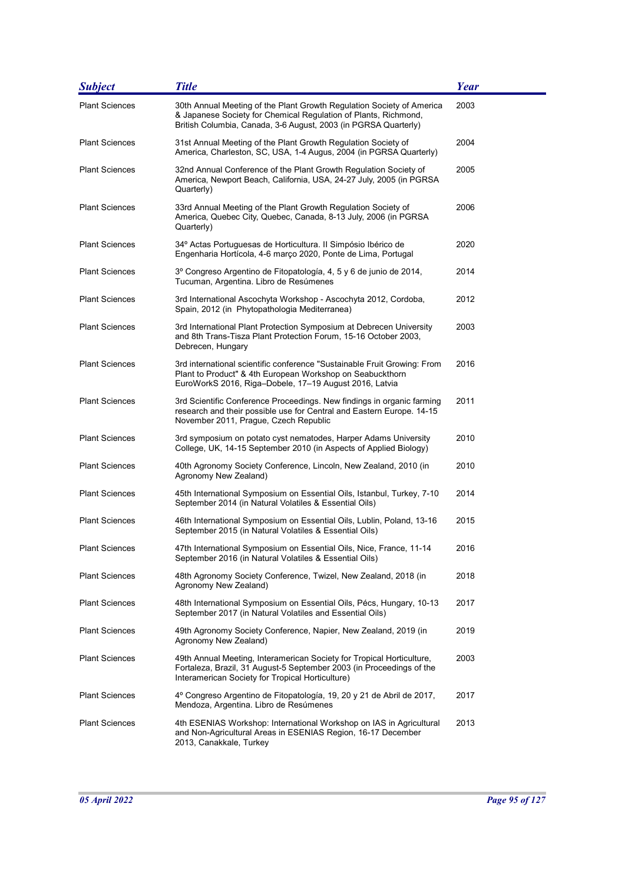| Subject | Title | Year |
|---|---|---|
| Plant Sciences | 30th Annual Meeting of the Plant Growth Regulation Society of America & Japanese Society for Chemical Regulation of Plants, Richmond, British Columbia, Canada, 3-6 August, 2003 (in PGRSA Quarterly) | 2003 |
| Plant Sciences | 31st Annual Meeting of the Plant Growth Regulation Society of America, Charleston, SC, USA, 1-4 Augus, 2004 (in PGRSA Quarterly) | 2004 |
| Plant Sciences | 32nd Annual Conference of the Plant Growth Regulation Society of America, Newport Beach, California, USA, 24-27 July, 2005 (in PGRSA Quarterly) | 2005 |
| Plant Sciences | 33rd Annual Meeting of the Plant Growth Regulation Society of America, Quebec City, Quebec, Canada, 8-13 July, 2006 (in PGRSA Quarterly) | 2006 |
| Plant Sciences | 34º Actas Portuguesas de Horticultura. II Simpósio Ibérico de Engenharia Hortícola, 4-6 março 2020, Ponte de Lima, Portugal | 2020 |
| Plant Sciences | 3º Congreso Argentino de Fitopatología, 4, 5 y 6 de junio de 2014, Tucuman, Argentina. Libro de Resúmenes | 2014 |
| Plant Sciences | 3rd International Ascochyta Workshop - Ascochyta 2012, Cordoba, Spain, 2012 (in Phytopathologia Mediterranea) | 2012 |
| Plant Sciences | 3rd International Plant Protection Symposium at Debrecen University and 8th Trans-Tisza Plant Protection Forum, 15-16 October 2003, Debrecen, Hungary | 2003 |
| Plant Sciences | 3rd international scientific conference "Sustainable Fruit Growing: From Plant to Product" & 4th European Workshop on Seabuckthorn EuroWorkS 2016, Riga–Dobele, 17–19 August 2016, Latvia | 2016 |
| Plant Sciences | 3rd Scientific Conference Proceedings. New findings in organic farming research and their possible use for Central and Eastern Europe. 14-15 November 2011, Prague, Czech Republic | 2011 |
| Plant Sciences | 3rd symposium on potato cyst nematodes, Harper Adams University College, UK, 14-15 September 2010 (in Aspects of Applied Biology) | 2010 |
| Plant Sciences | 40th Agronomy Society Conference, Lincoln, New Zealand, 2010 (in Agronomy New Zealand) | 2010 |
| Plant Sciences | 45th International Symposium on Essential Oils, Istanbul, Turkey, 7-10 September 2014 (in Natural Volatiles & Essential Oils) | 2014 |
| Plant Sciences | 46th International Symposium on Essential Oils, Lublin, Poland, 13-16 September 2015 (in Natural Volatiles & Essential Oils) | 2015 |
| Plant Sciences | 47th International Symposium on Essential Oils, Nice, France, 11-14 September 2016 (in Natural Volatiles & Essential Oils) | 2016 |
| Plant Sciences | 48th Agronomy Society Conference, Twizel, New Zealand, 2018 (in Agronomy New Zealand) | 2018 |
| Plant Sciences | 48th International Symposium on Essential Oils, Pécs, Hungary, 10-13 September 2017 (in Natural Volatiles and Essential Oils) | 2017 |
| Plant Sciences | 49th Agronomy Society Conference, Napier, New Zealand, 2019 (in Agronomy New Zealand) | 2019 |
| Plant Sciences | 49th Annual Meeting, Interamerican Society for Tropical Horticulture, Fortaleza, Brazil, 31 August-5 September 2003 (in Proceedings of the Interamerican Society for Tropical Horticulture) | 2003 |
| Plant Sciences | 4º Congreso Argentino de Fitopatología, 19, 20 y 21 de Abril de 2017, Mendoza, Argentina. Libro de Resúmenes | 2017 |
| Plant Sciences | 4th ESENIAS Workshop: International Workshop on IAS in Agricultural and Non-Agricultural Areas in ESENIAS Region, 16-17 December 2013, Canakkale, Turkey | 2013 |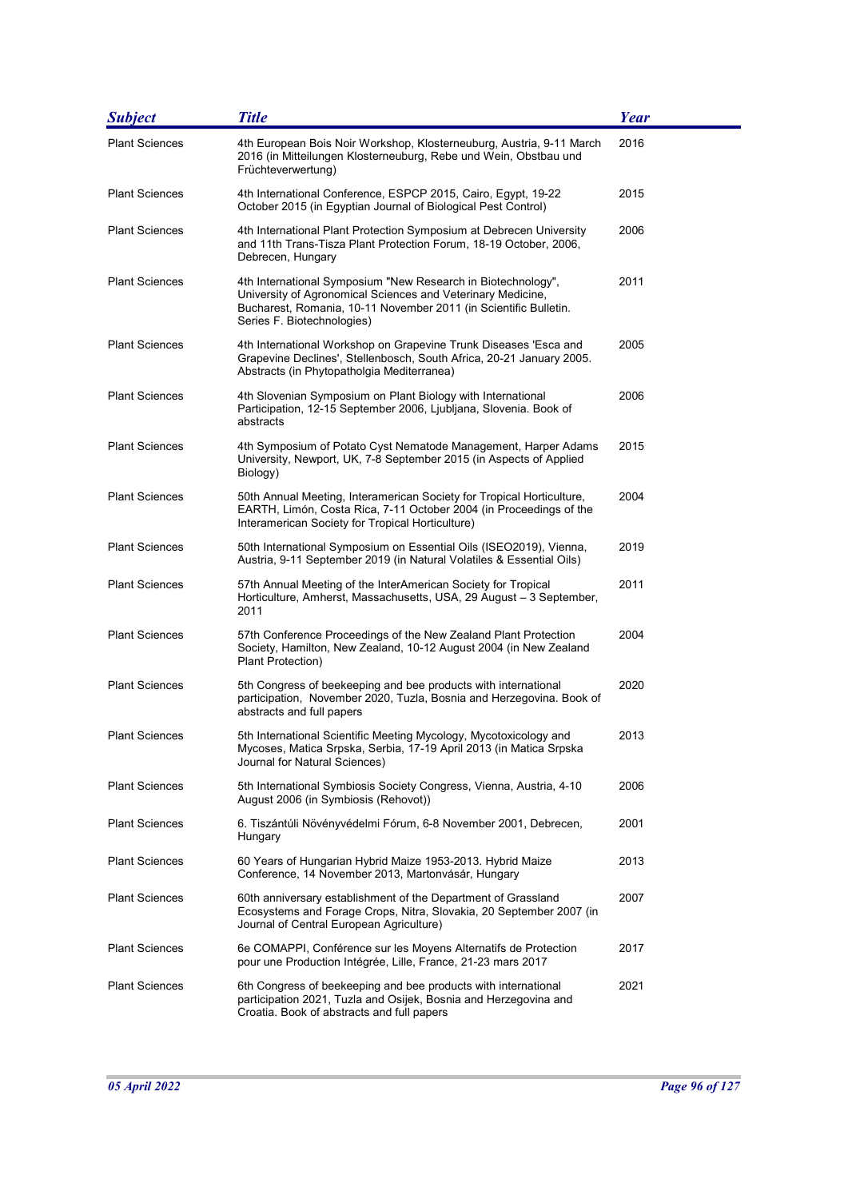| Subject | Title | Year |
| --- | --- | --- |
| Plant Sciences | 4th European Bois Noir Workshop, Klosterneuburg, Austria, 9-11 March 2016 (in Mitteilungen Klosterneuburg, Rebe und Wein, Obstbau und Früchteverwertung) | 2016 |
| Plant Sciences | 4th International Conference, ESPCP 2015, Cairo, Egypt, 19-22 October 2015 (in Egyptian Journal of Biological Pest Control) | 2015 |
| Plant Sciences | 4th International Plant Protection Symposium at Debrecen University and 11th Trans-Tisza Plant Protection Forum, 18-19 October, 2006, Debrecen, Hungary | 2006 |
| Plant Sciences | 4th International Symposium "New Research in Biotechnology", University of Agronomical Sciences and Veterinary Medicine, Bucharest, Romania, 10-11 November 2011 (in Scientific Bulletin. Series F. Biotechnologies) | 2011 |
| Plant Sciences | 4th International Workshop on Grapevine Trunk Diseases 'Esca and Grapevine Declines', Stellenbosch, South Africa, 20-21 January 2005. Abstracts (in Phytopatholgia Mediterranea) | 2005 |
| Plant Sciences | 4th Slovenian Symposium on Plant Biology with International Participation, 12-15 September 2006, Ljubljana, Slovenia. Book of abstracts | 2006 |
| Plant Sciences | 4th Symposium of Potato Cyst Nematode Management, Harper Adams University, Newport, UK, 7-8 September 2015 (in Aspects of Applied Biology) | 2015 |
| Plant Sciences | 50th Annual Meeting, Interamerican Society for Tropical Horticulture, EARTH, Limón, Costa Rica, 7-11 October 2004 (in Proceedings of the Interamerican Society for Tropical Horticulture) | 2004 |
| Plant Sciences | 50th International Symposium on Essential Oils (ISEO2019), Vienna, Austria, 9-11 September 2019 (in Natural Volatiles & Essential Oils) | 2019 |
| Plant Sciences | 57th Annual Meeting of the InterAmerican Society for Tropical Horticulture, Amherst, Massachusetts, USA, 29 August – 3 September, 2011 | 2011 |
| Plant Sciences | 57th Conference Proceedings of the New Zealand Plant Protection Society, Hamilton, New Zealand, 10-12 August 2004 (in New Zealand Plant Protection) | 2004 |
| Plant Sciences | 5th Congress of beekeeping and bee products with international participation, November 2020, Tuzla, Bosnia and Herzegovina. Book of abstracts and full papers | 2020 |
| Plant Sciences | 5th International Scientific Meeting Mycology, Mycotoxicology and Mycoses, Matica Srpska, Serbia, 17-19 April 2013 (in Matica Srpska Journal for Natural Sciences) | 2013 |
| Plant Sciences | 5th International Symbiosis Society Congress, Vienna, Austria, 4-10 August 2006 (in Symbiosis (Rehovot)) | 2006 |
| Plant Sciences | 6. Tiszántúli Növényvédelmi Fórum, 6-8 November 2001, Debrecen, Hungary | 2001 |
| Plant Sciences | 60 Years of Hungarian Hybrid Maize 1953-2013. Hybrid Maize Conference, 14 November 2013, Martonvásár, Hungary | 2013 |
| Plant Sciences | 60th anniversary establishment of the Department of Grassland Ecosystems and Forage Crops, Nitra, Slovakia, 20 September 2007 (in Journal of Central European Agriculture) | 2007 |
| Plant Sciences | 6e COMAPPI, Conférence sur les Moyens Alternatifs de Protection pour une Production Intégrée, Lille, France, 21-23 mars 2017 | 2017 |
| Plant Sciences | 6th Congress of beekeeping and bee products with international participation 2021, Tuzla and Osijek, Bosnia and Herzegovina and Croatia. Book of abstracts and full papers | 2021 |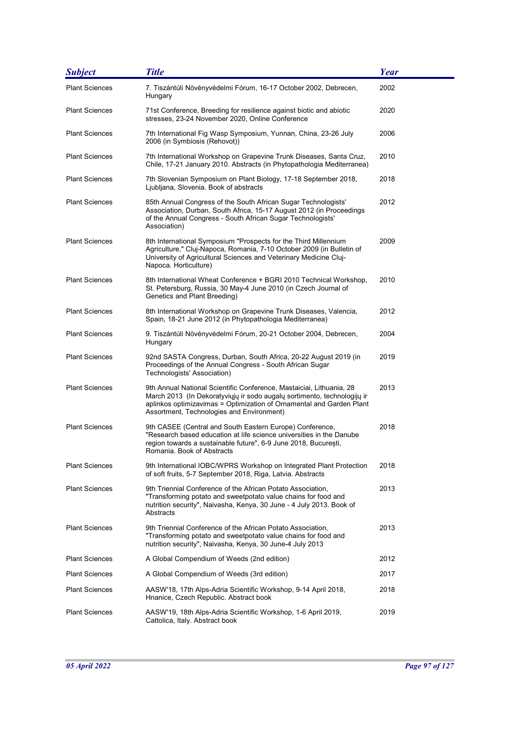| Subject | Title | Year |
| --- | --- | --- |
| Plant Sciences | 7. Tiszántúli Növényvédelmi Fórum, 16-17 October 2002, Debrecen, Hungary | 2002 |
| Plant Sciences | 71st Conference, Breeding for resilience against biotic and abiotic stresses, 23-24 November 2020, Online Conference | 2020 |
| Plant Sciences | 7th International Fig Wasp Symposium, Yunnan, China, 23-26 July 2006 (in Symbiosis (Rehovot)) | 2006 |
| Plant Sciences | 7th International Workshop on Grapevine Trunk Diseases, Santa Cruz, Chile, 17-21 January 2010. Abstracts (in Phytopathologia Mediterranea) | 2010 |
| Plant Sciences | 7th Slovenian Symposium on Plant Biology, 17-18 September 2018, Ljubljana, Slovenia. Book of abstracts | 2018 |
| Plant Sciences | 85th Annual Congress of the South African Sugar Technologists' Association, Durban, South Africa, 15-17 August 2012 (in Proceedings of the Annual Congress - South African Sugar Technologists' Association) | 2012 |
| Plant Sciences | 8th International Symposium "Prospects for the Third Millennium Agriculture," Cluj-Napoca, Romania, 7-10 October 2009 (in Bulletin of University of Agricultural Sciences and Veterinary Medicine Cluj-Napoca. Horticulture) | 2009 |
| Plant Sciences | 8th International Wheat Conference + BGRI 2010 Technical Workshop, St. Petersburg, Russia, 30 May-4 June 2010 (in Czech Journal of Genetics and Plant Breeding) | 2010 |
| Plant Sciences | 8th International Workshop on Grapevine Trunk Diseases, Valencia, Spain, 18-21 June 2012 (in Phytopathologia Mediterranea) | 2012 |
| Plant Sciences | 9. Tiszántúli Növényvédelmi Fórum, 20-21 October 2004, Debrecen, Hungary | 2004 |
| Plant Sciences | 92nd SASTA Congress, Durban, South Africa, 20-22 August 2019 (in Proceedings of the Annual Congress - South African Sugar Technologists' Association) | 2019 |
| Plant Sciences | 9th Annual National Scientific Conference, Mastaiciai, Lithuania, 28 March 2013 (In Dekoratyvių ir sodo augalų sortimento, technologijų ir aplinkos optimizavimas = Optimization of Ornamental and Garden Plant Assortment, Technologies and Environment) | 2013 |
| Plant Sciences | 9th CASEE (Central and South Eastern Europe) Conference, "Research based education at life science universities in the Danube region towards a sustainable future", 6-9 June 2018, București, Romania. Book of Abstracts | 2018 |
| Plant Sciences | 9th International IOBC/WPRS Workshop on Integrated Plant Protection of soft fruits, 5-7 September 2018, Riga, Latvia. Abstracts | 2018 |
| Plant Sciences | 9th Triennial Conference of the African Potato Association, "Transforming potato and sweetpotato value chains for food and nutrition security", Naivasha, Kenya, 30 June - 4 July 2013. Book of Abstracts | 2013 |
| Plant Sciences | 9th Triennial Conference of the African Potato Association, "Transforming potato and sweetpotato value chains for food and nutrition security", Naivasha, Kenya, 30 June-4 July 2013 | 2013 |
| Plant Sciences | A Global Compendium of Weeds (2nd edition) | 2012 |
| Plant Sciences | A Global Compendium of Weeds (3rd edition) | 2017 |
| Plant Sciences | AASW'18, 17th Alps-Adria Scientific Workshop, 9-14 April 2018, Hnanice, Czech Republic. Abstract book | 2018 |
| Plant Sciences | AASW'19, 18th Alps-Adria Scientific Workshop, 1-6 April 2019, Cattolica, Italy. Abstract book | 2019 |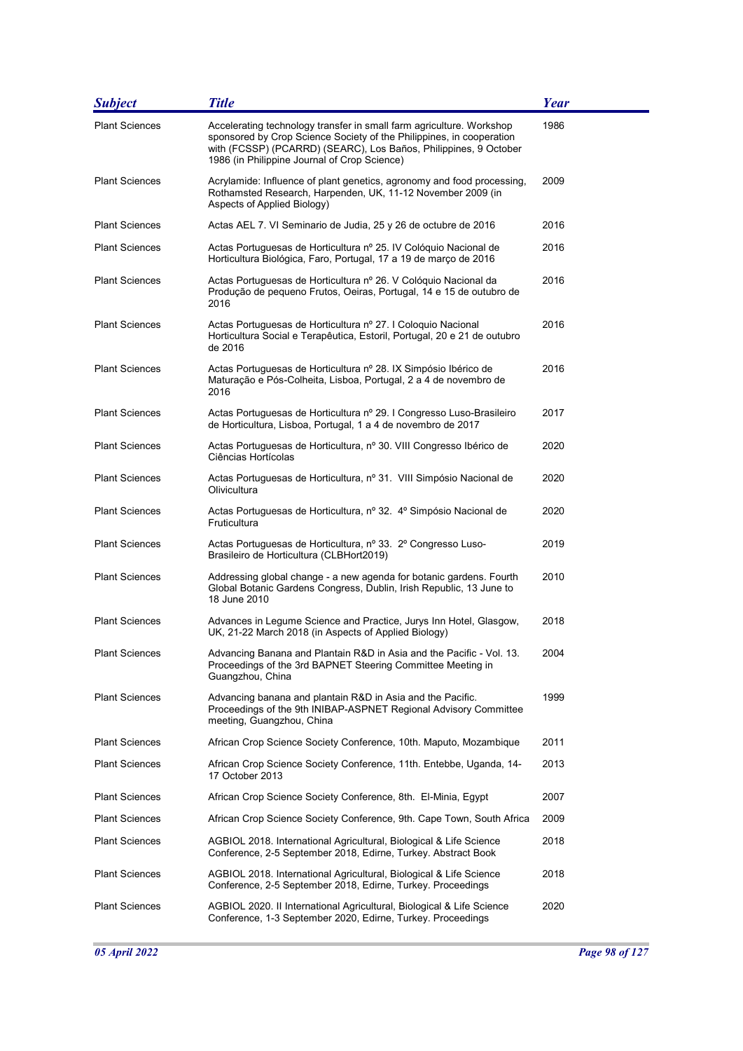| Subject | Title | Year |
|---|---|---|
| Plant Sciences | Accelerating technology transfer in small farm agriculture. Workshop sponsored by Crop Science Society of the Philippines, in cooperation with (FCSSP) (PCARRD) (SEARC), Los Baños, Philippines, 9 October 1986 (in Philippine Journal of Crop Science) | 1986 |
| Plant Sciences | Acrylamide: Influence of plant genetics, agronomy and food processing, Rothamsted Research, Harpenden, UK, 11-12 November 2009 (in Aspects of Applied Biology) | 2009 |
| Plant Sciences | Actas AEL 7. VI Seminario de Judia, 25 y 26 de octubre de 2016 | 2016 |
| Plant Sciences | Actas Portuguesas de Horticultura nº 25. IV Colóquio Nacional de Horticultura Biológica, Faro, Portugal, 17 a 19 de março de 2016 | 2016 |
| Plant Sciences | Actas Portuguesas de Horticultura nº 26. V Colóquio Nacional da Produção de pequeno Frutos, Oeiras, Portugal, 14 e 15 de outubro de 2016 | 2016 |
| Plant Sciences | Actas Portuguesas de Horticultura nº 27. I Coloquio Nacional Horticultura Social e Terapêutica, Estoril, Portugal, 20 e 21 de outubro de 2016 | 2016 |
| Plant Sciences | Actas Portuguesas de Horticultura nº 28. IX Simpósio Ibérico de Maturação e Pós-Colheita, Lisboa, Portugal, 2 a 4 de novembro de 2016 | 2016 |
| Plant Sciences | Actas Portuguesas de Horticultura nº 29. I Congresso Luso-Brasileiro de Horticultura, Lisboa, Portugal, 1 a 4 de novembro de 2017 | 2017 |
| Plant Sciences | Actas Portuguesas de Horticultura, nº 30. VIII Congresso Ibérico de Ciências Hortícolas | 2020 |
| Plant Sciences | Actas Portuguesas de Horticultura, nº 31. VIII Simpósio Nacional de Olivicultura | 2020 |
| Plant Sciences | Actas Portuguesas de Horticultura, nº 32. 4º Simpósio Nacional de Fruticultura | 2020 |
| Plant Sciences | Actas Portuguesas de Horticultura, nº 33. 2º Congresso Luso-Brasileiro de Horticultura (CLBHort2019) | 2019 |
| Plant Sciences | Addressing global change - a new agenda for botanic gardens. Fourth Global Botanic Gardens Congress, Dublin, Irish Republic, 13 June to 18 June 2010 | 2010 |
| Plant Sciences | Advances in Legume Science and Practice, Jurys Inn Hotel, Glasgow, UK, 21-22 March 2018 (in Aspects of Applied Biology) | 2018 |
| Plant Sciences | Advancing Banana and Plantain R&D in Asia and the Pacific - Vol. 13. Proceedings of the 3rd BAPNET Steering Committee Meeting in Guangzhou, China | 2004 |
| Plant Sciences | Advancing banana and plantain R&D in Asia and the Pacific. Proceedings of the 9th INIBAP-ASPNET Regional Advisory Committee meeting, Guangzhou, China | 1999 |
| Plant Sciences | African Crop Science Society Conference, 10th. Maputo, Mozambique | 2011 |
| Plant Sciences | African Crop Science Society Conference, 11th. Entebbe, Uganda, 14-17 October 2013 | 2013 |
| Plant Sciences | African Crop Science Society Conference, 8th. El-Minia, Egypt | 2007 |
| Plant Sciences | African Crop Science Society Conference, 9th. Cape Town, South Africa | 2009 |
| Plant Sciences | AGBIOL 2018. International Agricultural, Biological & Life Science Conference, 2-5 September 2018, Edirne, Turkey. Abstract Book | 2018 |
| Plant Sciences | AGBIOL 2018. International Agricultural, Biological & Life Science Conference, 2-5 September 2018, Edirne, Turkey. Proceedings | 2018 |
| Plant Sciences | AGBIOL 2020. II International Agricultural, Biological & Life Science Conference, 1-3 September 2020, Edirne, Turkey. Proceedings | 2020 |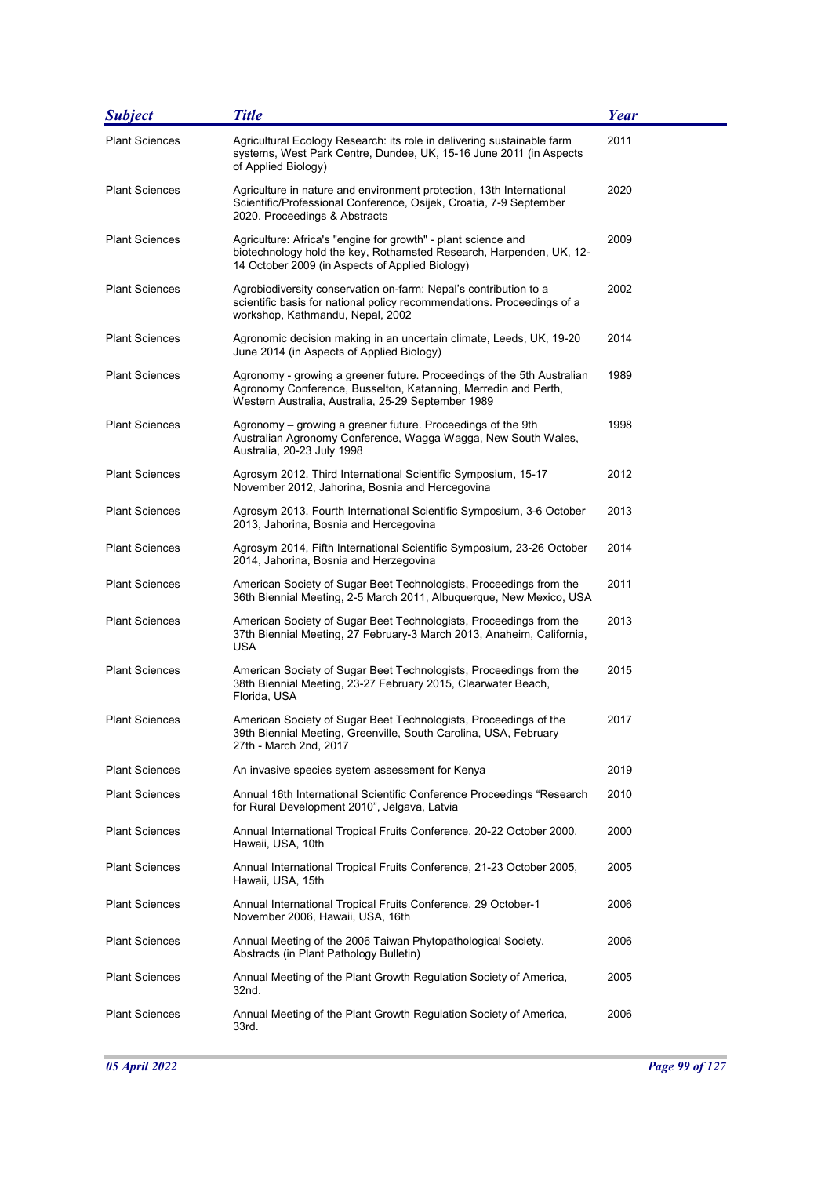| Subject | Title | Year |
| --- | --- | --- |
| Plant Sciences | Agricultural Ecology Research: its role in delivering sustainable farm systems, West Park Centre, Dundee, UK, 15-16 June 2011 (in Aspects of Applied Biology) | 2011 |
| Plant Sciences | Agriculture in nature and environment protection, 13th International Scientific/Professional Conference, Osijek, Croatia, 7-9 September 2020. Proceedings & Abstracts | 2020 |
| Plant Sciences | Agriculture: Africa's "engine for growth" - plant science and biotechnology hold the key, Rothamsted Research, Harpenden, UK, 12-14 October 2009 (in Aspects of Applied Biology) | 2009 |
| Plant Sciences | Agrobiodiversity conservation on-farm: Nepal's contribution to a scientific basis for national policy recommendations. Proceedings of a workshop, Kathmandu, Nepal, 2002 | 2002 |
| Plant Sciences | Agronomic decision making in an uncertain climate, Leeds, UK, 19-20 June 2014 (in Aspects of Applied Biology) | 2014 |
| Plant Sciences | Agronomy - growing a greener future. Proceedings of the 5th Australian Agronomy Conference, Busselton, Katanning, Merredin and Perth, Western Australia, Australia, 25-29 September 1989 | 1989 |
| Plant Sciences | Agronomy – growing a greener future. Proceedings of the 9th Australian Agronomy Conference, Wagga Wagga, New South Wales, Australia, 20-23 July 1998 | 1998 |
| Plant Sciences | Agrosym 2012. Third International Scientific Symposium, 15-17 November 2012, Jahorina, Bosnia and Hercegovina | 2012 |
| Plant Sciences | Agrosym 2013. Fourth International Scientific Symposium, 3-6 October 2013, Jahorina, Bosnia and Hercegovina | 2013 |
| Plant Sciences | Agrosym 2014, Fifth International Scientific Symposium, 23-26 October 2014, Jahorina, Bosnia and Herzegovina | 2014 |
| Plant Sciences | American Society of Sugar Beet Technologists, Proceedings from the 36th Biennial Meeting, 2-5 March 2011, Albuquerque, New Mexico, USA | 2011 |
| Plant Sciences | American Society of Sugar Beet Technologists, Proceedings from the 37th Biennial Meeting, 27 February-3 March 2013, Anaheim, California, USA | 2013 |
| Plant Sciences | American Society of Sugar Beet Technologists, Proceedings from the 38th Biennial Meeting, 23-27 February 2015, Clearwater Beach, Florida, USA | 2015 |
| Plant Sciences | American Society of Sugar Beet Technologists, Proceedings of the 39th Biennial Meeting, Greenville, South Carolina, USA, February 27th - March 2nd, 2017 | 2017 |
| Plant Sciences | An invasive species system assessment for Kenya | 2019 |
| Plant Sciences | Annual 16th International Scientific Conference Proceedings "Research for Rural Development 2010", Jelgava, Latvia | 2010 |
| Plant Sciences | Annual International Tropical Fruits Conference, 20-22 October 2000, Hawaii, USA, 10th | 2000 |
| Plant Sciences | Annual International Tropical Fruits Conference, 21-23 October 2005, Hawaii, USA, 15th | 2005 |
| Plant Sciences | Annual International Tropical Fruits Conference, 29 October-1 November 2006, Hawaii, USA, 16th | 2006 |
| Plant Sciences | Annual Meeting of the 2006 Taiwan Phytopathological Society. Abstracts (in Plant Pathology Bulletin) | 2006 |
| Plant Sciences | Annual Meeting of the Plant Growth Regulation Society of America, 32nd. | 2005 |
| Plant Sciences | Annual Meeting of the Plant Growth Regulation Society of America, 33rd. | 2006 |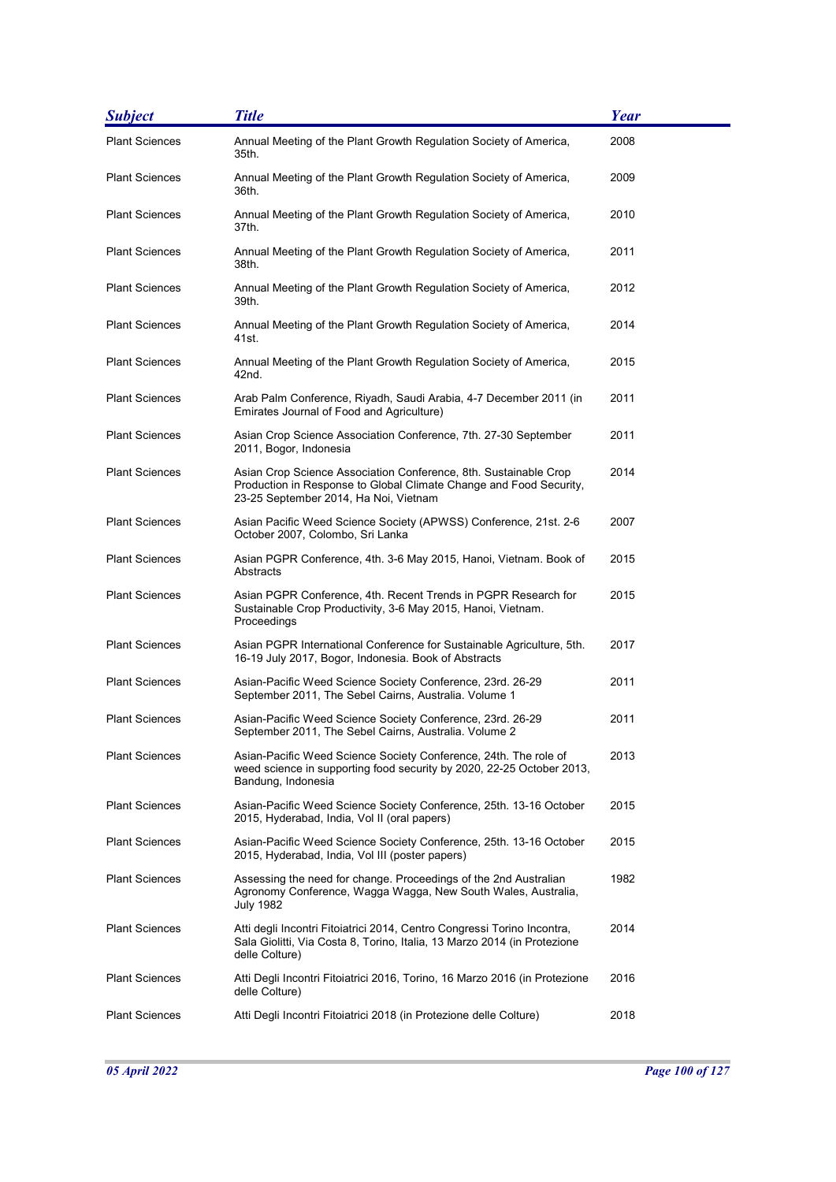| Subject | Title | Year |
| --- | --- | --- |
| Plant Sciences | Annual Meeting of the Plant Growth Regulation Society of America, 35th. | 2008 |
| Plant Sciences | Annual Meeting of the Plant Growth Regulation Society of America, 36th. | 2009 |
| Plant Sciences | Annual Meeting of the Plant Growth Regulation Society of America, 37th. | 2010 |
| Plant Sciences | Annual Meeting of the Plant Growth Regulation Society of America, 38th. | 2011 |
| Plant Sciences | Annual Meeting of the Plant Growth Regulation Society of America, 39th. | 2012 |
| Plant Sciences | Annual Meeting of the Plant Growth Regulation Society of America, 41st. | 2014 |
| Plant Sciences | Annual Meeting of the Plant Growth Regulation Society of America, 42nd. | 2015 |
| Plant Sciences | Arab Palm Conference, Riyadh, Saudi Arabia, 4-7 December 2011 (in Emirates Journal of Food and Agriculture) | 2011 |
| Plant Sciences | Asian Crop Science Association Conference, 7th. 27-30 September 2011, Bogor, Indonesia | 2011 |
| Plant Sciences | Asian Crop Science Association Conference, 8th. Sustainable Crop Production in Response to Global Climate Change and Food Security, 23-25 September 2014, Ha Noi, Vietnam | 2014 |
| Plant Sciences | Asian Pacific Weed Science Society (APWSS) Conference, 21st. 2-6 October 2007, Colombo, Sri Lanka | 2007 |
| Plant Sciences | Asian PGPR Conference, 4th. 3-6 May 2015, Hanoi, Vietnam. Book of Abstracts | 2015 |
| Plant Sciences | Asian PGPR Conference, 4th. Recent Trends in PGPR Research for Sustainable Crop Productivity, 3-6 May 2015, Hanoi, Vietnam. Proceedings | 2015 |
| Plant Sciences | Asian PGPR International Conference for Sustainable Agriculture, 5th. 16-19 July 2017, Bogor, Indonesia. Book of Abstracts | 2017 |
| Plant Sciences | Asian-Pacific Weed Science Society Conference, 23rd. 26-29 September 2011, The Sebel Cairns, Australia. Volume 1 | 2011 |
| Plant Sciences | Asian-Pacific Weed Science Society Conference, 23rd. 26-29 September 2011, The Sebel Cairns, Australia. Volume 2 | 2011 |
| Plant Sciences | Asian-Pacific Weed Science Society Conference, 24th. The role of weed science in supporting food security by 2020, 22-25 October 2013, Bandung, Indonesia | 2013 |
| Plant Sciences | Asian-Pacific Weed Science Society Conference, 25th. 13-16 October 2015, Hyderabad, India, Vol II (oral papers) | 2015 |
| Plant Sciences | Asian-Pacific Weed Science Society Conference, 25th. 13-16 October 2015, Hyderabad, India, Vol III (poster papers) | 2015 |
| Plant Sciences | Assessing the need for change. Proceedings of the 2nd Australian Agronomy Conference, Wagga Wagga, New South Wales, Australia, July 1982 | 1982 |
| Plant Sciences | Atti degli Incontri Fitoiatrici 2014, Centro Congressi Torino Incontra, Sala Giolitti, Via Costa 8, Torino, Italia, 13 Marzo 2014 (in Protezione delle Colture) | 2014 |
| Plant Sciences | Atti Degli Incontri Fitoiatrici 2016, Torino, 16 Marzo 2016 (in Protezione delle Colture) | 2016 |
| Plant Sciences | Atti Degli Incontri Fitoiatrici 2018 (in Protezione delle Colture) | 2018 |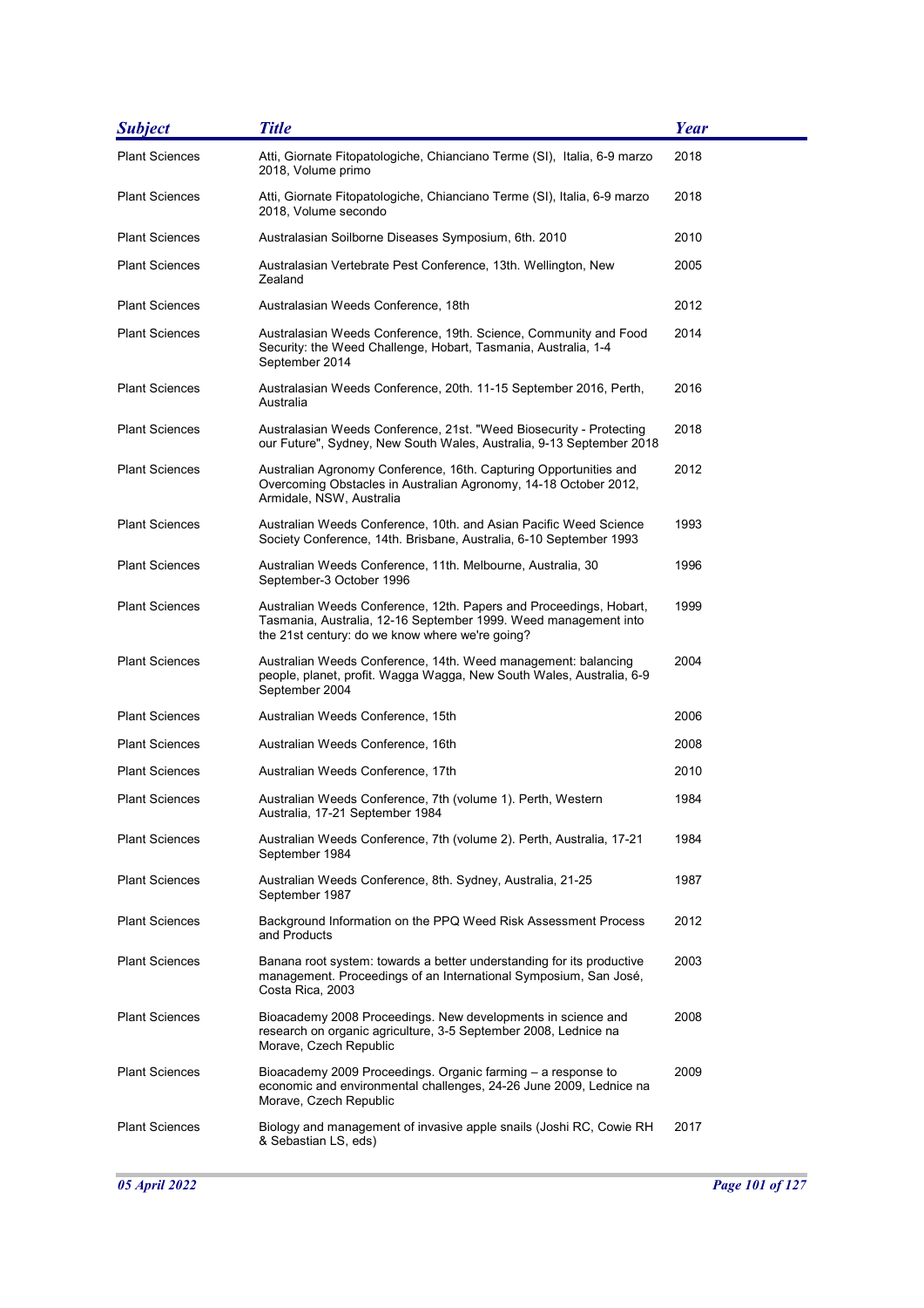| Subject | Title | Year |
|---|---|---|
| Plant Sciences | Atti, Giornate Fitopatologiche, Chianciano Terme (SI), Italia, 6-9 marzo 2018, Volume primo | 2018 |
| Plant Sciences | Atti, Giornate Fitopatologiche, Chianciano Terme (SI), Italia, 6-9 marzo 2018, Volume secondo | 2018 |
| Plant Sciences | Australasian Soilborne Diseases Symposium, 6th. 2010 | 2010 |
| Plant Sciences | Australasian Vertebrate Pest Conference, 13th. Wellington, New Zealand | 2005 |
| Plant Sciences | Australasian Weeds Conference, 18th | 2012 |
| Plant Sciences | Australasian Weeds Conference, 19th. Science, Community and Food Security: the Weed Challenge, Hobart, Tasmania, Australia, 1-4 September 2014 | 2014 |
| Plant Sciences | Australasian Weeds Conference, 20th. 11-15 September 2016, Perth, Australia | 2016 |
| Plant Sciences | Australasian Weeds Conference, 21st. "Weed Biosecurity - Protecting our Future", Sydney, New South Wales, Australia, 9-13 September 2018 | 2018 |
| Plant Sciences | Australian Agronomy Conference, 16th. Capturing Opportunities and Overcoming Obstacles in Australian Agronomy, 14-18 October 2012, Armidale, NSW, Australia | 2012 |
| Plant Sciences | Australian Weeds Conference, 10th. and Asian Pacific Weed Science Society Conference, 14th. Brisbane, Australia, 6-10 September 1993 | 1993 |
| Plant Sciences | Australian Weeds Conference, 11th. Melbourne, Australia, 30 September-3 October 1996 | 1996 |
| Plant Sciences | Australian Weeds Conference, 12th. Papers and Proceedings, Hobart, Tasmania, Australia, 12-16 September 1999. Weed management into the 21st century: do we know where we're going? | 1999 |
| Plant Sciences | Australian Weeds Conference, 14th. Weed management: balancing people, planet, profit. Wagga Wagga, New South Wales, Australia, 6-9 September 2004 | 2004 |
| Plant Sciences | Australian Weeds Conference, 15th | 2006 |
| Plant Sciences | Australian Weeds Conference, 16th | 2008 |
| Plant Sciences | Australian Weeds Conference, 17th | 2010 |
| Plant Sciences | Australian Weeds Conference, 7th (volume 1). Perth, Western Australia, 17-21 September 1984 | 1984 |
| Plant Sciences | Australian Weeds Conference, 7th (volume 2). Perth, Australia, 17-21 September 1984 | 1984 |
| Plant Sciences | Australian Weeds Conference, 8th. Sydney, Australia, 21-25 September 1987 | 1987 |
| Plant Sciences | Background Information on the PPQ Weed Risk Assessment Process and Products | 2012 |
| Plant Sciences | Banana root system: towards a better understanding for its productive management. Proceedings of an International Symposium, San José, Costa Rica, 2003 | 2003 |
| Plant Sciences | Bioacademy 2008 Proceedings. New developments in science and research on organic agriculture, 3-5 September 2008, Lednice na Morave, Czech Republic | 2008 |
| Plant Sciences | Bioacademy 2009 Proceedings. Organic farming – a response to economic and environmental challenges, 24-26 June 2009, Lednice na Morave, Czech Republic | 2009 |
| Plant Sciences | Biology and management of invasive apple snails (Joshi RC, Cowie RH & Sebastian LS, eds) | 2017 |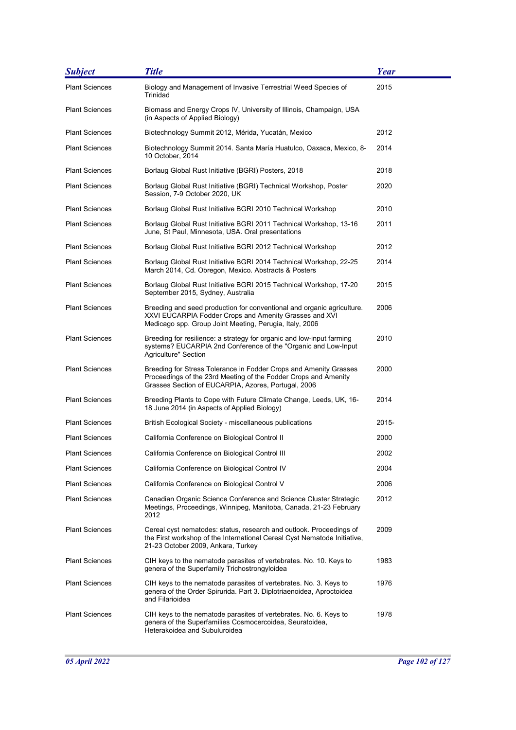| Subject | Title | Year |
|---|---|---|
| Plant Sciences | Biology and Management of Invasive Terrestrial Weed Species of Trinidad | 2015 |
| Plant Sciences | Biomass and Energy Crops IV, University of Illinois, Champaign, USA (in Aspects of Applied Biology) | |
| Plant Sciences | Biotechnology Summit 2012, Mérida, Yucatán, Mexico | 2012 |
| Plant Sciences | Biotechnology Summit 2014. Santa María Huatulco, Oaxaca, Mexico, 8-10 October, 2014 | 2014 |
| Plant Sciences | Borlaug Global Rust Initiative (BGRI) Posters, 2018 | 2018 |
| Plant Sciences | Borlaug Global Rust Initiative (BGRI) Technical Workshop, Poster Session, 7-9 October 2020, UK | 2020 |
| Plant Sciences | Borlaug Global Rust Initiative BGRI 2010 Technical Workshop | 2010 |
| Plant Sciences | Borlaug Global Rust Initiative BGRI 2011 Technical Workshop, 13-16 June, St Paul, Minnesota, USA. Oral presentations | 2011 |
| Plant Sciences | Borlaug Global Rust Initiative BGRI 2012 Technical Workshop | 2012 |
| Plant Sciences | Borlaug Global Rust Initiative BGRI 2014 Technical Workshop, 22-25 March 2014, Cd. Obregon, Mexico. Abstracts & Posters | 2014 |
| Plant Sciences | Borlaug Global Rust Initiative BGRI 2015 Technical Workshop, 17-20 September 2015, Sydney, Australia | 2015 |
| Plant Sciences | Breeding and seed production for conventional and organic agriculture. XXVI EUCARPIA Fodder Crops and Amenity Grasses and XVI Medicago spp. Group Joint Meeting, Perugia, Italy, 2006 | 2006 |
| Plant Sciences | Breeding for resilience: a strategy for organic and low-input farming systems? EUCARPIA 2nd Conference of the "Organic and Low-Input Agriculture" Section | 2010 |
| Plant Sciences | Breeding for Stress Tolerance in Fodder Crops and Amenity Grasses Proceedings of the 23rd Meeting of the Fodder Crops and Amenity Grasses Section of EUCARPIA, Azores, Portugal, 2006 | 2000 |
| Plant Sciences | Breeding Plants to Cope with Future Climate Change, Leeds, UK, 16-18 June 2014 (in Aspects of Applied Biology) | 2014 |
| Plant Sciences | British Ecological Society - miscellaneous publications | 2015- |
| Plant Sciences | California Conference on Biological Control II | 2000 |
| Plant Sciences | California Conference on Biological Control III | 2002 |
| Plant Sciences | California Conference on Biological Control IV | 2004 |
| Plant Sciences | California Conference on Biological Control V | 2006 |
| Plant Sciences | Canadian Organic Science Conference and Science Cluster Strategic Meetings, Proceedings, Winnipeg, Manitoba, Canada, 21-23 February 2012 | 2012 |
| Plant Sciences | Cereal cyst nematodes: status, research and outlook. Proceedings of the First workshop of the International Cereal Cyst Nematode Initiative, 21-23 October 2009, Ankara, Turkey | 2009 |
| Plant Sciences | CIH keys to the nematode parasites of vertebrates. No. 10. Keys to genera of the Superfamily Trichostrongyloidea | 1983 |
| Plant Sciences | CIH keys to the nematode parasites of vertebrates. No. 3. Keys to genera of the Order Spirurida. Part 3. Diplotriaenoidea, Aproctoidea and Filarioidea | 1976 |
| Plant Sciences | CIH keys to the nematode parasites of vertebrates. No. 6. Keys to genera of the Superfamilies Cosmocercoidea, Seuratoidea, Heterakoidea and Subuluroidea | 1978 |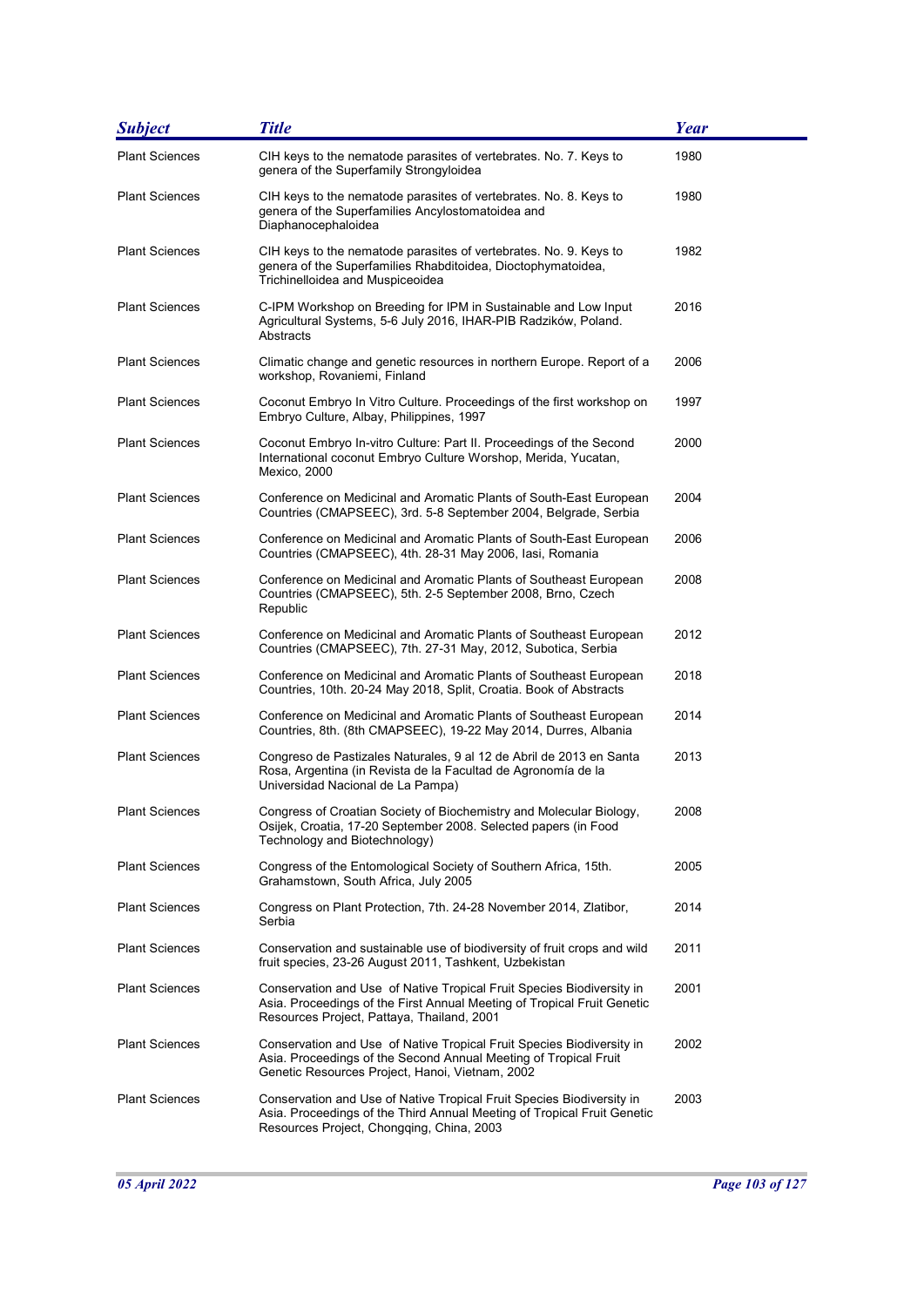| Subject | Title | Year |
|---|---|---|
| Plant Sciences | CIH keys to the nematode parasites of vertebrates. No. 7. Keys to genera of the Superfamily Strongyloidea | 1980 |
| Plant Sciences | CIH keys to the nematode parasites of vertebrates. No. 8. Keys to genera of the Superfamilies Ancylostomatoidea and Diaphanocephaloidea | 1980 |
| Plant Sciences | CIH keys to the nematode parasites of vertebrates. No. 9. Keys to genera of the Superfamilies Rhabditoidea, Dioctophymatoidea, Trichinelloidea and Muspiceoidea | 1982 |
| Plant Sciences | C-IPM Workshop on Breeding for IPM in Sustainable and Low Input Agricultural Systems, 5-6 July 2016, IHAR-PIB Radzików, Poland. Abstracts | 2016 |
| Plant Sciences | Climatic change and genetic resources in northern Europe. Report of a workshop, Rovaniemi, Finland | 2006 |
| Plant Sciences | Coconut Embryo In Vitro Culture. Proceedings of the first workshop on Embryo Culture, Albay, Philippines, 1997 | 1997 |
| Plant Sciences | Coconut Embryo In-vitro Culture: Part II. Proceedings of the Second International coconut Embryo Culture Worshop, Merida, Yucatan, Mexico, 2000 | 2000 |
| Plant Sciences | Conference on Medicinal and Aromatic Plants of South-East European Countries (CMAPSEEC), 3rd. 5-8 September 2004, Belgrade, Serbia | 2004 |
| Plant Sciences | Conference on Medicinal and Aromatic Plants of South-East European Countries (CMAPSEEC), 4th. 28-31 May 2006, Iasi, Romania | 2006 |
| Plant Sciences | Conference on Medicinal and Aromatic Plants of Southeast European Countries (CMAPSEEC), 5th. 2-5 September 2008, Brno, Czech Republic | 2008 |
| Plant Sciences | Conference on Medicinal and Aromatic Plants of Southeast European Countries (CMAPSEEC), 7th. 27-31 May, 2012, Subotica, Serbia | 2012 |
| Plant Sciences | Conference on Medicinal and Aromatic Plants of Southeast European Countries, 10th. 20-24 May 2018, Split, Croatia. Book of Abstracts | 2018 |
| Plant Sciences | Conference on Medicinal and Aromatic Plants of Southeast European Countries, 8th. (8th CMAPSEEC), 19-22 May 2014, Durres, Albania | 2014 |
| Plant Sciences | Congreso de Pastizales Naturales, 9 al 12 de Abril de 2013 en Santa Rosa, Argentina (in Revista de la Facultad de Agronomía de la Universidad Nacional de La Pampa) | 2013 |
| Plant Sciences | Congress of Croatian Society of Biochemistry and Molecular Biology, Osijek, Croatia, 17-20 September 2008. Selected papers (in Food Technology and Biotechnology) | 2008 |
| Plant Sciences | Congress of the Entomological Society of Southern Africa, 15th. Grahamstown, South Africa, July 2005 | 2005 |
| Plant Sciences | Congress on Plant Protection, 7th. 24-28 November 2014, Zlatibor, Serbia | 2014 |
| Plant Sciences | Conservation and sustainable use of biodiversity of fruit crops and wild fruit species, 23-26 August 2011, Tashkent, Uzbekistan | 2011 |
| Plant Sciences | Conservation and Use of Native Tropical Fruit Species Biodiversity in Asia. Proceedings of the First Annual Meeting of Tropical Fruit Genetic Resources Project, Pattaya, Thailand, 2001 | 2001 |
| Plant Sciences | Conservation and Use of Native Tropical Fruit Species Biodiversity in Asia. Proceedings of the Second Annual Meeting of Tropical Fruit Genetic Resources Project, Hanoi, Vietnam, 2002 | 2002 |
| Plant Sciences | Conservation and Use of Native Tropical Fruit Species Biodiversity in Asia. Proceedings of the Third Annual Meeting of Tropical Fruit Genetic Resources Project, Chongqing, China, 2003 | 2003 |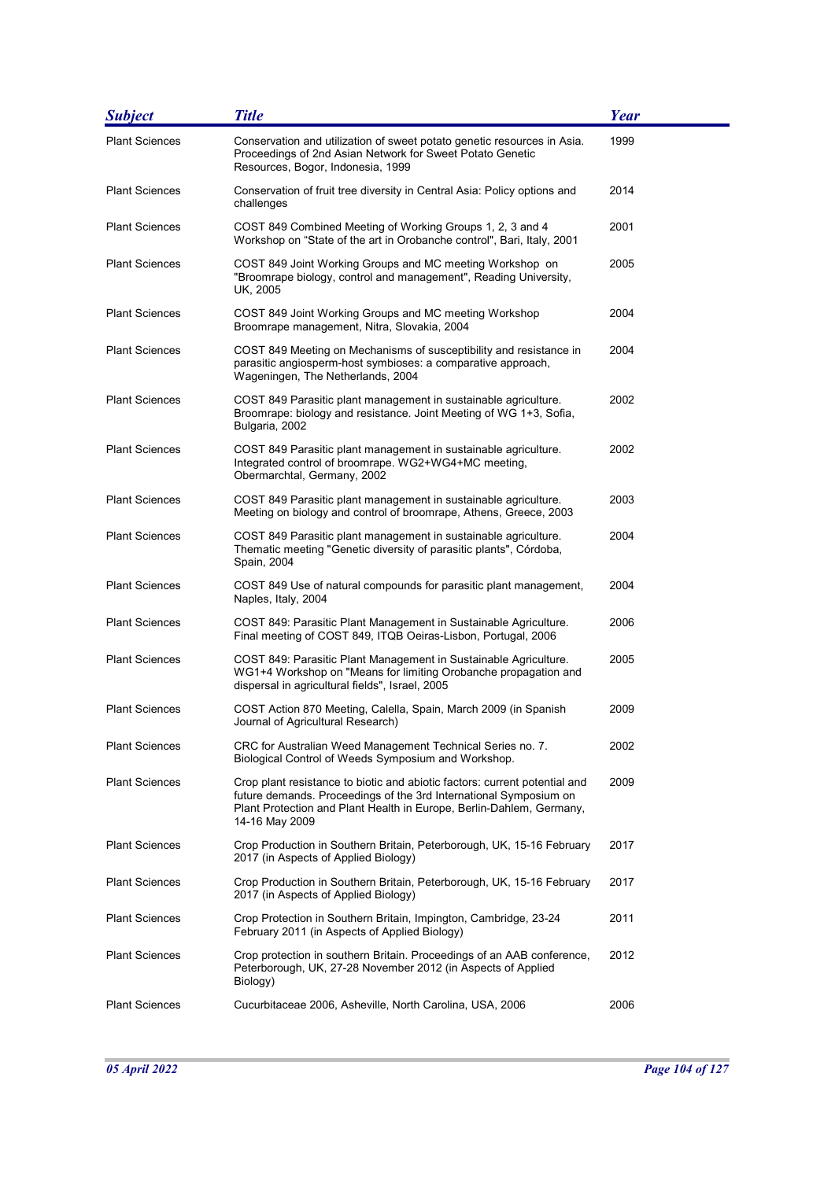| Subject | Title | Year |
| --- | --- | --- |
| Plant Sciences | Conservation and utilization of sweet potato genetic resources in Asia. Proceedings of 2nd Asian Network for Sweet Potato Genetic Resources, Bogor, Indonesia, 1999 | 1999 |
| Plant Sciences | Conservation of fruit tree diversity in Central Asia: Policy options and challenges | 2014 |
| Plant Sciences | COST 849 Combined Meeting of Working Groups 1, 2, 3 and 4 Workshop on “State of the art in Orobanche control", Bari, Italy, 2001 | 2001 |
| Plant Sciences | COST 849 Joint Working Groups and MC meeting Workshop on "Broomrape biology, control and management", Reading University, UK, 2005 | 2005 |
| Plant Sciences | COST 849 Joint Working Groups and MC meeting Workshop Broomrape management, Nitra, Slovakia, 2004 | 2004 |
| Plant Sciences | COST 849 Meeting on Mechanisms of susceptibility and resistance in parasitic angiosperm-host symbioses: a comparative approach, Wageningen, The Netherlands, 2004 | 2004 |
| Plant Sciences | COST 849 Parasitic plant management in sustainable agriculture. Broomrape: biology and resistance. Joint Meeting of WG 1+3, Sofia, Bulgaria, 2002 | 2002 |
| Plant Sciences | COST 849 Parasitic plant management in sustainable agriculture. Integrated control of broomrape. WG2+WG4+MC meeting, Obermarchtal, Germany, 2002 | 2002 |
| Plant Sciences | COST 849 Parasitic plant management in sustainable agriculture. Meeting on biology and control of broomrape, Athens, Greece, 2003 | 2003 |
| Plant Sciences | COST 849 Parasitic plant management in sustainable agriculture. Thematic meeting "Genetic diversity of parasitic plants", Córdoba, Spain, 2004 | 2004 |
| Plant Sciences | COST 849 Use of natural compounds for parasitic plant management, Naples, Italy, 2004 | 2004 |
| Plant Sciences | COST 849: Parasitic Plant Management in Sustainable Agriculture. Final meeting of COST 849, ITQB Oeiras-Lisbon, Portugal, 2006 | 2006 |
| Plant Sciences | COST 849: Parasitic Plant Management in Sustainable Agriculture. WG1+4 Workshop on "Means for limiting Orobanche propagation and dispersal in agricultural fields", Israel, 2005 | 2005 |
| Plant Sciences | COST Action 870 Meeting, Calella, Spain, March 2009 (in Spanish Journal of Agricultural Research) | 2009 |
| Plant Sciences | CRC for Australian Weed Management Technical Series no. 7. Biological Control of Weeds Symposium and Workshop. | 2002 |
| Plant Sciences | Crop plant resistance to biotic and abiotic factors: current potential and future demands. Proceedings of the 3rd International Symposium on Plant Protection and Plant Health in Europe, Berlin-Dahlem, Germany, 14-16 May 2009 | 2009 |
| Plant Sciences | Crop Production in Southern Britain, Peterborough, UK, 15-16 February 2017 (in Aspects of Applied Biology) | 2017 |
| Plant Sciences | Crop Production in Southern Britain, Peterborough, UK, 15-16 February 2017 (in Aspects of Applied Biology) | 2017 |
| Plant Sciences | Crop Protection in Southern Britain, Impington, Cambridge, 23-24 February 2011 (in Aspects of Applied Biology) | 2011 |
| Plant Sciences | Crop protection in southern Britain. Proceedings of an AAB conference, Peterborough, UK, 27-28 November 2012 (in Aspects of Applied Biology) | 2012 |
| Plant Sciences | Cucurbitaceae 2006, Asheville, North Carolina, USA, 2006 | 2006 |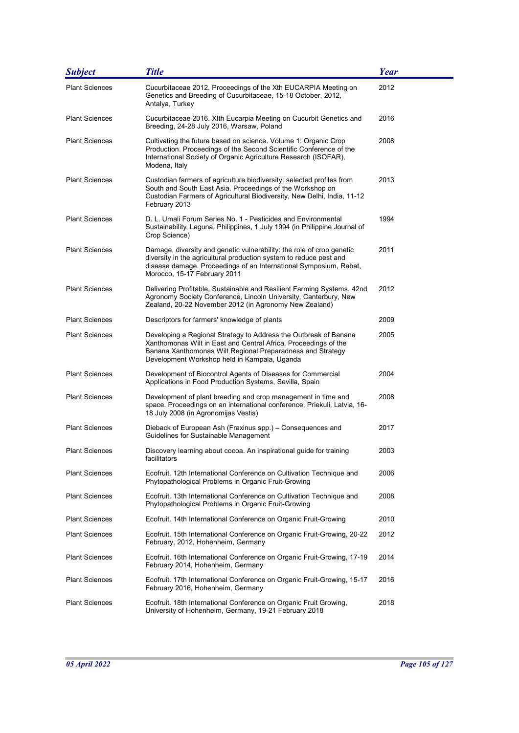| Subject | Title | Year |
| --- | --- | --- |
| Plant Sciences | Cucurbitaceae 2012. Proceedings of the Xth EUCARPIA Meeting on Genetics and Breeding of Cucurbitaceae, 15-18 October, 2012, Antalya, Turkey | 2012 |
| Plant Sciences | Cucurbitaceae 2016. XIth Eucarpia Meeting on Cucurbit Genetics and Breeding, 24-28 July 2016, Warsaw, Poland | 2016 |
| Plant Sciences | Cultivating the future based on science. Volume 1: Organic Crop Production. Proceedings of the Second Scientific Conference of the International Society of Organic Agriculture Research (ISOFAR), Modena, Italy | 2008 |
| Plant Sciences | Custodian farmers of agriculture biodiversity: selected profiles from South and South East Asia. Proceedings of the Workshop on Custodian Farmers of Agricultural Biodiversity, New Delhi, India, 11-12 February 2013 | 2013 |
| Plant Sciences | D. L. Umali Forum Series No. 1 - Pesticides and Environmental Sustainability, Laguna, Philippines, 1 July 1994 (in Philippine Journal of Crop Science) | 1994 |
| Plant Sciences | Damage, diversity and genetic vulnerability: the role of crop genetic diversity in the agricultural production system to reduce pest and disease damage. Proceedings of an International Symposium, Rabat, Morocco, 15-17 February 2011 | 2011 |
| Plant Sciences | Delivering Profitable, Sustainable and Resilient Farming Systems. 42nd Agronomy Society Conference, Lincoln University, Canterbury, New Zealand, 20-22 November 2012 (in Agronomy New Zealand) | 2012 |
| Plant Sciences | Descriptors for farmers' knowledge of plants | 2009 |
| Plant Sciences | Developing a Regional Strategy to Address the Outbreak of Banana Xanthomonas Wilt in East and Central Africa. Proceedings of the Banana Xanthomonas Wilt Regional Preparadness and Strategy Development Workshop held in Kampala, Uganda | 2005 |
| Plant Sciences | Development of Biocontrol Agents of Diseases for Commercial Applications in Food Production Systems, Sevilla, Spain | 2004 |
| Plant Sciences | Development of plant breeding and crop management in time and space. Proceedings on an international conference, Priekuli, Latvia, 16-18 July 2008 (in Agronomijas Vestis) | 2008 |
| Plant Sciences | Dieback of European Ash (Fraxinus spp.) – Consequences and Guidelines for Sustainable Management | 2017 |
| Plant Sciences | Discovery learning about cocoa. An inspirational guide for training facilitators | 2003 |
| Plant Sciences | Ecofruit. 12th International Conference on Cultivation Technique and Phytopathological Problems in Organic Fruit-Growing | 2006 |
| Plant Sciences | Ecofruit. 13th International Conference on Cultivation Technique and Phytopathological Problems in Organic Fruit-Growing | 2008 |
| Plant Sciences | Ecofruit. 14th International Conference on Organic Fruit-Growing | 2010 |
| Plant Sciences | Ecofruit. 15th International Conference on Organic Fruit-Growing, 20-22 February, 2012, Hohenheim, Germany | 2012 |
| Plant Sciences | Ecofruit. 16th International Conference on Organic Fruit-Growing, 17-19 February 2014, Hohenheim, Germany | 2014 |
| Plant Sciences | Ecofruit. 17th International Conference on Organic Fruit-Growing, 15-17 February 2016, Hohenheim, Germany | 2016 |
| Plant Sciences | Ecofruit. 18th International Conference on Organic Fruit Growing, University of Hohenheim, Germany, 19-21 February 2018 | 2018 |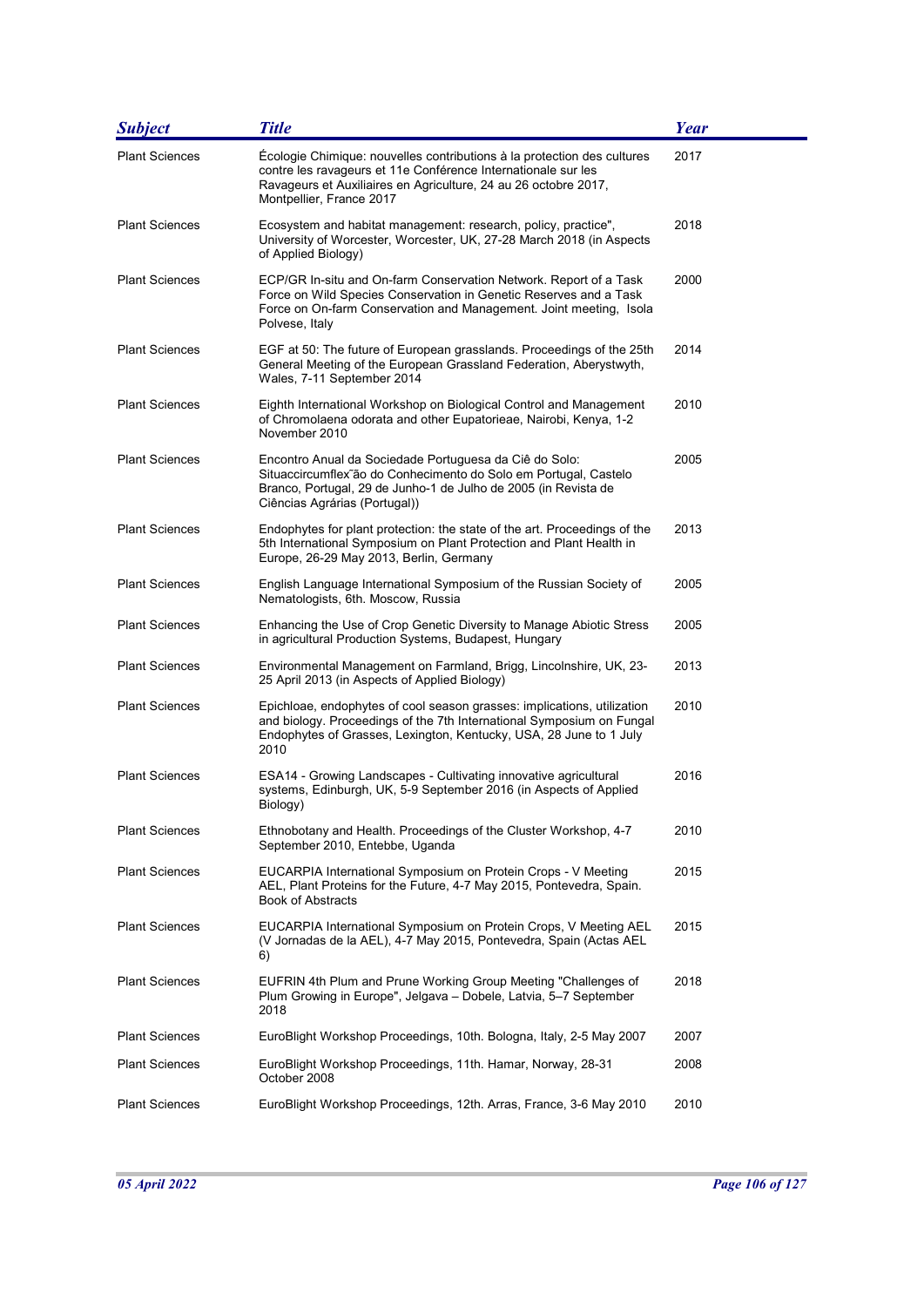| *Subject* | *Title* | *Year* |
|---|---|---|
| Plant Sciences | Écologie Chimique: nouvelles contributions à la protection des cultures contre les ravageurs et 11e Conférence Internationale sur les Ravageurs et Auxiliaires en Agriculture, 24 au 26 octobre 2017, Montpellier, France 2017 | 2017 |
| Plant Sciences | Ecosystem and habitat management: research, policy, practice", University of Worcester, Worcester, UK, 27-28 March 2018 (in Aspects of Applied Biology) | 2018 |
| Plant Sciences | ECP/GR In-situ and On-farm Conservation Network. Report of a Task Force on Wild Species Conservation in Genetic Reserves and a Task Force on On-farm Conservation and Management. Joint meeting, Isola Polvese, Italy | 2000 |
| Plant Sciences | EGF at 50: The future of European grasslands. Proceedings of the 25th General Meeting of the European Grassland Federation, Aberystwyth, Wales, 7-11 September 2014 | 2014 |
| Plant Sciences | Eighth International Workshop on Biological Control and Management of Chromolaena odorata and other Eupatorieae, Nairobi, Kenya, 1-2 November 2010 | 2010 |
| Plant Sciences | Encontro Anual da Sociedade Portuguesa da Ciê do Solo: Situaccircumflex˜ão do Conhecimento do Solo em Portugal, Castelo Branco, Portugal, 29 de Junho-1 de Julho de 2005 (in Revista de Ciências Agrárias (Portugal)) | 2005 |
| Plant Sciences | Endophytes for plant protection: the state of the art. Proceedings of the 5th International Symposium on Plant Protection and Plant Health in Europe, 26-29 May 2013, Berlin, Germany | 2013 |
| Plant Sciences | English Language International Symposium of the Russian Society of Nematologists, 6th. Moscow, Russia | 2005 |
| Plant Sciences | Enhancing the Use of Crop Genetic Diversity to Manage Abiotic Stress in agricultural Production Systems, Budapest, Hungary | 2005 |
| Plant Sciences | Environmental Management on Farmland, Brigg, Lincolnshire, UK, 23-25 April 2013 (in Aspects of Applied Biology) | 2013 |
| Plant Sciences | Epichloae, endophytes of cool season grasses: implications, utilization and biology. Proceedings of the 7th International Symposium on Fungal Endophytes of Grasses, Lexington, Kentucky, USA, 28 June to 1 July 2010 | 2010 |
| Plant Sciences | ESA14 - Growing Landscapes - Cultivating innovative agricultural systems, Edinburgh, UK, 5-9 September 2016 (in Aspects of Applied Biology) | 2016 |
| Plant Sciences | Ethnobotany and Health. Proceedings of the Cluster Workshop, 4-7 September 2010, Entebbe, Uganda | 2010 |
| Plant Sciences | EUCARPIA International Symposium on Protein Crops - V Meeting AEL, Plant Proteins for the Future, 4-7 May 2015, Pontevedra, Spain. Book of Abstracts | 2015 |
| Plant Sciences | EUCARPIA International Symposium on Protein Crops, V Meeting AEL (V Jornadas de la AEL), 4-7 May 2015, Pontevedra, Spain (Actas AEL 6) | 2015 |
| Plant Sciences | EUFRIN 4th Plum and Prune Working Group Meeting "Challenges of Plum Growing in Europe", Jelgava – Dobele, Latvia, 5–7 September 2018 | 2018 |
| Plant Sciences | EuroBlight Workshop Proceedings, 10th. Bologna, Italy, 2-5 May 2007 | 2007 |
| Plant Sciences | EuroBlight Workshop Proceedings, 11th. Hamar, Norway, 28-31 October 2008 | 2008 |
| Plant Sciences | EuroBlight Workshop Proceedings, 12th. Arras, France, 3-6 May 2010 | 2010 |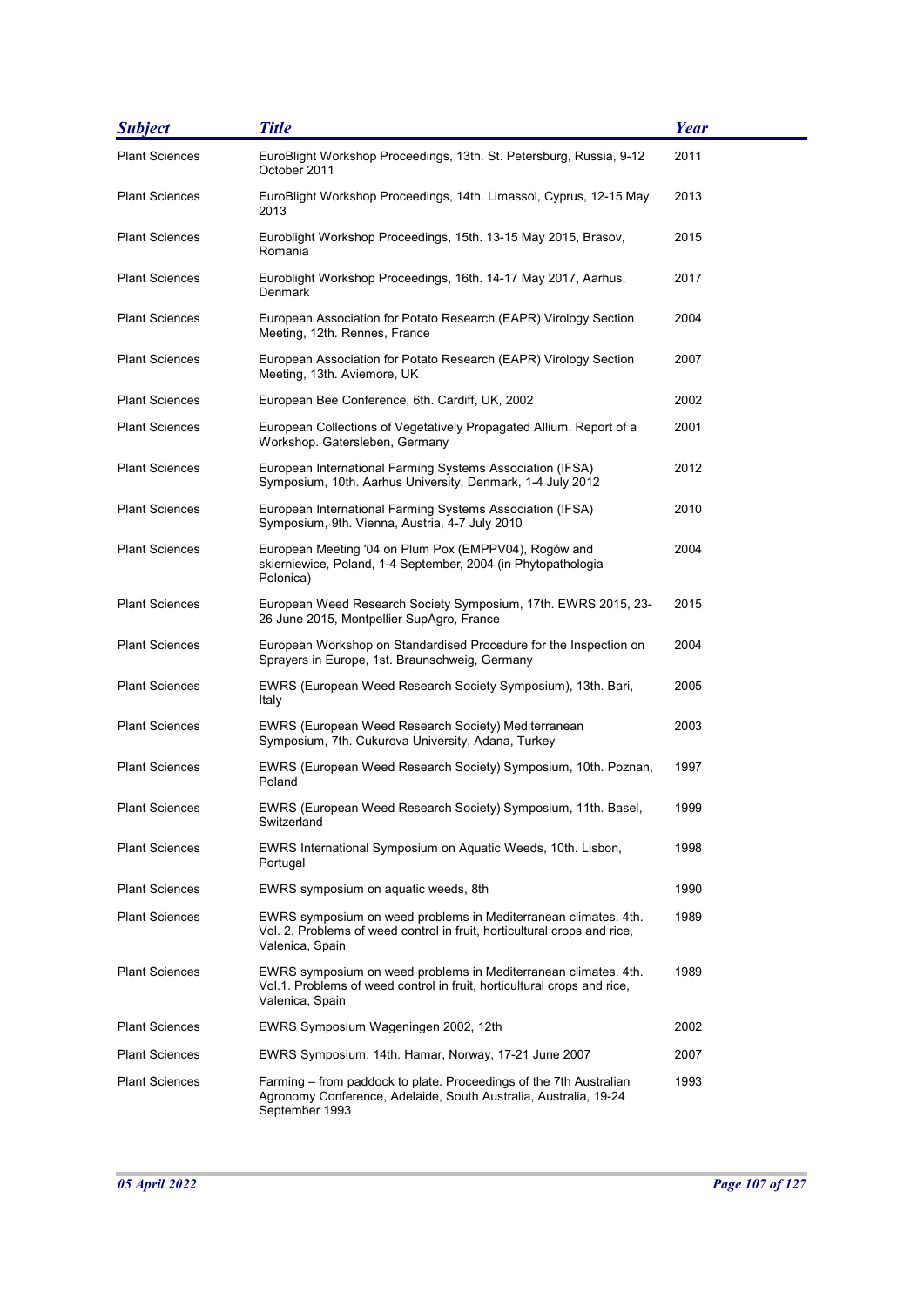| Subject | Title | Year |
|---|---|---|
| Plant Sciences | EuroBlight Workshop Proceedings, 13th. St. Petersburg, Russia, 9-12 October 2011 | 2011 |
| Plant Sciences | EuroBlight Workshop Proceedings, 14th. Limassol, Cyprus, 12-15 May 2013 | 2013 |
| Plant Sciences | Euroblight Workshop Proceedings, 15th. 13-15 May 2015, Brasov, Romania | 2015 |
| Plant Sciences | Euroblight Workshop Proceedings, 16th. 14-17 May 2017, Aarhus, Denmark | 2017 |
| Plant Sciences | European Association for Potato Research (EAPR) Virology Section Meeting, 12th. Rennes, France | 2004 |
| Plant Sciences | European Association for Potato Research (EAPR) Virology Section Meeting, 13th. Aviemore, UK | 2007 |
| Plant Sciences | European Bee Conference, 6th. Cardiff, UK, 2002 | 2002 |
| Plant Sciences | European Collections of Vegetatively Propagated Allium. Report of a Workshop. Gatersleben, Germany | 2001 |
| Plant Sciences | European International Farming Systems Association (IFSA) Symposium, 10th. Aarhus University, Denmark, 1-4 July 2012 | 2012 |
| Plant Sciences | European International Farming Systems Association (IFSA) Symposium, 9th. Vienna, Austria, 4-7 July 2010 | 2010 |
| Plant Sciences | European Meeting '04 on Plum Pox (EMPPV04), Rogów and skierniewice, Poland, 1-4 September, 2004 (in Phytopathologia Polonica) | 2004 |
| Plant Sciences | European Weed Research Society Symposium, 17th. EWRS 2015, 23-26 June 2015, Montpellier SupAgro, France | 2015 |
| Plant Sciences | European Workshop on Standardised Procedure for the Inspection on Sprayers in Europe, 1st. Braunschweig, Germany | 2004 |
| Plant Sciences | EWRS (European Weed Research Society Symposium), 13th. Bari, Italy | 2005 |
| Plant Sciences | EWRS (European Weed Research Society) Mediterranean Symposium, 7th. Cukurova University, Adana, Turkey | 2003 |
| Plant Sciences | EWRS (European Weed Research Society) Symposium, 10th. Poznan, Poland | 1997 |
| Plant Sciences | EWRS (European Weed Research Society) Symposium, 11th. Basel, Switzerland | 1999 |
| Plant Sciences | EWRS International Symposium on Aquatic Weeds, 10th. Lisbon, Portugal | 1998 |
| Plant Sciences | EWRS symposium on aquatic weeds, 8th | 1990 |
| Plant Sciences | EWRS symposium on weed problems in Mediterranean climates. 4th. Vol. 2. Problems of weed control in fruit, horticultural crops and rice, Valenica, Spain | 1989 |
| Plant Sciences | EWRS symposium on weed problems in Mediterranean climates. 4th. Vol.1. Problems of weed control in fruit, horticultural crops and rice, Valenica, Spain | 1989 |
| Plant Sciences | EWRS Symposium Wageningen 2002, 12th | 2002 |
| Plant Sciences | EWRS Symposium, 14th. Hamar, Norway, 17-21 June 2007 | 2007 |
| Plant Sciences | Farming – from paddock to plate. Proceedings of the 7th Australian Agronomy Conference, Adelaide, South Australia, Australia, 19-24 September 1993 | 1993 |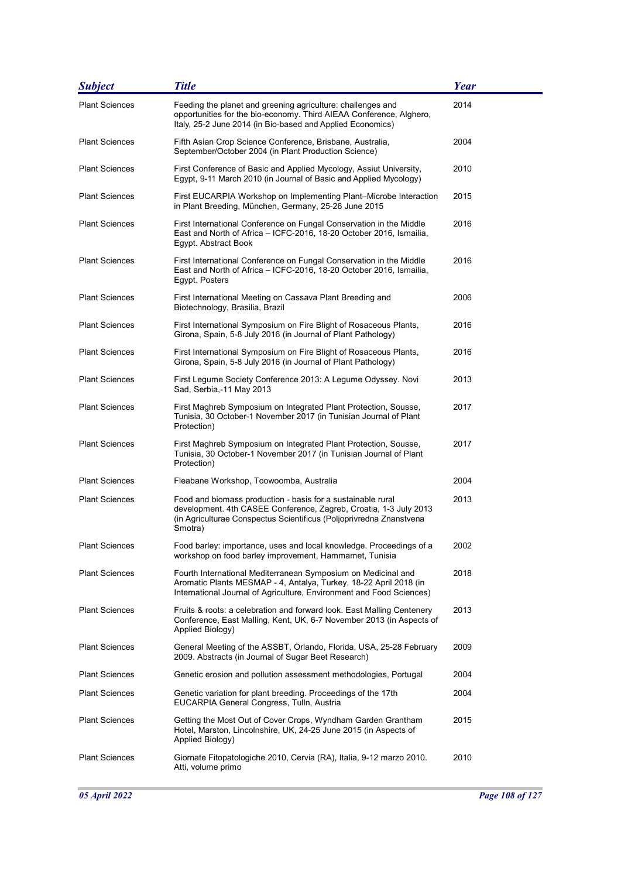| *Subject* | *Title* | *Year* |
|---|---|---|
| Plant Sciences | Feeding the planet and greening agriculture: challenges and opportunities for the bio-economy. Third AIEAA Conference, Alghero, Italy, 25-2 June 2014 (in Bio-based and Applied Economics) | 2014 |
| Plant Sciences | Fifth Asian Crop Science Conference, Brisbane, Australia, September/October 2004 (in Plant Production Science) | 2004 |
| Plant Sciences | First Conference of Basic and Applied Mycology, Assiut University, Egypt, 9-11 March 2010 (in Journal of Basic and Applied Mycology) | 2010 |
| Plant Sciences | First EUCARPIA Workshop on Implementing Plant–Microbe Interaction in Plant Breeding, München, Germany, 25-26 June 2015 | 2015 |
| Plant Sciences | First International Conference on Fungal Conservation in the Middle East and North of Africa – ICFC-2016, 18-20 October 2016, Ismailia, Egypt. Abstract Book | 2016 |
| Plant Sciences | First International Conference on Fungal Conservation in the Middle East and North of Africa – ICFC-2016, 18-20 October 2016, Ismailia, Egypt. Posters | 2016 |
| Plant Sciences | First International Meeting on Cassava Plant Breeding and Biotechnology, Brasilia, Brazil | 2006 |
| Plant Sciences | First International Symposium on Fire Blight of Rosaceous Plants, Girona, Spain, 5-8 July 2016 (in Journal of Plant Pathology) | 2016 |
| Plant Sciences | First International Symposium on Fire Blight of Rosaceous Plants, Girona, Spain, 5-8 July 2016 (in Journal of Plant Pathology) | 2016 |
| Plant Sciences | First Legume Society Conference 2013: A Legume Odyssey. Novi Sad, Serbia,-11 May 2013 | 2013 |
| Plant Sciences | First Maghreb Symposium on Integrated Plant Protection, Sousse, Tunisia, 30 October-1 November 2017 (in Tunisian Journal of Plant Protection) | 2017 |
| Plant Sciences | First Maghreb Symposium on Integrated Plant Protection, Sousse, Tunisia, 30 October-1 November 2017 (in Tunisian Journal of Plant Protection) | 2017 |
| Plant Sciences | Fleabane Workshop, Toowoomba, Australia | 2004 |
| Plant Sciences | Food and biomass production - basis for a sustainable rural development. 4th CASEE Conference, Zagreb, Croatia, 1-3 July 2013 (in Agriculturae Conspectus Scientificus (Poljoprivredna Znanstvena Smotra) | 2013 |
| Plant Sciences | Food barley: importance, uses and local knowledge. Proceedings of a workshop on food barley improvement, Hammamet, Tunisia | 2002 |
| Plant Sciences | Fourth International Mediterranean Symposium on Medicinal and Aromatic Plants MESMAP - 4, Antalya, Turkey, 18-22 April 2018 (in International Journal of Agriculture, Environment and Food Sciences) | 2018 |
| Plant Sciences | Fruits & roots: a celebration and forward look. East Malling Centenery Conference, East Malling, Kent, UK, 6-7 November 2013 (in Aspects of Applied Biology) | 2013 |
| Plant Sciences | General Meeting of the ASSBT, Orlando, Florida, USA, 25-28 February 2009. Abstracts (in Journal of Sugar Beet Research) | 2009 |
| Plant Sciences | Genetic erosion and pollution assessment methodologies, Portugal | 2004 |
| Plant Sciences | Genetic variation for plant breeding. Proceedings of the 17th EUCARPIA General Congress, Tulln, Austria | 2004 |
| Plant Sciences | Getting the Most Out of Cover Crops, Wyndham Garden Grantham Hotel, Marston, Lincolnshire, UK, 24-25 June 2015 (in Aspects of Applied Biology) | 2015 |
| Plant Sciences | Giornate Fitopatologiche 2010, Cervia (RA), Italia, 9-12 marzo 2010. Atti, volume primo | 2010 |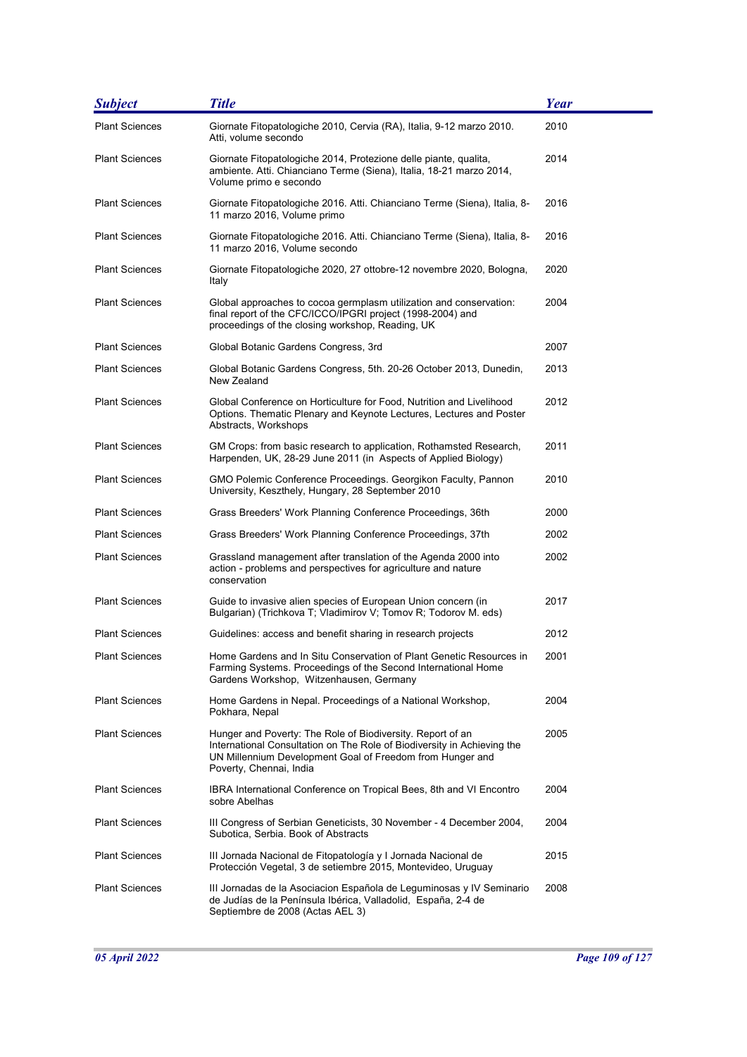| Subject | Title | Year |
|---|---|---|
| Plant Sciences | Giornate Fitopatologiche 2010, Cervia (RA), Italia, 9-12 marzo 2010. Atti, volume secondo | 2010 |
| Plant Sciences | Giornate Fitopatologiche 2014, Protezione delle piante, qualita, ambiente. Atti. Chianciano Terme (Siena), Italia, 18-21 marzo 2014, Volume primo e secondo | 2014 |
| Plant Sciences | Giornate Fitopatologiche 2016. Atti. Chianciano Terme (Siena), Italia, 8-11 marzo 2016, Volume primo | 2016 |
| Plant Sciences | Giornate Fitopatologiche 2016. Atti. Chianciano Terme (Siena), Italia, 8-11 marzo 2016, Volume secondo | 2016 |
| Plant Sciences | Giornate Fitopatologiche 2020, 27 ottobre-12 novembre 2020, Bologna, Italy | 2020 |
| Plant Sciences | Global approaches to cocoa germplasm utilization and conservation: final report of the CFC/ICCO/IPGRI project (1998-2004) and proceedings of the closing workshop, Reading, UK | 2004 |
| Plant Sciences | Global Botanic Gardens Congress, 3rd | 2007 |
| Plant Sciences | Global Botanic Gardens Congress, 5th. 20-26 October 2013, Dunedin, New Zealand | 2013 |
| Plant Sciences | Global Conference on Horticulture for Food, Nutrition and Livelihood Options. Thematic Plenary and Keynote Lectures, Lectures and Poster Abstracts, Workshops | 2012 |
| Plant Sciences | GM Crops: from basic research to application, Rothamsted Research, Harpenden, UK, 28-29 June 2011 (in Aspects of Applied Biology) | 2011 |
| Plant Sciences | GMO Polemic Conference Proceedings. Georgikon Faculty, Pannon University, Keszthely, Hungary, 28 September 2010 | 2010 |
| Plant Sciences | Grass Breeders' Work Planning Conference Proceedings, 36th | 2000 |
| Plant Sciences | Grass Breeders' Work Planning Conference Proceedings, 37th | 2002 |
| Plant Sciences | Grassland management after translation of the Agenda 2000 into action - problems and perspectives for agriculture and nature conservation | 2002 |
| Plant Sciences | Guide to invasive alien species of European Union concern (in Bulgarian) (Trichkova T; Vladimirov V; Tomov R; Todorov M. eds) | 2017 |
| Plant Sciences | Guidelines: access and benefit sharing in research projects | 2012 |
| Plant Sciences | Home Gardens and In Situ Conservation of Plant Genetic Resources in Farming Systems. Proceedings of the Second International Home Gardens Workshop, Witzenhausen, Germany | 2001 |
| Plant Sciences | Home Gardens in Nepal. Proceedings of a National Workshop, Pokhara, Nepal | 2004 |
| Plant Sciences | Hunger and Poverty: The Role of Biodiversity. Report of an International Consultation on The Role of Biodiversity in Achieving the UN Millennium Development Goal of Freedom from Hunger and Poverty, Chennai, India | 2005 |
| Plant Sciences | IBRA International Conference on Tropical Bees, 8th and VI Encontro sobre Abelhas | 2004 |
| Plant Sciences | III Congress of Serbian Geneticists, 30 November - 4 December 2004, Subotica, Serbia. Book of Abstracts | 2004 |
| Plant Sciences | III Jornada Nacional de Fitopatología y I Jornada Nacional de Protección Vegetal, 3 de setiembre 2015, Montevideo, Uruguay | 2015 |
| Plant Sciences | III Jornadas de la Asociacion Española de Leguminosas y IV Seminario de Judías de la Península Ibérica, Valladolid, España, 2-4 de Septiembre de 2008 (Actas AEL 3) | 2008 |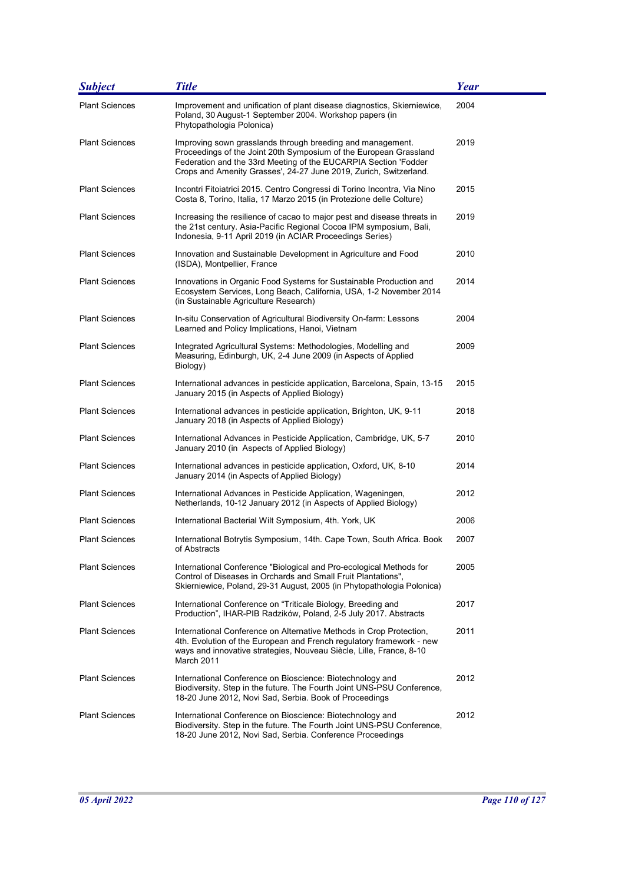| Subject | Title | Year |
|---|---|---|
| Plant Sciences | Improvement and unification of plant disease diagnostics, Skierniewice, Poland, 30 August-1 September 2004. Workshop papers (in Phytopathologia Polonica) | 2004 |
| Plant Sciences | Improving sown grasslands through breeding and management. Proceedings of the Joint 20th Symposium of the European Grassland Federation and the 33rd Meeting of the EUCARPIA Section 'Fodder Crops and Amenity Grasses', 24-27 June 2019, Zurich, Switzerland. | 2019 |
| Plant Sciences | Incontri Fitoiatrici 2015. Centro Congressi di Torino Incontra, Via Nino Costa 8, Torino, Italia, 17 Marzo 2015 (in Protezione delle Colture) | 2015 |
| Plant Sciences | Increasing the resilience of cacao to major pest and disease threats in the 21st century. Asia-Pacific Regional Cocoa IPM symposium, Bali, Indonesia, 9-11 April 2019 (in ACIAR Proceedings Series) | 2019 |
| Plant Sciences | Innovation and Sustainable Development in Agriculture and Food (ISDA), Montpellier, France | 2010 |
| Plant Sciences | Innovations in Organic Food Systems for Sustainable Production and Ecosystem Services, Long Beach, California, USA, 1-2 November 2014 (in Sustainable Agriculture Research) | 2014 |
| Plant Sciences | In-situ Conservation of Agricultural Biodiversity On-farm: Lessons Learned and Policy Implications, Hanoi, Vietnam | 2004 |
| Plant Sciences | Integrated Agricultural Systems: Methodologies, Modelling and Measuring, Edinburgh, UK, 2-4 June 2009 (in Aspects of Applied Biology) | 2009 |
| Plant Sciences | International advances in pesticide application, Barcelona, Spain, 13-15 January 2015 (in Aspects of Applied Biology) | 2015 |
| Plant Sciences | International advances in pesticide application, Brighton, UK, 9-11 January 2018 (in Aspects of Applied Biology) | 2018 |
| Plant Sciences | International Advances in Pesticide Application, Cambridge, UK, 5-7 January 2010 (in Aspects of Applied Biology) | 2010 |
| Plant Sciences | International advances in pesticide application, Oxford, UK, 8-10 January 2014 (in Aspects of Applied Biology) | 2014 |
| Plant Sciences | International Advances in Pesticide Application, Wageningen, Netherlands, 10-12 January 2012 (in Aspects of Applied Biology) | 2012 |
| Plant Sciences | International Bacterial Wilt Symposium, 4th. York, UK | 2006 |
| Plant Sciences | International Botrytis Symposium, 14th. Cape Town, South Africa. Book of Abstracts | 2007 |
| Plant Sciences | International Conference "Biological and Pro-ecological Methods for Control of Diseases in Orchards and Small Fruit Plantations", Skierniewice, Poland, 29-31 August, 2005 (in Phytopathologia Polonica) | 2005 |
| Plant Sciences | International Conference on "Triticale Biology, Breeding and Production", IHAR-PIB Radzików, Poland, 2-5 July 2017. Abstracts | 2017 |
| Plant Sciences | International Conference on Alternative Methods in Crop Protection, 4th. Evolution of the European and French regulatory framework - new ways and innovative strategies, Nouveau Siècle, Lille, France, 8-10 March 2011 | 2011 |
| Plant Sciences | International Conference on Bioscience: Biotechnology and Biodiversity. Step in the future. The Fourth Joint UNS-PSU Conference, 18-20 June 2012, Novi Sad, Serbia. Book of Proceedings | 2012 |
| Plant Sciences | International Conference on Bioscience: Biotechnology and Biodiversity. Step in the future. The Fourth Joint UNS-PSU Conference, 18-20 June 2012, Novi Sad, Serbia. Conference Proceedings | 2012 |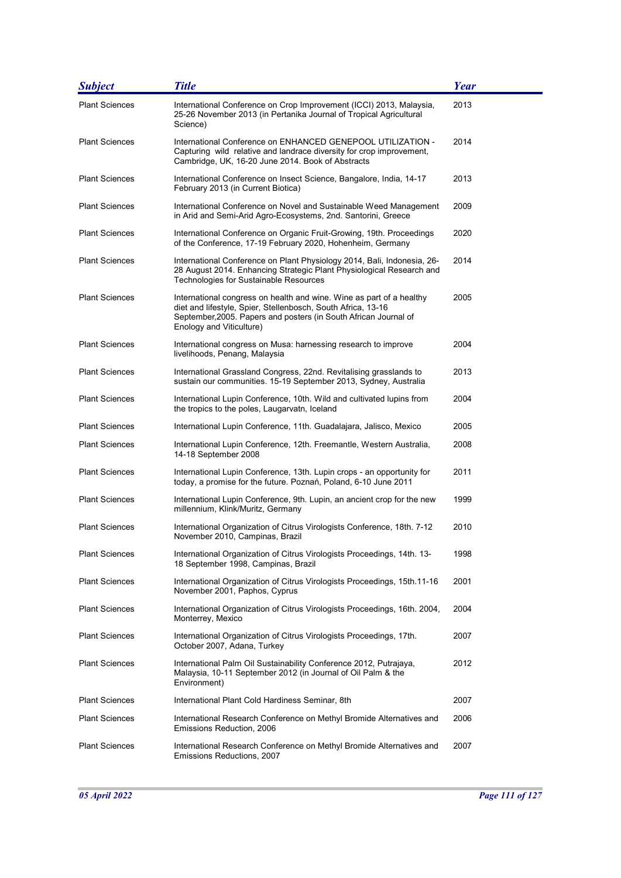| Subject | Title | Year |
|---|---|---|
| Plant Sciences | International Conference on Crop Improvement (ICCI) 2013, Malaysia, 25-26 November 2013 (in Pertanika Journal of Tropical Agricultural Science) | 2013 |
| Plant Sciences | International Conference on ENHANCED GENEPOOL UTILIZATION - Capturing wild relative and landrace diversity for crop improvement, Cambridge, UK, 16-20 June 2014. Book of Abstracts | 2014 |
| Plant Sciences | International Conference on Insect Science, Bangalore, India, 14-17 February 2013 (in Current Biotica) | 2013 |
| Plant Sciences | International Conference on Novel and Sustainable Weed Management in Arid and Semi-Arid Agro-Ecosystems, 2nd. Santorini, Greece | 2009 |
| Plant Sciences | International Conference on Organic Fruit-Growing, 19th. Proceedings of the Conference, 17-19 February 2020, Hohenheim, Germany | 2020 |
| Plant Sciences | International Conference on Plant Physiology 2014, Bali, Indonesia, 26-28 August 2014. Enhancing Strategic Plant Physiological Research and Technologies for Sustainable Resources | 2014 |
| Plant Sciences | International congress on health and wine. Wine as part of a healthy diet and lifestyle, Spier, Stellenbosch, South Africa, 13-16 September,2005. Papers and posters (in South African Journal of Enology and Viticulture) | 2005 |
| Plant Sciences | International congress on Musa: harnessing research to improve livelihoods, Penang, Malaysia | 2004 |
| Plant Sciences | International Grassland Congress, 22nd. Revitalising grasslands to sustain our communities. 15-19 September 2013, Sydney, Australia | 2013 |
| Plant Sciences | International Lupin Conference, 10th. Wild and cultivated lupins from the tropics to the poles, Laugarvatn, Iceland | 2004 |
| Plant Sciences | International Lupin Conference, 11th. Guadalajara, Jalisco, Mexico | 2005 |
| Plant Sciences | International Lupin Conference, 12th. Freemantle, Western Australia, 14-18 September 2008 | 2008 |
| Plant Sciences | International Lupin Conference, 13th. Lupin crops - an opportunity for today, a promise for the future. Poznań, Poland, 6-10 June 2011 | 2011 |
| Plant Sciences | International Lupin Conference, 9th. Lupin, an ancient crop for the new millennium, Klink/Muritz, Germany | 1999 |
| Plant Sciences | International Organization of Citrus Virologists Conference, 18th. 7-12 November 2010, Campinas, Brazil | 2010 |
| Plant Sciences | International Organization of Citrus Virologists Proceedings, 14th. 13-18 September 1998, Campinas, Brazil | 1998 |
| Plant Sciences | International Organization of Citrus Virologists Proceedings, 15th.11-16 November 2001, Paphos, Cyprus | 2001 |
| Plant Sciences | International Organization of Citrus Virologists Proceedings, 16th. 2004, Monterrey, Mexico | 2004 |
| Plant Sciences | International Organization of Citrus Virologists Proceedings, 17th. October 2007, Adana, Turkey | 2007 |
| Plant Sciences | International Palm Oil Sustainability Conference 2012, Putrajaya, Malaysia, 10-11 September 2012 (in Journal of Oil Palm & the Environment) | 2012 |
| Plant Sciences | International Plant Cold Hardiness Seminar, 8th | 2007 |
| Plant Sciences | International Research Conference on Methyl Bromide Alternatives and Emissions Reduction, 2006 | 2006 |
| Plant Sciences | International Research Conference on Methyl Bromide Alternatives and Emissions Reductions, 2007 | 2007 |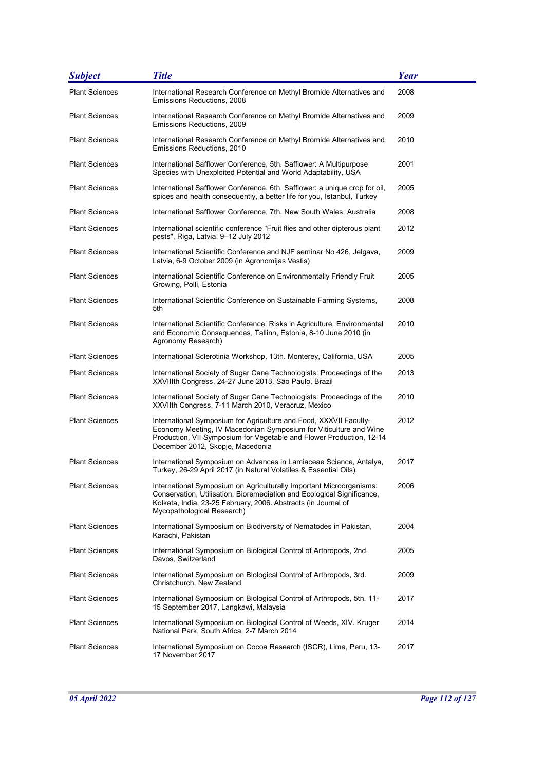| Subject | Title | Year |
|---|---|---|
| Plant Sciences | International Research Conference on Methyl Bromide Alternatives and Emissions Reductions, 2008 | 2008 |
| Plant Sciences | International Research Conference on Methyl Bromide Alternatives and Emissions Reductions, 2009 | 2009 |
| Plant Sciences | International Research Conference on Methyl Bromide Alternatives and Emissions Reductions, 2010 | 2010 |
| Plant Sciences | International Safflower Conference, 5th. Safflower: A Multipurpose Species with Unexploited Potential and World Adaptability, USA | 2001 |
| Plant Sciences | International Safflower Conference, 6th. Safflower: a unique crop for oil, spices and health consequently, a better life for you, Istanbul, Turkey | 2005 |
| Plant Sciences | International Safflower Conference, 7th. New South Wales, Australia | 2008 |
| Plant Sciences | International scientific conference "Fruit flies and other dipterous plant pests", Riga, Latvia, 9–12 July 2012 | 2012 |
| Plant Sciences | International Scientific Conference and NJF seminar No 426, Jelgava, Latvia, 6-9 October 2009 (in Agronomijas Vestis) | 2009 |
| Plant Sciences | International Scientific Conference on Environmentally Friendly Fruit Growing, Polli, Estonia | 2005 |
| Plant Sciences | International Scientific Conference on Sustainable Farming Systems, 5th | 2008 |
| Plant Sciences | International Scientific Conference, Risks in Agriculture: Environmental and Economic Consequences, Tallinn, Estonia, 8-10 June 2010 (in Agronomy Research) | 2010 |
| Plant Sciences | International Sclerotinia Workshop, 13th. Monterey, California, USA | 2005 |
| Plant Sciences | International Society of Sugar Cane Technologists: Proceedings of the XXVIIIth Congress, 24-27 June 2013, São Paulo, Brazil | 2013 |
| Plant Sciences | International Society of Sugar Cane Technologists: Proceedings of the XXVIIth Congress, 7-11 March 2010, Veracruz, Mexico | 2010 |
| Plant Sciences | International Symposium for Agriculture and Food, XXXVII Faculty-Economy Meeting, IV Macedonian Symposium for Viticulture and Wine Production, VII Symposium for Vegetable and Flower Production, 12-14 December 2012, Skopje, Macedonia | 2012 |
| Plant Sciences | International Symposium on Advances in Lamiaceae Science, Antalya, Turkey, 26-29 April 2017 (in Natural Volatiles & Essential Oils) | 2017 |
| Plant Sciences | International Symposium on Agriculturally Important Microorganisms: Conservation, Utilisation, Bioremediation and Ecological Significance, Kolkata, India, 23-25 February, 2006. Abstracts (in Journal of Mycopathological Research) | 2006 |
| Plant Sciences | International Symposium on Biodiversity of Nematodes in Pakistan, Karachi, Pakistan | 2004 |
| Plant Sciences | International Symposium on Biological Control of Arthropods, 2nd. Davos, Switzerland | 2005 |
| Plant Sciences | International Symposium on Biological Control of Arthropods, 3rd. Christchurch, New Zealand | 2009 |
| Plant Sciences | International Symposium on Biological Control of Arthropods, 5th. 11-15 September 2017, Langkawi, Malaysia | 2017 |
| Plant Sciences | International Symposium on Biological Control of Weeds, XIV. Kruger National Park, South Africa, 2-7 March 2014 | 2014 |
| Plant Sciences | International Symposium on Cocoa Research (ISCR), Lima, Peru, 13-17 November 2017 | 2017 |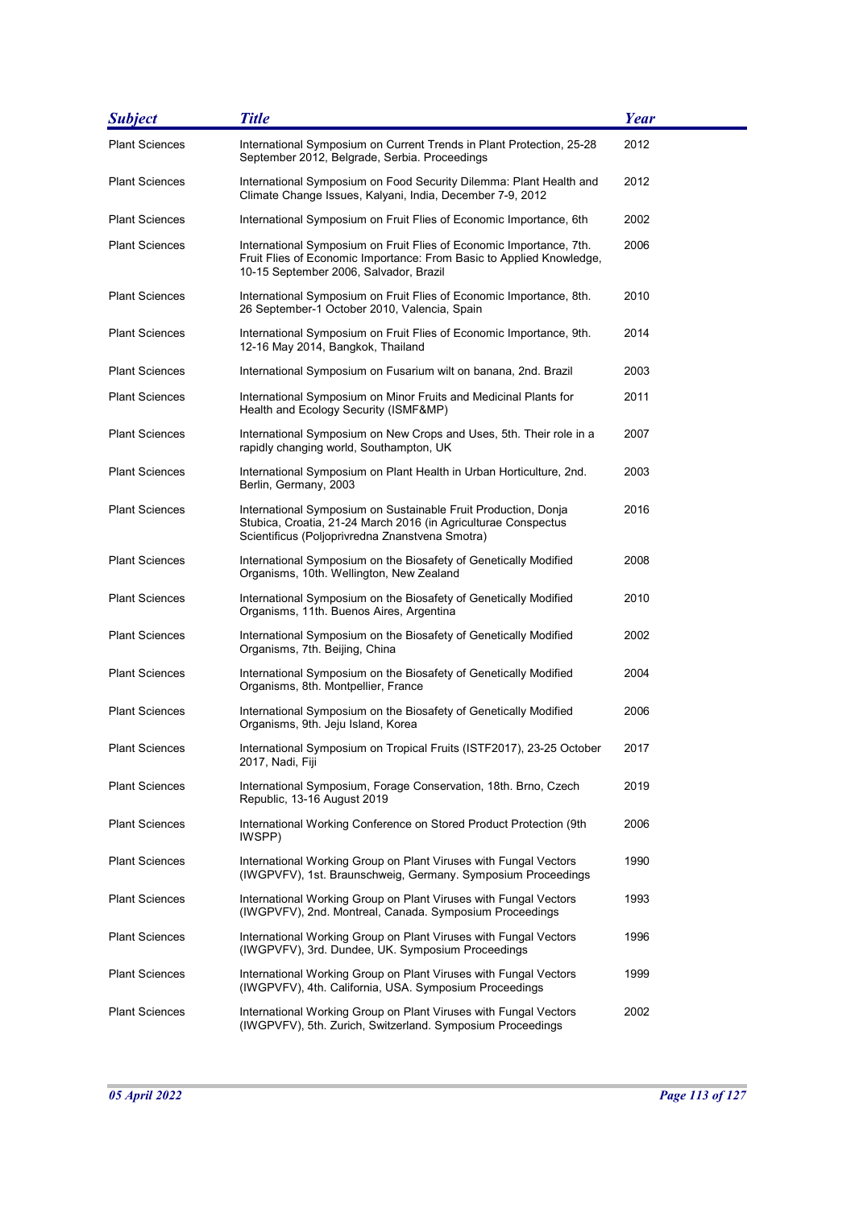| Subject | Title | Year |
| --- | --- | --- |
| Plant Sciences | International Symposium on Current Trends in Plant Protection, 25-28 September 2012, Belgrade, Serbia. Proceedings | 2012 |
| Plant Sciences | International Symposium on Food Security Dilemma: Plant Health and Climate Change Issues, Kalyani, India, December 7-9, 2012 | 2012 |
| Plant Sciences | International Symposium on Fruit Flies of Economic Importance, 6th | 2002 |
| Plant Sciences | International Symposium on Fruit Flies of Economic Importance, 7th. Fruit Flies of Economic Importance: From Basic to Applied Knowledge, 10-15 September 2006, Salvador, Brazil | 2006 |
| Plant Sciences | International Symposium on Fruit Flies of Economic Importance, 8th. 26 September-1 October 2010, Valencia, Spain | 2010 |
| Plant Sciences | International Symposium on Fruit Flies of Economic Importance, 9th. 12-16 May 2014, Bangkok, Thailand | 2014 |
| Plant Sciences | International Symposium on Fusarium wilt on banana, 2nd. Brazil | 2003 |
| Plant Sciences | International Symposium on Minor Fruits and Medicinal Plants for Health and Ecology Security (ISMF&MP) | 2011 |
| Plant Sciences | International Symposium on New Crops and Uses, 5th. Their role in a rapidly changing world, Southampton, UK | 2007 |
| Plant Sciences | International Symposium on Plant Health in Urban Horticulture, 2nd. Berlin, Germany, 2003 | 2003 |
| Plant Sciences | International Symposium on Sustainable Fruit Production, Donja Stubica, Croatia, 21-24 March 2016 (in Agriculturae Conspectus Scientificus (Poljoprivredna Znanstvena Smotra) | 2016 |
| Plant Sciences | International Symposium on the Biosafety of Genetically Modified Organisms, 10th. Wellington, New Zealand | 2008 |
| Plant Sciences | International Symposium on the Biosafety of Genetically Modified Organisms, 11th. Buenos Aires, Argentina | 2010 |
| Plant Sciences | International Symposium on the Biosafety of Genetically Modified Organisms, 7th. Beijing, China | 2002 |
| Plant Sciences | International Symposium on the Biosafety of Genetically Modified Organisms, 8th. Montpellier, France | 2004 |
| Plant Sciences | International Symposium on the Biosafety of Genetically Modified Organisms, 9th. Jeju Island, Korea | 2006 |
| Plant Sciences | International Symposium on Tropical Fruits (ISTF2017), 23-25 October 2017, Nadi, Fiji | 2017 |
| Plant Sciences | International Symposium, Forage Conservation, 18th. Brno, Czech Republic, 13-16 August 2019 | 2019 |
| Plant Sciences | International Working Conference on Stored Product Protection (9th IWSPP) | 2006 |
| Plant Sciences | International Working Group on Plant Viruses with Fungal Vectors (IWGPVFV), 1st. Braunschweig, Germany. Symposium Proceedings | 1990 |
| Plant Sciences | International Working Group on Plant Viruses with Fungal Vectors (IWGPVFV), 2nd. Montreal, Canada. Symposium Proceedings | 1993 |
| Plant Sciences | International Working Group on Plant Viruses with Fungal Vectors (IWGPVFV), 3rd. Dundee, UK. Symposium Proceedings | 1996 |
| Plant Sciences | International Working Group on Plant Viruses with Fungal Vectors (IWGPVFV), 4th. California, USA. Symposium Proceedings | 1999 |
| Plant Sciences | International Working Group on Plant Viruses with Fungal Vectors (IWGPVFV), 5th. Zurich, Switzerland. Symposium Proceedings | 2002 |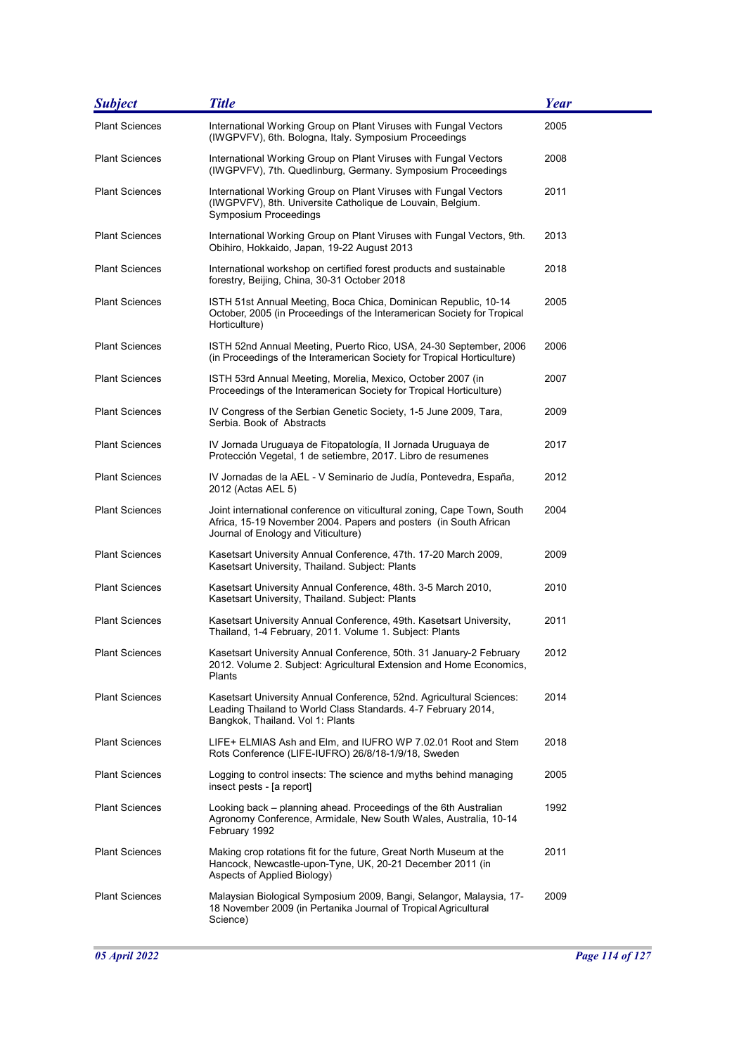| *Subject* | *Title* | *Year* |
|---|---|---|
| Plant Sciences | International Working Group on Plant Viruses with Fungal Vectors (IWGPVFV), 6th. Bologna, Italy. Symposium Proceedings | 2005 |
| Plant Sciences | International Working Group on Plant Viruses with Fungal Vectors (IWGPVFV), 7th. Quedlinburg, Germany. Symposium Proceedings | 2008 |
| Plant Sciences | International Working Group on Plant Viruses with Fungal Vectors (IWGPVFV), 8th. Universite Catholique de Louvain, Belgium. Symposium Proceedings | 2011 |
| Plant Sciences | International Working Group on Plant Viruses with Fungal Vectors, 9th. Obihiro, Hokkaido, Japan, 19-22 August 2013 | 2013 |
| Plant Sciences | International workshop on certified forest products and sustainable forestry, Beijing, China, 30-31 October 2018 | 2018 |
| Plant Sciences | ISTH 51st Annual Meeting, Boca Chica, Dominican Republic, 10-14 October, 2005 (in Proceedings of the Interamerican Society for Tropical Horticulture) | 2005 |
| Plant Sciences | ISTH 52nd Annual Meeting, Puerto Rico, USA, 24-30 September, 2006 (in Proceedings of the Interamerican Society for Tropical Horticulture) | 2006 |
| Plant Sciences | ISTH 53rd Annual Meeting, Morelia, Mexico, October 2007 (in Proceedings of the Interamerican Society for Tropical Horticulture) | 2007 |
| Plant Sciences | IV Congress of the Serbian Genetic Society, 1-5 June 2009, Tara, Serbia. Book of Abstracts | 2009 |
| Plant Sciences | IV Jornada Uruguaya de Fitopatología, II Jornada Uruguaya de Protección Vegetal, 1 de setiembre, 2017. Libro de resumenes | 2017 |
| Plant Sciences | IV Jornadas de la AEL - V Seminario de Judía, Pontevedra, España, 2012 (Actas AEL 5) | 2012 |
| Plant Sciences | Joint international conference on viticultural zoning, Cape Town, South Africa, 15-19 November 2004. Papers and posters (in South African Journal of Enology and Viticulture) | 2004 |
| Plant Sciences | Kasetsart University Annual Conference, 47th. 17-20 March 2009, Kasetsart University, Thailand. Subject: Plants | 2009 |
| Plant Sciences | Kasetsart University Annual Conference, 48th. 3-5 March 2010, Kasetsart University, Thailand. Subject: Plants | 2010 |
| Plant Sciences | Kasetsart University Annual Conference, 49th. Kasetsart University, Thailand, 1-4 February, 2011. Volume 1. Subject: Plants | 2011 |
| Plant Sciences | Kasetsart University Annual Conference, 50th. 31 January-2 February 2012. Volume 2. Subject: Agricultural Extension and Home Economics, Plants | 2012 |
| Plant Sciences | Kasetsart University Annual Conference, 52nd. Agricultural Sciences: Leading Thailand to World Class Standards. 4-7 February 2014, Bangkok, Thailand. Vol 1: Plants | 2014 |
| Plant Sciences | LIFE+ ELMIAS Ash and Elm, and IUFRO WP 7.02.01 Root and Stem Rots Conference (LIFE-IUFRO) 26/8/18-1/9/18, Sweden | 2018 |
| Plant Sciences | Logging to control insects: The science and myths behind managing insect pests - [a report] | 2005 |
| Plant Sciences | Looking back – planning ahead. Proceedings of the 6th Australian Agronomy Conference, Armidale, New South Wales, Australia, 10-14 February 1992 | 1992 |
| Plant Sciences | Making crop rotations fit for the future, Great North Museum at the Hancock, Newcastle-upon-Tyne, UK, 20-21 December 2011 (in Aspects of Applied Biology) | 2011 |
| Plant Sciences | Malaysian Biological Symposium 2009, Bangi, Selangor, Malaysia, 17-18 November 2009 (in Pertanika Journal of Tropical Agricultural Science) | 2009 |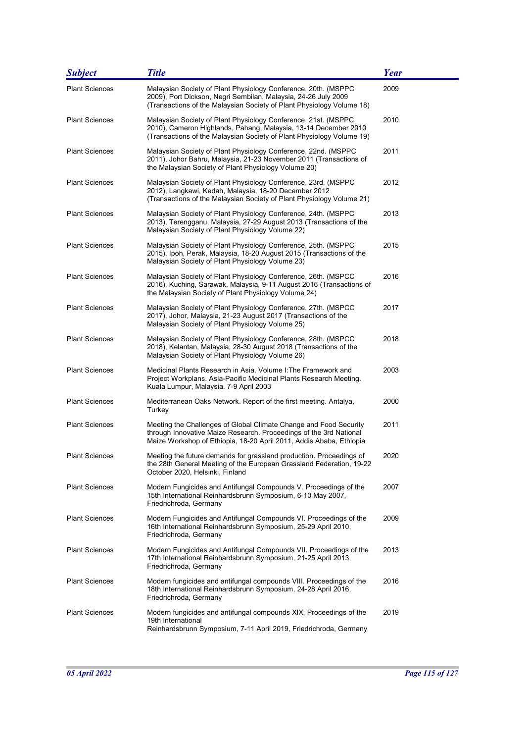| *Subject* | *Title* | *Year* |
|---|---|---|
| Plant Sciences | Malaysian Society of Plant Physiology Conference, 20th. (MSPPC 2009), Port Dickson, Negri Sembilan, Malaysia, 24-26 July 2009 (Transactions of the Malaysian Society of Plant Physiology Volume 18) | 2009 |
| Plant Sciences | Malaysian Society of Plant Physiology Conference, 21st. (MSPPC 2010), Cameron Highlands, Pahang, Malaysia, 13-14 December 2010 (Transactions of the Malaysian Society of Plant Physiology Volume 19) | 2010 |
| Plant Sciences | Malaysian Society of Plant Physiology Conference, 22nd. (MSPPC 2011), Johor Bahru, Malaysia, 21-23 November 2011 (Transactions of the Malaysian Society of Plant Physiology Volume 20) | 2011 |
| Plant Sciences | Malaysian Society of Plant Physiology Conference, 23rd. (MSPPC 2012), Langkawi, Kedah, Malaysia, 18-20 December 2012 (Transactions of the Malaysian Society of Plant Physiology Volume 21) | 2012 |
| Plant Sciences | Malaysian Society of Plant Physiology Conference, 24th. (MSPPC 2013), Terengganu, Malaysia, 27-29 August 2013 (Transactions of the Malaysian Society of Plant Physiology Volume 22) | 2013 |
| Plant Sciences | Malaysian Society of Plant Physiology Conference, 25th. (MSPPC 2015), Ipoh, Perak, Malaysia, 18-20 August 2015 (Transactions of the Malaysian Society of Plant Physiology Volume 23) | 2015 |
| Plant Sciences | Malaysian Society of Plant Physiology Conference, 26th. (MSPCC 2016), Kuching, Sarawak, Malaysia, 9-11 August 2016 (Transactions of the Malaysian Society of Plant Physiology Volume 24) | 2016 |
| Plant Sciences | Malaysian Society of Plant Physiology Conference, 27th. (MSPCC 2017), Johor, Malaysia, 21-23 August 2017 (Transactions of the Malaysian Society of Plant Physiology Volume 25) | 2017 |
| Plant Sciences | Malaysian Society of Plant Physiology Conference, 28th. (MSPCC 2018), Kelantan, Malaysia, 28-30 August 2018 (Transactions of the Malaysian Society of Plant Physiology Volume 26) | 2018 |
| Plant Sciences | Medicinal Plants Research in Asia. Volume I:The Framework and Project Workplans. Asia-Pacific Medicinal Plants Research Meeting. Kuala Lumpur, Malaysia. 7-9 April 2003 | 2003 |
| Plant Sciences | Mediterranean Oaks Network. Report of the first meeting. Antalya, Turkey | 2000 |
| Plant Sciences | Meeting the Challenges of Global Climate Change and Food Security through Innovative Maize Research. Proceedings of the 3rd National Maize Workshop of Ethiopia, 18-20 April 2011, Addis Ababa, Ethiopia | 2011 |
| Plant Sciences | Meeting the future demands for grassland production. Proceedings of the 28th General Meeting of the European Grassland Federation, 19-22 October 2020, Helsinki, Finland | 2020 |
| Plant Sciences | Modern Fungicides and Antifungal Compounds V. Proceedings of the 15th International Reinhardsbrunn Symposium, 6-10 May 2007, Friedrichroda, Germany | 2007 |
| Plant Sciences | Modern Fungicides and Antifungal Compounds VI. Proceedings of the 16th International Reinhardsbrunn Symposium, 25-29 April 2010, Friedrichroda, Germany | 2009 |
| Plant Sciences | Modern Fungicides and Antifungal Compounds VII. Proceedings of the 17th International Reinhardsbrunn Symposium, 21-25 April 2013, Friedrichroda, Germany | 2013 |
| Plant Sciences | Modern fungicides and antifungal compounds VIII. Proceedings of the 18th International Reinhardsbrunn Symposium, 24-28 April 2016, Friedrichroda, Germany | 2016 |
| Plant Sciences | Modern fungicides and antifungal compounds XIX. Proceedings of the 19th International Reinhardsbrunn Symposium, 7-11 April 2019, Friedrichroda, Germany | 2019 |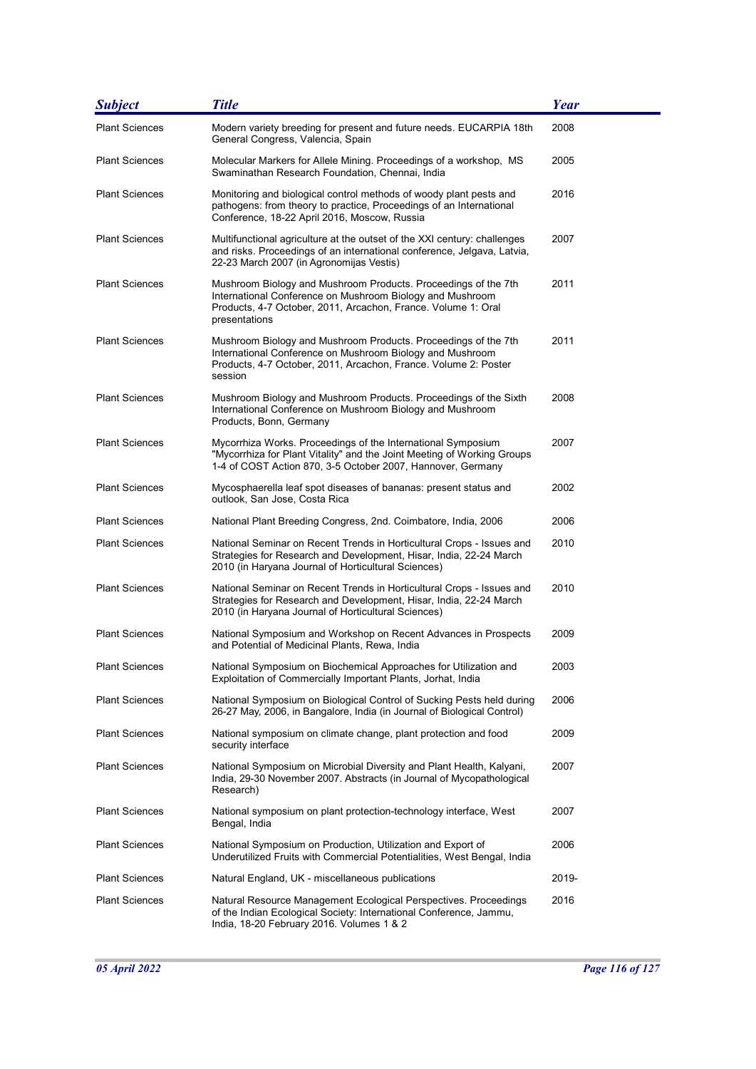| Subject | Title | Year |
|---|---|---|
| Plant Sciences | Modern variety breeding for present and future needs. EUCARPIA 18th General Congress, Valencia, Spain | 2008 |
| Plant Sciences | Molecular Markers for Allele Mining. Proceedings of a workshop, MS Swaminathan Research Foundation, Chennai, India | 2005 |
| Plant Sciences | Monitoring and biological control methods of woody plant pests and pathogens: from theory to practice, Proceedings of an International Conference, 18-22 April 2016, Moscow, Russia | 2016 |
| Plant Sciences | Multifunctional agriculture at the outset of the XXI century: challenges and risks. Proceedings of an international conference, Jelgava, Latvia, 22-23 March 2007 (in Agronomijas Vestis) | 2007 |
| Plant Sciences | Mushroom Biology and Mushroom Products. Proceedings of the 7th International Conference on Mushroom Biology and Mushroom Products, 4-7 October, 2011, Arcachon, France. Volume 1: Oral presentations | 2011 |
| Plant Sciences | Mushroom Biology and Mushroom Products. Proceedings of the 7th International Conference on Mushroom Biology and Mushroom Products, 4-7 October, 2011, Arcachon, France. Volume 2: Poster session | 2011 |
| Plant Sciences | Mushroom Biology and Mushroom Products. Proceedings of the Sixth International Conference on Mushroom Biology and Mushroom Products, Bonn, Germany | 2008 |
| Plant Sciences | Mycorrhiza Works. Proceedings of the International Symposium "Mycorrhiza for Plant Vitality" and the Joint Meeting of Working Groups 1-4 of COST Action 870, 3-5 October 2007, Hannover, Germany | 2007 |
| Plant Sciences | Mycosphaerella leaf spot diseases of bananas: present status and outlook, San Jose, Costa Rica | 2002 |
| Plant Sciences | National Plant Breeding Congress, 2nd. Coimbatore, India, 2006 | 2006 |
| Plant Sciences | National Seminar on Recent Trends in Horticultural Crops - Issues and Strategies for Research and Development, Hisar, India, 22-24 March 2010 (in Haryana Journal of Horticultural Sciences) | 2010 |
| Plant Sciences | National Seminar on Recent Trends in Horticultural Crops - Issues and Strategies for Research and Development, Hisar, India, 22-24 March 2010 (in Haryana Journal of Horticultural Sciences) | 2010 |
| Plant Sciences | National Symposium and Workshop on Recent Advances in Prospects and Potential of Medicinal Plants, Rewa, India | 2009 |
| Plant Sciences | National Symposium on Biochemical Approaches for Utilization and Exploitation of Commercially Important Plants, Jorhat, India | 2003 |
| Plant Sciences | National Symposium on Biological Control of Sucking Pests held during 26-27 May, 2006, in Bangalore, India (in Journal of Biological Control) | 2006 |
| Plant Sciences | National symposium on climate change, plant protection and food security interface | 2009 |
| Plant Sciences | National Symposium on Microbial Diversity and Plant Health, Kalyani, India, 29-30 November 2007. Abstracts (in Journal of Mycopathological Research) | 2007 |
| Plant Sciences | National symposium on plant protection-technology interface, West Bengal, India | 2007 |
| Plant Sciences | National Symposium on Production, Utilization and Export of Underutilized Fruits with Commercial Potentialities, West Bengal, India | 2006 |
| Plant Sciences | Natural England, UK - miscellaneous publications | 2019- |
| Plant Sciences | Natural Resource Management Ecological Perspectives. Proceedings of the Indian Ecological Society: International Conference, Jammu, India, 18-20 February 2016. Volumes 1 & 2 | 2016 |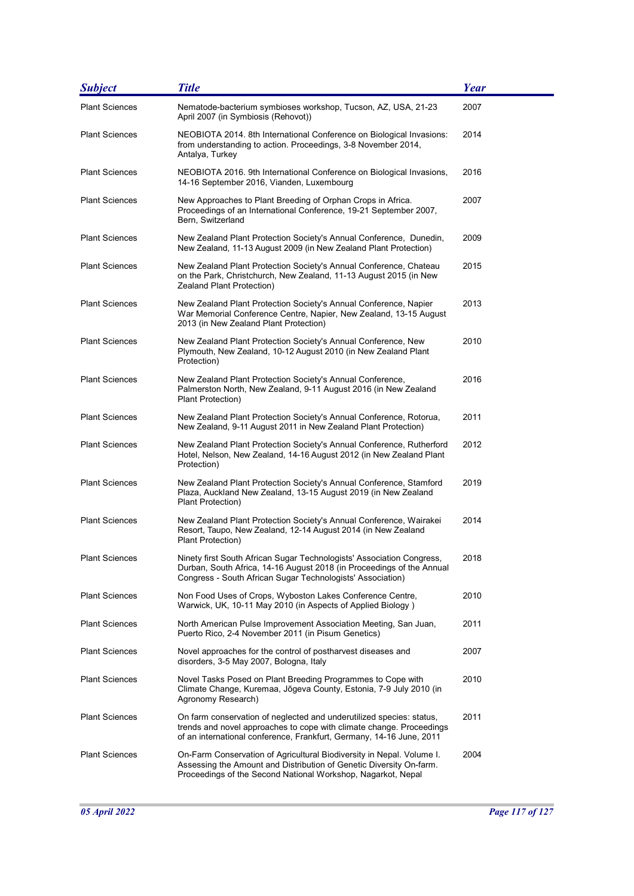| *Subject* | *Title* | *Year* |
|---|---|---|
| Plant Sciences | Nematode-bacterium symbioses workshop, Tucson, AZ, USA, 21-23 April 2007 (in Symbiosis (Rehovot)) | 2007 |
| Plant Sciences | NEOBIOTA 2014. 8th International Conference on Biological Invasions: from understanding to action. Proceedings, 3-8 November 2014, Antalya, Turkey | 2014 |
| Plant Sciences | NEOBIOTA 2016. 9th International Conference on Biological Invasions, 14-16 September 2016, Vianden, Luxembourg | 2016 |
| Plant Sciences | New Approaches to Plant Breeding of Orphan Crops in Africa. Proceedings of an International Conference, 19-21 September 2007, Bern, Switzerland | 2007 |
| Plant Sciences | New Zealand Plant Protection Society's Annual Conference, Dunedin, New Zealand, 11-13 August 2009 (in New Zealand Plant Protection) | 2009 |
| Plant Sciences | New Zealand Plant Protection Society's Annual Conference, Chateau on the Park, Christchurch, New Zealand, 11-13 August 2015 (in New Zealand Plant Protection) | 2015 |
| Plant Sciences | New Zealand Plant Protection Society's Annual Conference, Napier War Memorial Conference Centre, Napier, New Zealand, 13-15 August 2013 (in New Zealand Plant Protection) | 2013 |
| Plant Sciences | New Zealand Plant Protection Society's Annual Conference, New Plymouth, New Zealand, 10-12 August 2010 (in New Zealand Plant Protection) | 2010 |
| Plant Sciences | New Zealand Plant Protection Society's Annual Conference, Palmerston North, New Zealand, 9-11 August 2016 (in New Zealand Plant Protection) | 2016 |
| Plant Sciences | New Zealand Plant Protection Society's Annual Conference, Rotorua, New Zealand, 9-11 August 2011 in New Zealand Plant Protection) | 2011 |
| Plant Sciences | New Zealand Plant Protection Society's Annual Conference, Rutherford Hotel, Nelson, New Zealand, 14-16 August 2012 (in New Zealand Plant Protection) | 2012 |
| Plant Sciences | New Zealand Plant Protection Society's Annual Conference, Stamford Plaza, Auckland New Zealand, 13-15 August 2019 (in New Zealand Plant Protection) | 2019 |
| Plant Sciences | New Zealand Plant Protection Society's Annual Conference, Wairakei Resort, Taupo, New Zealand, 12-14 August 2014 (in New Zealand Plant Protection) | 2014 |
| Plant Sciences | Ninety first South African Sugar Technologists' Association Congress, Durban, South Africa, 14-16 August 2018 (in Proceedings of the Annual Congress - South African Sugar Technologists' Association) | 2018 |
| Plant Sciences | Non Food Uses of Crops, Wyboston Lakes Conference Centre, Warwick, UK, 10-11 May 2010 (in Aspects of Applied Biology ) | 2010 |
| Plant Sciences | North American Pulse Improvement Association Meeting, San Juan, Puerto Rico, 2-4 November 2011 (in Pisum Genetics) | 2011 |
| Plant Sciences | Novel approaches for the control of postharvest diseases and disorders, 3-5 May 2007, Bologna, Italy | 2007 |
| Plant Sciences | Novel Tasks Posed on Plant Breeding Programmes to Cope with Climate Change, Kuremaa, Jõgeva County, Estonia, 7-9 July 2010 (in Agronomy Research) | 2010 |
| Plant Sciences | On farm conservation of neglected and underutilized species: status, trends and novel approaches to cope with climate change. Proceedings of an international conference, Frankfurt, Germany, 14-16 June, 2011 | 2011 |
| Plant Sciences | On-Farm Conservation of Agricultural Biodiversity in Nepal. Volume I. Assessing the Amount and Distribution of Genetic Diversity On-farm. Proceedings of the Second National Workshop, Nagarkot, Nepal | 2004 |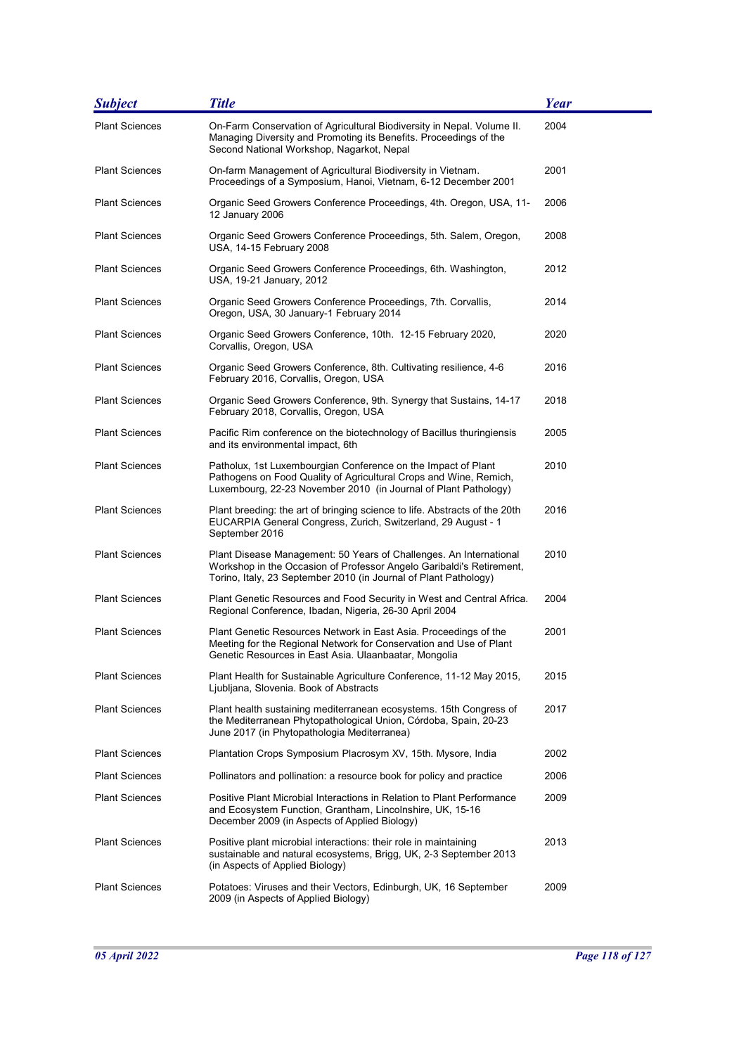| Subject | Title | Year |
|---|---|---|
| Plant Sciences | On-Farm Conservation of Agricultural Biodiversity in Nepal. Volume II. Managing Diversity and Promoting its Benefits. Proceedings of the Second National Workshop, Nagarkot, Nepal | 2004 |
| Plant Sciences | On-farm Management of Agricultural Biodiversity in Vietnam. Proceedings of a Symposium, Hanoi, Vietnam, 6-12 December 2001 | 2001 |
| Plant Sciences | Organic Seed Growers Conference Proceedings, 4th. Oregon, USA, 11-12 January 2006 | 2006 |
| Plant Sciences | Organic Seed Growers Conference Proceedings, 5th. Salem, Oregon, USA, 14-15 February 2008 | 2008 |
| Plant Sciences | Organic Seed Growers Conference Proceedings, 6th. Washington, USA, 19-21 January, 2012 | 2012 |
| Plant Sciences | Organic Seed Growers Conference Proceedings, 7th. Corvallis, Oregon, USA, 30 January-1 February 2014 | 2014 |
| Plant Sciences | Organic Seed Growers Conference, 10th. 12-15 February 2020, Corvallis, Oregon, USA | 2020 |
| Plant Sciences | Organic Seed Growers Conference, 8th. Cultivating resilience, 4-6 February 2016, Corvallis, Oregon, USA | 2016 |
| Plant Sciences | Organic Seed Growers Conference, 9th. Synergy that Sustains, 14-17 February 2018, Corvallis, Oregon, USA | 2018 |
| Plant Sciences | Pacific Rim conference on the biotechnology of Bacillus thuringiensis and its environmental impact, 6th | 2005 |
| Plant Sciences | Patholux, 1st Luxembourgian Conference on the Impact of Plant Pathogens on Food Quality of Agricultural Crops and Wine, Remich, Luxembourg, 22-23 November 2010 (in Journal of Plant Pathology) | 2010 |
| Plant Sciences | Plant breeding: the art of bringing science to life. Abstracts of the 20th EUCARPIA General Congress, Zurich, Switzerland, 29 August - 1 September 2016 | 2016 |
| Plant Sciences | Plant Disease Management: 50 Years of Challenges. An International Workshop in the Occasion of Professor Angelo Garibaldi's Retirement, Torino, Italy, 23 September 2010 (in Journal of Plant Pathology) | 2010 |
| Plant Sciences | Plant Genetic Resources and Food Security in West and Central Africa. Regional Conference, Ibadan, Nigeria, 26-30 April 2004 | 2004 |
| Plant Sciences | Plant Genetic Resources Network in East Asia. Proceedings of the Meeting for the Regional Network for Conservation and Use of Plant Genetic Resources in East Asia. Ulaanbaatar, Mongolia | 2001 |
| Plant Sciences | Plant Health for Sustainable Agriculture Conference, 11-12 May 2015, Ljubljana, Slovenia. Book of Abstracts | 2015 |
| Plant Sciences | Plant health sustaining mediterranean ecosystems. 15th Congress of the Mediterranean Phytopathological Union, Córdoba, Spain, 20-23 June 2017 (in Phytopathologia Mediterranea) | 2017 |
| Plant Sciences | Plantation Crops Symposium Placrosym XV, 15th. Mysore, India | 2002 |
| Plant Sciences | Pollinators and pollination: a resource book for policy and practice | 2006 |
| Plant Sciences | Positive Plant Microbial Interactions in Relation to Plant Performance and Ecosystem Function, Grantham, Lincolnshire, UK, 15-16 December 2009 (in Aspects of Applied Biology) | 2009 |
| Plant Sciences | Positive plant microbial interactions: their role in maintaining sustainable and natural ecosystems, Brigg, UK, 2-3 September 2013 (in Aspects of Applied Biology) | 2013 |
| Plant Sciences | Potatoes: Viruses and their Vectors, Edinburgh, UK, 16 September 2009 (in Aspects of Applied Biology) | 2009 |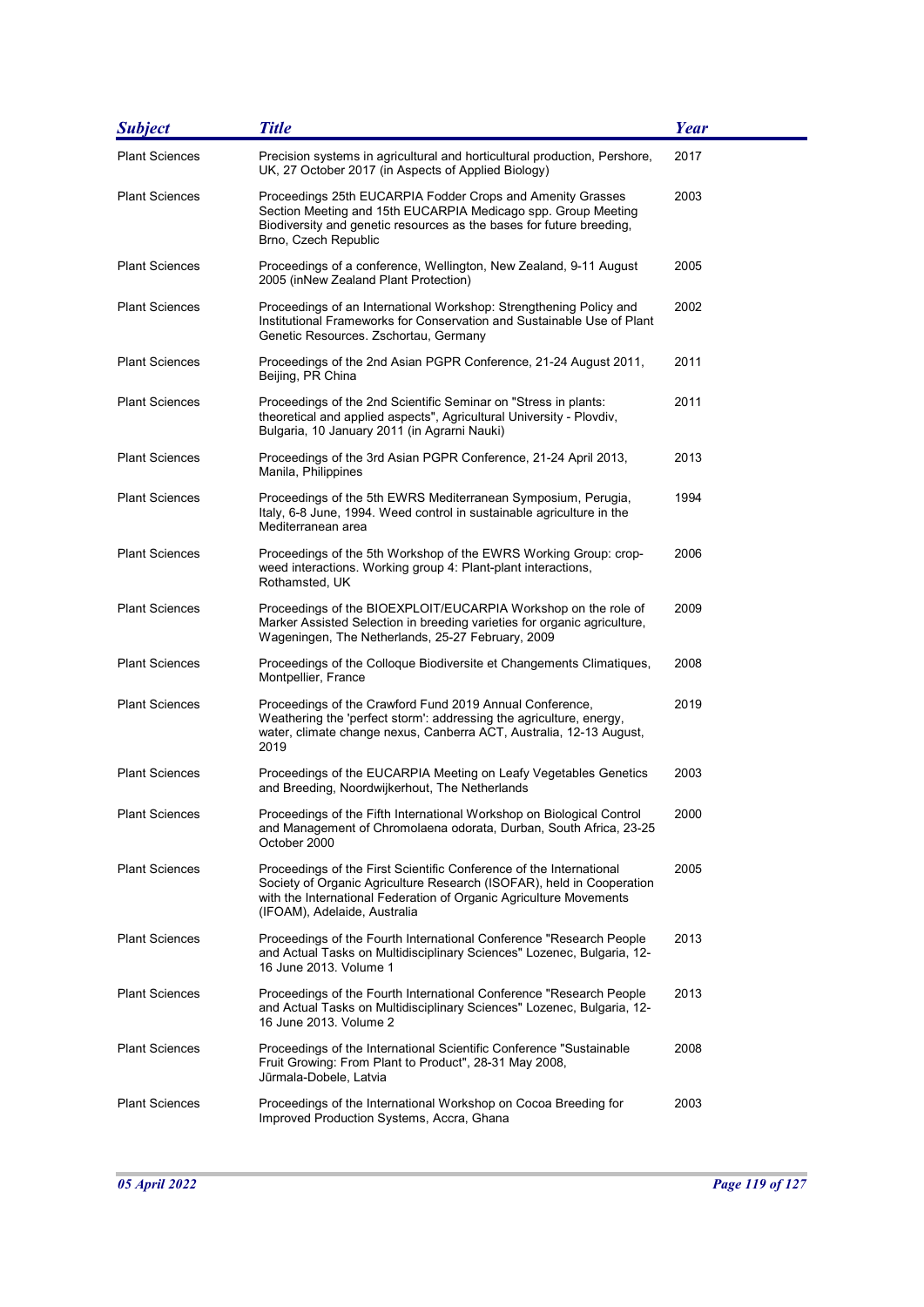| Subject | Title | Year |
|---|---|---|
| Plant Sciences | Precision systems in agricultural and horticultural production, Pershore, UK, 27 October 2017 (in Aspects of Applied Biology) | 2017 |
| Plant Sciences | Proceedings 25th EUCARPIA Fodder Crops and Amenity Grasses Section Meeting and 15th EUCARPIA Medicago spp. Group Meeting Biodiversity and genetic resources as the bases for future breeding, Brno, Czech Republic | 2003 |
| Plant Sciences | Proceedings of a conference, Wellington, New Zealand, 9-11 August 2005 (inNew Zealand Plant Protection) | 2005 |
| Plant Sciences | Proceedings of an International Workshop: Strengthening Policy and Institutional Frameworks for Conservation and Sustainable Use of Plant Genetic Resources. Zschortau, Germany | 2002 |
| Plant Sciences | Proceedings of the 2nd Asian PGPR Conference, 21-24 August 2011, Beijing, PR China | 2011 |
| Plant Sciences | Proceedings of the 2nd Scientific Seminar on "Stress in plants: theoretical and applied aspects", Agricultural University - Plovdiv, Bulgaria, 10 January 2011 (in Agrarni Nauki) | 2011 |
| Plant Sciences | Proceedings of the 3rd Asian PGPR Conference, 21-24 April 2013, Manila, Philippines | 2013 |
| Plant Sciences | Proceedings of the 5th EWRS Mediterranean Symposium, Perugia, Italy, 6-8 June, 1994. Weed control in sustainable agriculture in the Mediterranean area | 1994 |
| Plant Sciences | Proceedings of the 5th Workshop of the EWRS Working Group: crop-weed interactions. Working group 4: Plant-plant interactions, Rothamsted, UK | 2006 |
| Plant Sciences | Proceedings of the BIOEXPLOIT/EUCARPIA Workshop on the role of Marker Assisted Selection in breeding varieties for organic agriculture, Wageningen, The Netherlands, 25-27 February, 2009 | 2009 |
| Plant Sciences | Proceedings of the Colloque Biodiversite et Changements Climatiques, Montpellier, France | 2008 |
| Plant Sciences | Proceedings of the Crawford Fund 2019 Annual Conference, Weathering the 'perfect storm': addressing the agriculture, energy, water, climate change nexus, Canberra ACT, Australia, 12-13 August, 2019 | 2019 |
| Plant Sciences | Proceedings of the EUCARPIA Meeting on Leafy Vegetables Genetics and Breeding, Noordwijkerhout, The Netherlands | 2003 |
| Plant Sciences | Proceedings of the Fifth International Workshop on Biological Control and Management of Chromolaena odorata, Durban, South Africa, 23-25 October 2000 | 2000 |
| Plant Sciences | Proceedings of the First Scientific Conference of the International Society of Organic Agriculture Research (ISOFAR), held in Cooperation with the International Federation of Organic Agriculture Movements (IFOAM), Adelaide, Australia | 2005 |
| Plant Sciences | Proceedings of the Fourth International Conference "Research People and Actual Tasks on Multidisciplinary Sciences" Lozenec, Bulgaria, 12-16 June 2013. Volume 1 | 2013 |
| Plant Sciences | Proceedings of the Fourth International Conference "Research People and Actual Tasks on Multidisciplinary Sciences" Lozenec, Bulgaria, 12-16 June 2013. Volume 2 | 2013 |
| Plant Sciences | Proceedings of the International Scientific Conference "Sustainable Fruit Growing: From Plant to Product", 28-31 May 2008, Jūrmala-Dobele, Latvia | 2008 |
| Plant Sciences | Proceedings of the International Workshop on Cocoa Breeding for Improved Production Systems, Accra, Ghana | 2003 |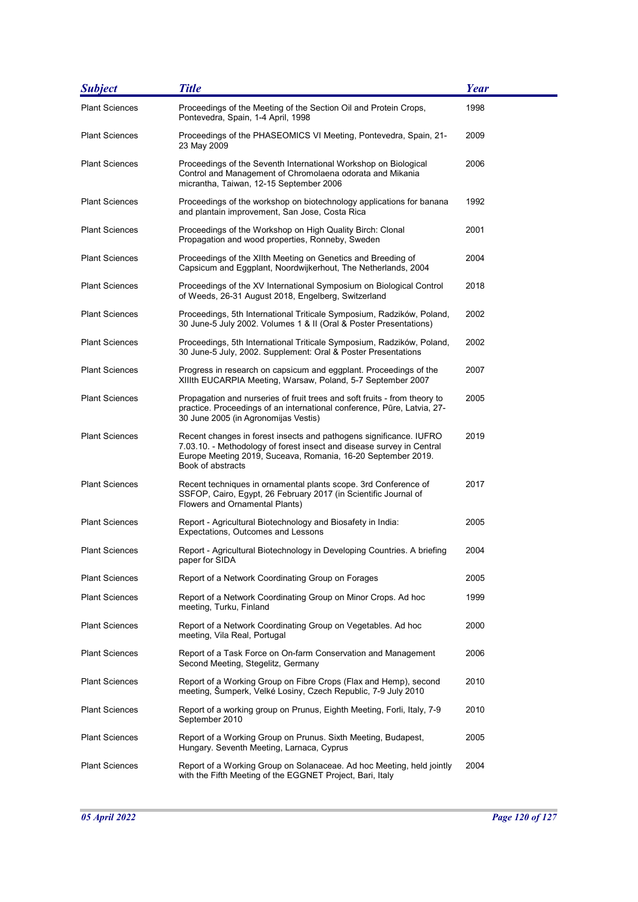| *Subject* | *Title* | *Year* |
|---|---|---|
| Plant Sciences | Proceedings of the Meeting of the Section Oil and Protein Crops, Pontevedra, Spain, 1-4 April, 1998 | 1998 |
| Plant Sciences | Proceedings of the PHASEOMICS VI Meeting, Pontevedra, Spain, 21-23 May 2009 | 2009 |
| Plant Sciences | Proceedings of the Seventh International Workshop on Biological Control and Management of Chromolaena odorata and Mikania micrantha, Taiwan, 12-15 September 2006 | 2006 |
| Plant Sciences | Proceedings of the workshop on biotechnology applications for banana and plantain improvement, San Jose, Costa Rica | 1992 |
| Plant Sciences | Proceedings of the Workshop on High Quality Birch: Clonal Propagation and wood properties, Ronneby, Sweden | 2001 |
| Plant Sciences | Proceedings of the XIIth Meeting on Genetics and Breeding of Capsicum and Eggplant, Noordwijkerhout, The Netherlands, 2004 | 2004 |
| Plant Sciences | Proceedings of the XV International Symposium on Biological Control of Weeds, 26-31 August 2018, Engelberg, Switzerland | 2018 |
| Plant Sciences | Proceedings, 5th International Triticale Symposium, Radzików, Poland, 30 June-5 July 2002. Volumes 1 & II (Oral & Poster Presentations) | 2002 |
| Plant Sciences | Proceedings, 5th International Triticale Symposium, Radzików, Poland, 30 June-5 July, 2002. Supplement: Oral & Poster Presentations | 2002 |
| Plant Sciences | Progress in research on capsicum and eggplant. Proceedings of the XIIIth EUCARPIA Meeting, Warsaw, Poland, 5-7 September 2007 | 2007 |
| Plant Sciences | Propagation and nurseries of fruit trees and soft fruits - from theory to practice. Proceedings of an international conference, Pūre, Latvia, 27-30 June 2005 (in Agronomijas Vestis) | 2005 |
| Plant Sciences | Recent changes in forest insects and pathogens significance. IUFRO 7.03.10. - Methodology of forest insect and disease survey in Central Europe Meeting 2019, Suceava, Romania, 16-20 September 2019. Book of abstracts | 2019 |
| Plant Sciences | Recent techniques in ornamental plants scope. 3rd Conference of SSFOP, Cairo, Egypt, 26 February 2017 (in Scientific Journal of Flowers and Ornamental Plants) | 2017 |
| Plant Sciences | Report - Agricultural Biotechnology and Biosafety in India: Expectations, Outcomes and Lessons | 2005 |
| Plant Sciences | Report - Agricultural Biotechnology in Developing Countries. A briefing paper for SIDA | 2004 |
| Plant Sciences | Report of a Network Coordinating Group on Forages | 2005 |
| Plant Sciences | Report of a Network Coordinating Group on Minor Crops. Ad hoc meeting, Turku, Finland | 1999 |
| Plant Sciences | Report of a Network Coordinating Group on Vegetables. Ad hoc meeting, Vila Real, Portugal | 2000 |
| Plant Sciences | Report of a Task Force on On-farm Conservation and Management Second Meeting, Stegelitz, Germany | 2006 |
| Plant Sciences | Report of a Working Group on Fibre Crops (Flax and Hemp), second meeting, Šumperk, Velké Losiny, Czech Republic, 7-9 July 2010 | 2010 |
| Plant Sciences | Report of a working group on Prunus, Eighth Meeting, Forli, Italy, 7-9 September 2010 | 2010 |
| Plant Sciences | Report of a Working Group on Prunus. Sixth Meeting, Budapest, Hungary. Seventh Meeting, Larnaca, Cyprus | 2005 |
| Plant Sciences | Report of a Working Group on Solanaceae. Ad hoc Meeting, held jointly with the Fifth Meeting of the EGGNET Project, Bari, Italy | 2004 |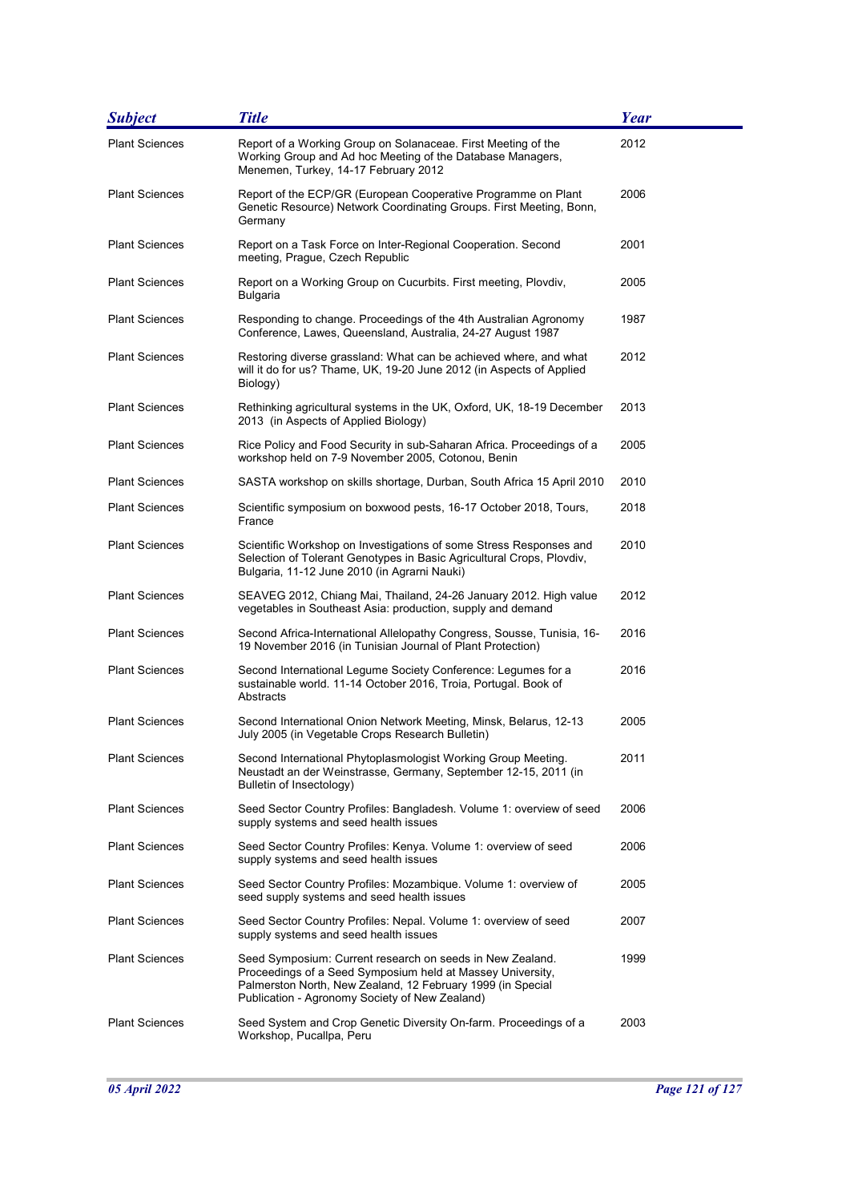| Subject | Title | Year |
|---|---|---|
| Plant Sciences | Report of a Working Group on Solanaceae. First Meeting of the Working Group and Ad hoc Meeting of the Database Managers, Menemen, Turkey, 14-17 February 2012 | 2012 |
| Plant Sciences | Report of the ECP/GR (European Cooperative Programme on Plant Genetic Resource) Network Coordinating Groups. First Meeting, Bonn, Germany | 2006 |
| Plant Sciences | Report on a Task Force on Inter-Regional Cooperation. Second meeting, Prague, Czech Republic | 2001 |
| Plant Sciences | Report on a Working Group on Cucurbits. First meeting, Plovdiv, Bulgaria | 2005 |
| Plant Sciences | Responding to change. Proceedings of the 4th Australian Agronomy Conference, Lawes, Queensland, Australia, 24-27 August 1987 | 1987 |
| Plant Sciences | Restoring diverse grassland: What can be achieved where, and what will it do for us? Thame, UK, 19-20 June 2012 (in Aspects of Applied Biology) | 2012 |
| Plant Sciences | Rethinking agricultural systems in the UK, Oxford, UK, 18-19 December 2013 (in Aspects of Applied Biology) | 2013 |
| Plant Sciences | Rice Policy and Food Security in sub-Saharan Africa. Proceedings of a workshop held on 7-9 November 2005, Cotonou, Benin | 2005 |
| Plant Sciences | SASTA workshop on skills shortage, Durban, South Africa 15 April 2010 | 2010 |
| Plant Sciences | Scientific symposium on boxwood pests, 16-17 October 2018, Tours, France | 2018 |
| Plant Sciences | Scientific Workshop on Investigations of some Stress Responses and Selection of Tolerant Genotypes in Basic Agricultural Crops, Plovdiv, Bulgaria, 11-12 June 2010 (in Agrarni Nauki) | 2010 |
| Plant Sciences | SEAVEG 2012, Chiang Mai, Thailand, 24-26 January 2012. High value vegetables in Southeast Asia: production, supply and demand | 2012 |
| Plant Sciences | Second Africa-International Allelopathy Congress, Sousse, Tunisia, 16-19 November 2016 (in Tunisian Journal of Plant Protection) | 2016 |
| Plant Sciences | Second International Legume Society Conference: Legumes for a sustainable world. 11-14 October 2016, Troia, Portugal. Book of Abstracts | 2016 |
| Plant Sciences | Second International Onion Network Meeting, Minsk, Belarus, 12-13 July 2005 (in Vegetable Crops Research Bulletin) | 2005 |
| Plant Sciences | Second International Phytoplasmologist Working Group Meeting. Neustadt an der Weinstrasse, Germany, September 12-15, 2011 (in Bulletin of Insectology) | 2011 |
| Plant Sciences | Seed Sector Country Profiles: Bangladesh. Volume 1: overview of seed supply systems and seed health issues | 2006 |
| Plant Sciences | Seed Sector Country Profiles: Kenya. Volume 1: overview of seed supply systems and seed health issues | 2006 |
| Plant Sciences | Seed Sector Country Profiles: Mozambique. Volume 1: overview of seed supply systems and seed health issues | 2005 |
| Plant Sciences | Seed Sector Country Profiles: Nepal. Volume 1: overview of seed supply systems and seed health issues | 2007 |
| Plant Sciences | Seed Symposium: Current research on seeds in New Zealand. Proceedings of a Seed Symposium held at Massey University, Palmerston North, New Zealand, 12 February 1999 (in Special Publication - Agronomy Society of New Zealand) | 1999 |
| Plant Sciences | Seed System and Crop Genetic Diversity On-farm. Proceedings of a Workshop, Pucallpa, Peru | 2003 |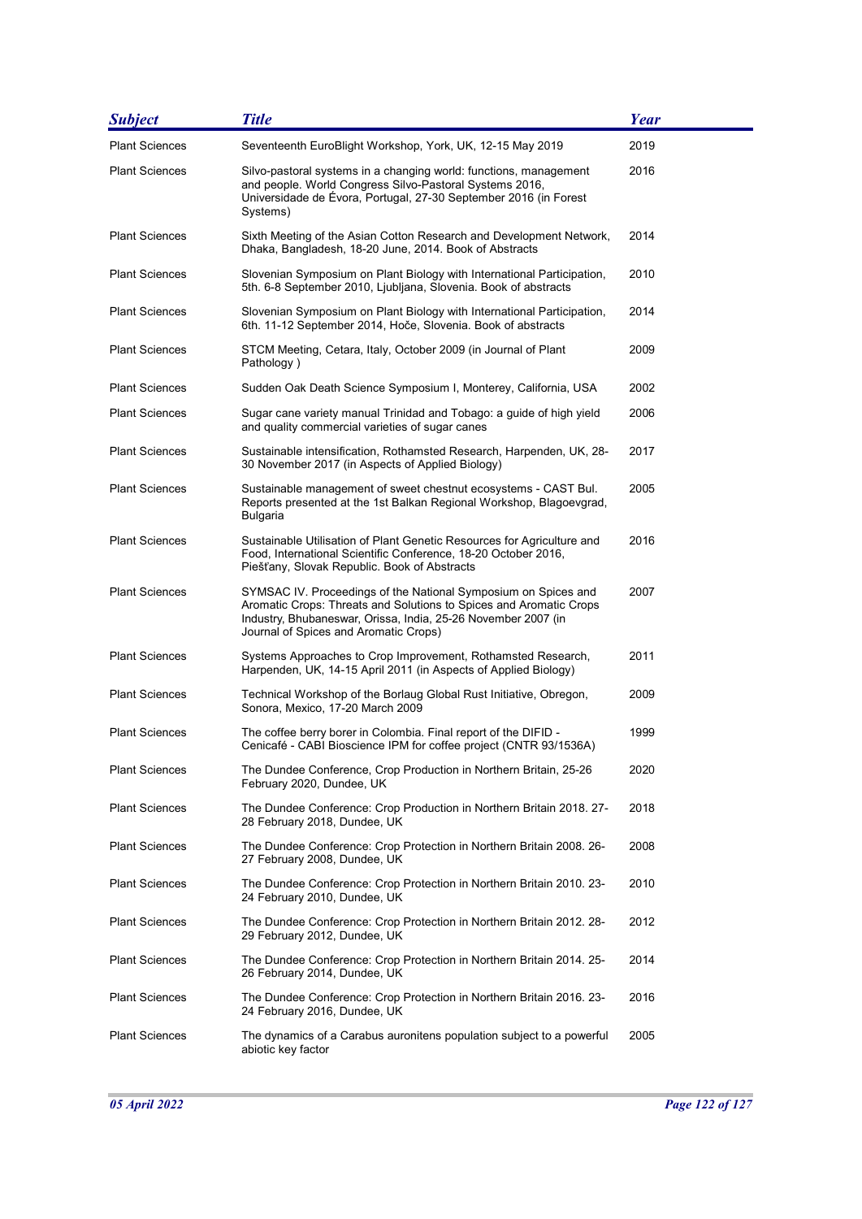| Subject | Title | Year |
|---|---|---|
| Plant Sciences | Seventeenth EuroBlight Workshop, York, UK, 12-15 May 2019 | 2019 |
| Plant Sciences | Silvo-pastoral systems in a changing world: functions, management and people. World Congress Silvo-Pastoral Systems 2016, Universidade de Évora, Portugal, 27-30 September 2016 (in Forest Systems) | 2016 |
| Plant Sciences | Sixth Meeting of the Asian Cotton Research and Development Network, Dhaka, Bangladesh, 18-20 June, 2014. Book of Abstracts | 2014 |
| Plant Sciences | Slovenian Symposium on Plant Biology with International Participation, 5th. 6-8 September 2010, Ljubljana, Slovenia. Book of abstracts | 2010 |
| Plant Sciences | Slovenian Symposium on Plant Biology with International Participation, 6th. 11-12 September 2014, Hoče, Slovenia. Book of abstracts | 2014 |
| Plant Sciences | STCM Meeting, Cetara, Italy, October 2009 (in Journal of Plant Pathology ) | 2009 |
| Plant Sciences | Sudden Oak Death Science Symposium I, Monterey, California, USA | 2002 |
| Plant Sciences | Sugar cane variety manual Trinidad and Tobago: a guide of high yield and quality commercial varieties of sugar canes | 2006 |
| Plant Sciences | Sustainable intensification, Rothamsted Research, Harpenden, UK, 28-30 November 2017 (in Aspects of Applied Biology) | 2017 |
| Plant Sciences | Sustainable management of sweet chestnut ecosystems - CAST Bul. Reports presented at the 1st Balkan Regional Workshop, Blagoevgrad, Bulgaria | 2005 |
| Plant Sciences | Sustainable Utilisation of Plant Genetic Resources for Agriculture and Food, International Scientific Conference, 18-20 October 2016, Piešťany, Slovak Republic. Book of Abstracts | 2016 |
| Plant Sciences | SYMSAC IV. Proceedings of the National Symposium on Spices and Aromatic Crops: Threats and Solutions to Spices and Aromatic Crops Industry, Bhubaneswar, Orissa, India, 25-26 November 2007 (in Journal of Spices and Aromatic Crops) | 2007 |
| Plant Sciences | Systems Approaches to Crop Improvement, Rothamsted Research, Harpenden, UK, 14-15 April 2011 (in Aspects of Applied Biology) | 2011 |
| Plant Sciences | Technical Workshop of the Borlaug Global Rust Initiative, Obregon, Sonora, Mexico, 17-20 March 2009 | 2009 |
| Plant Sciences | The coffee berry borer in Colombia. Final report of the DIFID - Cenicafé - CABI Bioscience IPM for coffee project (CNTR 93/1536A) | 1999 |
| Plant Sciences | The Dundee Conference, Crop Production in Northern Britain, 25-26 February 2020, Dundee, UK | 2020 |
| Plant Sciences | The Dundee Conference: Crop Production in Northern Britain 2018. 27-28 February 2018, Dundee, UK | 2018 |
| Plant Sciences | The Dundee Conference: Crop Protection in Northern Britain 2008. 26-27 February 2008, Dundee, UK | 2008 |
| Plant Sciences | The Dundee Conference: Crop Protection in Northern Britain 2010. 23-24 February 2010, Dundee, UK | 2010 |
| Plant Sciences | The Dundee Conference: Crop Protection in Northern Britain 2012. 28-29 February 2012, Dundee, UK | 2012 |
| Plant Sciences | The Dundee Conference: Crop Protection in Northern Britain 2014. 25-26 February 2014, Dundee, UK | 2014 |
| Plant Sciences | The Dundee Conference: Crop Protection in Northern Britain 2016. 23-24 February 2016, Dundee, UK | 2016 |
| Plant Sciences | The dynamics of a Carabus auronitens population subject to a powerful abiotic key factor | 2005 |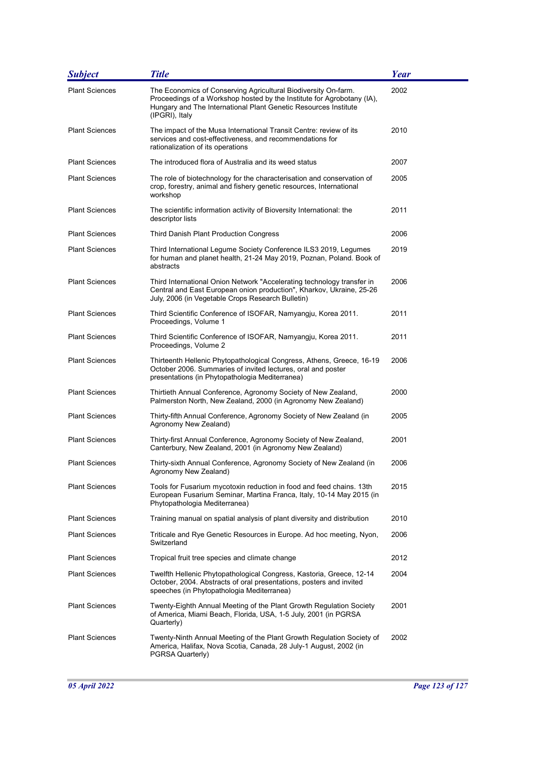| *Subject* | *Title* | *Year* |
|---|---|---|
| Plant Sciences | The Economics of Conserving Agricultural Biodiversity On-farm. Proceedings of a Workshop hosted by the Institute for Agrobotany (IA), Hungary and The International Plant Genetic Resources Institute (IPGRI), Italy | 2002 |
| Plant Sciences | The impact of the Musa International Transit Centre: review of its services and cost-effectiveness, and recommendations for rationalization of its operations | 2010 |
| Plant Sciences | The introduced flora of Australia and its weed status | 2007 |
| Plant Sciences | The role of biotechnology for the characterisation and conservation of crop, forestry, animal and fishery genetic resources, International workshop | 2005 |
| Plant Sciences | The scientific information activity of Bioversity International: the descriptor lists | 2011 |
| Plant Sciences | Third Danish Plant Production Congress | 2006 |
| Plant Sciences | Third International Legume Society Conference ILS3 2019, Legumes for human and planet health, 21-24 May 2019, Poznan, Poland. Book of abstracts | 2019 |
| Plant Sciences | Third International Onion Network "Accelerating technology transfer in Central and East European onion production", Kharkov, Ukraine, 25-26 July, 2006 (in Vegetable Crops Research Bulletin) | 2006 |
| Plant Sciences | Third Scientific Conference of ISOFAR, Namyangju, Korea 2011. Proceedings, Volume 1 | 2011 |
| Plant Sciences | Third Scientific Conference of ISOFAR, Namyangju, Korea 2011. Proceedings, Volume 2 | 2011 |
| Plant Sciences | Thirteenth Hellenic Phytopathological Congress, Athens, Greece, 16-19 October 2006. Summaries of invited lectures, oral and poster presentations (in Phytopathologia Mediterranea) | 2006 |
| Plant Sciences | Thirtieth Annual Conference, Agronomy Society of New Zealand, Palmerston North, New Zealand, 2000 (in Agronomy New Zealand) | 2000 |
| Plant Sciences | Thirty-fifth Annual Conference, Agronomy Society of New Zealand (in Agronomy New Zealand) | 2005 |
| Plant Sciences | Thirty-first Annual Conference, Agronomy Society of New Zealand, Canterbury, New Zealand, 2001 (in Agronomy New Zealand) | 2001 |
| Plant Sciences | Thirty-sixth Annual Conference, Agronomy Society of New Zealand (in Agronomy New Zealand) | 2006 |
| Plant Sciences | Tools for Fusarium mycotoxin reduction in food and feed chains. 13th European Fusarium Seminar, Martina Franca, Italy, 10-14 May 2015 (in Phytopathologia Mediterranea) | 2015 |
| Plant Sciences | Training manual on spatial analysis of plant diversity and distribution | 2010 |
| Plant Sciences | Triticale and Rye Genetic Resources in Europe. Ad hoc meeting, Nyon, Switzerland | 2006 |
| Plant Sciences | Tropical fruit tree species and climate change | 2012 |
| Plant Sciences | Twelfth Hellenic Phytopathological Congress, Kastoria, Greece, 12-14 October, 2004. Abstracts of oral presentations, posters and invited speeches (in Phytopathologia Mediterranea) | 2004 |
| Plant Sciences | Twenty-Eighth Annual Meeting of the Plant Growth Regulation Society of America, Miami Beach, Florida, USA, 1-5 July, 2001 (in PGRSA Quarterly) | 2001 |
| Plant Sciences | Twenty-Ninth Annual Meeting of the Plant Growth Regulation Society of America, Halifax, Nova Scotia, Canada, 28 July-1 August, 2002 (in PGRSA Quarterly) | 2002 |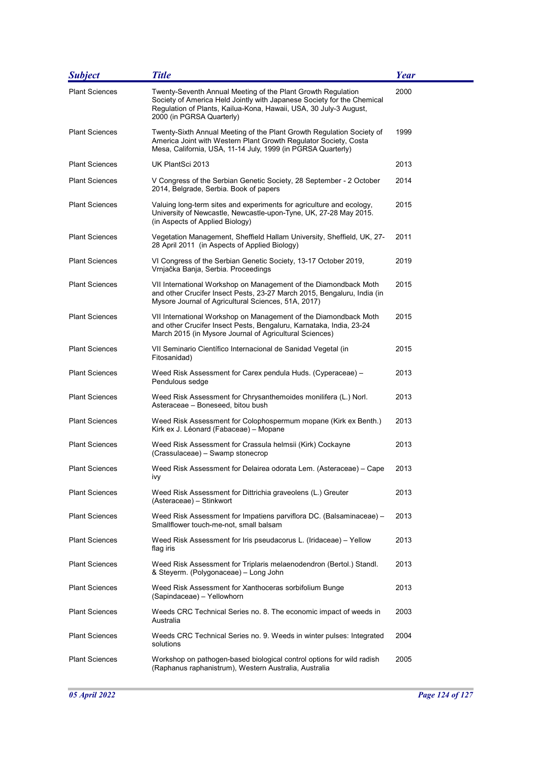| Subject | Title | Year |
|---|---|---|
| Plant Sciences | Twenty-Seventh Annual Meeting of the Plant Growth Regulation Society of America Held Jointly with Japanese Society for the Chemical Regulation of Plants, Kailua-Kona, Hawaii, USA, 30 July-3 August, 2000 (in PGRSA Quarterly) | 2000 |
| Plant Sciences | Twenty-Sixth Annual Meeting of the Plant Growth Regulation Society of America Joint with Western Plant Growth Regulator Society, Costa Mesa, California, USA, 11-14 July, 1999 (in PGRSA Quarterly) | 1999 |
| Plant Sciences | UK PlantSci 2013 | 2013 |
| Plant Sciences | V Congress of the Serbian Genetic Society, 28 September - 2 October 2014, Belgrade, Serbia. Book of papers | 2014 |
| Plant Sciences | Valuing long-term sites and experiments for agriculture and ecology, University of Newcastle, Newcastle-upon-Tyne, UK, 27-28 May 2015. (in Aspects of Applied Biology) | 2015 |
| Plant Sciences | Vegetation Management, Sheffield Hallam University, Sheffield, UK, 27-28 April 2011 (in Aspects of Applied Biology) | 2011 |
| Plant Sciences | VI Congress of the Serbian Genetic Society, 13-17 October 2019, Vrnjačka Banja, Serbia. Proceedings | 2019 |
| Plant Sciences | VII International Workshop on Management of the Diamondback Moth and other Crucifer Insect Pests, 23-27 March 2015, Bengaluru, India (in Mysore Journal of Agricultural Sciences, 51A, 2017) | 2015 |
| Plant Sciences | VII International Workshop on Management of the Diamondback Moth and other Crucifer Insect Pests, Bengaluru, Karnataka, India, 23-24 March 2015 (in Mysore Journal of Agricultural Sciences) | 2015 |
| Plant Sciences | VII Seminario Científico Internacional de Sanidad Vegetal (in Fitosanidad) | 2015 |
| Plant Sciences | Weed Risk Assessment for Carex pendula Huds. (Cyperaceae) – Pendulous sedge | 2013 |
| Plant Sciences | Weed Risk Assessment for Chrysanthemoides monilifera (L.) Norl. Asteraceae – Boneseed, bitou bush | 2013 |
| Plant Sciences | Weed Risk Assessment for Colophospermum mopane (Kirk ex Benth.) Kirk ex J. Léonard (Fabaceae) – Mopane | 2013 |
| Plant Sciences | Weed Risk Assessment for Crassula helmsii (Kirk) Cockayne (Crassulaceae) – Swamp stonecrop | 2013 |
| Plant Sciences | Weed Risk Assessment for Delairea odorata Lem. (Asteraceae) – Cape ivy | 2013 |
| Plant Sciences | Weed Risk Assessment for Dittrichia graveolens (L.) Greuter (Asteraceae) – Stinkwort | 2013 |
| Plant Sciences | Weed Risk Assessment for Impatiens parviflora DC. (Balsaminaceae) – Smallflower touch-me-not, small balsam | 2013 |
| Plant Sciences | Weed Risk Assessment for Iris pseudacorus L. (Iridaceae) – Yellow flag iris | 2013 |
| Plant Sciences | Weed Risk Assessment for Triplaris melaenodendron (Bertol.) Standl. & Steyerm. (Polygonaceae) – Long John | 2013 |
| Plant Sciences | Weed Risk Assessment for Xanthoceras sorbifolium Bunge (Sapindaceae) – Yellowhorn | 2013 |
| Plant Sciences | Weeds CRC Technical Series no. 8. The economic impact of weeds in Australia | 2003 |
| Plant Sciences | Weeds CRC Technical Series no. 9. Weeds in winter pulses: Integrated solutions | 2004 |
| Plant Sciences | Workshop on pathogen-based biological control options for wild radish (Raphanus raphanistrum), Western Australia, Australia | 2005 |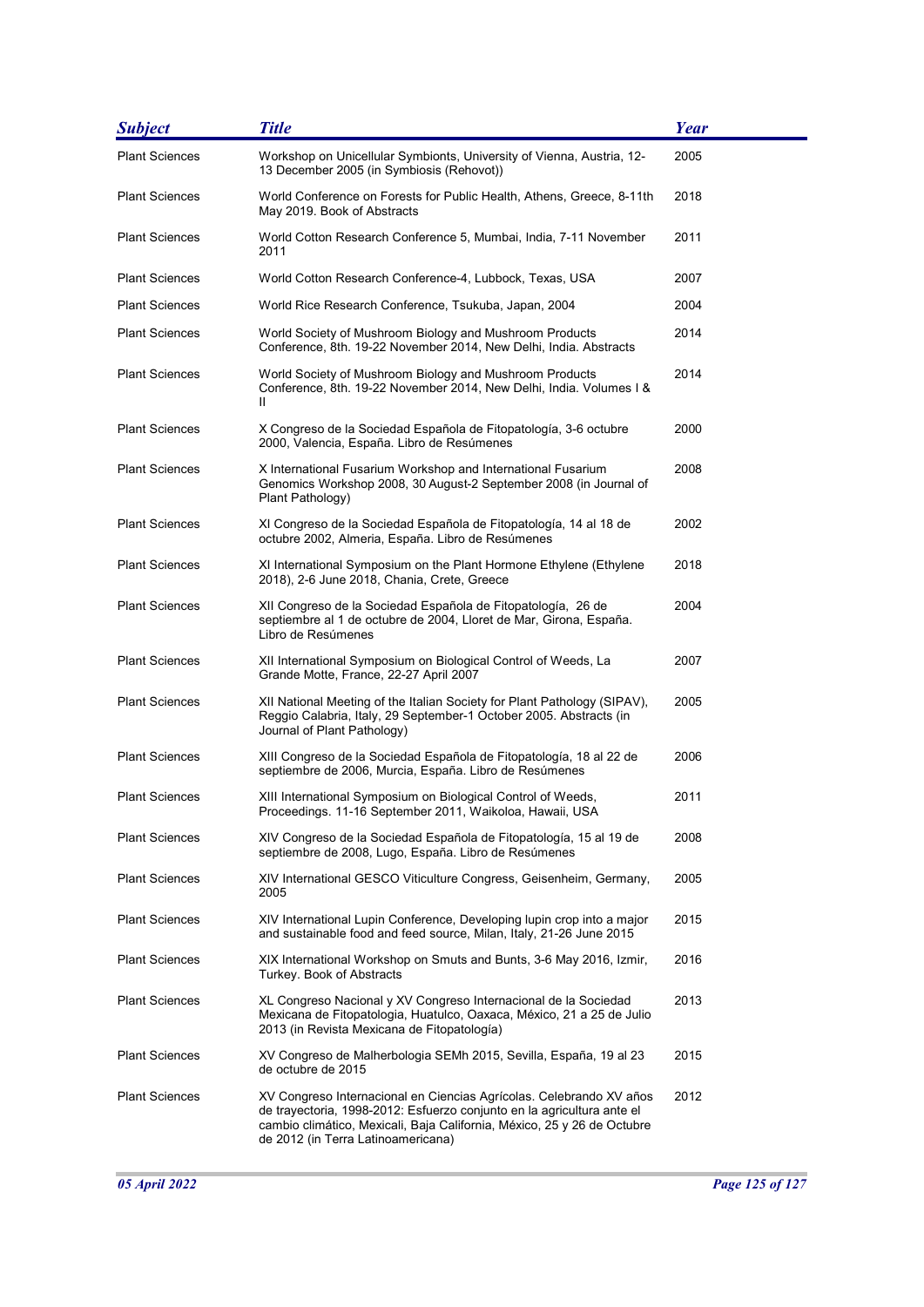| *Subject* | *Title* | *Year* |
|---|---|---|
| Plant Sciences | Workshop on Unicellular Symbionts, University of Vienna, Austria, 12-13 December 2005 (in Symbiosis (Rehovot)) | 2005 |
| Plant Sciences | World Conference on Forests for Public Health, Athens, Greece, 8-11th May 2019. Book of Abstracts | 2018 |
| Plant Sciences | World Cotton Research Conference 5, Mumbai, India, 7-11 November 2011 | 2011 |
| Plant Sciences | World Cotton Research Conference-4, Lubbock, Texas, USA | 2007 |
| Plant Sciences | World Rice Research Conference, Tsukuba, Japan, 2004 | 2004 |
| Plant Sciences | World Society of Mushroom Biology and Mushroom Products Conference, 8th. 19-22 November 2014, New Delhi, India. Abstracts | 2014 |
| Plant Sciences | World Society of Mushroom Biology and Mushroom Products Conference, 8th. 19-22 November 2014, New Delhi, India. Volumes I & II | 2014 |
| Plant Sciences | X Congreso de la Sociedad Española de Fitopatología, 3-6 octubre 2000, Valencia, España. Libro de Resúmenes | 2000 |
| Plant Sciences | X International Fusarium Workshop and International Fusarium Genomics Workshop 2008, 30 August-2 September 2008 (in Journal of Plant Pathology) | 2008 |
| Plant Sciences | XI Congreso de la Sociedad Española de Fitopatología, 14 al 18 de octubre 2002, Almeria, España. Libro de Resúmenes | 2002 |
| Plant Sciences | XI International Symposium on the Plant Hormone Ethylene (Ethylene 2018), 2-6 June 2018, Chania, Crete, Greece | 2018 |
| Plant Sciences | XII Congreso de la Sociedad Española de Fitopatología, 26 de septiembre al 1 de octubre de 2004, Lloret de Mar, Girona, España. Libro de Resúmenes | 2004 |
| Plant Sciences | XII International Symposium on Biological Control of Weeds, La Grande Motte, France, 22-27 April 2007 | 2007 |
| Plant Sciences | XII National Meeting of the Italian Society for Plant Pathology (SIPAV), Reggio Calabria, Italy, 29 September-1 October 2005. Abstracts (in Journal of Plant Pathology) | 2005 |
| Plant Sciences | XIII Congreso de la Sociedad Española de Fitopatología, 18 al 22 de septiembre de 2006, Murcia, España. Libro de Resúmenes | 2006 |
| Plant Sciences | XIII International Symposium on Biological Control of Weeds, Proceedings. 11-16 September 2011, Waikoloa, Hawaii, USA | 2011 |
| Plant Sciences | XIV Congreso de la Sociedad Española de Fitopatología, 15 al 19 de septiembre de 2008, Lugo, España. Libro de Resúmenes | 2008 |
| Plant Sciences | XIV International GESCO Viticulture Congress, Geisenheim, Germany, 2005 | 2005 |
| Plant Sciences | XIV International Lupin Conference, Developing lupin crop into a major and sustainable food and feed source, Milan, Italy, 21-26 June 2015 | 2015 |
| Plant Sciences | XIX International Workshop on Smuts and Bunts, 3-6 May 2016, Izmir, Turkey. Book of Abstracts | 2016 |
| Plant Sciences | XL Congreso Nacional y XV Congreso Internacional de la Sociedad Mexicana de Fitopatologia, Huatulco, Oaxaca, México, 21 a 25 de Julio 2013 (in Revista Mexicana de Fitopatología) | 2013 |
| Plant Sciences | XV Congreso de Malherbologia SEMh 2015, Sevilla, España, 19 al 23 de octubre de 2015 | 2015 |
| Plant Sciences | XV Congreso Internacional en Ciencias Agrícolas. Celebrando XV años de trayectoria, 1998-2012: Esfuerzo conjunto en la agricultura ante el cambio climático, Mexicali, Baja California, México, 25 y 26 de Octubre de 2012 (in Terra Latinoamericana) | 2012 |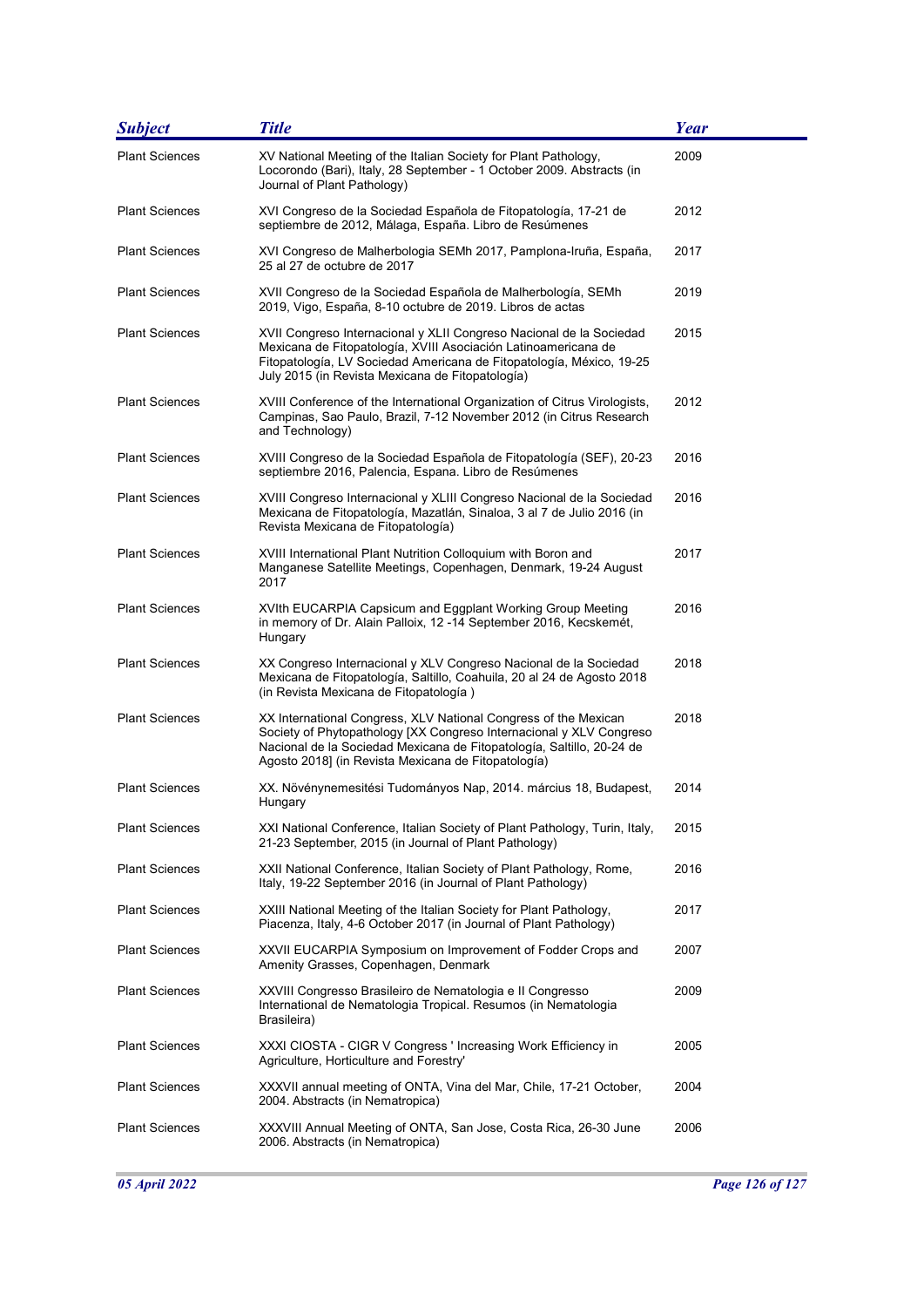| Subject | Title | Year |
| --- | --- | --- |
| Plant Sciences | XV National Meeting of the Italian Society for Plant Pathology, Locorondo (Bari), Italy, 28 September - 1 October 2009. Abstracts (in Journal of Plant Pathology) | 2009 |
| Plant Sciences | XVI Congreso de la Sociedad Española de Fitopatología, 17-21 de septiembre de 2012, Málaga, España. Libro de Resúmenes | 2012 |
| Plant Sciences | XVI Congreso de Malherbologia SEMh 2017, Pamplona-Iruña, España, 25 al 27 de octubre de 2017 | 2017 |
| Plant Sciences | XVII Congreso de la Sociedad Española de Malherbología, SEMh 2019, Vigo, España, 8-10 octubre de 2019. Libros de actas | 2019 |
| Plant Sciences | XVII Congreso Internacional y XLII Congreso Nacional de la Sociedad Mexicana de Fitopatología, XVIII Asociación Latinoamericana de Fitopatología, LV Sociedad Americana de Fitopatología, México, 19-25 July 2015 (in Revista Mexicana de Fitopatología) | 2015 |
| Plant Sciences | XVIII Conference of the International Organization of Citrus Virologists, Campinas, Sao Paulo, Brazil, 7-12 November 2012 (in Citrus Research and Technology) | 2012 |
| Plant Sciences | XVIII Congreso de la Sociedad Española de Fitopatología (SEF), 20-23 septiembre 2016, Palencia, Espana. Libro de Resúmenes | 2016 |
| Plant Sciences | XVIII Congreso Internacional y XLIII Congreso Nacional de la Sociedad Mexicana de Fitopatología, Mazatlán, Sinaloa, 3 al 7 de Julio 2016 (in Revista Mexicana de Fitopatología) | 2016 |
| Plant Sciences | XVIII International Plant Nutrition Colloquium with Boron and Manganese Satellite Meetings, Copenhagen, Denmark, 19-24 August 2017 | 2017 |
| Plant Sciences | XVIth EUCARPIA Capsicum and Eggplant Working Group Meeting in memory of Dr. Alain Palloix, 12 -14 September 2016, Kecskemét, Hungary | 2016 |
| Plant Sciences | XX Congreso Internacional y XLV Congreso Nacional de la Sociedad Mexicana de Fitopatología, Saltillo, Coahuila, 20 al 24 de Agosto 2018 (in Revista Mexicana de Fitopatología ) | 2018 |
| Plant Sciences | XX International Congress, XLV National Congress of the Mexican Society of Phytopathology [XX Congreso Internacional y XLV Congreso Nacional de la Sociedad Mexicana de Fitopatología, Saltillo, 20-24 de Agosto 2018] (in Revista Mexicana de Fitopatología) | 2018 |
| Plant Sciences | XX. Növénynemesitési Tudományos Nap, 2014. március 18, Budapest, Hungary | 2014 |
| Plant Sciences | XXI National Conference, Italian Society of Plant Pathology, Turin, Italy, 21-23 September, 2015 (in Journal of Plant Pathology) | 2015 |
| Plant Sciences | XXII National Conference, Italian Society of Plant Pathology, Rome, Italy, 19-22 September 2016 (in Journal of Plant Pathology) | 2016 |
| Plant Sciences | XXIII National Meeting of the Italian Society for Plant Pathology, Piacenza, Italy, 4-6 October 2017 (in Journal of Plant Pathology) | 2017 |
| Plant Sciences | XXVII EUCARPIA Symposium on Improvement of Fodder Crops and Amenity Grasses, Copenhagen, Denmark | 2007 |
| Plant Sciences | XXVIII Congresso Brasileiro de Nematologia e II Congresso International de Nematologia Tropical. Resumos (in Nematologia Brasileira) | 2009 |
| Plant Sciences | XXXI CIOSTA - CIGR V Congress ' Increasing Work Efficiency in Agriculture, Horticulture and Forestry' | 2005 |
| Plant Sciences | XXXVII annual meeting of ONTA, Vina del Mar, Chile, 17-21 October, 2004. Abstracts (in Nematropica) | 2004 |
| Plant Sciences | XXXVIII Annual Meeting of ONTA, San Jose, Costa Rica, 26-30 June 2006. Abstracts (in Nematropica) | 2006 |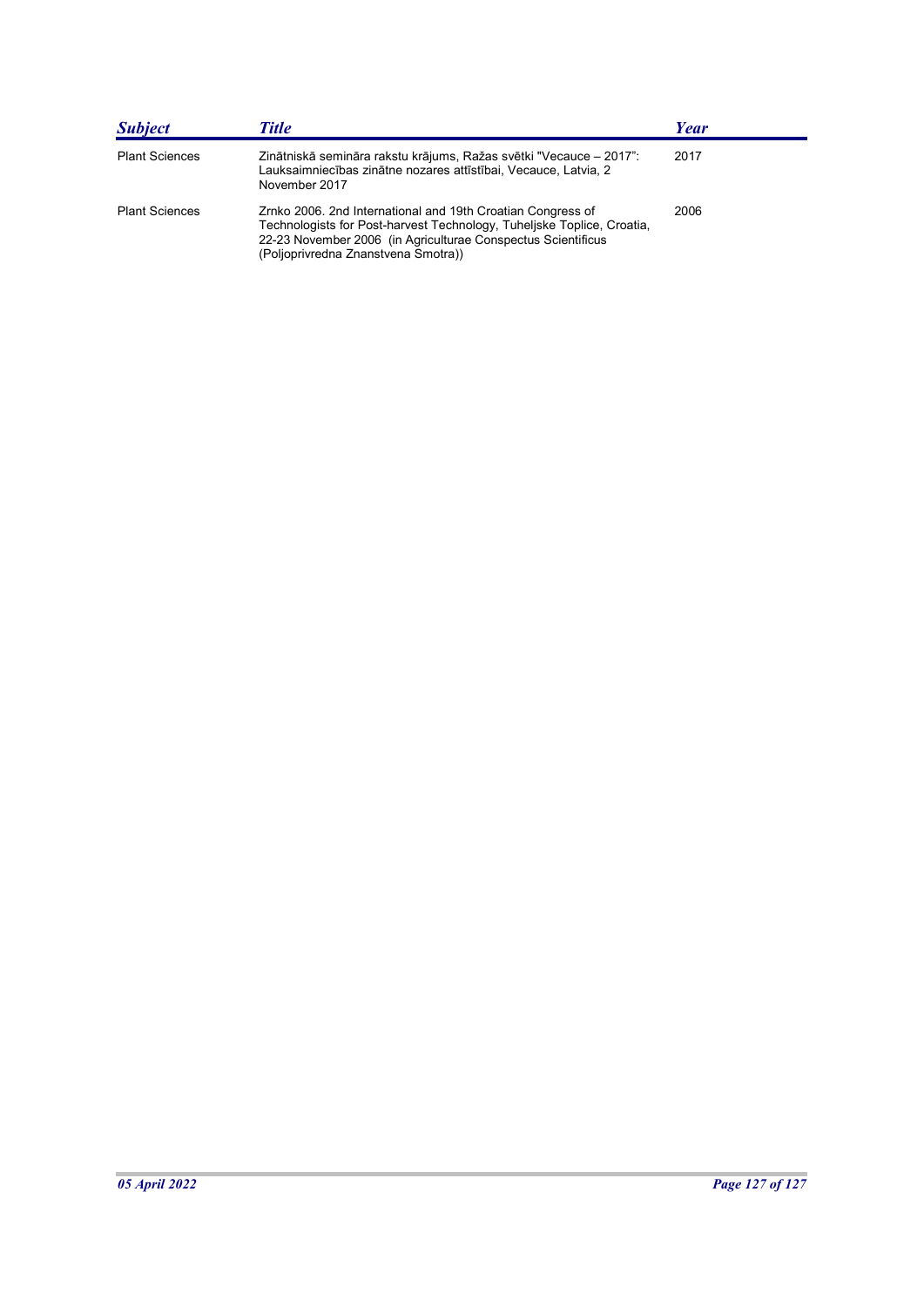| Subject | Title | Year |
|---|---|---|
| Plant Sciences | Zinātniskā semināra rakstu krājums, Ražas svētki "Vecauce – 2017": Lauksaimniecības zinātne nozares attīstībai, Vecauce, Latvia, 2 November 2017 | 2017 |
| Plant Sciences | Zrnko 2006. 2nd International and 19th Croatian Congress of Technologists for Post-harvest Technology, Tuheljske Toplice, Croatia, 22-23 November 2006 (in Agriculturae Conspectus Scientificus (Poljoprivredna Znanstvena Smotra)) | 2006 |